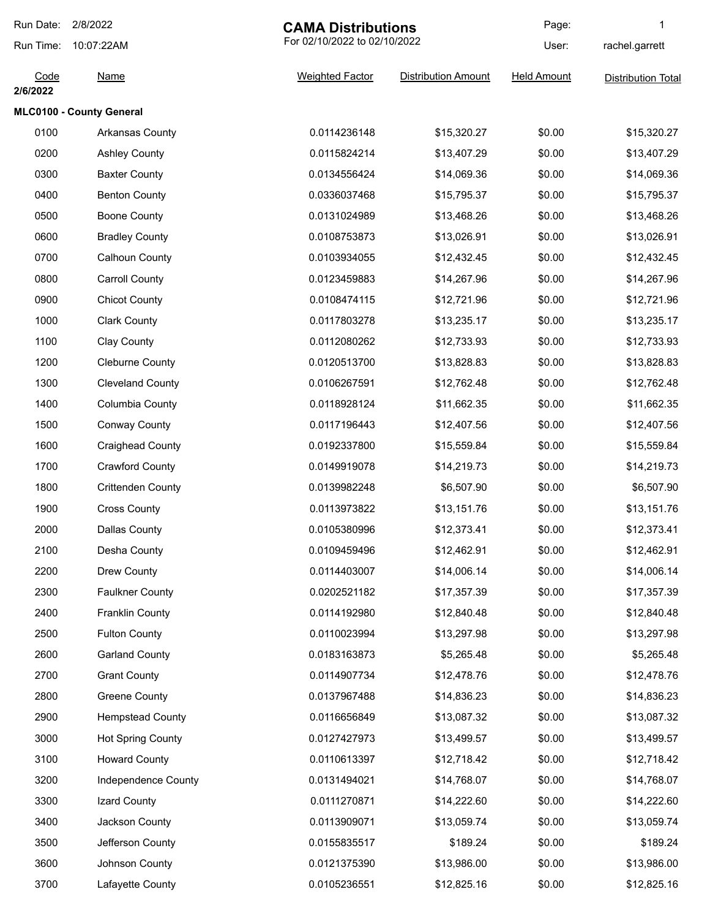Run Date: 2/8/2022

Run Time: 10:07:22AM

# CAMA Distributions

For 02/10/2022 to 02/10/2022

User: rachel.garrett

| Code | Name | Weighted Factor | Distribution Amount | Held Amount | Distribution Total |
|---|---|---|---|---|---|
| **2/6/2022** | | | | | |
| **MLC0100 - County General** | | | | | |
| 0100 | Arkansas County | 0.0114236148 | $15,320.27 | $0.00 | $15,320.27 |
| 0200 | Ashley County | 0.0115824214 | $13,407.29 | $0.00 | $13,407.29 |
| 0300 | Baxter County | 0.0134556424 | $14,069.36 | $0.00 | $14,069.36 |
| 0400 | Benton County | 0.0336037468 | $15,795.37 | $0.00 | $15,795.37 |
| 0500 | Boone County | 0.0131024989 | $13,468.26 | $0.00 | $13,468.26 |
| 0600 | Bradley County | 0.0108753873 | $13,026.91 | $0.00 | $13,026.91 |
| 0700 | Calhoun County | 0.0103934055 | $12,432.45 | $0.00 | $12,432.45 |
| 0800 | Carroll County | 0.0123459883 | $14,267.96 | $0.00 | $14,267.96 |
| 0900 | Chicot County | 0.0108474115 | $12,721.96 | $0.00 | $12,721.96 |
| 1000 | Clark County | 0.0117803278 | $13,235.17 | $0.00 | $13,235.17 |
| 1100 | Clay County | 0.0112080262 | $12,733.93 | $0.00 | $12,733.93 |
| 1200 | Cleburne County | 0.0120513700 | $13,828.83 | $0.00 | $13,828.83 |
| 1300 | Cleveland County | 0.0106267591 | $12,762.48 | $0.00 | $12,762.48 |
| 1400 | Columbia County | 0.0118928124 | $11,662.35 | $0.00 | $11,662.35 |
| 1500 | Conway County | 0.0117196443 | $12,407.56 | $0.00 | $12,407.56 |
| 1600 | Craighead County | 0.0192337800 | $15,559.84 | $0.00 | $15,559.84 |
| 1700 | Crawford County | 0.0149919078 | $14,219.73 | $0.00 | $14,219.73 |
| 1800 | Crittenden County | 0.0139982248 | $6,507.90 | $0.00 | $6,507.90 |
| 1900 | Cross County | 0.0113973822 | $13,151.76 | $0.00 | $13,151.76 |
| 2000 | Dallas County | 0.0105380996 | $12,373.41 | $0.00 | $12,373.41 |
| 2100 | Desha County | 0.0109459496 | $12,462.91 | $0.00 | $12,462.91 |
| 2200 | Drew County | 0.0114403007 | $14,006.14 | $0.00 | $14,006.14 |
| 2300 | Faulkner County | 0.0202521182 | $17,357.39 | $0.00 | $17,357.39 |
| 2400 | Franklin County | 0.0114192980 | $12,840.48 | $0.00 | $12,840.48 |
| 2500 | Fulton County | 0.0110023994 | $13,297.98 | $0.00 | $13,297.98 |
| 2600 | Garland County | 0.0183163873 | $5,265.48 | $0.00 | $5,265.48 |
| 2700 | Grant County | 0.0114907734 | $12,478.76 | $0.00 | $12,478.76 |
| 2800 | Greene County | 0.0137967488 | $14,836.23 | $0.00 | $14,836.23 |
| 2900 | Hempstead County | 0.0116656849 | $13,087.32 | $0.00 | $13,087.32 |
| 3000 | Hot Spring County | 0.0127427973 | $13,499.57 | $0.00 | $13,499.57 |
| 3100 | Howard County | 0.0110613397 | $12,718.42 | $0.00 | $12,718.42 |
| 3200 | Independence County | 0.0131494021 | $14,768.07 | $0.00 | $14,768.07 |
| 3300 | Izard County | 0.0111270871 | $14,222.60 | $0.00 | $14,222.60 |
| 3400 | Jackson County | 0.0113909071 | $13,059.74 | $0.00 | $13,059.74 |
| 3500 | Jefferson County | 0.0155835517 | $189.24 | $0.00 | $189.24 |
| 3600 | Johnson County | 0.0121375390 | $13,986.00 | $0.00 | $13,986.00 |
| 3700 | Lafayette County | 0.0105236551 | $12,825.16 | $0.00 | $12,825.16 |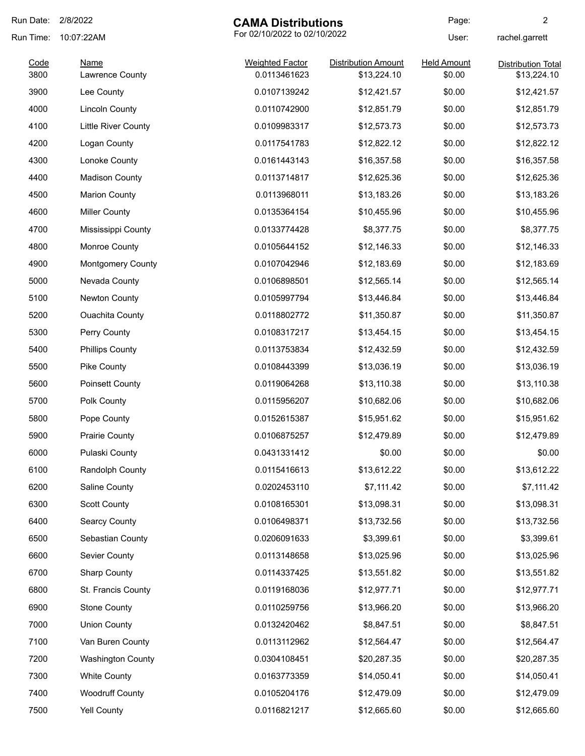# CAMA Distributions

For 02/10/2022 to 02/10/2022

Run Date: 2/8/2022
Run Time: 10:07:22AM
User: rachel.garrett

| Code | Name | Weighted Factor | Distribution Amount | Held Amount | Distribution Total |
|---|---|---|---|---|---|
| 3800 | Lawrence County | 0.0113461623 | $13,224.10 | $0.00 | $13,224.10 |
| 3900 | Lee County | 0.0107139242 | $12,421.57 | $0.00 | $12,421.57 |
| 4000 | Lincoln County | 0.0110742900 | $12,851.79 | $0.00 | $12,851.79 |
| 4100 | Little River County | 0.0109983317 | $12,573.73 | $0.00 | $12,573.73 |
| 4200 | Logan County | 0.0117541783 | $12,822.12 | $0.00 | $12,822.12 |
| 4300 | Lonoke County | 0.0161443143 | $16,357.58 | $0.00 | $16,357.58 |
| 4400 | Madison County | 0.0113714817 | $12,625.36 | $0.00 | $12,625.36 |
| 4500 | Marion County | 0.0113968011 | $13,183.26 | $0.00 | $13,183.26 |
| 4600 | Miller County | 0.0135364154 | $10,455.96 | $0.00 | $10,455.96 |
| 4700 | Mississippi County | 0.0133774428 | $8,377.75 | $0.00 | $8,377.75 |
| 4800 | Monroe County | 0.0105644152 | $12,146.33 | $0.00 | $12,146.33 |
| 4900 | Montgomery County | 0.0107042946 | $12,183.69 | $0.00 | $12,183.69 |
| 5000 | Nevada County | 0.0106898501 | $12,565.14 | $0.00 | $12,565.14 |
| 5100 | Newton County | 0.0105997794 | $13,446.84 | $0.00 | $13,446.84 |
| 5200 | Ouachita County | 0.0118802772 | $11,350.87 | $0.00 | $11,350.87 |
| 5300 | Perry County | 0.0108317217 | $13,454.15 | $0.00 | $13,454.15 |
| 5400 | Phillips County | 0.0113753834 | $12,432.59 | $0.00 | $12,432.59 |
| 5500 | Pike County | 0.0108443399 | $13,036.19 | $0.00 | $13,036.19 |
| 5600 | Poinsett County | 0.0119064268 | $13,110.38 | $0.00 | $13,110.38 |
| 5700 | Polk County | 0.0115956207 | $10,682.06 | $0.00 | $10,682.06 |
| 5800 | Pope County | 0.0152615387 | $15,951.62 | $0.00 | $15,951.62 |
| 5900 | Prairie County | 0.0106875257 | $12,479.89 | $0.00 | $12,479.89 |
| 6000 | Pulaski County | 0.0431331412 | $0.00 | $0.00 | $0.00 |
| 6100 | Randolph County | 0.0115416613 | $13,612.22 | $0.00 | $13,612.22 |
| 6200 | Saline County | 0.0202453110 | $7,111.42 | $0.00 | $7,111.42 |
| 6300 | Scott County | 0.0108165301 | $13,098.31 | $0.00 | $13,098.31 |
| 6400 | Searcy County | 0.0106498371 | $13,732.56 | $0.00 | $13,732.56 |
| 6500 | Sebastian County | 0.0206091633 | $3,399.61 | $0.00 | $3,399.61 |
| 6600 | Sevier County | 0.0113148658 | $13,025.96 | $0.00 | $13,025.96 |
| 6700 | Sharp County | 0.0114337425 | $13,551.82 | $0.00 | $13,551.82 |
| 6800 | St. Francis County | 0.0119168036 | $12,977.71 | $0.00 | $12,977.71 |
| 6900 | Stone County | 0.0110259756 | $13,966.20 | $0.00 | $13,966.20 |
| 7000 | Union County | 0.0132420462 | $8,847.51 | $0.00 | $8,847.51 |
| 7100 | Van Buren County | 0.0113112962 | $12,564.47 | $0.00 | $12,564.47 |
| 7200 | Washington County | 0.0304108451 | $20,287.35 | $0.00 | $20,287.35 |
| 7300 | White County | 0.0163773359 | $14,050.41 | $0.00 | $14,050.41 |
| 7400 | Woodruff County | 0.0105204176 | $12,479.09 | $0.00 | $12,479.09 |
| 7500 | Yell County | 0.0116821217 | $12,665.60 | $0.00 | $12,665.60 |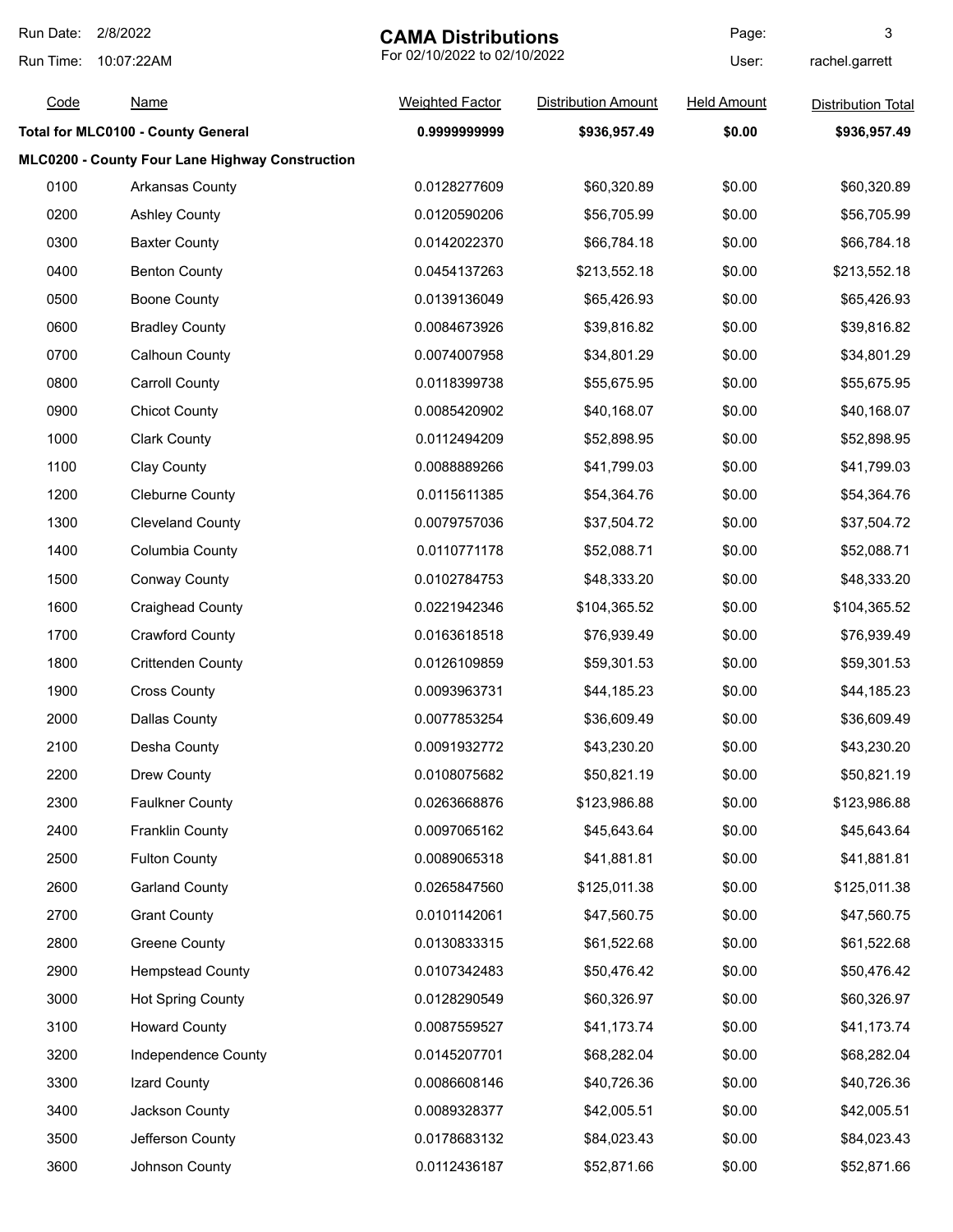# CAMA Distributions

For 02/10/2022 to 02/10/2022

Run Date: 2/8/2022
Run Time: 10:07:22AM
User: rachel.garrett

| Code | Name | Weighted Factor | Distribution Amount | Held Amount | Distribution Total |
|---|---|---|---|---|---|
| **Total for MLC0100 - County General** | | **0.9999999999** | **$936,957.49** | **$0.00** | **$936,957.49** |
| **MLC0200 - County Four Lane Highway Construction** | | | | | |
| 0100 | Arkansas County | 0.0128277609 | $60,320.89 | $0.00 | $60,320.89 |
| 0200 | Ashley County | 0.0120590206 | $56,705.99 | $0.00 | $56,705.99 |
| 0300 | Baxter County | 0.0142022370 | $66,784.18 | $0.00 | $66,784.18 |
| 0400 | Benton County | 0.0454137263 | $213,552.18 | $0.00 | $213,552.18 |
| 0500 | Boone County | 0.0139136049 | $65,426.93 | $0.00 | $65,426.93 |
| 0600 | Bradley County | 0.0084673926 | $39,816.82 | $0.00 | $39,816.82 |
| 0700 | Calhoun County | 0.0074007958 | $34,801.29 | $0.00 | $34,801.29 |
| 0800 | Carroll County | 0.0118399738 | $55,675.95 | $0.00 | $55,675.95 |
| 0900 | Chicot County | 0.0085420902 | $40,168.07 | $0.00 | $40,168.07 |
| 1000 | Clark County | 0.0112494209 | $52,898.95 | $0.00 | $52,898.95 |
| 1100 | Clay County | 0.0088889266 | $41,799.03 | $0.00 | $41,799.03 |
| 1200 | Cleburne County | 0.0115611385 | $54,364.76 | $0.00 | $54,364.76 |
| 1300 | Cleveland County | 0.0079757036 | $37,504.72 | $0.00 | $37,504.72 |
| 1400 | Columbia County | 0.0110771178 | $52,088.71 | $0.00 | $52,088.71 |
| 1500 | Conway County | 0.0102784753 | $48,333.20 | $0.00 | $48,333.20 |
| 1600 | Craighead County | 0.0221942346 | $104,365.52 | $0.00 | $104,365.52 |
| 1700 | Crawford County | 0.0163618518 | $76,939.49 | $0.00 | $76,939.49 |
| 1800 | Crittenden County | 0.0126109859 | $59,301.53 | $0.00 | $59,301.53 |
| 1900 | Cross County | 0.0093963731 | $44,185.23 | $0.00 | $44,185.23 |
| 2000 | Dallas County | 0.0077853254 | $36,609.49 | $0.00 | $36,609.49 |
| 2100 | Desha County | 0.0091932772 | $43,230.20 | $0.00 | $43,230.20 |
| 2200 | Drew County | 0.0108075682 | $50,821.19 | $0.00 | $50,821.19 |
| 2300 | Faulkner County | 0.0263668876 | $123,986.88 | $0.00 | $123,986.88 |
| 2400 | Franklin County | 0.0097065162 | $45,643.64 | $0.00 | $45,643.64 |
| 2500 | Fulton County | 0.0089065318 | $41,881.81 | $0.00 | $41,881.81 |
| 2600 | Garland County | 0.0265847560 | $125,011.38 | $0.00 | $125,011.38 |
| 2700 | Grant County | 0.0101142061 | $47,560.75 | $0.00 | $47,560.75 |
| 2800 | Greene County | 0.0130833315 | $61,522.68 | $0.00 | $61,522.68 |
| 2900 | Hempstead County | 0.0107342483 | $50,476.42 | $0.00 | $50,476.42 |
| 3000 | Hot Spring County | 0.0128290549 | $60,326.97 | $0.00 | $60,326.97 |
| 3100 | Howard County | 0.0087559527 | $41,173.74 | $0.00 | $41,173.74 |
| 3200 | Independence County | 0.0145207701 | $68,282.04 | $0.00 | $68,282.04 |
| 3300 | Izard County | 0.0086608146 | $40,726.36 | $0.00 | $40,726.36 |
| 3400 | Jackson County | 0.0089328377 | $42,005.51 | $0.00 | $42,005.51 |
| 3500 | Jefferson County | 0.0178683132 | $84,023.43 | $0.00 | $84,023.43 |
| 3600 | Johnson County | 0.0112436187 | $52,871.66 | $0.00 | $52,871.66 |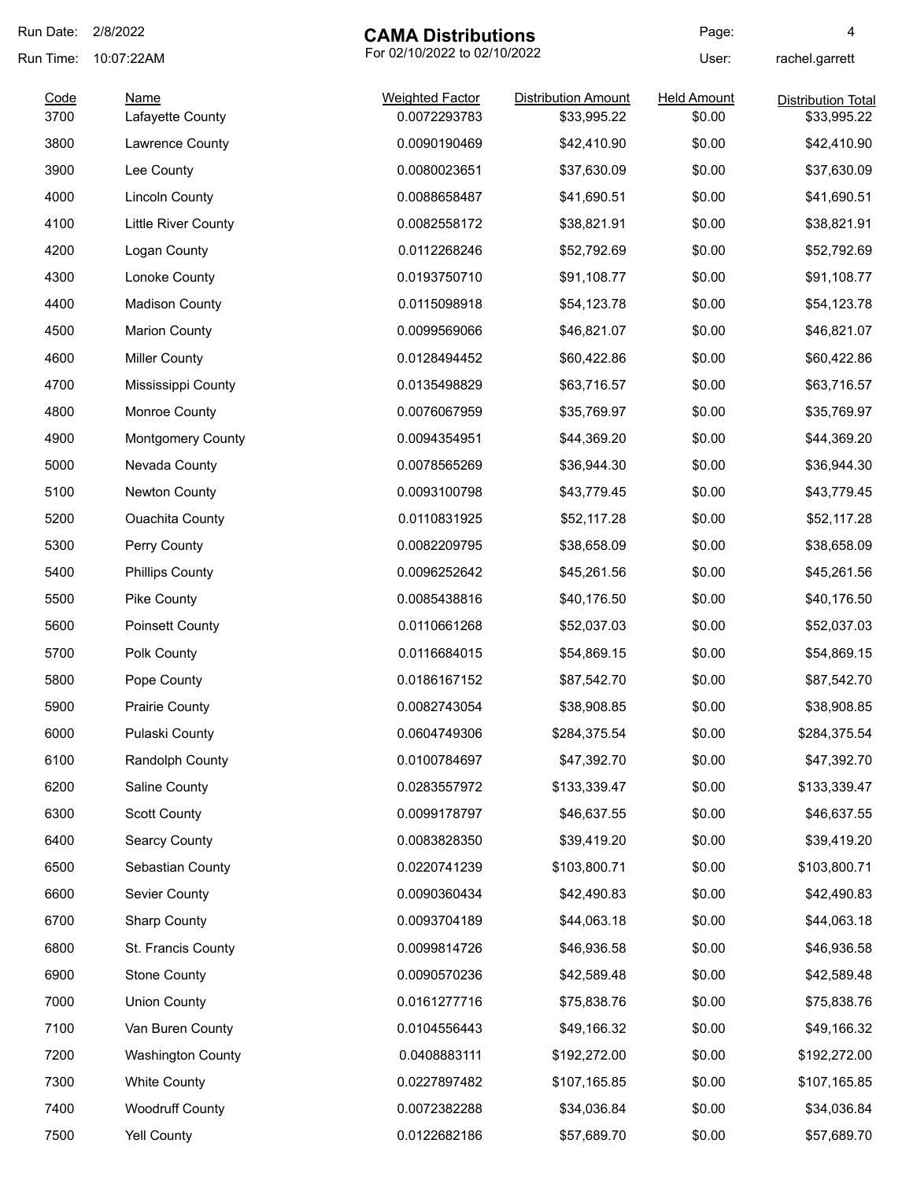# CAMA Distributions

For 02/10/2022 to 02/10/2022

Run Date: 2/8/2022
Run Time: 10:07:22AM
User: rachel.garrett

| Code | Name | Weighted Factor | Distribution Amount | Held Amount | Distribution Total |
|---|---|---|---|---|---|
| 3700 | Lafayette County | 0.0072293783 | $33,995.22 | $0.00 | $33,995.22 |
| 3800 | Lawrence County | 0.0090190469 | $42,410.90 | $0.00 | $42,410.90 |
| 3900 | Lee County | 0.0080023651 | $37,630.09 | $0.00 | $37,630.09 |
| 4000 | Lincoln County | 0.0088658487 | $41,690.51 | $0.00 | $41,690.51 |
| 4100 | Little River County | 0.0082558172 | $38,821.91 | $0.00 | $38,821.91 |
| 4200 | Logan County | 0.0112268246 | $52,792.69 | $0.00 | $52,792.69 |
| 4300 | Lonoke County | 0.0193750710 | $91,108.77 | $0.00 | $91,108.77 |
| 4400 | Madison County | 0.0115098918 | $54,123.78 | $0.00 | $54,123.78 |
| 4500 | Marion County | 0.0099569066 | $46,821.07 | $0.00 | $46,821.07 |
| 4600 | Miller County | 0.0128494452 | $60,422.86 | $0.00 | $60,422.86 |
| 4700 | Mississippi County | 0.0135498829 | $63,716.57 | $0.00 | $63,716.57 |
| 4800 | Monroe County | 0.0076067959 | $35,769.97 | $0.00 | $35,769.97 |
| 4900 | Montgomery County | 0.0094354951 | $44,369.20 | $0.00 | $44,369.20 |
| 5000 | Nevada County | 0.0078565269 | $36,944.30 | $0.00 | $36,944.30 |
| 5100 | Newton County | 0.0093100798 | $43,779.45 | $0.00 | $43,779.45 |
| 5200 | Ouachita County | 0.0110831925 | $52,117.28 | $0.00 | $52,117.28 |
| 5300 | Perry County | 0.0082209795 | $38,658.09 | $0.00 | $38,658.09 |
| 5400 | Phillips County | 0.0096252642 | $45,261.56 | $0.00 | $45,261.56 |
| 5500 | Pike County | 0.0085438816 | $40,176.50 | $0.00 | $40,176.50 |
| 5600 | Poinsett County | 0.0110661268 | $52,037.03 | $0.00 | $52,037.03 |
| 5700 | Polk County | 0.0116684015 | $54,869.15 | $0.00 | $54,869.15 |
| 5800 | Pope County | 0.0186167152 | $87,542.70 | $0.00 | $87,542.70 |
| 5900 | Prairie County | 0.0082743054 | $38,908.85 | $0.00 | $38,908.85 |
| 6000 | Pulaski County | 0.0604749306 | $284,375.54 | $0.00 | $284,375.54 |
| 6100 | Randolph County | 0.0100784697 | $47,392.70 | $0.00 | $47,392.70 |
| 6200 | Saline County | 0.0283557972 | $133,339.47 | $0.00 | $133,339.47 |
| 6300 | Scott County | 0.0099178797 | $46,637.55 | $0.00 | $46,637.55 |
| 6400 | Searcy County | 0.0083828350 | $39,419.20 | $0.00 | $39,419.20 |
| 6500 | Sebastian County | 0.0220741239 | $103,800.71 | $0.00 | $103,800.71 |
| 6600 | Sevier County | 0.0090360434 | $42,490.83 | $0.00 | $42,490.83 |
| 6700 | Sharp County | 0.0093704189 | $44,063.18 | $0.00 | $44,063.18 |
| 6800 | St. Francis County | 0.0099814726 | $46,936.58 | $0.00 | $46,936.58 |
| 6900 | Stone County | 0.0090570236 | $42,589.48 | $0.00 | $42,589.48 |
| 7000 | Union County | 0.0161277716 | $75,838.76 | $0.00 | $75,838.76 |
| 7100 | Van Buren County | 0.0104556443 | $49,166.32 | $0.00 | $49,166.32 |
| 7200 | Washington County | 0.0408883111 | $192,272.00 | $0.00 | $192,272.00 |
| 7300 | White County | 0.0227897482 | $107,165.85 | $0.00 | $107,165.85 |
| 7400 | Woodruff County | 0.0072382288 | $34,036.84 | $0.00 | $34,036.84 |
| 7500 | Yell County | 0.0122682186 | $57,689.70 | $0.00 | $57,689.70 |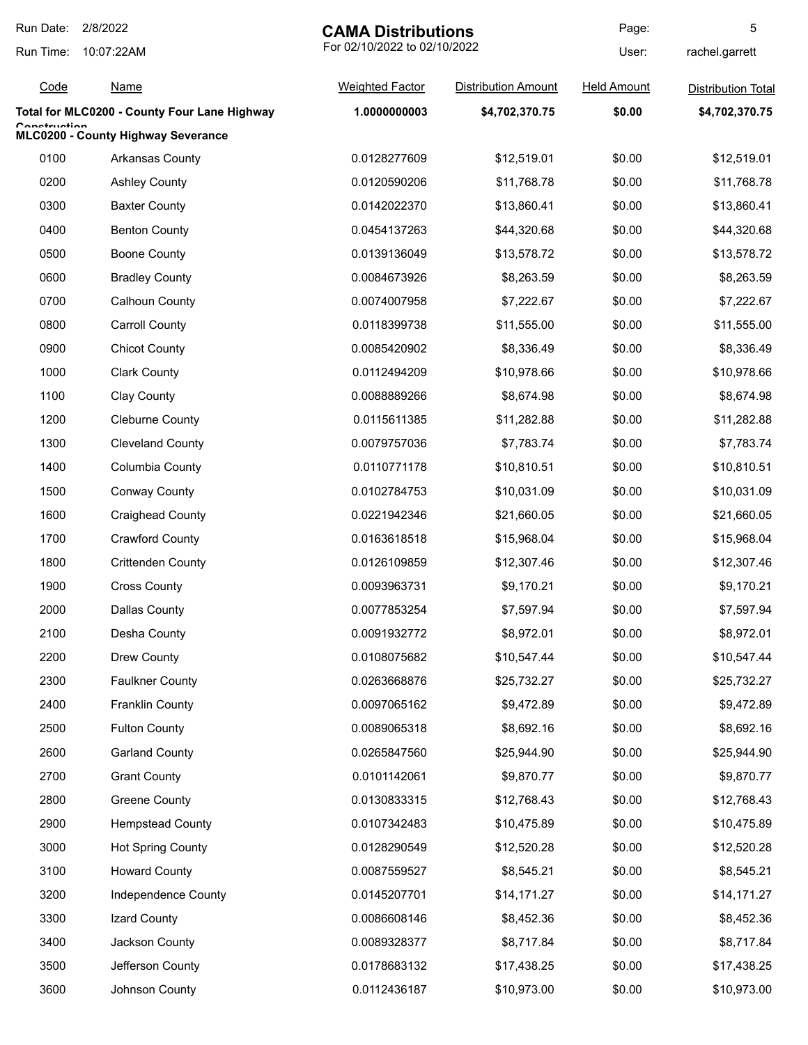| Code | Name | Weighted Factor | Distribution Amount | Held Amount | Distribution Total |
|---|---|---|---|---|---|
| **Total for MLC0200 - County Four Lane Highway Construction** | | **1.0000000003** | **$4,702,370.75** | **$0.00** | **$4,702,370.75** |
| **MLC0200 - County Highway Severance** | | | | | |
| 0100 | Arkansas County | 0.0128277609 | $12,519.01 | $0.00 | $12,519.01 |
| 0200 | Ashley County | 0.0120590206 | $11,768.78 | $0.00 | $11,768.78 |
| 0300 | Baxter County | 0.0142022370 | $13,860.41 | $0.00 | $13,860.41 |
| 0400 | Benton County | 0.0454137263 | $44,320.68 | $0.00 | $44,320.68 |
| 0500 | Boone County | 0.0139136049 | $13,578.72 | $0.00 | $13,578.72 |
| 0600 | Bradley County | 0.0084673926 | $8,263.59 | $0.00 | $8,263.59 |
| 0700 | Calhoun County | 0.0074007958 | $7,222.67 | $0.00 | $7,222.67 |
| 0800 | Carroll County | 0.0118399738 | $11,555.00 | $0.00 | $11,555.00 |
| 0900 | Chicot County | 0.0085420902 | $8,336.49 | $0.00 | $8,336.49 |
| 1000 | Clark County | 0.0112494209 | $10,978.66 | $0.00 | $10,978.66 |
| 1100 | Clay County | 0.0088889266 | $8,674.98 | $0.00 | $8,674.98 |
| 1200 | Cleburne County | 0.0115611385 | $11,282.88 | $0.00 | $11,282.88 |
| 1300 | Cleveland County | 0.0079757036 | $7,783.74 | $0.00 | $7,783.74 |
| 1400 | Columbia County | 0.0110771178 | $10,810.51 | $0.00 | $10,810.51 |
| 1500 | Conway County | 0.0102784753 | $10,031.09 | $0.00 | $10,031.09 |
| 1600 | Craighead County | 0.0221942346 | $21,660.05 | $0.00 | $21,660.05 |
| 1700 | Crawford County | 0.0163618518 | $15,968.04 | $0.00 | $15,968.04 |
| 1800 | Crittenden County | 0.0126109859 | $12,307.46 | $0.00 | $12,307.46 |
| 1900 | Cross County | 0.0093963731 | $9,170.21 | $0.00 | $9,170.21 |
| 2000 | Dallas County | 0.0077853254 | $7,597.94 | $0.00 | $7,597.94 |
| 2100 | Desha County | 0.0091932772 | $8,972.01 | $0.00 | $8,972.01 |
| 2200 | Drew County | 0.0108075682 | $10,547.44 | $0.00 | $10,547.44 |
| 2300 | Faulkner County | 0.0263668876 | $25,732.27 | $0.00 | $25,732.27 |
| 2400 | Franklin County | 0.0097065162 | $9,472.89 | $0.00 | $9,472.89 |
| 2500 | Fulton County | 0.0089065318 | $8,692.16 | $0.00 | $8,692.16 |
| 2600 | Garland County | 0.0265847560 | $25,944.90 | $0.00 | $25,944.90 |
| 2700 | Grant County | 0.0101142061 | $9,870.77 | $0.00 | $9,870.77 |
| 2800 | Greene County | 0.0130833315 | $12,768.43 | $0.00 | $12,768.43 |
| 2900 | Hempstead County | 0.0107342483 | $10,475.89 | $0.00 | $10,475.89 |
| 3000 | Hot Spring County | 0.0128290549 | $12,520.28 | $0.00 | $12,520.28 |
| 3100 | Howard County | 0.0087559527 | $8,545.21 | $0.00 | $8,545.21 |
| 3200 | Independence County | 0.0145207701 | $14,171.27 | $0.00 | $14,171.27 |
| 3300 | Izard County | 0.0086608146 | $8,452.36 | $0.00 | $8,452.36 |
| 3400 | Jackson County | 0.0089328377 | $8,717.84 | $0.00 | $8,717.84 |
| 3500 | Jefferson County | 0.0178683132 | $17,438.25 | $0.00 | $17,438.25 |
| 3600 | Johnson County | 0.0112436187 | $10,973.00 | $0.00 | $10,973.00 |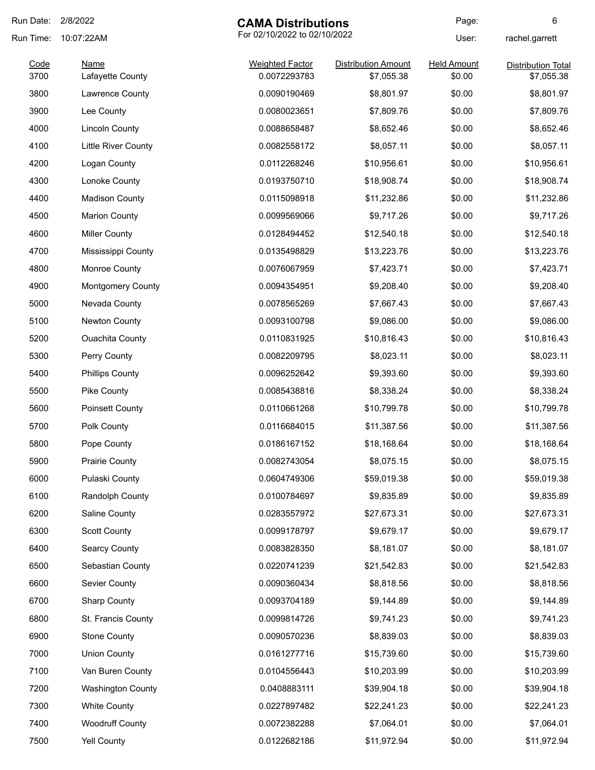# CAMA Distributions

For 02/10/2022 to 02/10/2022

Run Date: 2/8/2022
Run Time: 10:07:22AM
User: rachel.garrett

| Code | Name | Weighted Factor | Distribution Amount | Held Amount | Distribution Total |
|---|---|---|---|---|---|
| 3700 | Lafayette County | 0.0072293783 | $7,055.38 | $0.00 | $7,055.38 |
| 3800 | Lawrence County | 0.0090190469 | $8,801.97 | $0.00 | $8,801.97 |
| 3900 | Lee County | 0.0080023651 | $7,809.76 | $0.00 | $7,809.76 |
| 4000 | Lincoln County | 0.0088658487 | $8,652.46 | $0.00 | $8,652.46 |
| 4100 | Little River County | 0.0082558172 | $8,057.11 | $0.00 | $8,057.11 |
| 4200 | Logan County | 0.0112268246 | $10,956.61 | $0.00 | $10,956.61 |
| 4300 | Lonoke County | 0.0193750710 | $18,908.74 | $0.00 | $18,908.74 |
| 4400 | Madison County | 0.0115098918 | $11,232.86 | $0.00 | $11,232.86 |
| 4500 | Marion County | 0.0099569066 | $9,717.26 | $0.00 | $9,717.26 |
| 4600 | Miller County | 0.0128494452 | $12,540.18 | $0.00 | $12,540.18 |
| 4700 | Mississippi County | 0.0135498829 | $13,223.76 | $0.00 | $13,223.76 |
| 4800 | Monroe County | 0.0076067959 | $7,423.71 | $0.00 | $7,423.71 |
| 4900 | Montgomery County | 0.0094354951 | $9,208.40 | $0.00 | $9,208.40 |
| 5000 | Nevada County | 0.0078565269 | $7,667.43 | $0.00 | $7,667.43 |
| 5100 | Newton County | 0.0093100798 | $9,086.00 | $0.00 | $9,086.00 |
| 5200 | Ouachita County | 0.0110831925 | $10,816.43 | $0.00 | $10,816.43 |
| 5300 | Perry County | 0.0082209795 | $8,023.11 | $0.00 | $8,023.11 |
| 5400 | Phillips County | 0.0096252642 | $9,393.60 | $0.00 | $9,393.60 |
| 5500 | Pike County | 0.0085438816 | $8,338.24 | $0.00 | $8,338.24 |
| 5600 | Poinsett County | 0.0110661268 | $10,799.78 | $0.00 | $10,799.78 |
| 5700 | Polk County | 0.0116684015 | $11,387.56 | $0.00 | $11,387.56 |
| 5800 | Pope County | 0.0186167152 | $18,168.64 | $0.00 | $18,168.64 |
| 5900 | Prairie County | 0.0082743054 | $8,075.15 | $0.00 | $8,075.15 |
| 6000 | Pulaski County | 0.0604749306 | $59,019.38 | $0.00 | $59,019.38 |
| 6100 | Randolph County | 0.0100784697 | $9,835.89 | $0.00 | $9,835.89 |
| 6200 | Saline County | 0.0283557972 | $27,673.31 | $0.00 | $27,673.31 |
| 6300 | Scott County | 0.0099178797 | $9,679.17 | $0.00 | $9,679.17 |
| 6400 | Searcy County | 0.0083828350 | $8,181.07 | $0.00 | $8,181.07 |
| 6500 | Sebastian County | 0.0220741239 | $21,542.83 | $0.00 | $21,542.83 |
| 6600 | Sevier County | 0.0090360434 | $8,818.56 | $0.00 | $8,818.56 |
| 6700 | Sharp County | 0.0093704189 | $9,144.89 | $0.00 | $9,144.89 |
| 6800 | St. Francis County | 0.0099814726 | $9,741.23 | $0.00 | $9,741.23 |
| 6900 | Stone County | 0.0090570236 | $8,839.03 | $0.00 | $8,839.03 |
| 7000 | Union County | 0.0161277716 | $15,739.60 | $0.00 | $15,739.60 |
| 7100 | Van Buren County | 0.0104556443 | $10,203.99 | $0.00 | $10,203.99 |
| 7200 | Washington County | 0.0408883111 | $39,904.18 | $0.00 | $39,904.18 |
| 7300 | White County | 0.0227897482 | $22,241.23 | $0.00 | $22,241.23 |
| 7400 | Woodruff County | 0.0072382288 | $7,064.01 | $0.00 | $7,064.01 |
| 7500 | Yell County | 0.0122682186 | $11,972.94 | $0.00 | $11,972.94 |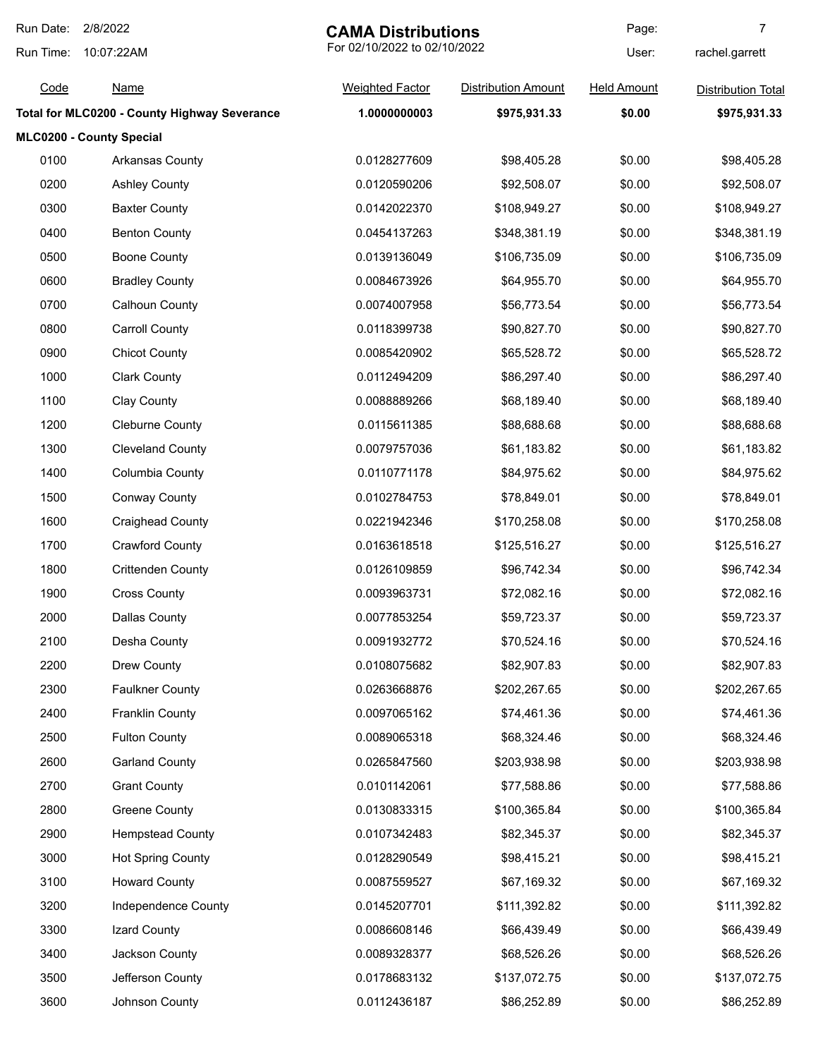**CAMA Distributions**

For 02/10/2022 to 02/10/2022

Run Date: 2/8/2022
Run Time: 10:07:22AM
User: rachel.garrett

| Code | Name | Weighted Factor | Distribution Amount | Held Amount | Distribution Total |
|---|---|---|---|---|---|
| **Total for MLC0200 - County Highway Severance** | | **1.0000000003** | **$975,931.33** | **$0.00** | **$975,931.33** |
| **MLC0200 - County Special** | | | | | |
| 0100 | Arkansas County | 0.0128277609 | $98,405.28 | $0.00 | $98,405.28 |
| 0200 | Ashley County | 0.0120590206 | $92,508.07 | $0.00 | $92,508.07 |
| 0300 | Baxter County | 0.0142022370 | $108,949.27 | $0.00 | $108,949.27 |
| 0400 | Benton County | 0.0454137263 | $348,381.19 | $0.00 | $348,381.19 |
| 0500 | Boone County | 0.0139136049 | $106,735.09 | $0.00 | $106,735.09 |
| 0600 | Bradley County | 0.0084673926 | $64,955.70 | $0.00 | $64,955.70 |
| 0700 | Calhoun County | 0.0074007958 | $56,773.54 | $0.00 | $56,773.54 |
| 0800 | Carroll County | 0.0118399738 | $90,827.70 | $0.00 | $90,827.70 |
| 0900 | Chicot County | 0.0085420902 | $65,528.72 | $0.00 | $65,528.72 |
| 1000 | Clark County | 0.0112494209 | $86,297.40 | $0.00 | $86,297.40 |
| 1100 | Clay County | 0.0088889266 | $68,189.40 | $0.00 | $68,189.40 |
| 1200 | Cleburne County | 0.0115611385 | $88,688.68 | $0.00 | $88,688.68 |
| 1300 | Cleveland County | 0.0079757036 | $61,183.82 | $0.00 | $61,183.82 |
| 1400 | Columbia County | 0.0110771178 | $84,975.62 | $0.00 | $84,975.62 |
| 1500 | Conway County | 0.0102784753 | $78,849.01 | $0.00 | $78,849.01 |
| 1600 | Craighead County | 0.0221942346 | $170,258.08 | $0.00 | $170,258.08 |
| 1700 | Crawford County | 0.0163618518 | $125,516.27 | $0.00 | $125,516.27 |
| 1800 | Crittenden County | 0.0126109859 | $96,742.34 | $0.00 | $96,742.34 |
| 1900 | Cross County | 0.0093963731 | $72,082.16 | $0.00 | $72,082.16 |
| 2000 | Dallas County | 0.0077853254 | $59,723.37 | $0.00 | $59,723.37 |
| 2100 | Desha County | 0.0091932772 | $70,524.16 | $0.00 | $70,524.16 |
| 2200 | Drew County | 0.0108075682 | $82,907.83 | $0.00 | $82,907.83 |
| 2300 | Faulkner County | 0.0263668876 | $202,267.65 | $0.00 | $202,267.65 |
| 2400 | Franklin County | 0.0097065162 | $74,461.36 | $0.00 | $74,461.36 |
| 2500 | Fulton County | 0.0089065318 | $68,324.46 | $0.00 | $68,324.46 |
| 2600 | Garland County | 0.0265847560 | $203,938.98 | $0.00 | $203,938.98 |
| 2700 | Grant County | 0.0101142061 | $77,588.86 | $0.00 | $77,588.86 |
| 2800 | Greene County | 0.0130833315 | $100,365.84 | $0.00 | $100,365.84 |
| 2900 | Hempstead County | 0.0107342483 | $82,345.37 | $0.00 | $82,345.37 |
| 3000 | Hot Spring County | 0.0128290549 | $98,415.21 | $0.00 | $98,415.21 |
| 3100 | Howard County | 0.0087559527 | $67,169.32 | $0.00 | $67,169.32 |
| 3200 | Independence County | 0.0145207701 | $111,392.82 | $0.00 | $111,392.82 |
| 3300 | Izard County | 0.0086608146 | $66,439.49 | $0.00 | $66,439.49 |
| 3400 | Jackson County | 0.0089328377 | $68,526.26 | $0.00 | $68,526.26 |
| 3500 | Jefferson County | 0.0178683132 | $137,072.75 | $0.00 | $137,072.75 |
| 3600 | Johnson County | 0.0112436187 | $86,252.89 | $0.00 | $86,252.89 |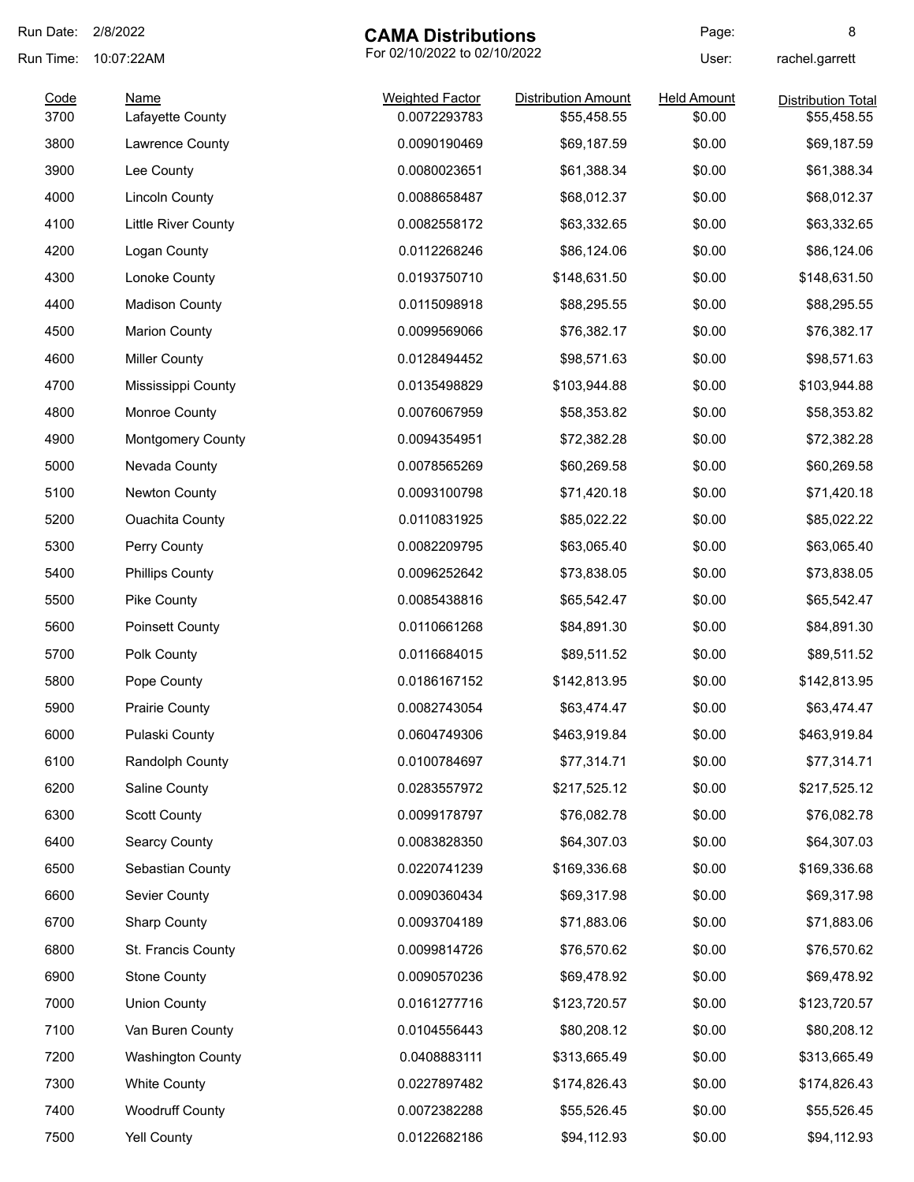Run Date: 2/8/2022
Run Time: 10:07:22AM

# CAMA Distributions

For 02/10/2022 to 02/10/2022

User: rachel.garrett

| Code | Name | Weighted Factor | Distribution Amount | Held Amount | Distribution Total |
|---|---|---|---|---|---|
| 3700 | Lafayette County | 0.0072293783 | $55,458.55 | $0.00 | $55,458.55 |
| 3800 | Lawrence County | 0.0090190469 | $69,187.59 | $0.00 | $69,187.59 |
| 3900 | Lee County | 0.0080023651 | $61,388.34 | $0.00 | $61,388.34 |
| 4000 | Lincoln County | 0.0088658487 | $68,012.37 | $0.00 | $68,012.37 |
| 4100 | Little River County | 0.0082558172 | $63,332.65 | $0.00 | $63,332.65 |
| 4200 | Logan County | 0.0112268246 | $86,124.06 | $0.00 | $86,124.06 |
| 4300 | Lonoke County | 0.0193750710 | $148,631.50 | $0.00 | $148,631.50 |
| 4400 | Madison County | 0.0115098918 | $88,295.55 | $0.00 | $88,295.55 |
| 4500 | Marion County | 0.0099569066 | $76,382.17 | $0.00 | $76,382.17 |
| 4600 | Miller County | 0.0128494452 | $98,571.63 | $0.00 | $98,571.63 |
| 4700 | Mississippi County | 0.0135498829 | $103,944.88 | $0.00 | $103,944.88 |
| 4800 | Monroe County | 0.0076067959 | $58,353.82 | $0.00 | $58,353.82 |
| 4900 | Montgomery County | 0.0094354951 | $72,382.28 | $0.00 | $72,382.28 |
| 5000 | Nevada County | 0.0078565269 | $60,269.58 | $0.00 | $60,269.58 |
| 5100 | Newton County | 0.0093100798 | $71,420.18 | $0.00 | $71,420.18 |
| 5200 | Ouachita County | 0.0110831925 | $85,022.22 | $0.00 | $85,022.22 |
| 5300 | Perry County | 0.0082209795 | $63,065.40 | $0.00 | $63,065.40 |
| 5400 | Phillips County | 0.0096252642 | $73,838.05 | $0.00 | $73,838.05 |
| 5500 | Pike County | 0.0085438816 | $65,542.47 | $0.00 | $65,542.47 |
| 5600 | Poinsett County | 0.0110661268 | $84,891.30 | $0.00 | $84,891.30 |
| 5700 | Polk County | 0.0116684015 | $89,511.52 | $0.00 | $89,511.52 |
| 5800 | Pope County | 0.0186167152 | $142,813.95 | $0.00 | $142,813.95 |
| 5900 | Prairie County | 0.0082743054 | $63,474.47 | $0.00 | $63,474.47 |
| 6000 | Pulaski County | 0.0604749306 | $463,919.84 | $0.00 | $463,919.84 |
| 6100 | Randolph County | 0.0100784697 | $77,314.71 | $0.00 | $77,314.71 |
| 6200 | Saline County | 0.0283557972 | $217,525.12 | $0.00 | $217,525.12 |
| 6300 | Scott County | 0.0099178797 | $76,082.78 | $0.00 | $76,082.78 |
| 6400 | Searcy County | 0.0083828350 | $64,307.03 | $0.00 | $64,307.03 |
| 6500 | Sebastian County | 0.0220741239 | $169,336.68 | $0.00 | $169,336.68 |
| 6600 | Sevier County | 0.0090360434 | $69,317.98 | $0.00 | $69,317.98 |
| 6700 | Sharp County | 0.0093704189 | $71,883.06 | $0.00 | $71,883.06 |
| 6800 | St. Francis County | 0.0099814726 | $76,570.62 | $0.00 | $76,570.62 |
| 6900 | Stone County | 0.0090570236 | $69,478.92 | $0.00 | $69,478.92 |
| 7000 | Union County | 0.0161277716 | $123,720.57 | $0.00 | $123,720.57 |
| 7100 | Van Buren County | 0.0104556443 | $80,208.12 | $0.00 | $80,208.12 |
| 7200 | Washington County | 0.0408883111 | $313,665.49 | $0.00 | $313,665.49 |
| 7300 | White County | 0.0227897482 | $174,826.43 | $0.00 | $174,826.43 |
| 7400 | Woodruff County | 0.0072382288 | $55,526.45 | $0.00 | $55,526.45 |
| 7500 | Yell County | 0.0122682186 | $94,112.93 | $0.00 | $94,112.93 |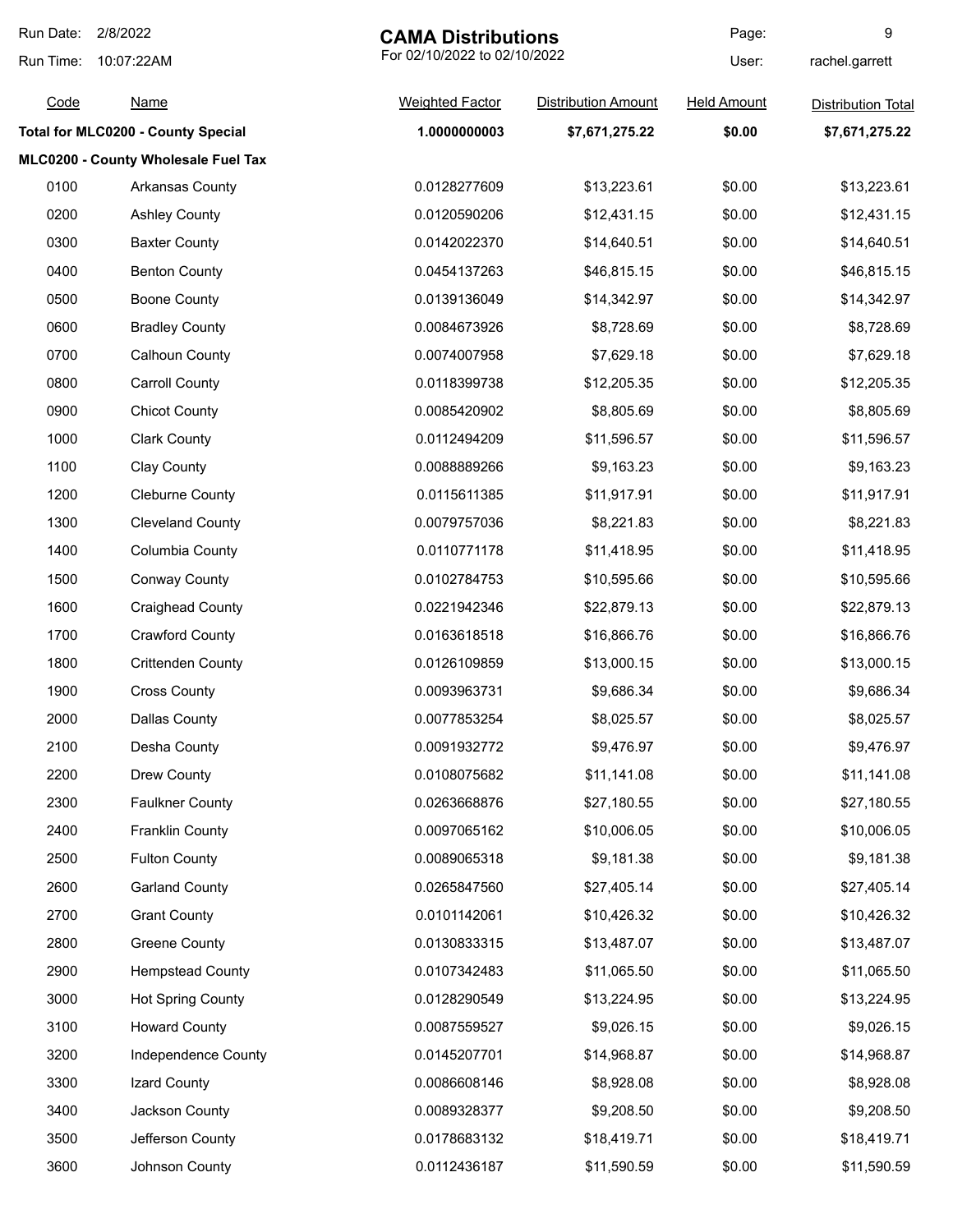# CAMA Distributions

For 02/10/2022 to 02/10/2022

Run Date: 2/8/2022
Run Time: 10:07:22AM
User: rachel.garrett

| Code | Name | Weighted Factor | Distribution Amount | Held Amount | Distribution Total |
|---|---|---|---|---|---|
| **Total for MLC0200 - County Special** | | **1.0000000003** | **$7,671,275.22** | **$0.00** | **$7,671,275.22** |
| **MLC0200 - County Wholesale Fuel Tax** | | | | | |
| 0100 | Arkansas County | 0.0128277609 | $13,223.61 | $0.00 | $13,223.61 |
| 0200 | Ashley County | 0.0120590206 | $12,431.15 | $0.00 | $12,431.15 |
| 0300 | Baxter County | 0.0142022370 | $14,640.51 | $0.00 | $14,640.51 |
| 0400 | Benton County | 0.0454137263 | $46,815.15 | $0.00 | $46,815.15 |
| 0500 | Boone County | 0.0139136049 | $14,342.97 | $0.00 | $14,342.97 |
| 0600 | Bradley County | 0.0084673926 | $8,728.69 | $0.00 | $8,728.69 |
| 0700 | Calhoun County | 0.0074007958 | $7,629.18 | $0.00 | $7,629.18 |
| 0800 | Carroll County | 0.0118399738 | $12,205.35 | $0.00 | $12,205.35 |
| 0900 | Chicot County | 0.0085420902 | $8,805.69 | $0.00 | $8,805.69 |
| 1000 | Clark County | 0.0112494209 | $11,596.57 | $0.00 | $11,596.57 |
| 1100 | Clay County | 0.0088889266 | $9,163.23 | $0.00 | $9,163.23 |
| 1200 | Cleburne County | 0.0115611385 | $11,917.91 | $0.00 | $11,917.91 |
| 1300 | Cleveland County | 0.0079757036 | $8,221.83 | $0.00 | $8,221.83 |
| 1400 | Columbia County | 0.0110771178 | $11,418.95 | $0.00 | $11,418.95 |
| 1500 | Conway County | 0.0102784753 | $10,595.66 | $0.00 | $10,595.66 |
| 1600 | Craighead County | 0.0221942346 | $22,879.13 | $0.00 | $22,879.13 |
| 1700 | Crawford County | 0.0163618518 | $16,866.76 | $0.00 | $16,866.76 |
| 1800 | Crittenden County | 0.0126109859 | $13,000.15 | $0.00 | $13,000.15 |
| 1900 | Cross County | 0.0093963731 | $9,686.34 | $0.00 | $9,686.34 |
| 2000 | Dallas County | 0.0077853254 | $8,025.57 | $0.00 | $8,025.57 |
| 2100 | Desha County | 0.0091932772 | $9,476.97 | $0.00 | $9,476.97 |
| 2200 | Drew County | 0.0108075682 | $11,141.08 | $0.00 | $11,141.08 |
| 2300 | Faulkner County | 0.0263668876 | $27,180.55 | $0.00 | $27,180.55 |
| 2400 | Franklin County | 0.0097065162 | $10,006.05 | $0.00 | $10,006.05 |
| 2500 | Fulton County | 0.0089065318 | $9,181.38 | $0.00 | $9,181.38 |
| 2600 | Garland County | 0.0265847560 | $27,405.14 | $0.00 | $27,405.14 |
| 2700 | Grant County | 0.0101142061 | $10,426.32 | $0.00 | $10,426.32 |
| 2800 | Greene County | 0.0130833315 | $13,487.07 | $0.00 | $13,487.07 |
| 2900 | Hempstead County | 0.0107342483 | $11,065.50 | $0.00 | $11,065.50 |
| 3000 | Hot Spring County | 0.0128290549 | $13,224.95 | $0.00 | $13,224.95 |
| 3100 | Howard County | 0.0087559527 | $9,026.15 | $0.00 | $9,026.15 |
| 3200 | Independence County | 0.0145207701 | $14,968.87 | $0.00 | $14,968.87 |
| 3300 | Izard County | 0.0086608146 | $8,928.08 | $0.00 | $8,928.08 |
| 3400 | Jackson County | 0.0089328377 | $9,208.50 | $0.00 | $9,208.50 |
| 3500 | Jefferson County | 0.0178683132 | $18,419.71 | $0.00 | $18,419.71 |
| 3600 | Johnson County | 0.0112436187 | $11,590.59 | $0.00 | $11,590.59 |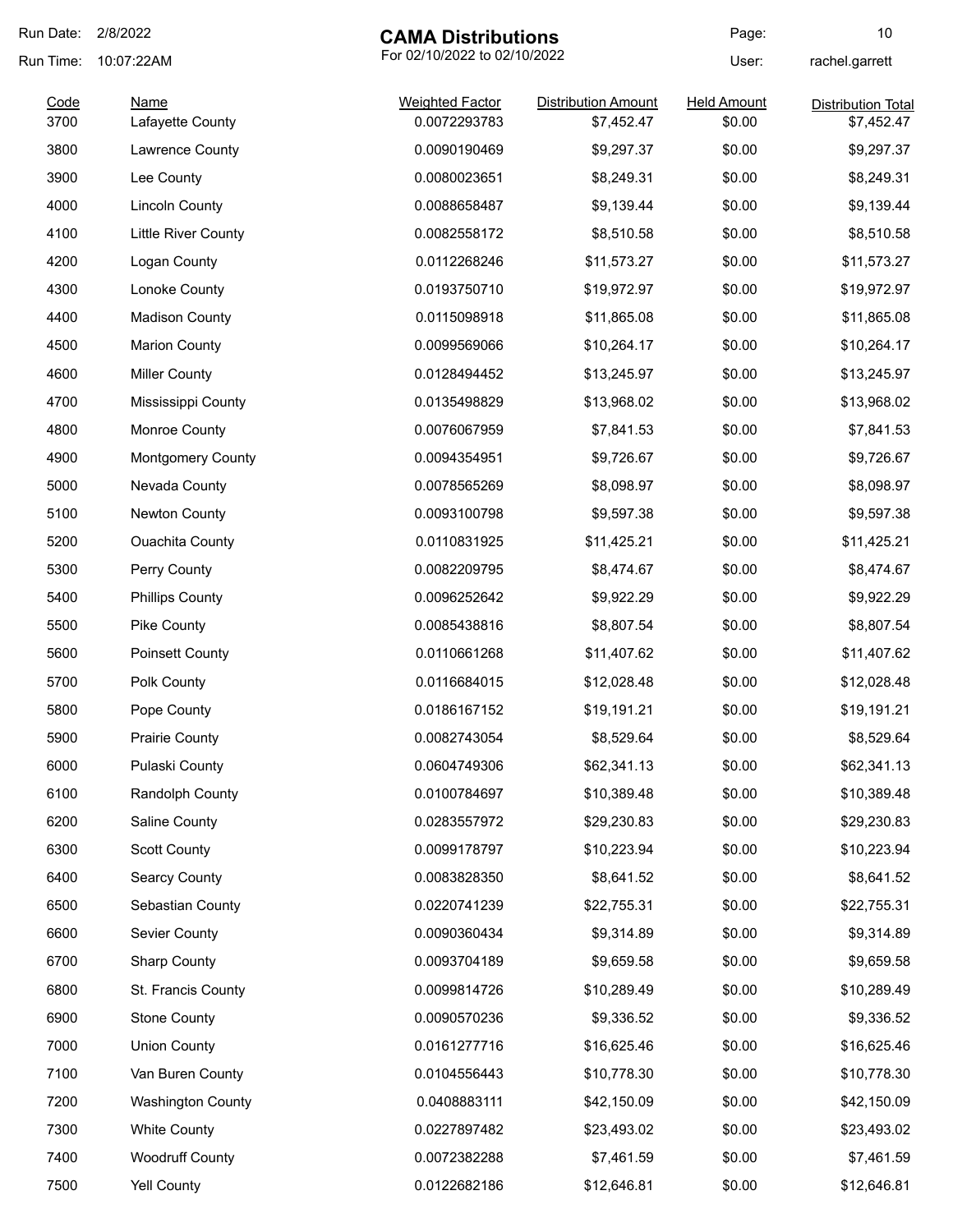| Code | Name | Weighted Factor | Distribution Amount | Held Amount | Distribution Total |
|---|---|---|---|---|---|
| 3700 | Lafayette County | 0.0072293783 | $7,452.47 | $0.00 | $7,452.47 |
| 3800 | Lawrence County | 0.0090190469 | $9,297.37 | $0.00 | $9,297.37 |
| 3900 | Lee County | 0.0080023651 | $8,249.31 | $0.00 | $8,249.31 |
| 4000 | Lincoln County | 0.0088658487 | $9,139.44 | $0.00 | $9,139.44 |
| 4100 | Little River County | 0.0082558172 | $8,510.58 | $0.00 | $8,510.58 |
| 4200 | Logan County | 0.0112268246 | $11,573.27 | $0.00 | $11,573.27 |
| 4300 | Lonoke County | 0.0193750710 | $19,972.97 | $0.00 | $19,972.97 |
| 4400 | Madison County | 0.0115098918 | $11,865.08 | $0.00 | $11,865.08 |
| 4500 | Marion County | 0.0099569066 | $10,264.17 | $0.00 | $10,264.17 |
| 4600 | Miller County | 0.0128494452 | $13,245.97 | $0.00 | $13,245.97 |
| 4700 | Mississippi County | 0.0135498829 | $13,968.02 | $0.00 | $13,968.02 |
| 4800 | Monroe County | 0.0076067959 | $7,841.53 | $0.00 | $7,841.53 |
| 4900 | Montgomery County | 0.0094354951 | $9,726.67 | $0.00 | $9,726.67 |
| 5000 | Nevada County | 0.0078565269 | $8,098.97 | $0.00 | $8,098.97 |
| 5100 | Newton County | 0.0093100798 | $9,597.38 | $0.00 | $9,597.38 |
| 5200 | Ouachita County | 0.0110831925 | $11,425.21 | $0.00 | $11,425.21 |
| 5300 | Perry County | 0.0082209795 | $8,474.67 | $0.00 | $8,474.67 |
| 5400 | Phillips County | 0.0096252642 | $9,922.29 | $0.00 | $9,922.29 |
| 5500 | Pike County | 0.0085438816 | $8,807.54 | $0.00 | $8,807.54 |
| 5600 | Poinsett County | 0.0110661268 | $11,407.62 | $0.00 | $11,407.62 |
| 5700 | Polk County | 0.0116684015 | $12,028.48 | $0.00 | $12,028.48 |
| 5800 | Pope County | 0.0186167152 | $19,191.21 | $0.00 | $19,191.21 |
| 5900 | Prairie County | 0.0082743054 | $8,529.64 | $0.00 | $8,529.64 |
| 6000 | Pulaski County | 0.0604749306 | $62,341.13 | $0.00 | $62,341.13 |
| 6100 | Randolph County | 0.0100784697 | $10,389.48 | $0.00 | $10,389.48 |
| 6200 | Saline County | 0.0283557972 | $29,230.83 | $0.00 | $29,230.83 |
| 6300 | Scott County | 0.0099178797 | $10,223.94 | $0.00 | $10,223.94 |
| 6400 | Searcy County | 0.0083828350 | $8,641.52 | $0.00 | $8,641.52 |
| 6500 | Sebastian County | 0.0220741239 | $22,755.31 | $0.00 | $22,755.31 |
| 6600 | Sevier County | 0.0090360434 | $9,314.89 | $0.00 | $9,314.89 |
| 6700 | Sharp County | 0.0093704189 | $9,659.58 | $0.00 | $9,659.58 |
| 6800 | St. Francis County | 0.0099814726 | $10,289.49 | $0.00 | $10,289.49 |
| 6900 | Stone County | 0.0090570236 | $9,336.52 | $0.00 | $9,336.52 |
| 7000 | Union County | 0.0161277716 | $16,625.46 | $0.00 | $16,625.46 |
| 7100 | Van Buren County | 0.0104556443 | $10,778.30 | $0.00 | $10,778.30 |
| 7200 | Washington County | 0.0408883111 | $42,150.09 | $0.00 | $42,150.09 |
| 7300 | White County | 0.0227897482 | $23,493.02 | $0.00 | $23,493.02 |
| 7400 | Woodruff County | 0.0072382288 | $7,461.59 | $0.00 | $7,461.59 |
| 7500 | Yell County | 0.0122682186 | $12,646.81 | $0.00 | $12,646.81 |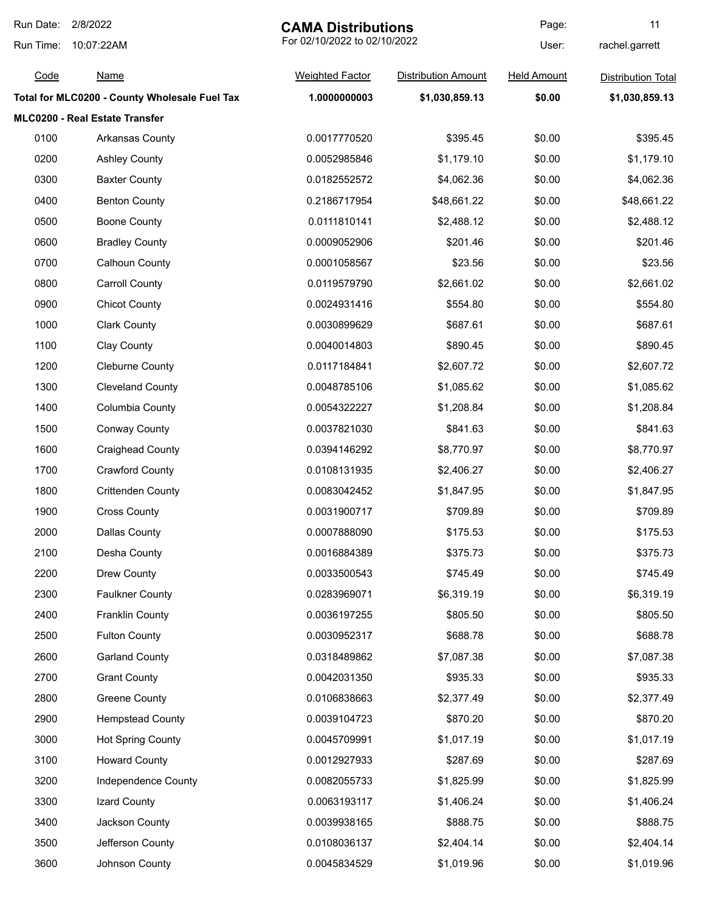# CAMA Distributions

For 02/10/2022 to 02/10/2022

Run Date: 2/8/2022
Run Time: 10:07:22AM
User: rachel.garrett

| Code | Name | Weighted Factor | Distribution Amount | Held Amount | Distribution Total |
|---|---|---|---|---|---|
| **Total for MLC0200 - County Wholesale Fuel Tax** | | **1.0000000003** | **$1,030,859.13** | **$0.00** | **$1,030,859.13** |
| **MLC0200 - Real Estate Transfer** | | | | | |
| 0100 | Arkansas County | 0.0017770520 | $395.45 | $0.00 | $395.45 |
| 0200 | Ashley County | 0.0052985846 | $1,179.10 | $0.00 | $1,179.10 |
| 0300 | Baxter County | 0.0182552572 | $4,062.36 | $0.00 | $4,062.36 |
| 0400 | Benton County | 0.2186717954 | $48,661.22 | $0.00 | $48,661.22 |
| 0500 | Boone County | 0.0111810141 | $2,488.12 | $0.00 | $2,488.12 |
| 0600 | Bradley County | 0.0009052906 | $201.46 | $0.00 | $201.46 |
| 0700 | Calhoun County | 0.0001058567 | $23.56 | $0.00 | $23.56 |
| 0800 | Carroll County | 0.0119579790 | $2,661.02 | $0.00 | $2,661.02 |
| 0900 | Chicot County | 0.0024931416 | $554.80 | $0.00 | $554.80 |
| 1000 | Clark County | 0.0030899629 | $687.61 | $0.00 | $687.61 |
| 1100 | Clay County | 0.0040014803 | $890.45 | $0.00 | $890.45 |
| 1200 | Cleburne County | 0.0117184841 | $2,607.72 | $0.00 | $2,607.72 |
| 1300 | Cleveland County | 0.0048785106 | $1,085.62 | $0.00 | $1,085.62 |
| 1400 | Columbia County | 0.0054322227 | $1,208.84 | $0.00 | $1,208.84 |
| 1500 | Conway County | 0.0037821030 | $841.63 | $0.00 | $841.63 |
| 1600 | Craighead County | 0.0394146292 | $8,770.97 | $0.00 | $8,770.97 |
| 1700 | Crawford County | 0.0108131935 | $2,406.27 | $0.00 | $2,406.27 |
| 1800 | Crittenden County | 0.0083042452 | $1,847.95 | $0.00 | $1,847.95 |
| 1900 | Cross County | 0.0031900717 | $709.89 | $0.00 | $709.89 |
| 2000 | Dallas County | 0.0007888090 | $175.53 | $0.00 | $175.53 |
| 2100 | Desha County | 0.0016884389 | $375.73 | $0.00 | $375.73 |
| 2200 | Drew County | 0.0033500543 | $745.49 | $0.00 | $745.49 |
| 2300 | Faulkner County | 0.0283969071 | $6,319.19 | $0.00 | $6,319.19 |
| 2400 | Franklin County | 0.0036197255 | $805.50 | $0.00 | $805.50 |
| 2500 | Fulton County | 0.0030952317 | $688.78 | $0.00 | $688.78 |
| 2600 | Garland County | 0.0318489862 | $7,087.38 | $0.00 | $7,087.38 |
| 2700 | Grant County | 0.0042031350 | $935.33 | $0.00 | $935.33 |
| 2800 | Greene County | 0.0106838663 | $2,377.49 | $0.00 | $2,377.49 |
| 2900 | Hempstead County | 0.0039104723 | $870.20 | $0.00 | $870.20 |
| 3000 | Hot Spring County | 0.0045709991 | $1,017.19 | $0.00 | $1,017.19 |
| 3100 | Howard County | 0.0012927933 | $287.69 | $0.00 | $287.69 |
| 3200 | Independence County | 0.0082055733 | $1,825.99 | $0.00 | $1,825.99 |
| 3300 | Izard County | 0.0063193117 | $1,406.24 | $0.00 | $1,406.24 |
| 3400 | Jackson County | 0.0039938165 | $888.75 | $0.00 | $888.75 |
| 3500 | Jefferson County | 0.0108036137 | $2,404.14 | $0.00 | $2,404.14 |
| 3600 | Johnson County | 0.0045834529 | $1,019.96 | $0.00 | $1,019.96 |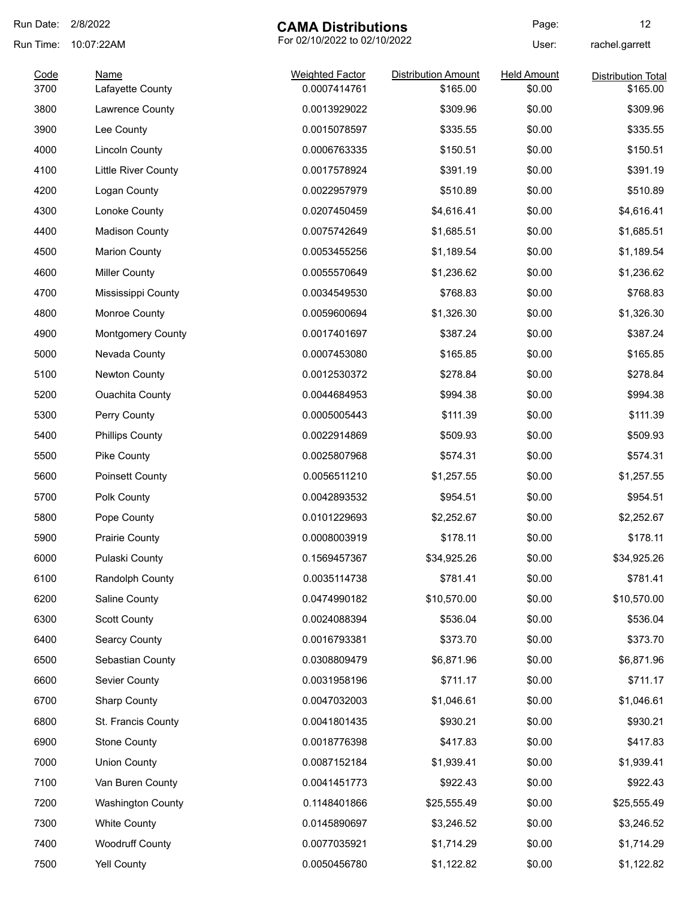# CAMA Distributions

For 02/10/2022 to 02/10/2022

Run Date: 2/8/2022
Run Time: 10:07:22AM
User: rachel.garrett

| Code | Name | Weighted Factor | Distribution Amount | Held Amount | Distribution Total |
|---|---|---|---|---|---|
| 3700 | Lafayette County | 0.0007414761 | $165.00 | $0.00 | $165.00 |
| 3800 | Lawrence County | 0.0013929022 | $309.96 | $0.00 | $309.96 |
| 3900 | Lee County | 0.0015078597 | $335.55 | $0.00 | $335.55 |
| 4000 | Lincoln County | 0.0006763335 | $150.51 | $0.00 | $150.51 |
| 4100 | Little River County | 0.0017578924 | $391.19 | $0.00 | $391.19 |
| 4200 | Logan County | 0.0022957979 | $510.89 | $0.00 | $510.89 |
| 4300 | Lonoke County | 0.0207450459 | $4,616.41 | $0.00 | $4,616.41 |
| 4400 | Madison County | 0.0075742649 | $1,685.51 | $0.00 | $1,685.51 |
| 4500 | Marion County | 0.0053455256 | $1,189.54 | $0.00 | $1,189.54 |
| 4600 | Miller County | 0.0055570649 | $1,236.62 | $0.00 | $1,236.62 |
| 4700 | Mississippi County | 0.0034549530 | $768.83 | $0.00 | $768.83 |
| 4800 | Monroe County | 0.0059600694 | $1,326.30 | $0.00 | $1,326.30 |
| 4900 | Montgomery County | 0.0017401697 | $387.24 | $0.00 | $387.24 |
| 5000 | Nevada County | 0.0007453080 | $165.85 | $0.00 | $165.85 |
| 5100 | Newton County | 0.0012530372 | $278.84 | $0.00 | $278.84 |
| 5200 | Ouachita County | 0.0044684953 | $994.38 | $0.00 | $994.38 |
| 5300 | Perry County | 0.0005005443 | $111.39 | $0.00 | $111.39 |
| 5400 | Phillips County | 0.0022914869 | $509.93 | $0.00 | $509.93 |
| 5500 | Pike County | 0.0025807968 | $574.31 | $0.00 | $574.31 |
| 5600 | Poinsett County | 0.0056511210 | $1,257.55 | $0.00 | $1,257.55 |
| 5700 | Polk County | 0.0042893532 | $954.51 | $0.00 | $954.51 |
| 5800 | Pope County | 0.0101229693 | $2,252.67 | $0.00 | $2,252.67 |
| 5900 | Prairie County | 0.0008003919 | $178.11 | $0.00 | $178.11 |
| 6000 | Pulaski County | 0.1569457367 | $34,925.26 | $0.00 | $34,925.26 |
| 6100 | Randolph County | 0.0035114738 | $781.41 | $0.00 | $781.41 |
| 6200 | Saline County | 0.0474990182 | $10,570.00 | $0.00 | $10,570.00 |
| 6300 | Scott County | 0.0024088394 | $536.04 | $0.00 | $536.04 |
| 6400 | Searcy County | 0.0016793381 | $373.70 | $0.00 | $373.70 |
| 6500 | Sebastian County | 0.0308809479 | $6,871.96 | $0.00 | $6,871.96 |
| 6600 | Sevier County | 0.0031958196 | $711.17 | $0.00 | $711.17 |
| 6700 | Sharp County | 0.0047032003 | $1,046.61 | $0.00 | $1,046.61 |
| 6800 | St. Francis County | 0.0041801435 | $930.21 | $0.00 | $930.21 |
| 6900 | Stone County | 0.0018776398 | $417.83 | $0.00 | $417.83 |
| 7000 | Union County | 0.0087152184 | $1,939.41 | $0.00 | $1,939.41 |
| 7100 | Van Buren County | 0.0041451773 | $922.43 | $0.00 | $922.43 |
| 7200 | Washington County | 0.1148401866 | $25,555.49 | $0.00 | $25,555.49 |
| 7300 | White County | 0.0145890697 | $3,246.52 | $0.00 | $3,246.52 |
| 7400 | Woodruff County | 0.0077035921 | $1,714.29 | $0.00 | $1,714.29 |
| 7500 | Yell County | 0.0050456780 | $1,122.82 | $0.00 | $1,122.82 |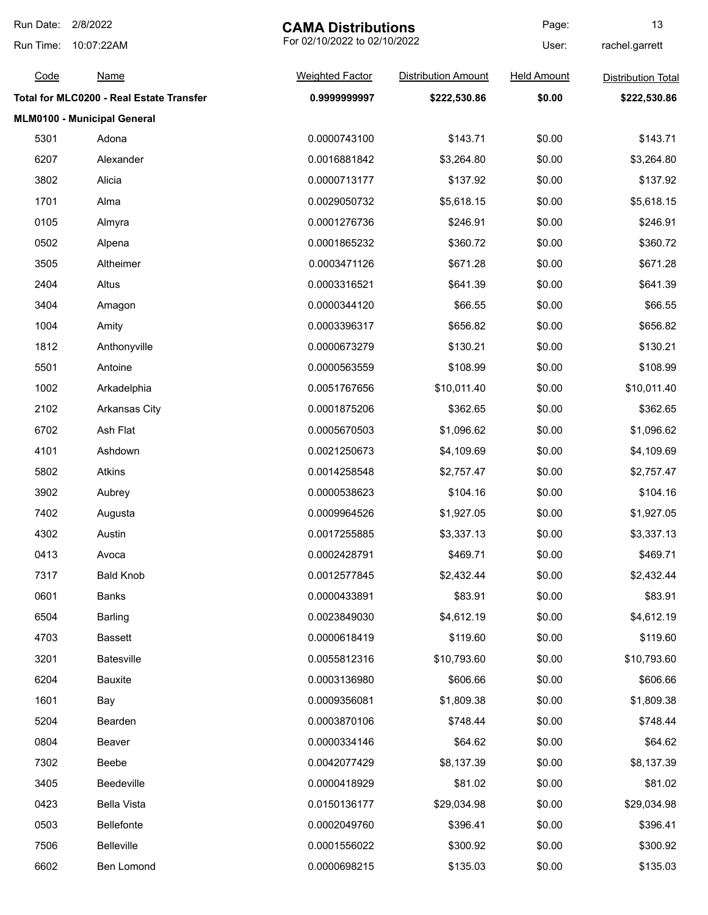# CAMA Distributions

For 02/10/2022 to 02/10/2022

| Code | Name | Weighted Factor | Distribution Amount | Held Amount | Distribution Total |
|---|---|---|---|---|---|
| **Total for MLC0200 - Real Estate Transfer** | | **0.9999999997** | **$222,530.86** | **$0.00** | **$222,530.86** |
| **MLM0100 - Municipal General** | | | | | |
| 5301 | Adona | 0.0000743100 | $143.71 | $0.00 | $143.71 |
| 6207 | Alexander | 0.0016881842 | $3,264.80 | $0.00 | $3,264.80 |
| 3802 | Alicia | 0.0000713177 | $137.92 | $0.00 | $137.92 |
| 1701 | Alma | 0.0029050732 | $5,618.15 | $0.00 | $5,618.15 |
| 0105 | Almyra | 0.0001276736 | $246.91 | $0.00 | $246.91 |
| 0502 | Alpena | 0.0001865232 | $360.72 | $0.00 | $360.72 |
| 3505 | Altheimer | 0.0003471126 | $671.28 | $0.00 | $671.28 |
| 2404 | Altus | 0.0003316521 | $641.39 | $0.00 | $641.39 |
| 3404 | Amagon | 0.0000344120 | $66.55 | $0.00 | $66.55 |
| 1004 | Amity | 0.0003396317 | $656.82 | $0.00 | $656.82 |
| 1812 | Anthonyville | 0.0000673279 | $130.21 | $0.00 | $130.21 |
| 5501 | Antoine | 0.0000563559 | $108.99 | $0.00 | $108.99 |
| 1002 | Arkadelphia | 0.0051767656 | $10,011.40 | $0.00 | $10,011.40 |
| 2102 | Arkansas City | 0.0001875206 | $362.65 | $0.00 | $362.65 |
| 6702 | Ash Flat | 0.0005670503 | $1,096.62 | $0.00 | $1,096.62 |
| 4101 | Ashdown | 0.0021250673 | $4,109.69 | $0.00 | $4,109.69 |
| 5802 | Atkins | 0.0014258548 | $2,757.47 | $0.00 | $2,757.47 |
| 3902 | Aubrey | 0.0000538623 | $104.16 | $0.00 | $104.16 |
| 7402 | Augusta | 0.0009964526 | $1,927.05 | $0.00 | $1,927.05 |
| 4302 | Austin | 0.0017255885 | $3,337.13 | $0.00 | $3,337.13 |
| 0413 | Avoca | 0.0002428791 | $469.71 | $0.00 | $469.71 |
| 7317 | Bald Knob | 0.0012577845 | $2,432.44 | $0.00 | $2,432.44 |
| 0601 | Banks | 0.0000433891 | $83.91 | $0.00 | $83.91 |
| 6504 | Barling | 0.0023849030 | $4,612.19 | $0.00 | $4,612.19 |
| 4703 | Bassett | 0.0000618419 | $119.60 | $0.00 | $119.60 |
| 3201 | Batesville | 0.0055812316 | $10,793.60 | $0.00 | $10,793.60 |
| 6204 | Bauxite | 0.0003136980 | $606.66 | $0.00 | $606.66 |
| 1601 | Bay | 0.0009356081 | $1,809.38 | $0.00 | $1,809.38 |
| 5204 | Bearden | 0.0003870106 | $748.44 | $0.00 | $748.44 |
| 0804 | Beaver | 0.0000334146 | $64.62 | $0.00 | $64.62 |
| 7302 | Beebe | 0.0042077429 | $8,137.39 | $0.00 | $8,137.39 |
| 3405 | Beedeville | 0.0000418929 | $81.02 | $0.00 | $81.02 |
| 0423 | Bella Vista | 0.0150136177 | $29,034.98 | $0.00 | $29,034.98 |
| 0503 | Bellefonte | 0.0002049760 | $396.41 | $0.00 | $396.41 |
| 7506 | Belleville | 0.0001556022 | $300.92 | $0.00 | $300.92 |
| 6602 | Ben Lomond | 0.0000698215 | $135.03 | $0.00 | $135.03 |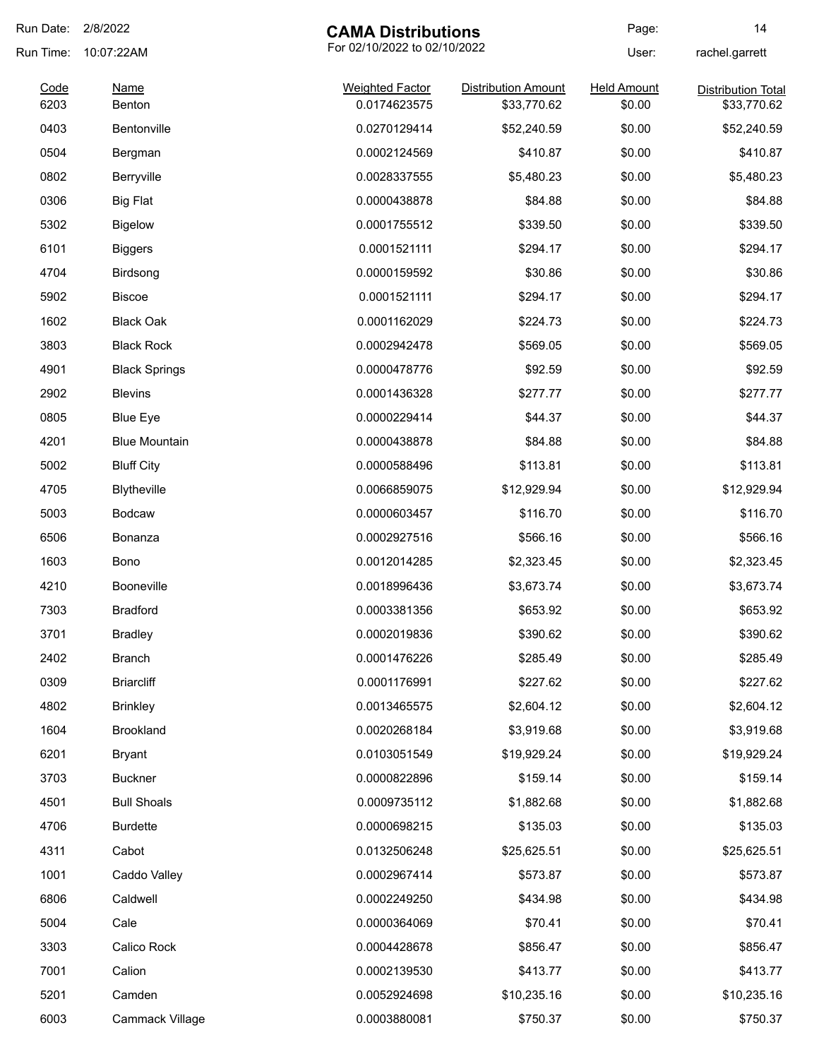# CAMA Distributions

For 02/10/2022 to 02/10/2022

Run Date: 2/8/2022
Run Time: 10:07:22AM
User: rachel.garrett

| Code | Name | Weighted Factor | Distribution Amount | Held Amount | Distribution Total |
|---|---|---|---|---|---|
| 6203 | Benton | 0.0174623575 | $33,770.62 | $0.00 | $33,770.62 |
| 0403 | Bentonville | 0.0270129414 | $52,240.59 | $0.00 | $52,240.59 |
| 0504 | Bergman | 0.0002124569 | $410.87 | $0.00 | $410.87 |
| 0802 | Berryville | 0.0028337555 | $5,480.23 | $0.00 | $5,480.23 |
| 0306 | Big Flat | 0.0000438878 | $84.88 | $0.00 | $84.88 |
| 5302 | Bigelow | 0.0001755512 | $339.50 | $0.00 | $339.50 |
| 6101 | Biggers | 0.0001521111 | $294.17 | $0.00 | $294.17 |
| 4704 | Birdsong | 0.0000159592 | $30.86 | $0.00 | $30.86 |
| 5902 | Biscoe | 0.0001521111 | $294.17 | $0.00 | $294.17 |
| 1602 | Black Oak | 0.0001162029 | $224.73 | $0.00 | $224.73 |
| 3803 | Black Rock | 0.0002942478 | $569.05 | $0.00 | $569.05 |
| 4901 | Black Springs | 0.0000478776 | $92.59 | $0.00 | $92.59 |
| 2902 | Blevins | 0.0001436328 | $277.77 | $0.00 | $277.77 |
| 0805 | Blue Eye | 0.0000229414 | $44.37 | $0.00 | $44.37 |
| 4201 | Blue Mountain | 0.0000438878 | $84.88 | $0.00 | $84.88 |
| 5002 | Bluff City | 0.0000588496 | $113.81 | $0.00 | $113.81 |
| 4705 | Blytheville | 0.0066859075 | $12,929.94 | $0.00 | $12,929.94 |
| 5003 | Bodcaw | 0.0000603457 | $116.70 | $0.00 | $116.70 |
| 6506 | Bonanza | 0.0002927516 | $566.16 | $0.00 | $566.16 |
| 1603 | Bono | 0.0012014285 | $2,323.45 | $0.00 | $2,323.45 |
| 4210 | Booneville | 0.0018996436 | $3,673.74 | $0.00 | $3,673.74 |
| 7303 | Bradford | 0.0003381356 | $653.92 | $0.00 | $653.92 |
| 3701 | Bradley | 0.0002019836 | $390.62 | $0.00 | $390.62 |
| 2402 | Branch | 0.0001476226 | $285.49 | $0.00 | $285.49 |
| 0309 | Briarcliff | 0.0001176991 | $227.62 | $0.00 | $227.62 |
| 4802 | Brinkley | 0.0013465575 | $2,604.12 | $0.00 | $2,604.12 |
| 1604 | Brookland | 0.0020268184 | $3,919.68 | $0.00 | $3,919.68 |
| 6201 | Bryant | 0.0103051549 | $19,929.24 | $0.00 | $19,929.24 |
| 3703 | Buckner | 0.0000822896 | $159.14 | $0.00 | $159.14 |
| 4501 | Bull Shoals | 0.0009735112 | $1,882.68 | $0.00 | $1,882.68 |
| 4706 | Burdette | 0.0000698215 | $135.03 | $0.00 | $135.03 |
| 4311 | Cabot | 0.0132506248 | $25,625.51 | $0.00 | $25,625.51 |
| 1001 | Caddo Valley | 0.0002967414 | $573.87 | $0.00 | $573.87 |
| 6806 | Caldwell | 0.0002249250 | $434.98 | $0.00 | $434.98 |
| 5004 | Cale | 0.0000364069 | $70.41 | $0.00 | $70.41 |
| 3303 | Calico Rock | 0.0004428678 | $856.47 | $0.00 | $856.47 |
| 7001 | Calion | 0.0002139530 | $413.77 | $0.00 | $413.77 |
| 5201 | Camden | 0.0052924698 | $10,235.16 | $0.00 | $10,235.16 |
| 6003 | Cammack Village | 0.0003880081 | $750.37 | $0.00 | $750.37 |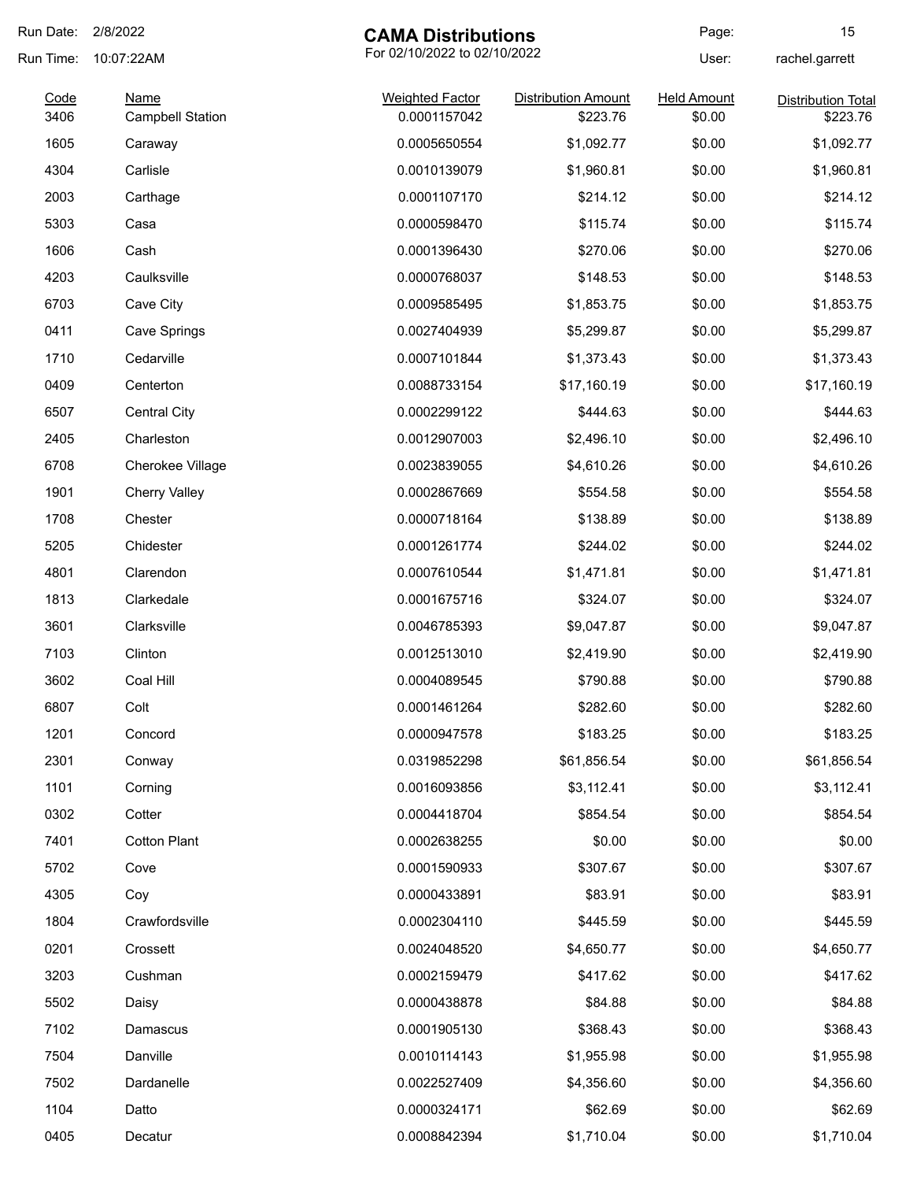# CAMA Distributions

For 02/10/2022 to 02/10/2022

Run Date: 2/8/2022
Run Time: 10:07:22AM
User: rachel.garrett

| Code | Name | Weighted Factor | Distribution Amount | Held Amount | Distribution Total |
|---|---|---|---|---|---|
| 3406 | Campbell Station | 0.0001157042 | $223.76 | $0.00 | $223.76 |
| 1605 | Caraway | 0.0005650554 | $1,092.77 | $0.00 | $1,092.77 |
| 4304 | Carlisle | 0.0010139079 | $1,960.81 | $0.00 | $1,960.81 |
| 2003 | Carthage | 0.0001107170 | $214.12 | $0.00 | $214.12 |
| 5303 | Casa | 0.0000598470 | $115.74 | $0.00 | $115.74 |
| 1606 | Cash | 0.0001396430 | $270.06 | $0.00 | $270.06 |
| 4203 | Caulksville | 0.0000768037 | $148.53 | $0.00 | $148.53 |
| 6703 | Cave City | 0.0009585495 | $1,853.75 | $0.00 | $1,853.75 |
| 0411 | Cave Springs | 0.0027404939 | $5,299.87 | $0.00 | $5,299.87 |
| 1710 | Cedarville | 0.0007101844 | $1,373.43 | $0.00 | $1,373.43 |
| 0409 | Centerton | 0.0088733154 | $17,160.19 | $0.00 | $17,160.19 |
| 6507 | Central City | 0.0002299122 | $444.63 | $0.00 | $444.63 |
| 2405 | Charleston | 0.0012907003 | $2,496.10 | $0.00 | $2,496.10 |
| 6708 | Cherokee Village | 0.0023839055 | $4,610.26 | $0.00 | $4,610.26 |
| 1901 | Cherry Valley | 0.0002867669 | $554.58 | $0.00 | $554.58 |
| 1708 | Chester | 0.0000718164 | $138.89 | $0.00 | $138.89 |
| 5205 | Chidester | 0.0001261774 | $244.02 | $0.00 | $244.02 |
| 4801 | Clarendon | 0.0007610544 | $1,471.81 | $0.00 | $1,471.81 |
| 1813 | Clarkedale | 0.0001675716 | $324.07 | $0.00 | $324.07 |
| 3601 | Clarksville | 0.0046785393 | $9,047.87 | $0.00 | $9,047.87 |
| 7103 | Clinton | 0.0012513010 | $2,419.90 | $0.00 | $2,419.90 |
| 3602 | Coal Hill | 0.0004089545 | $790.88 | $0.00 | $790.88 |
| 6807 | Colt | 0.0001461264 | $282.60 | $0.00 | $282.60 |
| 1201 | Concord | 0.0000947578 | $183.25 | $0.00 | $183.25 |
| 2301 | Conway | 0.0319852298 | $61,856.54 | $0.00 | $61,856.54 |
| 1101 | Corning | 0.0016093856 | $3,112.41 | $0.00 | $3,112.41 |
| 0302 | Cotter | 0.0004418704 | $854.54 | $0.00 | $854.54 |
| 7401 | Cotton Plant | 0.0002638255 | $0.00 | $0.00 | $0.00 |
| 5702 | Cove | 0.0001590933 | $307.67 | $0.00 | $307.67 |
| 4305 | Coy | 0.0000433891 | $83.91 | $0.00 | $83.91 |
| 1804 | Crawfordsville | 0.0002304110 | $445.59 | $0.00 | $445.59 |
| 0201 | Crossett | 0.0024048520 | $4,650.77 | $0.00 | $4,650.77 |
| 3203 | Cushman | 0.0002159479 | $417.62 | $0.00 | $417.62 |
| 5502 | Daisy | 0.0000438878 | $84.88 | $0.00 | $84.88 |
| 7102 | Damascus | 0.0001905130 | $368.43 | $0.00 | $368.43 |
| 7504 | Danville | 0.0010114143 | $1,955.98 | $0.00 | $1,955.98 |
| 7502 | Dardanelle | 0.0022527409 | $4,356.60 | $0.00 | $4,356.60 |
| 1104 | Datto | 0.0000324171 | $62.69 | $0.00 | $62.69 |
| 0405 | Decatur | 0.0008842394 | $1,710.04 | $0.00 | $1,710.04 |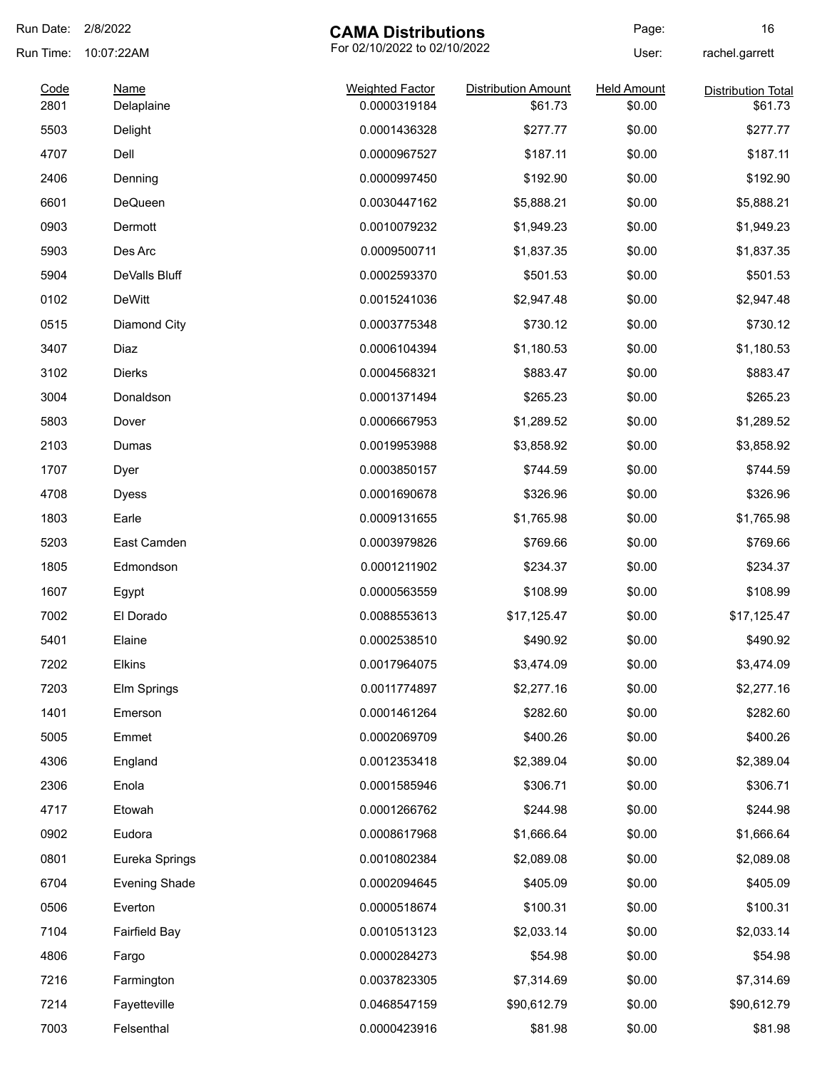# CAMA Distributions

For 02/10/2022 to 02/10/2022

Run Date: 2/8/2022
Run Time: 10:07:22AM
User: rachel.garrett

| Code | Name | Weighted Factor | Distribution Amount | Held Amount | Distribution Total |
|---|---|---|---|---|---|
| 2801 | Delaplaine | 0.0000319184 | $61.73 | $0.00 | $61.73 |
| 5503 | Delight | 0.0001436328 | $277.77 | $0.00 | $277.77 |
| 4707 | Dell | 0.0000967527 | $187.11 | $0.00 | $187.11 |
| 2406 | Denning | 0.0000997450 | $192.90 | $0.00 | $192.90 |
| 6601 | DeQueen | 0.0030447162 | $5,888.21 | $0.00 | $5,888.21 |
| 0903 | Dermott | 0.0010079232 | $1,949.23 | $0.00 | $1,949.23 |
| 5903 | Des Arc | 0.0009500711 | $1,837.35 | $0.00 | $1,837.35 |
| 5904 | DeValls Bluff | 0.0002593370 | $501.53 | $0.00 | $501.53 |
| 0102 | DeWitt | 0.0015241036 | $2,947.48 | $0.00 | $2,947.48 |
| 0515 | Diamond City | 0.0003775348 | $730.12 | $0.00 | $730.12 |
| 3407 | Diaz | 0.0006104394 | $1,180.53 | $0.00 | $1,180.53 |
| 3102 | Dierks | 0.0004568321 | $883.47 | $0.00 | $883.47 |
| 3004 | Donaldson | 0.0001371494 | $265.23 | $0.00 | $265.23 |
| 5803 | Dover | 0.0006667953 | $1,289.52 | $0.00 | $1,289.52 |
| 2103 | Dumas | 0.0019953988 | $3,858.92 | $0.00 | $3,858.92 |
| 1707 | Dyer | 0.0003850157 | $744.59 | $0.00 | $744.59 |
| 4708 | Dyess | 0.0001690678 | $326.96 | $0.00 | $326.96 |
| 1803 | Earle | 0.0009131655 | $1,765.98 | $0.00 | $1,765.98 |
| 5203 | East Camden | 0.0003979826 | $769.66 | $0.00 | $769.66 |
| 1805 | Edmondson | 0.0001211902 | $234.37 | $0.00 | $234.37 |
| 1607 | Egypt | 0.0000563559 | $108.99 | $0.00 | $108.99 |
| 7002 | El Dorado | 0.0088553613 | $17,125.47 | $0.00 | $17,125.47 |
| 5401 | Elaine | 0.0002538510 | $490.92 | $0.00 | $490.92 |
| 7202 | Elkins | 0.0017964075 | $3,474.09 | $0.00 | $3,474.09 |
| 7203 | Elm Springs | 0.0011774897 | $2,277.16 | $0.00 | $2,277.16 |
| 1401 | Emerson | 0.0001461264 | $282.60 | $0.00 | $282.60 |
| 5005 | Emmet | 0.0002069709 | $400.26 | $0.00 | $400.26 |
| 4306 | England | 0.0012353418 | $2,389.04 | $0.00 | $2,389.04 |
| 2306 | Enola | 0.0001585946 | $306.71 | $0.00 | $306.71 |
| 4717 | Etowah | 0.0001266762 | $244.98 | $0.00 | $244.98 |
| 0902 | Eudora | 0.0008617968 | $1,666.64 | $0.00 | $1,666.64 |
| 0801 | Eureka Springs | 0.0010802384 | $2,089.08 | $0.00 | $2,089.08 |
| 6704 | Evening Shade | 0.0002094645 | $405.09 | $0.00 | $405.09 |
| 0506 | Everton | 0.0000518674 | $100.31 | $0.00 | $100.31 |
| 7104 | Fairfield Bay | 0.0010513123 | $2,033.14 | $0.00 | $2,033.14 |
| 4806 | Fargo | 0.0000284273 | $54.98 | $0.00 | $54.98 |
| 7216 | Farmington | 0.0037823305 | $7,314.69 | $0.00 | $7,314.69 |
| 7214 | Fayetteville | 0.0468547159 | $90,612.79 | $0.00 | $90,612.79 |
| 7003 | Felsenthal | 0.0000423916 | $81.98 | $0.00 | $81.98 |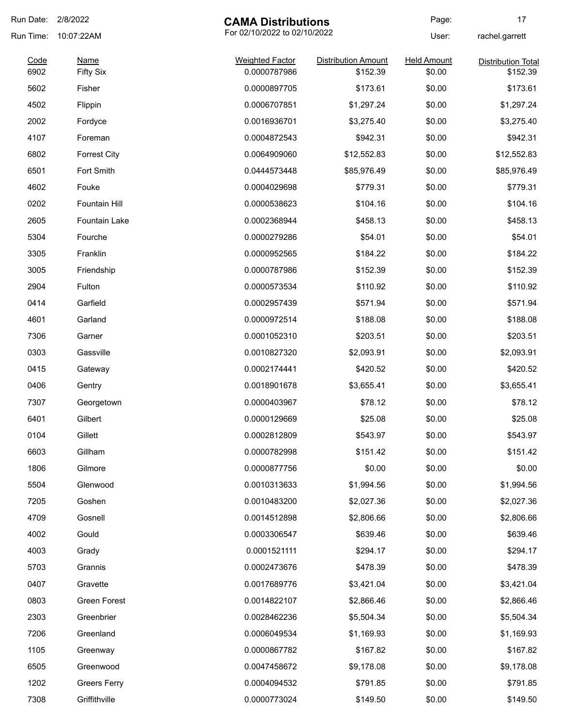# CAMA Distributions

For 02/10/2022 to 02/10/2022

Run Date: 2/8/2022
Run Time: 10:07:22AM
User: rachel.garrett

| Code | Name | Weighted Factor | Distribution Amount | Held Amount | Distribution Total |
|---|---|---|---|---|---|
| 6902 | Fifty Six | 0.0000787986 | $152.39 | $0.00 | $152.39 |
| 5602 | Fisher | 0.0000897705 | $173.61 | $0.00 | $173.61 |
| 4502 | Flippin | 0.0006707851 | $1,297.24 | $0.00 | $1,297.24 |
| 2002 | Fordyce | 0.0016936701 | $3,275.40 | $0.00 | $3,275.40 |
| 4107 | Foreman | 0.0004872543 | $942.31 | $0.00 | $942.31 |
| 6802 | Forrest City | 0.0064909060 | $12,552.83 | $0.00 | $12,552.83 |
| 6501 | Fort Smith | 0.0444573448 | $85,976.49 | $0.00 | $85,976.49 |
| 4602 | Fouke | 0.0004029698 | $779.31 | $0.00 | $779.31 |
| 0202 | Fountain Hill | 0.0000538623 | $104.16 | $0.00 | $104.16 |
| 2605 | Fountain Lake | 0.0002368944 | $458.13 | $0.00 | $458.13 |
| 5304 | Fourche | 0.0000279286 | $54.01 | $0.00 | $54.01 |
| 3305 | Franklin | 0.0000952565 | $184.22 | $0.00 | $184.22 |
| 3005 | Friendship | 0.0000787986 | $152.39 | $0.00 | $152.39 |
| 2904 | Fulton | 0.0000573534 | $110.92 | $0.00 | $110.92 |
| 0414 | Garfield | 0.0002957439 | $571.94 | $0.00 | $571.94 |
| 4601 | Garland | 0.0000972514 | $188.08 | $0.00 | $188.08 |
| 7306 | Garner | 0.0001052310 | $203.51 | $0.00 | $203.51 |
| 0303 | Gassville | 0.0010827320 | $2,093.91 | $0.00 | $2,093.91 |
| 0415 | Gateway | 0.0002174441 | $420.52 | $0.00 | $420.52 |
| 0406 | Gentry | 0.0018901678 | $3,655.41 | $0.00 | $3,655.41 |
| 7307 | Georgetown | 0.0000403967 | $78.12 | $0.00 | $78.12 |
| 6401 | Gilbert | 0.0000129669 | $25.08 | $0.00 | $25.08 |
| 0104 | Gillett | 0.0002812809 | $543.97 | $0.00 | $543.97 |
| 6603 | Gillham | 0.0000782998 | $151.42 | $0.00 | $151.42 |
| 1806 | Gilmore | 0.0000877756 | $0.00 | $0.00 | $0.00 |
| 5504 | Glenwood | 0.0010313633 | $1,994.56 | $0.00 | $1,994.56 |
| 7205 | Goshen | 0.0010483200 | $2,027.36 | $0.00 | $2,027.36 |
| 4709 | Gosnell | 0.0014512898 | $2,806.66 | $0.00 | $2,806.66 |
| 4002 | Gould | 0.0003306547 | $639.46 | $0.00 | $639.46 |
| 4003 | Grady | 0.0001521111 | $294.17 | $0.00 | $294.17 |
| 5703 | Grannis | 0.0002473676 | $478.39 | $0.00 | $478.39 |
| 0407 | Gravette | 0.0017689776 | $3,421.04 | $0.00 | $3,421.04 |
| 0803 | Green Forest | 0.0014822107 | $2,866.46 | $0.00 | $2,866.46 |
| 2303 | Greenbrier | 0.0028462236 | $5,504.34 | $0.00 | $5,504.34 |
| 7206 | Greenland | 0.0006049534 | $1,169.93 | $0.00 | $1,169.93 |
| 1105 | Greenway | 0.0000867782 | $167.82 | $0.00 | $167.82 |
| 6505 | Greenwood | 0.0047458672 | $9,178.08 | $0.00 | $9,178.08 |
| 1202 | Greers Ferry | 0.0004094532 | $791.85 | $0.00 | $791.85 |
| 7308 | Griffithville | 0.0000773024 | $149.50 | $0.00 | $149.50 |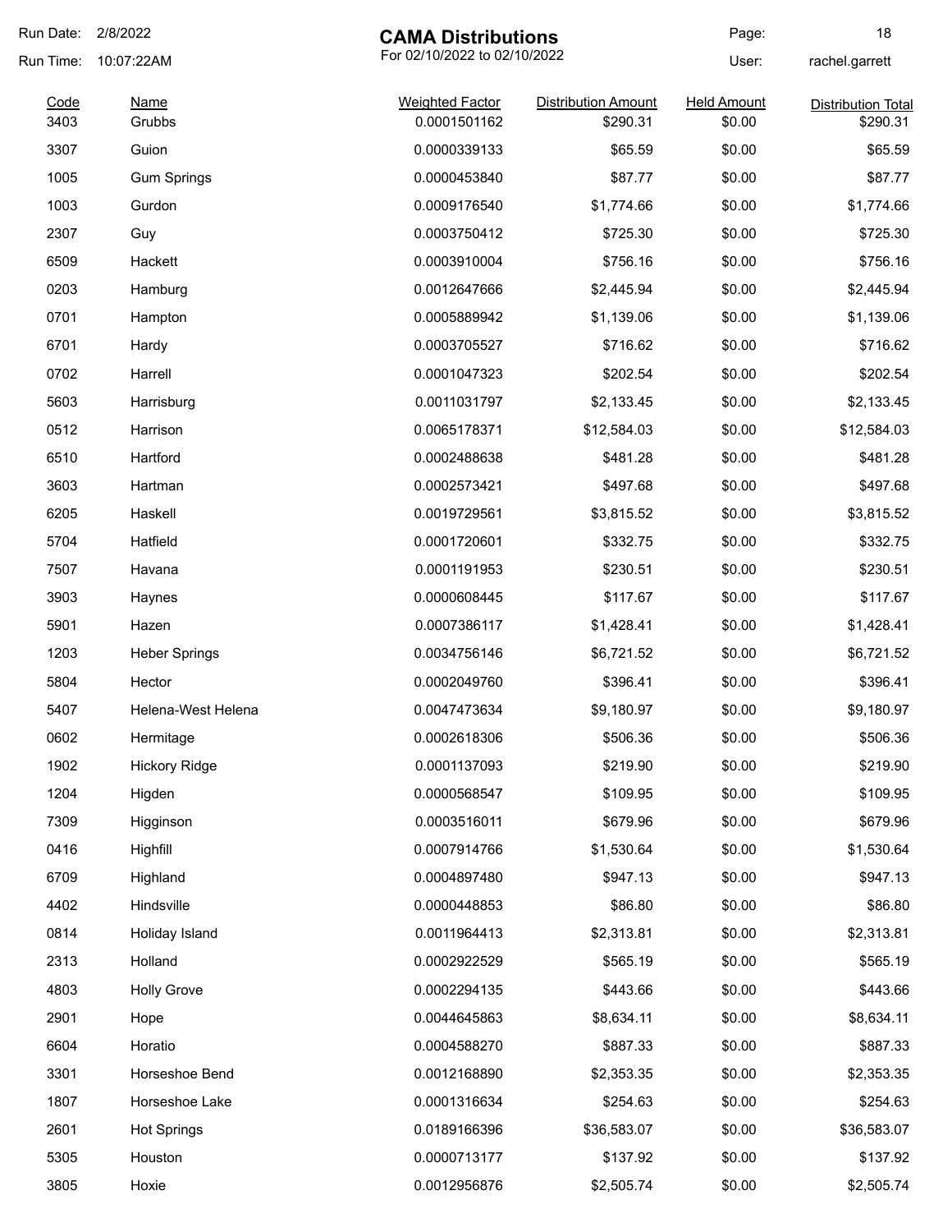# CAMA Distributions

For 02/10/2022 to 02/10/2022

Run Date: 2/8/2022
Run Time: 10:07:22AM
User: rachel.garrett

| Code | Name | Weighted Factor | Distribution Amount | Held Amount | Distribution Total |
|---|---|---|---|---|---|
| 3403 | Grubbs | 0.0001501162 | $290.31 | $0.00 | $290.31 |
| 3307 | Guion | 0.0000339133 | $65.59 | $0.00 | $65.59 |
| 1005 | Gum Springs | 0.0000453840 | $87.77 | $0.00 | $87.77 |
| 1003 | Gurdon | 0.0009176540 | $1,774.66 | $0.00 | $1,774.66 |
| 2307 | Guy | 0.0003750412 | $725.30 | $0.00 | $725.30 |
| 6509 | Hackett | 0.0003910004 | $756.16 | $0.00 | $756.16 |
| 0203 | Hamburg | 0.0012647666 | $2,445.94 | $0.00 | $2,445.94 |
| 0701 | Hampton | 0.0005889942 | $1,139.06 | $0.00 | $1,139.06 |
| 6701 | Hardy | 0.0003705527 | $716.62 | $0.00 | $716.62 |
| 0702 | Harrell | 0.0001047323 | $202.54 | $0.00 | $202.54 |
| 5603 | Harrisburg | 0.0011031797 | $2,133.45 | $0.00 | $2,133.45 |
| 0512 | Harrison | 0.0065178371 | $12,584.03 | $0.00 | $12,584.03 |
| 6510 | Hartford | 0.0002488638 | $481.28 | $0.00 | $481.28 |
| 3603 | Hartman | 0.0002573421 | $497.68 | $0.00 | $497.68 |
| 6205 | Haskell | 0.0019729561 | $3,815.52 | $0.00 | $3,815.52 |
| 5704 | Hatfield | 0.0001720601 | $332.75 | $0.00 | $332.75 |
| 7507 | Havana | 0.0001191953 | $230.51 | $0.00 | $230.51 |
| 3903 | Haynes | 0.0000608445 | $117.67 | $0.00 | $117.67 |
| 5901 | Hazen | 0.0007386117 | $1,428.41 | $0.00 | $1,428.41 |
| 1203 | Heber Springs | 0.0034756146 | $6,721.52 | $0.00 | $6,721.52 |
| 5804 | Hector | 0.0002049760 | $396.41 | $0.00 | $396.41 |
| 5407 | Helena-West Helena | 0.0047473634 | $9,180.97 | $0.00 | $9,180.97 |
| 0602 | Hermitage | 0.0002618306 | $506.36 | $0.00 | $506.36 |
| 1902 | Hickory Ridge | 0.0001137093 | $219.90 | $0.00 | $219.90 |
| 1204 | Higden | 0.0000568547 | $109.95 | $0.00 | $109.95 |
| 7309 | Higginson | 0.0003516011 | $679.96 | $0.00 | $679.96 |
| 0416 | Highfill | 0.0007914766 | $1,530.64 | $0.00 | $1,530.64 |
| 6709 | Highland | 0.0004897480 | $947.13 | $0.00 | $947.13 |
| 4402 | Hindsville | 0.0000448853 | $86.80 | $0.00 | $86.80 |
| 0814 | Holiday Island | 0.0011964413 | $2,313.81 | $0.00 | $2,313.81 |
| 2313 | Holland | 0.0002922529 | $565.19 | $0.00 | $565.19 |
| 4803 | Holly Grove | 0.0002294135 | $443.66 | $0.00 | $443.66 |
| 2901 | Hope | 0.0044645863 | $8,634.11 | $0.00 | $8,634.11 |
| 6604 | Horatio | 0.0004588270 | $887.33 | $0.00 | $887.33 |
| 3301 | Horseshoe Bend | 0.0012168890 | $2,353.35 | $0.00 | $2,353.35 |
| 1807 | Horseshoe Lake | 0.0001316634 | $254.63 | $0.00 | $254.63 |
| 2601 | Hot Springs | 0.0189166396 | $36,583.07 | $0.00 | $36,583.07 |
| 5305 | Houston | 0.0000713177 | $137.92 | $0.00 | $137.92 |
| 3805 | Hoxie | 0.0012956876 | $2,505.74 | $0.00 | $2,505.74 |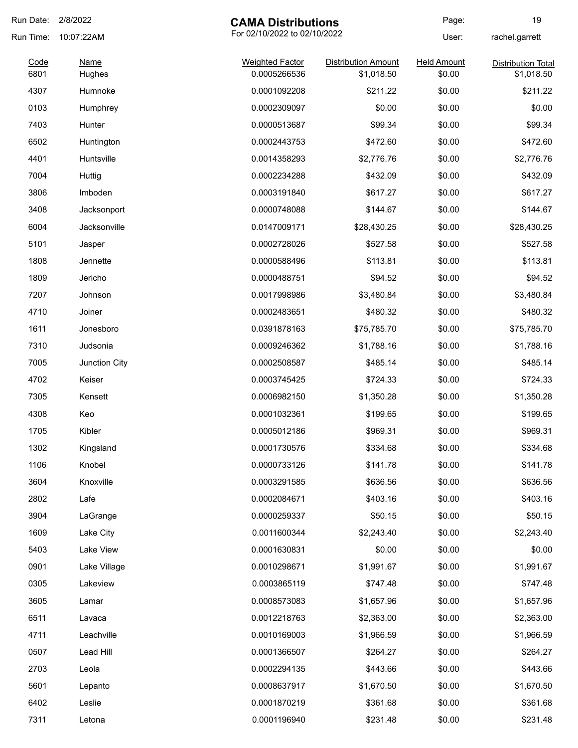# CAMA Distributions

For 02/10/2022 to 02/10/2022

Run Date: 2/8/2022
Run Time: 10:07:22AM
User: rachel.garrett

| Code | Name | Weighted Factor | Distribution Amount | Held Amount | Distribution Total |
|---|---|---|---|---|---|
| 6801 | Hughes | 0.0005266536 | $1,018.50 | $0.00 | $1,018.50 |
| 4307 | Humnoke | 0.0001092208 | $211.22 | $0.00 | $211.22 |
| 0103 | Humphrey | 0.0002309097 | $0.00 | $0.00 | $0.00 |
| 7403 | Hunter | 0.0000513687 | $99.34 | $0.00 | $99.34 |
| 6502 | Huntington | 0.0002443753 | $472.60 | $0.00 | $472.60 |
| 4401 | Huntsville | 0.0014358293 | $2,776.76 | $0.00 | $2,776.76 |
| 7004 | Huttig | 0.0002234288 | $432.09 | $0.00 | $432.09 |
| 3806 | Imboden | 0.0003191840 | $617.27 | $0.00 | $617.27 |
| 3408 | Jacksonport | 0.0000748088 | $144.67 | $0.00 | $144.67 |
| 6004 | Jacksonville | 0.0147009171 | $28,430.25 | $0.00 | $28,430.25 |
| 5101 | Jasper | 0.0002728026 | $527.58 | $0.00 | $527.58 |
| 1808 | Jennette | 0.0000588496 | $113.81 | $0.00 | $113.81 |
| 1809 | Jericho | 0.0000488751 | $94.52 | $0.00 | $94.52 |
| 7207 | Johnson | 0.0017998986 | $3,480.84 | $0.00 | $3,480.84 |
| 4710 | Joiner | 0.0002483651 | $480.32 | $0.00 | $480.32 |
| 1611 | Jonesboro | 0.0391878163 | $75,785.70 | $0.00 | $75,785.70 |
| 7310 | Judsonia | 0.0009246362 | $1,788.16 | $0.00 | $1,788.16 |
| 7005 | Junction City | 0.0002508587 | $485.14 | $0.00 | $485.14 |
| 4702 | Keiser | 0.0003745425 | $724.33 | $0.00 | $724.33 |
| 7305 | Kensett | 0.0006982150 | $1,350.28 | $0.00 | $1,350.28 |
| 4308 | Keo | 0.0001032361 | $199.65 | $0.00 | $199.65 |
| 1705 | Kibler | 0.0005012186 | $969.31 | $0.00 | $969.31 |
| 1302 | Kingsland | 0.0001730576 | $334.68 | $0.00 | $334.68 |
| 1106 | Knobel | 0.0000733126 | $141.78 | $0.00 | $141.78 |
| 3604 | Knoxville | 0.0003291585 | $636.56 | $0.00 | $636.56 |
| 2802 | Lafe | 0.0002084671 | $403.16 | $0.00 | $403.16 |
| 3904 | LaGrange | 0.0000259337 | $50.15 | $0.00 | $50.15 |
| 1609 | Lake City | 0.0011600344 | $2,243.40 | $0.00 | $2,243.40 |
| 5403 | Lake View | 0.0001630831 | $0.00 | $0.00 | $0.00 |
| 0901 | Lake Village | 0.0010298671 | $1,991.67 | $0.00 | $1,991.67 |
| 0305 | Lakeview | 0.0003865119 | $747.48 | $0.00 | $747.48 |
| 3605 | Lamar | 0.0008573083 | $1,657.96 | $0.00 | $1,657.96 |
| 6511 | Lavaca | 0.0012218763 | $2,363.00 | $0.00 | $2,363.00 |
| 4711 | Leachville | 0.0010169003 | $1,966.59 | $0.00 | $1,966.59 |
| 0507 | Lead Hill | 0.0001366507 | $264.27 | $0.00 | $264.27 |
| 2703 | Leola | 0.0002294135 | $443.66 | $0.00 | $443.66 |
| 5601 | Lepanto | 0.0008637917 | $1,670.50 | $0.00 | $1,670.50 |
| 6402 | Leslie | 0.0001870219 | $361.68 | $0.00 | $361.68 |
| 7311 | Letona | 0.0001196940 | $231.48 | $0.00 | $231.48 |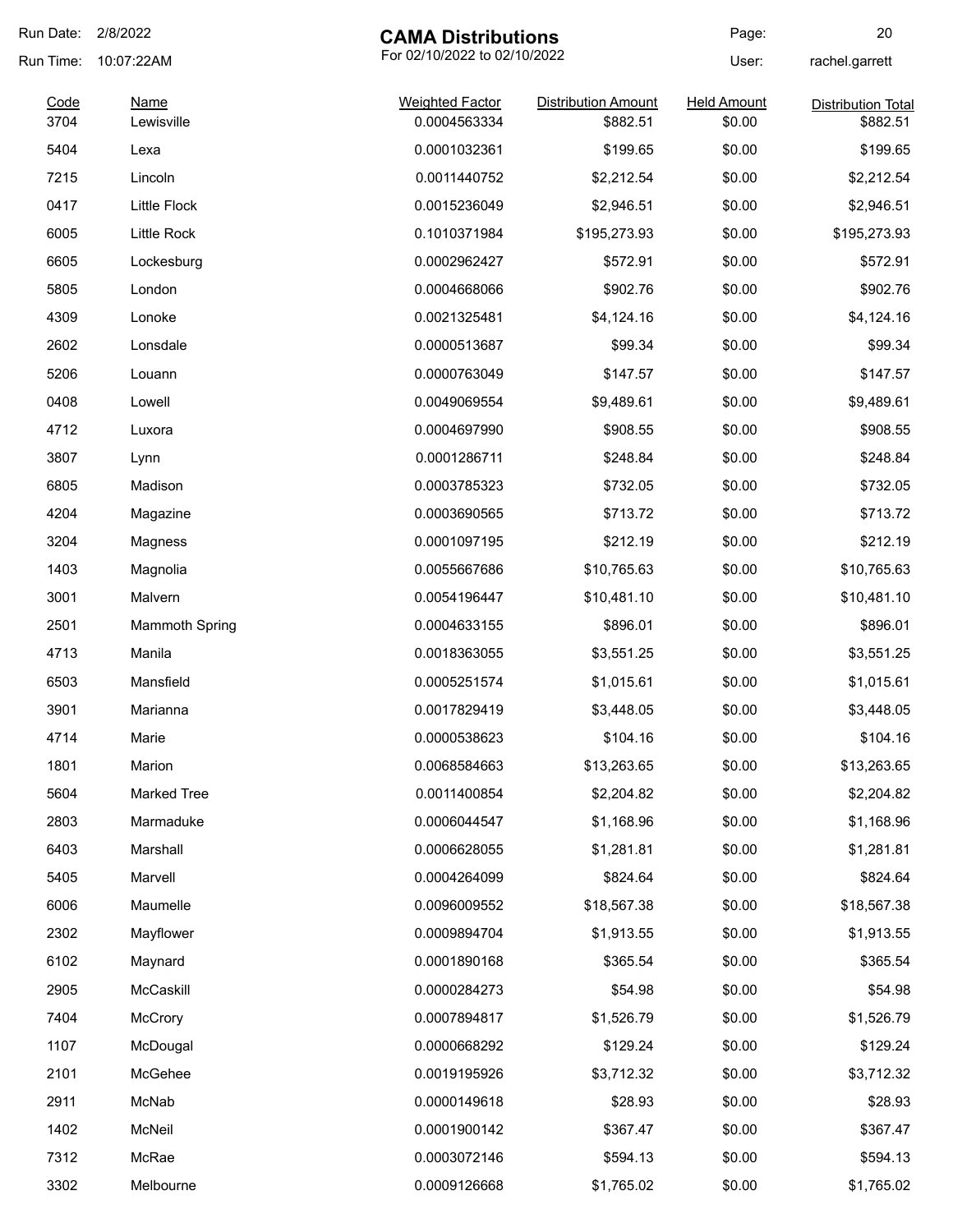# CAMA Distributions

For 02/10/2022 to 02/10/2022

Run Date: 2/8/2022
Run Time: 10:07:22AM
User: rachel.garrett

| Code | Name | Weighted Factor | Distribution Amount | Held Amount | Distribution Total |
|---|---|---|---|---|---|
| 3704 | Lewisville | 0.0004563334 | $882.51 | $0.00 | $882.51 |
| 5404 | Lexa | 0.0001032361 | $199.65 | $0.00 | $199.65 |
| 7215 | Lincoln | 0.0011440752 | $2,212.54 | $0.00 | $2,212.54 |
| 0417 | Little Flock | 0.0015236049 | $2,946.51 | $0.00 | $2,946.51 |
| 6005 | Little Rock | 0.1010371984 | $195,273.93 | $0.00 | $195,273.93 |
| 6605 | Lockesburg | 0.0002962427 | $572.91 | $0.00 | $572.91 |
| 5805 | London | 0.0004668066 | $902.76 | $0.00 | $902.76 |
| 4309 | Lonoke | 0.0021325481 | $4,124.16 | $0.00 | $4,124.16 |
| 2602 | Lonsdale | 0.0000513687 | $99.34 | $0.00 | $99.34 |
| 5206 | Louann | 0.0000763049 | $147.57 | $0.00 | $147.57 |
| 0408 | Lowell | 0.0049069554 | $9,489.61 | $0.00 | $9,489.61 |
| 4712 | Luxora | 0.0004697990 | $908.55 | $0.00 | $908.55 |
| 3807 | Lynn | 0.0001286711 | $248.84 | $0.00 | $248.84 |
| 6805 | Madison | 0.0003785323 | $732.05 | $0.00 | $732.05 |
| 4204 | Magazine | 0.0003690565 | $713.72 | $0.00 | $713.72 |
| 3204 | Magness | 0.0001097195 | $212.19 | $0.00 | $212.19 |
| 1403 | Magnolia | 0.0055667686 | $10,765.63 | $0.00 | $10,765.63 |
| 3001 | Malvern | 0.0054196447 | $10,481.10 | $0.00 | $10,481.10 |
| 2501 | Mammoth Spring | 0.0004633155 | $896.01 | $0.00 | $896.01 |
| 4713 | Manila | 0.0018363055 | $3,551.25 | $0.00 | $3,551.25 |
| 6503 | Mansfield | 0.0005251574 | $1,015.61 | $0.00 | $1,015.61 |
| 3901 | Marianna | 0.0017829419 | $3,448.05 | $0.00 | $3,448.05 |
| 4714 | Marie | 0.0000538623 | $104.16 | $0.00 | $104.16 |
| 1801 | Marion | 0.0068584663 | $13,263.65 | $0.00 | $13,263.65 |
| 5604 | Marked Tree | 0.0011400854 | $2,204.82 | $0.00 | $2,204.82 |
| 2803 | Marmaduke | 0.0006044547 | $1,168.96 | $0.00 | $1,168.96 |
| 6403 | Marshall | 0.0006628055 | $1,281.81 | $0.00 | $1,281.81 |
| 5405 | Marvell | 0.0004264099 | $824.64 | $0.00 | $824.64 |
| 6006 | Maumelle | 0.0096009552 | $18,567.38 | $0.00 | $18,567.38 |
| 2302 | Mayflower | 0.0009894704 | $1,913.55 | $0.00 | $1,913.55 |
| 6102 | Maynard | 0.0001890168 | $365.54 | $0.00 | $365.54 |
| 2905 | McCaskill | 0.0000284273 | $54.98 | $0.00 | $54.98 |
| 7404 | McCrory | 0.0007894817 | $1,526.79 | $0.00 | $1,526.79 |
| 1107 | McDougal | 0.0000668292 | $129.24 | $0.00 | $129.24 |
| 2101 | McGehee | 0.0019195926 | $3,712.32 | $0.00 | $3,712.32 |
| 2911 | McNab | 0.0000149618 | $28.93 | $0.00 | $28.93 |
| 1402 | McNeil | 0.0001900142 | $367.47 | $0.00 | $367.47 |
| 7312 | McRae | 0.0003072146 | $594.13 | $0.00 | $594.13 |
| 3302 | Melbourne | 0.0009126668 | $1,765.02 | $0.00 | $1,765.02 |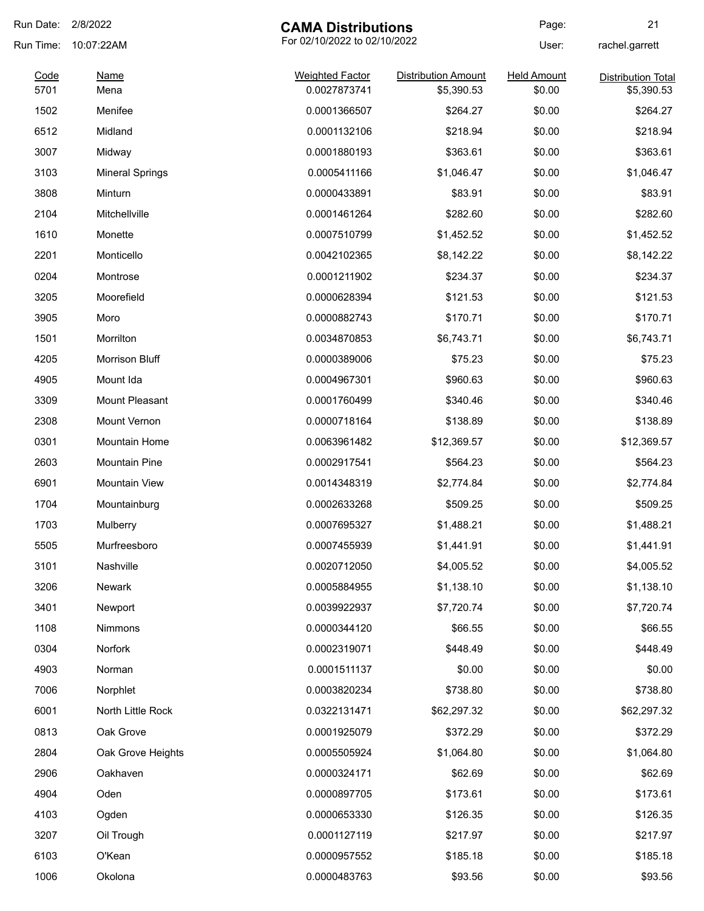**CAMA Distributions**

For 02/10/2022 to 02/10/2022

Run Date: 2/8/2022
Run Time: 10:07:22AM
User: rachel.garrett

| Code | Name | Weighted Factor | Distribution Amount | Held Amount | Distribution Total |
|---|---|---|---|---|---|
| 5701 | Mena | 0.0027873741 | $5,390.53 | $0.00 | $5,390.53 |
| 1502 | Menifee | 0.0001366507 | $264.27 | $0.00 | $264.27 |
| 6512 | Midland | 0.0001132106 | $218.94 | $0.00 | $218.94 |
| 3007 | Midway | 0.0001880193 | $363.61 | $0.00 | $363.61 |
| 3103 | Mineral Springs | 0.0005411166 | $1,046.47 | $0.00 | $1,046.47 |
| 3808 | Minturn | 0.0000433891 | $83.91 | $0.00 | $83.91 |
| 2104 | Mitchellville | 0.0001461264 | $282.60 | $0.00 | $282.60 |
| 1610 | Monette | 0.0007510799 | $1,452.52 | $0.00 | $1,452.52 |
| 2201 | Monticello | 0.0042102365 | $8,142.22 | $0.00 | $8,142.22 |
| 0204 | Montrose | 0.0001211902 | $234.37 | $0.00 | $234.37 |
| 3205 | Moorefield | 0.0000628394 | $121.53 | $0.00 | $121.53 |
| 3905 | Moro | 0.0000882743 | $170.71 | $0.00 | $170.71 |
| 1501 | Morrilton | 0.0034870853 | $6,743.71 | $0.00 | $6,743.71 |
| 4205 | Morrison Bluff | 0.0000389006 | $75.23 | $0.00 | $75.23 |
| 4905 | Mount Ida | 0.0004967301 | $960.63 | $0.00 | $960.63 |
| 3309 | Mount Pleasant | 0.0001760499 | $340.46 | $0.00 | $340.46 |
| 2308 | Mount Vernon | 0.0000718164 | $138.89 | $0.00 | $138.89 |
| 0301 | Mountain Home | 0.0063961482 | $12,369.57 | $0.00 | $12,369.57 |
| 2603 | Mountain Pine | 0.0002917541 | $564.23 | $0.00 | $564.23 |
| 6901 | Mountain View | 0.0014348319 | $2,774.84 | $0.00 | $2,774.84 |
| 1704 | Mountainburg | 0.0002633268 | $509.25 | $0.00 | $509.25 |
| 1703 | Mulberry | 0.0007695327 | $1,488.21 | $0.00 | $1,488.21 |
| 5505 | Murfreesboro | 0.0007455939 | $1,441.91 | $0.00 | $1,441.91 |
| 3101 | Nashville | 0.0020712050 | $4,005.52 | $0.00 | $4,005.52 |
| 3206 | Newark | 0.0005884955 | $1,138.10 | $0.00 | $1,138.10 |
| 3401 | Newport | 0.0039922937 | $7,720.74 | $0.00 | $7,720.74 |
| 1108 | Nimmons | 0.0000344120 | $66.55 | $0.00 | $66.55 |
| 0304 | Norfork | 0.0002319071 | $448.49 | $0.00 | $448.49 |
| 4903 | Norman | 0.0001511137 | $0.00 | $0.00 | $0.00 |
| 7006 | Norphlet | 0.0003820234 | $738.80 | $0.00 | $738.80 |
| 6001 | North Little Rock | 0.0322131471 | $62,297.32 | $0.00 | $62,297.32 |
| 0813 | Oak Grove | 0.0001925079 | $372.29 | $0.00 | $372.29 |
| 2804 | Oak Grove Heights | 0.0005505924 | $1,064.80 | $0.00 | $1,064.80 |
| 2906 | Oakhaven | 0.0000324171 | $62.69 | $0.00 | $62.69 |
| 4904 | Oden | 0.0000897705 | $173.61 | $0.00 | $173.61 |
| 4103 | Ogden | 0.0000653330 | $126.35 | $0.00 | $126.35 |
| 3207 | Oil Trough | 0.0001127119 | $217.97 | $0.00 | $217.97 |
| 6103 | O'Kean | 0.0000957552 | $185.18 | $0.00 | $185.18 |
| 1006 | Okolona | 0.0000483763 | $93.56 | $0.00 | $93.56 |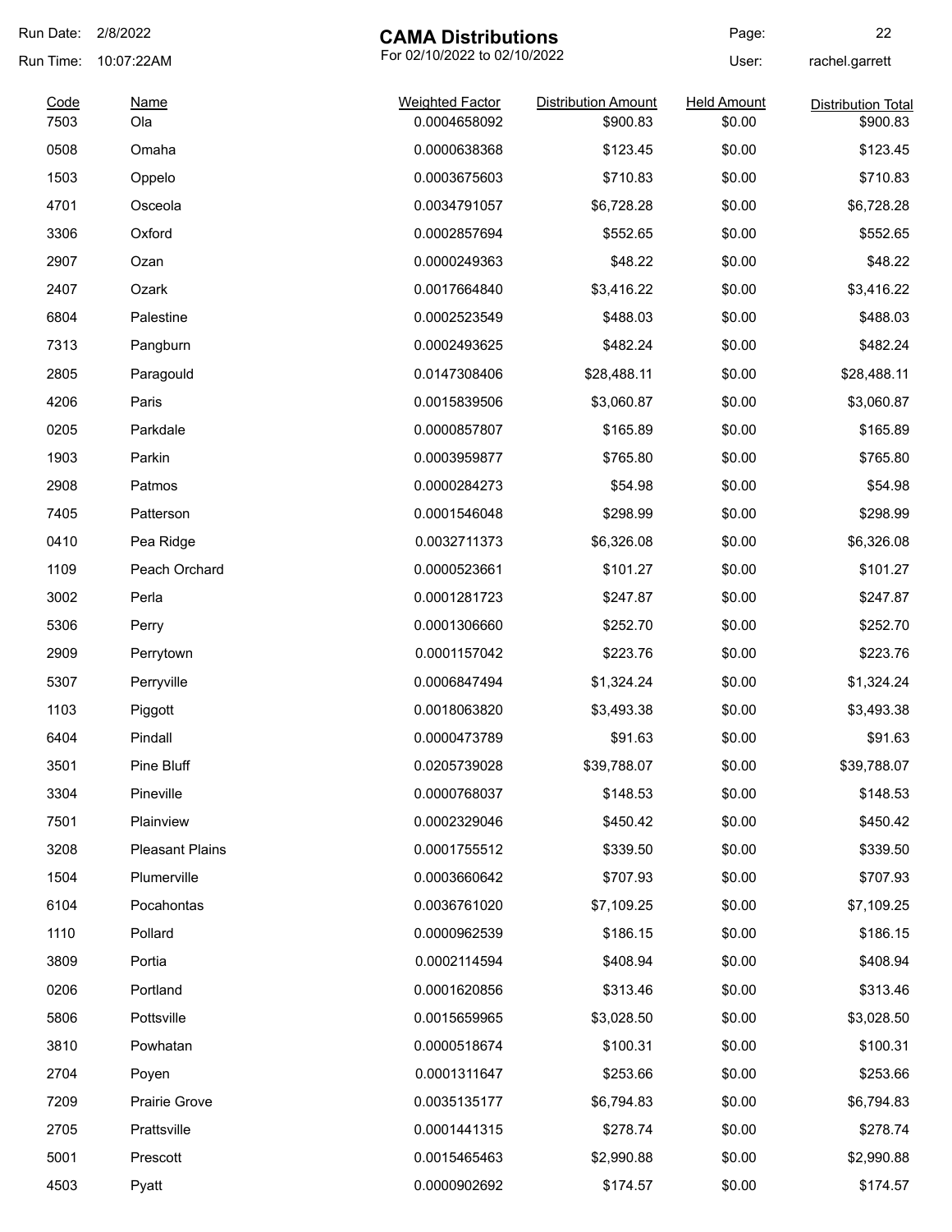# CAMA Distributions

For 02/10/2022 to 02/10/2022

Run Date: 2/8/2022
Run Time: 10:07:22AM
User: rachel.garrett

| Code | Name | Weighted Factor | Distribution Amount | Held Amount | Distribution Total |
|---|---|---|---|---|---|
| 7503 | Ola | 0.0004658092 | $900.83 | $0.00 | $900.83 |
| 0508 | Omaha | 0.0000638368 | $123.45 | $0.00 | $123.45 |
| 1503 | Oppelo | 0.0003675603 | $710.83 | $0.00 | $710.83 |
| 4701 | Osceola | 0.0034791057 | $6,728.28 | $0.00 | $6,728.28 |
| 3306 | Oxford | 0.0002857694 | $552.65 | $0.00 | $552.65 |
| 2907 | Ozan | 0.0000249363 | $48.22 | $0.00 | $48.22 |
| 2407 | Ozark | 0.0017664840 | $3,416.22 | $0.00 | $3,416.22 |
| 6804 | Palestine | 0.0002523549 | $488.03 | $0.00 | $488.03 |
| 7313 | Pangburn | 0.0002493625 | $482.24 | $0.00 | $482.24 |
| 2805 | Paragould | 0.0147308406 | $28,488.11 | $0.00 | $28,488.11 |
| 4206 | Paris | 0.0015839506 | $3,060.87 | $0.00 | $3,060.87 |
| 0205 | Parkdale | 0.0000857807 | $165.89 | $0.00 | $165.89 |
| 1903 | Parkin | 0.0003959877 | $765.80 | $0.00 | $765.80 |
| 2908 | Patmos | 0.0000284273 | $54.98 | $0.00 | $54.98 |
| 7405 | Patterson | 0.0001546048 | $298.99 | $0.00 | $298.99 |
| 0410 | Pea Ridge | 0.0032711373 | $6,326.08 | $0.00 | $6,326.08 |
| 1109 | Peach Orchard | 0.0000523661 | $101.27 | $0.00 | $101.27 |
| 3002 | Perla | 0.0001281723 | $247.87 | $0.00 | $247.87 |
| 5306 | Perry | 0.0001306660 | $252.70 | $0.00 | $252.70 |
| 2909 | Perrytown | 0.0001157042 | $223.76 | $0.00 | $223.76 |
| 5307 | Perryville | 0.0006847494 | $1,324.24 | $0.00 | $1,324.24 |
| 1103 | Piggott | 0.0018063820 | $3,493.38 | $0.00 | $3,493.38 |
| 6404 | Pindall | 0.0000473789 | $91.63 | $0.00 | $91.63 |
| 3501 | Pine Bluff | 0.0205739028 | $39,788.07 | $0.00 | $39,788.07 |
| 3304 | Pineville | 0.0000768037 | $148.53 | $0.00 | $148.53 |
| 7501 | Plainview | 0.0002329046 | $450.42 | $0.00 | $450.42 |
| 3208 | Pleasant Plains | 0.0001755512 | $339.50 | $0.00 | $339.50 |
| 1504 | Plumerville | 0.0003660642 | $707.93 | $0.00 | $707.93 |
| 6104 | Pocahontas | 0.0036761020 | $7,109.25 | $0.00 | $7,109.25 |
| 1110 | Pollard | 0.0000962539 | $186.15 | $0.00 | $186.15 |
| 3809 | Portia | 0.0002114594 | $408.94 | $0.00 | $408.94 |
| 0206 | Portland | 0.0001620856 | $313.46 | $0.00 | $313.46 |
| 5806 | Pottsville | 0.0015659965 | $3,028.50 | $0.00 | $3,028.50 |
| 3810 | Powhatan | 0.0000518674 | $100.31 | $0.00 | $100.31 |
| 2704 | Poyen | 0.0001311647 | $253.66 | $0.00 | $253.66 |
| 7209 | Prairie Grove | 0.0035135177 | $6,794.83 | $0.00 | $6,794.83 |
| 2705 | Prattsville | 0.0001441315 | $278.74 | $0.00 | $278.74 |
| 5001 | Prescott | 0.0015465463 | $2,990.88 | $0.00 | $2,990.88 |
| 4503 | Pyatt | 0.0000902692 | $174.57 | $0.00 | $174.57 |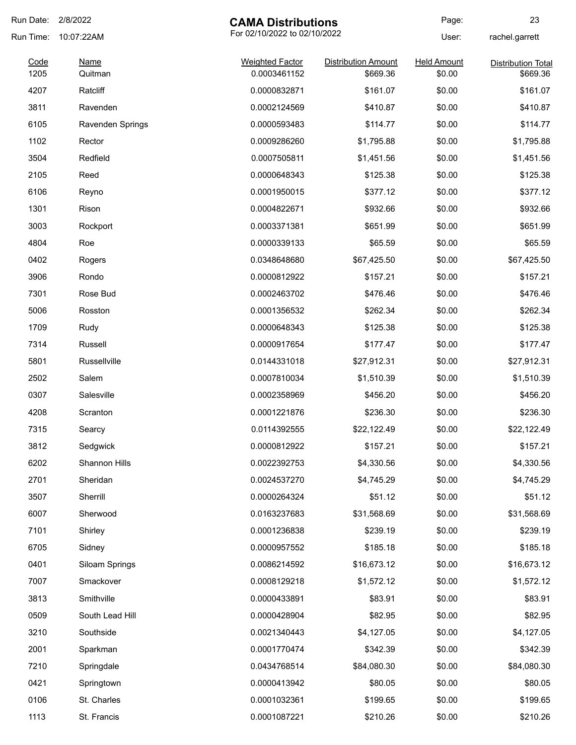Run Date: 2/8/2022

Run Time: 10:07:22AM

# CAMA Distributions

For 02/10/2022 to 02/10/2022

User: rachel.garrett

| Code | Name | Weighted Factor | Distribution Amount | Held Amount | Distribution Total |
|---|---|---|---|---|---|
| 1205 | Quitman | 0.0003461152 | $669.36 | $0.00 | $669.36 |
| 4207 | Ratcliff | 0.0000832871 | $161.07 | $0.00 | $161.07 |
| 3811 | Ravenden | 0.0002124569 | $410.87 | $0.00 | $410.87 |
| 6105 | Ravenden Springs | 0.0000593483 | $114.77 | $0.00 | $114.77 |
| 1102 | Rector | 0.0009286260 | $1,795.88 | $0.00 | $1,795.88 |
| 3504 | Redfield | 0.0007505811 | $1,451.56 | $0.00 | $1,451.56 |
| 2105 | Reed | 0.0000648343 | $125.38 | $0.00 | $125.38 |
| 6106 | Reyno | 0.0001950015 | $377.12 | $0.00 | $377.12 |
| 1301 | Rison | 0.0004822671 | $932.66 | $0.00 | $932.66 |
| 3003 | Rockport | 0.0003371381 | $651.99 | $0.00 | $651.99 |
| 4804 | Roe | 0.0000339133 | $65.59 | $0.00 | $65.59 |
| 0402 | Rogers | 0.0348648680 | $67,425.50 | $0.00 | $67,425.50 |
| 3906 | Rondo | 0.0000812922 | $157.21 | $0.00 | $157.21 |
| 7301 | Rose Bud | 0.0002463702 | $476.46 | $0.00 | $476.46 |
| 5006 | Rosston | 0.0001356532 | $262.34 | $0.00 | $262.34 |
| 1709 | Rudy | 0.0000648343 | $125.38 | $0.00 | $125.38 |
| 7314 | Russell | 0.0000917654 | $177.47 | $0.00 | $177.47 |
| 5801 | Russellville | 0.0144331018 | $27,912.31 | $0.00 | $27,912.31 |
| 2502 | Salem | 0.0007810034 | $1,510.39 | $0.00 | $1,510.39 |
| 0307 | Salesville | 0.0002358969 | $456.20 | $0.00 | $456.20 |
| 4208 | Scranton | 0.0001221876 | $236.30 | $0.00 | $236.30 |
| 7315 | Searcy | 0.0114392555 | $22,122.49 | $0.00 | $22,122.49 |
| 3812 | Sedgwick | 0.0000812922 | $157.21 | $0.00 | $157.21 |
| 6202 | Shannon Hills | 0.0022392753 | $4,330.56 | $0.00 | $4,330.56 |
| 2701 | Sheridan | 0.0024537270 | $4,745.29 | $0.00 | $4,745.29 |
| 3507 | Sherrill | 0.0000264324 | $51.12 | $0.00 | $51.12 |
| 6007 | Sherwood | 0.0163237683 | $31,568.69 | $0.00 | $31,568.69 |
| 7101 | Shirley | 0.0001236838 | $239.19 | $0.00 | $239.19 |
| 6705 | Sidney | 0.0000957552 | $185.18 | $0.00 | $185.18 |
| 0401 | Siloam Springs | 0.0086214592 | $16,673.12 | $0.00 | $16,673.12 |
| 7007 | Smackover | 0.0008129218 | $1,572.12 | $0.00 | $1,572.12 |
| 3813 | Smithville | 0.0000433891 | $83.91 | $0.00 | $83.91 |
| 0509 | South Lead Hill | 0.0000428904 | $82.95 | $0.00 | $82.95 |
| 3210 | Southside | 0.0021340443 | $4,127.05 | $0.00 | $4,127.05 |
| 2001 | Sparkman | 0.0001770474 | $342.39 | $0.00 | $342.39 |
| 7210 | Springdale | 0.0434768514 | $84,080.30 | $0.00 | $84,080.30 |
| 0421 | Springtown | 0.0000413942 | $80.05 | $0.00 | $80.05 |
| 0106 | St. Charles | 0.0001032361 | $199.65 | $0.00 | $199.65 |
| 1113 | St. Francis | 0.0001087221 | $210.26 | $0.00 | $210.26 |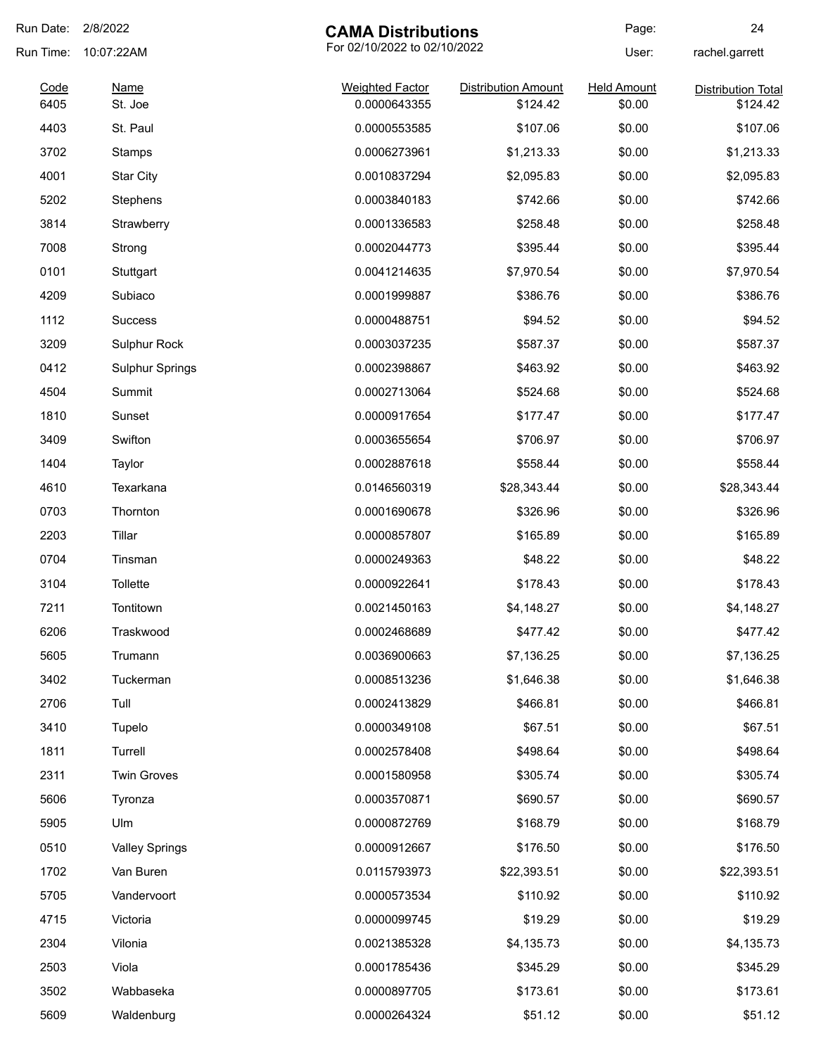# CAMA Distributions

For 02/10/2022 to 02/10/2022

Run Date: 2/8/2022
Run Time: 10:07:22AM
User: rachel.garrett

| Code | Name | Weighted Factor | Distribution Amount | Held Amount | Distribution Total |
|---|---|---|---|---|---|
| 6405 | St. Joe | 0.0000643355 | $124.42 | $0.00 | $124.42 |
| 4403 | St. Paul | 0.0000553585 | $107.06 | $0.00 | $107.06 |
| 3702 | Stamps | 0.0006273961 | $1,213.33 | $0.00 | $1,213.33 |
| 4001 | Star City | 0.0010837294 | $2,095.83 | $0.00 | $2,095.83 |
| 5202 | Stephens | 0.0003840183 | $742.66 | $0.00 | $742.66 |
| 3814 | Strawberry | 0.0001336583 | $258.48 | $0.00 | $258.48 |
| 7008 | Strong | 0.0002044773 | $395.44 | $0.00 | $395.44 |
| 0101 | Stuttgart | 0.0041214635 | $7,970.54 | $0.00 | $7,970.54 |
| 4209 | Subiaco | 0.0001999887 | $386.76 | $0.00 | $386.76 |
| 1112 | Success | 0.0000488751 | $94.52 | $0.00 | $94.52 |
| 3209 | Sulphur Rock | 0.0003037235 | $587.37 | $0.00 | $587.37 |
| 0412 | Sulphur Springs | 0.0002398867 | $463.92 | $0.00 | $463.92 |
| 4504 | Summit | 0.0002713064 | $524.68 | $0.00 | $524.68 |
| 1810 | Sunset | 0.0000917654 | $177.47 | $0.00 | $177.47 |
| 3409 | Swifton | 0.0003655654 | $706.97 | $0.00 | $706.97 |
| 1404 | Taylor | 0.0002887618 | $558.44 | $0.00 | $558.44 |
| 4610 | Texarkana | 0.0146560319 | $28,343.44 | $0.00 | $28,343.44 |
| 0703 | Thornton | 0.0001690678 | $326.96 | $0.00 | $326.96 |
| 2203 | Tillar | 0.0000857807 | $165.89 | $0.00 | $165.89 |
| 0704 | Tinsman | 0.0000249363 | $48.22 | $0.00 | $48.22 |
| 3104 | Tollette | 0.0000922641 | $178.43 | $0.00 | $178.43 |
| 7211 | Tontitown | 0.0021450163 | $4,148.27 | $0.00 | $4,148.27 |
| 6206 | Traskwood | 0.0002468689 | $477.42 | $0.00 | $477.42 |
| 5605 | Trumann | 0.0036900663 | $7,136.25 | $0.00 | $7,136.25 |
| 3402 | Tuckerman | 0.0008513236 | $1,646.38 | $0.00 | $1,646.38 |
| 2706 | Tull | 0.0002413829 | $466.81 | $0.00 | $466.81 |
| 3410 | Tupelo | 0.0000349108 | $67.51 | $0.00 | $67.51 |
| 1811 | Turrell | 0.0002578408 | $498.64 | $0.00 | $498.64 |
| 2311 | Twin Groves | 0.0001580958 | $305.74 | $0.00 | $305.74 |
| 5606 | Tyronza | 0.0003570871 | $690.57 | $0.00 | $690.57 |
| 5905 | Ulm | 0.0000872769 | $168.79 | $0.00 | $168.79 |
| 0510 | Valley Springs | 0.0000912667 | $176.50 | $0.00 | $176.50 |
| 1702 | Van Buren | 0.0115793973 | $22,393.51 | $0.00 | $22,393.51 |
| 5705 | Vandervoort | 0.0000573534 | $110.92 | $0.00 | $110.92 |
| 4715 | Victoria | 0.0000099745 | $19.29 | $0.00 | $19.29 |
| 2304 | Vilonia | 0.0021385328 | $4,135.73 | $0.00 | $4,135.73 |
| 2503 | Viola | 0.0001785436 | $345.29 | $0.00 | $345.29 |
| 3502 | Wabbaseka | 0.0000897705 | $173.61 | $0.00 | $173.61 |
| 5609 | Waldenburg | 0.0000264324 | $51.12 | $0.00 | $51.12 |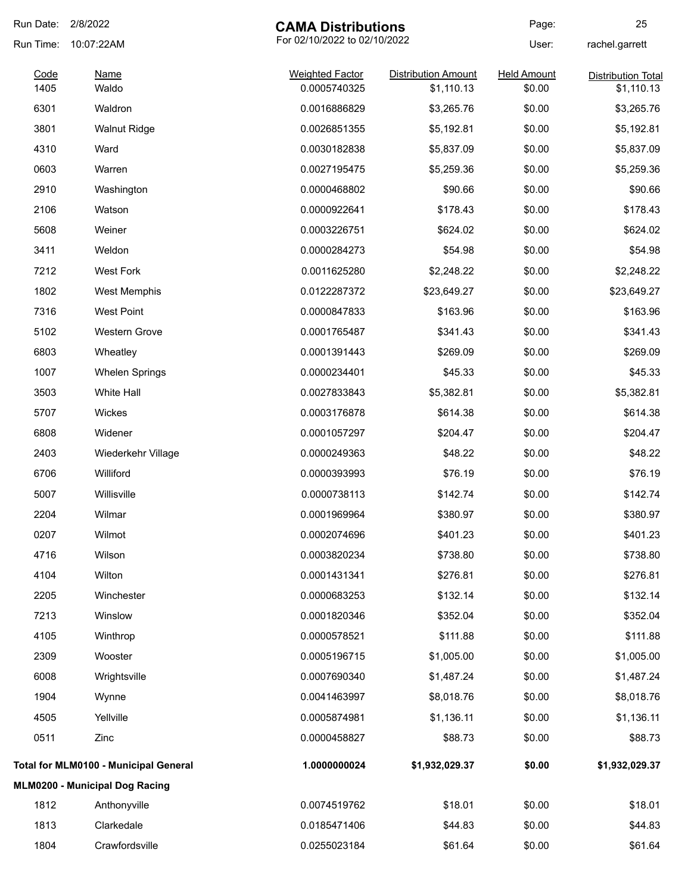# CAMA Distributions

For 02/10/2022 to 02/10/2022

Run Date: 2/8/2022
Run Time: 10:07:22AM
User: rachel.garrett

| Code | Name | Weighted Factor | Distribution Amount | Held Amount | Distribution Total |
|---|---|---|---|---|---|
| 1405 | Waldo | 0.0005740325 | $1,110.13 | $0.00 | $1,110.13 |
| 6301 | Waldron | 0.0016886829 | $3,265.76 | $0.00 | $3,265.76 |
| 3801 | Walnut Ridge | 0.0026851355 | $5,192.81 | $0.00 | $5,192.81 |
| 4310 | Ward | 0.0030182838 | $5,837.09 | $0.00 | $5,837.09 |
| 0603 | Warren | 0.0027195475 | $5,259.36 | $0.00 | $5,259.36 |
| 2910 | Washington | 0.0000468802 | $90.66 | $0.00 | $90.66 |
| 2106 | Watson | 0.0000922641 | $178.43 | $0.00 | $178.43 |
| 5608 | Weiner | 0.0003226751 | $624.02 | $0.00 | $624.02 |
| 3411 | Weldon | 0.0000284273 | $54.98 | $0.00 | $54.98 |
| 7212 | West Fork | 0.0011625280 | $2,248.22 | $0.00 | $2,248.22 |
| 1802 | West Memphis | 0.0122287372 | $23,649.27 | $0.00 | $23,649.27 |
| 7316 | West Point | 0.0000847833 | $163.96 | $0.00 | $163.96 |
| 5102 | Western Grove | 0.0001765487 | $341.43 | $0.00 | $341.43 |
| 6803 | Wheatley | 0.0001391443 | $269.09 | $0.00 | $269.09 |
| 1007 | Whelen Springs | 0.0000234401 | $45.33 | $0.00 | $45.33 |
| 3503 | White Hall | 0.0027833843 | $5,382.81 | $0.00 | $5,382.81 |
| 5707 | Wickes | 0.0003176878 | $614.38 | $0.00 | $614.38 |
| 6808 | Widener | 0.0001057297 | $204.47 | $0.00 | $204.47 |
| 2403 | Wiederkehr Village | 0.0000249363 | $48.22 | $0.00 | $48.22 |
| 6706 | Williford | 0.0000393993 | $76.19 | $0.00 | $76.19 |
| 5007 | Willisville | 0.0000738113 | $142.74 | $0.00 | $142.74 |
| 2204 | Wilmar | 0.0001969964 | $380.97 | $0.00 | $380.97 |
| 0207 | Wilmot | 0.0002074696 | $401.23 | $0.00 | $401.23 |
| 4716 | Wilson | 0.0003820234 | $738.80 | $0.00 | $738.80 |
| 4104 | Wilton | 0.0001431341 | $276.81 | $0.00 | $276.81 |
| 2205 | Winchester | 0.0000683253 | $132.14 | $0.00 | $132.14 |
| 7213 | Winslow | 0.0001820346 | $352.04 | $0.00 | $352.04 |
| 4105 | Winthrop | 0.0000578521 | $111.88 | $0.00 | $111.88 |
| 2309 | Wooster | 0.0005196715 | $1,005.00 | $0.00 | $1,005.00 |
| 6008 | Wrightsville | 0.0007690340 | $1,487.24 | $0.00 | $1,487.24 |
| 1904 | Wynne | 0.0041463997 | $8,018.76 | $0.00 | $8,018.76 |
| 4505 | Yellville | 0.0005874981 | $1,136.11 | $0.00 | $1,136.11 |
| 0511 | Zinc | 0.0000458827 | $88.73 | $0.00 | $88.73 |
| **Total for MLM0100 - Municipal General** | | **1.0000000024** | **$1,932,029.37** | **$0.00** | **$1,932,029.37** |

**MLM0200 - Municipal Dog Racing**

| Code | Name | Weighted Factor | Distribution Amount | Held Amount | Distribution Total |
|---|---|---|---|---|---|
| 1812 | Anthonyville | 0.0074519762 | $18.01 | $0.00 | $18.01 |
| 1813 | Clarkedale | 0.0185471406 | $44.83 | $0.00 | $44.83 |
| 1804 | Crawfordsville | 0.0255023184 | $61.64 | $0.00 | $61.64 |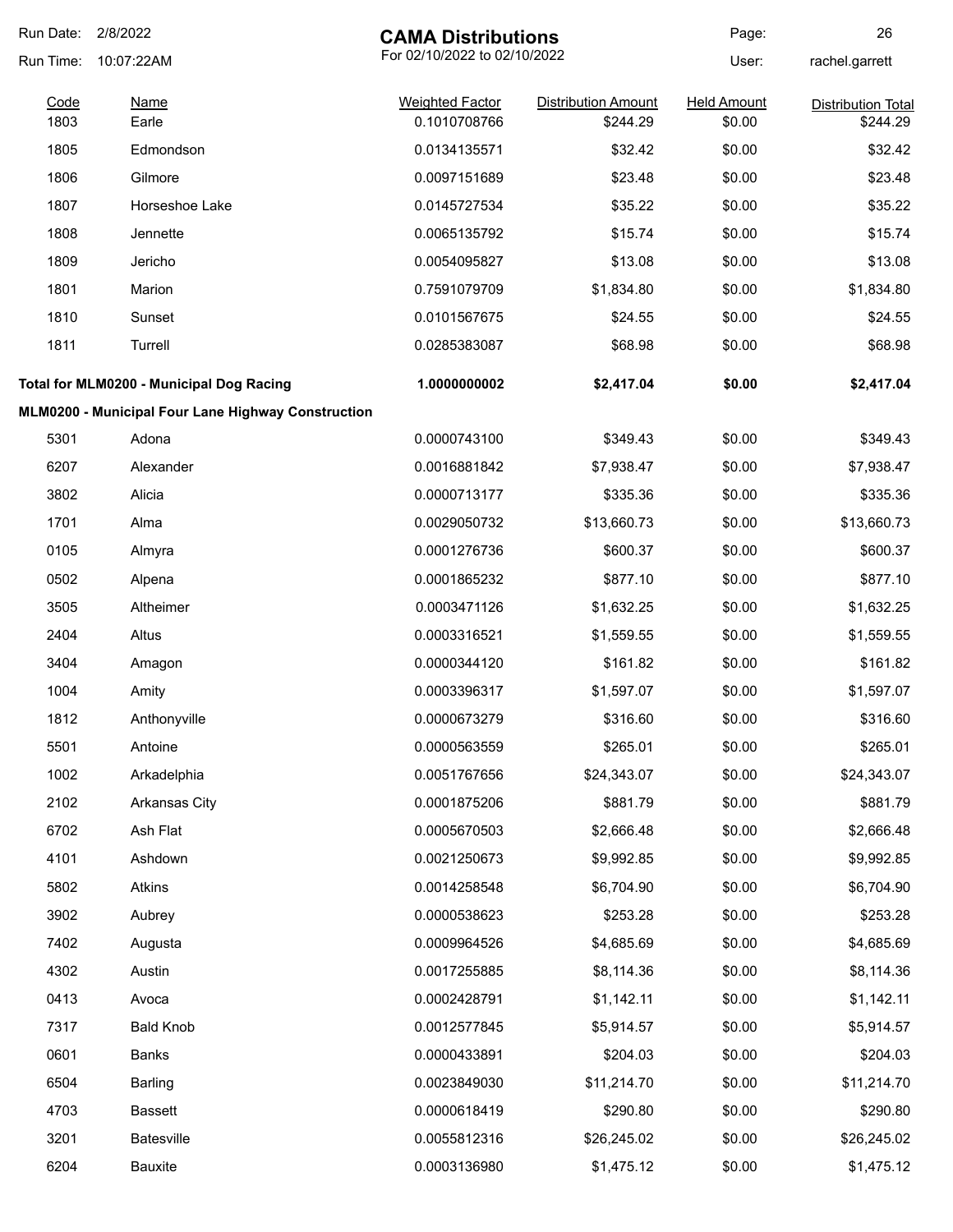# CAMA Distributions

For 02/10/2022 to 02/10/2022

Run Date: 2/8/2022
Run Time: 10:07:22AM
User: rachel.garrett

| Code | Name | Weighted Factor | Distribution Amount | Held Amount | Distribution Total |
|---|---|---|---|---|---|
| 1803 | Earle | 0.1010708766 | $244.29 | $0.00 | $244.29 |
| 1805 | Edmondson | 0.0134135571 | $32.42 | $0.00 | $32.42 |
| 1806 | Gilmore | 0.0097151689 | $23.48 | $0.00 | $23.48 |
| 1807 | Horseshoe Lake | 0.0145727534 | $35.22 | $0.00 | $35.22 |
| 1808 | Jennette | 0.0065135792 | $15.74 | $0.00 | $15.74 |
| 1809 | Jericho | 0.0054095827 | $13.08 | $0.00 | $13.08 |
| 1801 | Marion | 0.7591079709 | $1,834.80 | $0.00 | $1,834.80 |
| 1810 | Sunset | 0.0101567675 | $24.55 | $0.00 | $24.55 |
| 1811 | Turrell | 0.0285383087 | $68.98 | $0.00 | $68.98 |
| **Total for MLM0200 - Municipal Dog Racing** | | **1.0000000002** | **$2,417.04** | **$0.00** | **$2,417.04** |

**MLM0200 - Municipal Four Lane Highway Construction**

| Code | Name | Weighted Factor | Distribution Amount | Held Amount | Distribution Total |
|---|---|---|---|---|---|
| 5301 | Adona | 0.0000743100 | $349.43 | $0.00 | $349.43 |
| 6207 | Alexander | 0.0016881842 | $7,938.47 | $0.00 | $7,938.47 |
| 3802 | Alicia | 0.0000713177 | $335.36 | $0.00 | $335.36 |
| 1701 | Alma | 0.0029050732 | $13,660.73 | $0.00 | $13,660.73 |
| 0105 | Almyra | 0.0001276736 | $600.37 | $0.00 | $600.37 |
| 0502 | Alpena | 0.0001865232 | $877.10 | $0.00 | $877.10 |
| 3505 | Altheimer | 0.0003471126 | $1,632.25 | $0.00 | $1,632.25 |
| 2404 | Altus | 0.0003316521 | $1,559.55 | $0.00 | $1,559.55 |
| 3404 | Amagon | 0.0000344120 | $161.82 | $0.00 | $161.82 |
| 1004 | Amity | 0.0003396317 | $1,597.07 | $0.00 | $1,597.07 |
| 1812 | Anthonyville | 0.0000673279 | $316.60 | $0.00 | $316.60 |
| 5501 | Antoine | 0.0000563559 | $265.01 | $0.00 | $265.01 |
| 1002 | Arkadelphia | 0.0051767656 | $24,343.07 | $0.00 | $24,343.07 |
| 2102 | Arkansas City | 0.0001875206 | $881.79 | $0.00 | $881.79 |
| 6702 | Ash Flat | 0.0005670503 | $2,666.48 | $0.00 | $2,666.48 |
| 4101 | Ashdown | 0.0021250673 | $9,992.85 | $0.00 | $9,992.85 |
| 5802 | Atkins | 0.0014258548 | $6,704.90 | $0.00 | $6,704.90 |
| 3902 | Aubrey | 0.0000538623 | $253.28 | $0.00 | $253.28 |
| 7402 | Augusta | 0.0009964526 | $4,685.69 | $0.00 | $4,685.69 |
| 4302 | Austin | 0.0017255885 | $8,114.36 | $0.00 | $8,114.36 |
| 0413 | Avoca | 0.0002428791 | $1,142.11 | $0.00 | $1,142.11 |
| 7317 | Bald Knob | 0.0012577845 | $5,914.57 | $0.00 | $5,914.57 |
| 0601 | Banks | 0.0000433891 | $204.03 | $0.00 | $204.03 |
| 6504 | Barling | 0.0023849030 | $11,214.70 | $0.00 | $11,214.70 |
| 4703 | Bassett | 0.0000618419 | $290.80 | $0.00 | $290.80 |
| 3201 | Batesville | 0.0055812316 | $26,245.02 | $0.00 | $26,245.02 |
| 6204 | Bauxite | 0.0003136980 | $1,475.12 | $0.00 | $1,475.12 |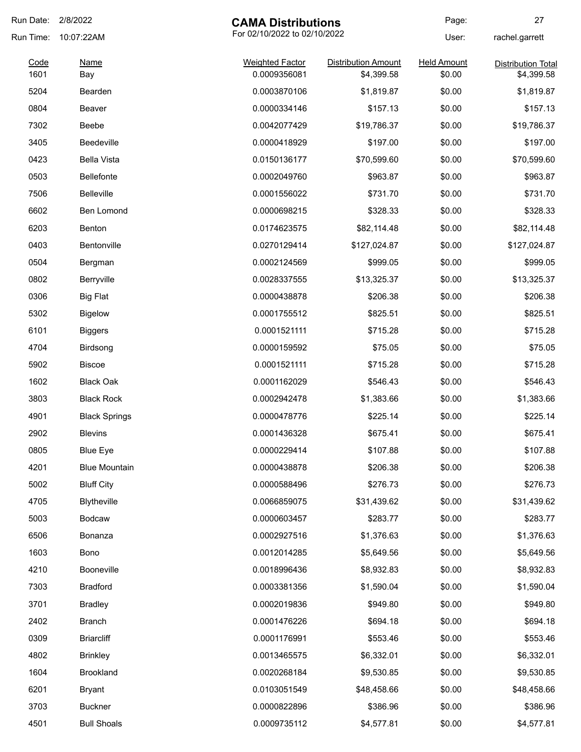Run Date: 2/8/2022

Run Time: 10:07:22AM

# CAMA Distributions

For 02/10/2022 to 02/10/2022

User: rachel.garrett

| Code | Name | Weighted Factor | Distribution Amount | Held Amount | Distribution Total |
|---|---|---|---|---|---|
| 1601 | Bay | 0.0009356081 | $4,399.58 | $0.00 | $4,399.58 |
| 5204 | Bearden | 0.0003870106 | $1,819.87 | $0.00 | $1,819.87 |
| 0804 | Beaver | 0.0000334146 | $157.13 | $0.00 | $157.13 |
| 7302 | Beebe | 0.0042077429 | $19,786.37 | $0.00 | $19,786.37 |
| 3405 | Beedeville | 0.0000418929 | $197.00 | $0.00 | $197.00 |
| 0423 | Bella Vista | 0.0150136177 | $70,599.60 | $0.00 | $70,599.60 |
| 0503 | Bellefonte | 0.0002049760 | $963.87 | $0.00 | $963.87 |
| 7506 | Belleville | 0.0001556022 | $731.70 | $0.00 | $731.70 |
| 6602 | Ben Lomond | 0.0000698215 | $328.33 | $0.00 | $328.33 |
| 6203 | Benton | 0.0174623575 | $82,114.48 | $0.00 | $82,114.48 |
| 0403 | Bentonville | 0.0270129414 | $127,024.87 | $0.00 | $127,024.87 |
| 0504 | Bergman | 0.0002124569 | $999.05 | $0.00 | $999.05 |
| 0802 | Berryville | 0.0028337555 | $13,325.37 | $0.00 | $13,325.37 |
| 0306 | Big Flat | 0.0000438878 | $206.38 | $0.00 | $206.38 |
| 5302 | Bigelow | 0.0001755512 | $825.51 | $0.00 | $825.51 |
| 6101 | Biggers | 0.0001521111 | $715.28 | $0.00 | $715.28 |
| 4704 | Birdsong | 0.0000159592 | $75.05 | $0.00 | $75.05 |
| 5902 | Biscoe | 0.0001521111 | $715.28 | $0.00 | $715.28 |
| 1602 | Black Oak | 0.0001162029 | $546.43 | $0.00 | $546.43 |
| 3803 | Black Rock | 0.0002942478 | $1,383.66 | $0.00 | $1,383.66 |
| 4901 | Black Springs | 0.0000478776 | $225.14 | $0.00 | $225.14 |
| 2902 | Blevins | 0.0001436328 | $675.41 | $0.00 | $675.41 |
| 0805 | Blue Eye | 0.0000229414 | $107.88 | $0.00 | $107.88 |
| 4201 | Blue Mountain | 0.0000438878 | $206.38 | $0.00 | $206.38 |
| 5002 | Bluff City | 0.0000588496 | $276.73 | $0.00 | $276.73 |
| 4705 | Blytheville | 0.0066859075 | $31,439.62 | $0.00 | $31,439.62 |
| 5003 | Bodcaw | 0.0000603457 | $283.77 | $0.00 | $283.77 |
| 6506 | Bonanza | 0.0002927516 | $1,376.63 | $0.00 | $1,376.63 |
| 1603 | Bono | 0.0012014285 | $5,649.56 | $0.00 | $5,649.56 |
| 4210 | Booneville | 0.0018996436 | $8,932.83 | $0.00 | $8,932.83 |
| 7303 | Bradford | 0.0003381356 | $1,590.04 | $0.00 | $1,590.04 |
| 3701 | Bradley | 0.0002019836 | $949.80 | $0.00 | $949.80 |
| 2402 | Branch | 0.0001476226 | $694.18 | $0.00 | $694.18 |
| 0309 | Briarcliff | 0.0001176991 | $553.46 | $0.00 | $553.46 |
| 4802 | Brinkley | 0.0013465575 | $6,332.01 | $0.00 | $6,332.01 |
| 1604 | Brookland | 0.0020268184 | $9,530.85 | $0.00 | $9,530.85 |
| 6201 | Bryant | 0.0103051549 | $48,458.66 | $0.00 | $48,458.66 |
| 3703 | Buckner | 0.0000822896 | $386.96 | $0.00 | $386.96 |
| 4501 | Bull Shoals | 0.0009735112 | $4,577.81 | $0.00 | $4,577.81 |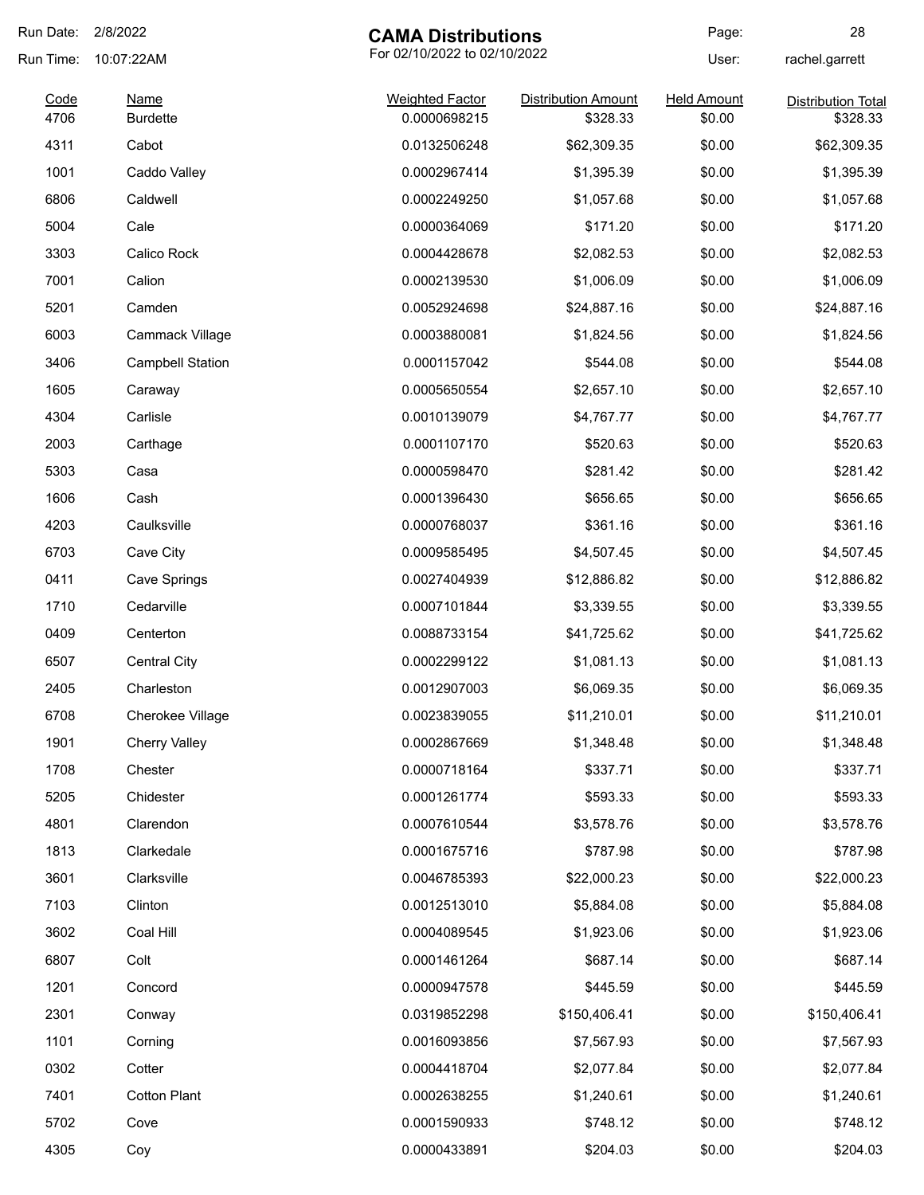# CAMA Distributions

For 02/10/2022 to 02/10/2022

Run Date: 2/8/2022
Run Time: 10:07:22AM
User: rachel.garrett

| Code | Name | Weighted Factor | Distribution Amount | Held Amount | Distribution Total |
|---|---|---|---|---|---|
| 4706 | Burdette | 0.0000698215 | $328.33 | $0.00 | $328.33 |
| 4311 | Cabot | 0.0132506248 | $62,309.35 | $0.00 | $62,309.35 |
| 1001 | Caddo Valley | 0.0002967414 | $1,395.39 | $0.00 | $1,395.39 |
| 6806 | Caldwell | 0.0002249250 | $1,057.68 | $0.00 | $1,057.68 |
| 5004 | Cale | 0.0000364069 | $171.20 | $0.00 | $171.20 |
| 3303 | Calico Rock | 0.0004428678 | $2,082.53 | $0.00 | $2,082.53 |
| 7001 | Calion | 0.0002139530 | $1,006.09 | $0.00 | $1,006.09 |
| 5201 | Camden | 0.0052924698 | $24,887.16 | $0.00 | $24,887.16 |
| 6003 | Cammack Village | 0.0003880081 | $1,824.56 | $0.00 | $1,824.56 |
| 3406 | Campbell Station | 0.0001157042 | $544.08 | $0.00 | $544.08 |
| 1605 | Caraway | 0.0005650554 | $2,657.10 | $0.00 | $2,657.10 |
| 4304 | Carlisle | 0.0010139079 | $4,767.77 | $0.00 | $4,767.77 |
| 2003 | Carthage | 0.0001107170 | $520.63 | $0.00 | $520.63 |
| 5303 | Casa | 0.0000598470 | $281.42 | $0.00 | $281.42 |
| 1606 | Cash | 0.0001396430 | $656.65 | $0.00 | $656.65 |
| 4203 | Caulksville | 0.0000768037 | $361.16 | $0.00 | $361.16 |
| 6703 | Cave City | 0.0009585495 | $4,507.45 | $0.00 | $4,507.45 |
| 0411 | Cave Springs | 0.0027404939 | $12,886.82 | $0.00 | $12,886.82 |
| 1710 | Cedarville | 0.0007101844 | $3,339.55 | $0.00 | $3,339.55 |
| 0409 | Centerton | 0.0088733154 | $41,725.62 | $0.00 | $41,725.62 |
| 6507 | Central City | 0.0002299122 | $1,081.13 | $0.00 | $1,081.13 |
| 2405 | Charleston | 0.0012907003 | $6,069.35 | $0.00 | $6,069.35 |
| 6708 | Cherokee Village | 0.0023839055 | $11,210.01 | $0.00 | $11,210.01 |
| 1901 | Cherry Valley | 0.0002867669 | $1,348.48 | $0.00 | $1,348.48 |
| 1708 | Chester | 0.0000718164 | $337.71 | $0.00 | $337.71 |
| 5205 | Chidester | 0.0001261774 | $593.33 | $0.00 | $593.33 |
| 4801 | Clarendon | 0.0007610544 | $3,578.76 | $0.00 | $3,578.76 |
| 1813 | Clarkedale | 0.0001675716 | $787.98 | $0.00 | $787.98 |
| 3601 | Clarksville | 0.0046785393 | $22,000.23 | $0.00 | $22,000.23 |
| 7103 | Clinton | 0.0012513010 | $5,884.08 | $0.00 | $5,884.08 |
| 3602 | Coal Hill | 0.0004089545 | $1,923.06 | $0.00 | $1,923.06 |
| 6807 | Colt | 0.0001461264 | $687.14 | $0.00 | $687.14 |
| 1201 | Concord | 0.0000947578 | $445.59 | $0.00 | $445.59 |
| 2301 | Conway | 0.0319852298 | $150,406.41 | $0.00 | $150,406.41 |
| 1101 | Corning | 0.0016093856 | $7,567.93 | $0.00 | $7,567.93 |
| 0302 | Cotter | 0.0004418704 | $2,077.84 | $0.00 | $2,077.84 |
| 7401 | Cotton Plant | 0.0002638255 | $1,240.61 | $0.00 | $1,240.61 |
| 5702 | Cove | 0.0001590933 | $748.12 | $0.00 | $748.12 |
| 4305 | Coy | 0.0000433891 | $204.03 | $0.00 | $204.03 |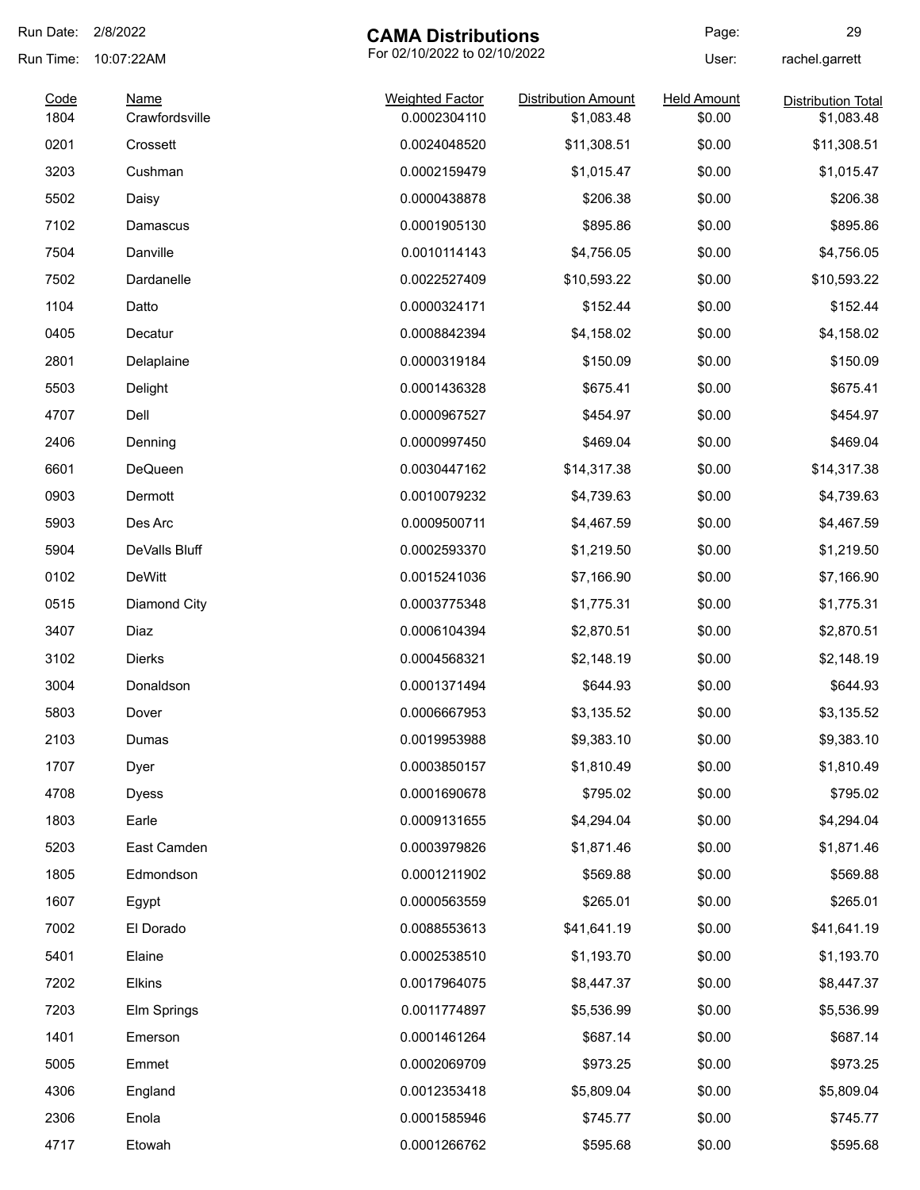# CAMA Distributions

For 02/10/2022 to 02/10/2022

Run Date: 2/8/2022
Run Time: 10:07:22AM
User: rachel.garrett

| Code | Name | Weighted Factor | Distribution Amount | Held Amount | Distribution Total |
|---|---|---|---|---|---|
| 1804 | Crawfordsville | 0.0002304110 | $1,083.48 | $0.00 | $1,083.48 |
| 0201 | Crossett | 0.0024048520 | $11,308.51 | $0.00 | $11,308.51 |
| 3203 | Cushman | 0.0002159479 | $1,015.47 | $0.00 | $1,015.47 |
| 5502 | Daisy | 0.0000438878 | $206.38 | $0.00 | $206.38 |
| 7102 | Damascus | 0.0001905130 | $895.86 | $0.00 | $895.86 |
| 7504 | Danville | 0.0010114143 | $4,756.05 | $0.00 | $4,756.05 |
| 7502 | Dardanelle | 0.0022527409 | $10,593.22 | $0.00 | $10,593.22 |
| 1104 | Datto | 0.0000324171 | $152.44 | $0.00 | $152.44 |
| 0405 | Decatur | 0.0008842394 | $4,158.02 | $0.00 | $4,158.02 |
| 2801 | Delaplaine | 0.0000319184 | $150.09 | $0.00 | $150.09 |
| 5503 | Delight | 0.0001436328 | $675.41 | $0.00 | $675.41 |
| 4707 | Dell | 0.0000967527 | $454.97 | $0.00 | $454.97 |
| 2406 | Denning | 0.0000997450 | $469.04 | $0.00 | $469.04 |
| 6601 | DeQueen | 0.0030447162 | $14,317.38 | $0.00 | $14,317.38 |
| 0903 | Dermott | 0.0010079232 | $4,739.63 | $0.00 | $4,739.63 |
| 5903 | Des Arc | 0.0009500711 | $4,467.59 | $0.00 | $4,467.59 |
| 5904 | DeValls Bluff | 0.0002593370 | $1,219.50 | $0.00 | $1,219.50 |
| 0102 | DeWitt | 0.0015241036 | $7,166.90 | $0.00 | $7,166.90 |
| 0515 | Diamond City | 0.0003775348 | $1,775.31 | $0.00 | $1,775.31 |
| 3407 | Diaz | 0.0006104394 | $2,870.51 | $0.00 | $2,870.51 |
| 3102 | Dierks | 0.0004568321 | $2,148.19 | $0.00 | $2,148.19 |
| 3004 | Donaldson | 0.0001371494 | $644.93 | $0.00 | $644.93 |
| 5803 | Dover | 0.0006667953 | $3,135.52 | $0.00 | $3,135.52 |
| 2103 | Dumas | 0.0019953988 | $9,383.10 | $0.00 | $9,383.10 |
| 1707 | Dyer | 0.0003850157 | $1,810.49 | $0.00 | $1,810.49 |
| 4708 | Dyess | 0.0001690678 | $795.02 | $0.00 | $795.02 |
| 1803 | Earle | 0.0009131655 | $4,294.04 | $0.00 | $4,294.04 |
| 5203 | East Camden | 0.0003979826 | $1,871.46 | $0.00 | $1,871.46 |
| 1805 | Edmondson | 0.0001211902 | $569.88 | $0.00 | $569.88 |
| 1607 | Egypt | 0.0000563559 | $265.01 | $0.00 | $265.01 |
| 7002 | El Dorado | 0.0088553613 | $41,641.19 | $0.00 | $41,641.19 |
| 5401 | Elaine | 0.0002538510 | $1,193.70 | $0.00 | $1,193.70 |
| 7202 | Elkins | 0.0017964075 | $8,447.37 | $0.00 | $8,447.37 |
| 7203 | Elm Springs | 0.0011774897 | $5,536.99 | $0.00 | $5,536.99 |
| 1401 | Emerson | 0.0001461264 | $687.14 | $0.00 | $687.14 |
| 5005 | Emmet | 0.0002069709 | $973.25 | $0.00 | $973.25 |
| 4306 | England | 0.0012353418 | $5,809.04 | $0.00 | $5,809.04 |
| 2306 | Enola | 0.0001585946 | $745.77 | $0.00 | $745.77 |
| 4717 | Etowah | 0.0001266762 | $595.68 | $0.00 | $595.68 |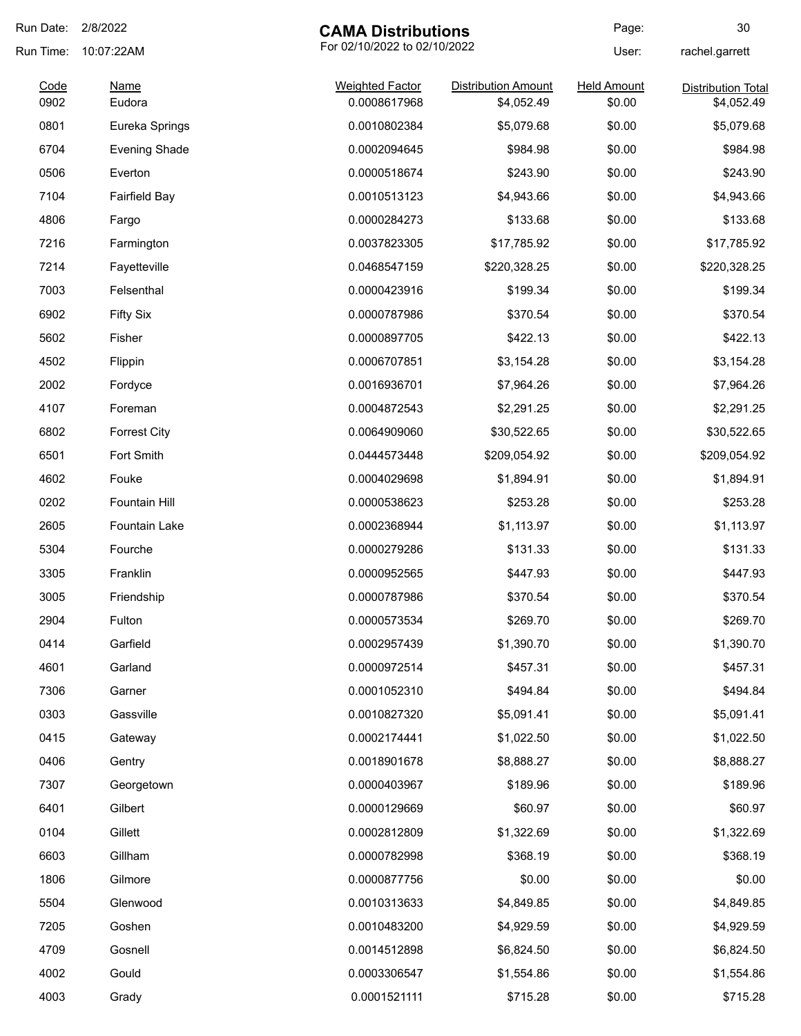Run Date: 2/8/2022

Run Time: 10:07:22AM

# CAMA Distributions

For 02/10/2022 to 02/10/2022

User: rachel.garrett

| Code | Name | Weighted Factor | Distribution Amount | Held Amount | Distribution Total |
|---|---|---|---|---|---|
| 0902 | Eudora | 0.0008617968 | $4,052.49 | $0.00 | $4,052.49 |
| 0801 | Eureka Springs | 0.0010802384 | $5,079.68 | $0.00 | $5,079.68 |
| 6704 | Evening Shade | 0.0002094645 | $984.98 | $0.00 | $984.98 |
| 0506 | Everton | 0.0000518674 | $243.90 | $0.00 | $243.90 |
| 7104 | Fairfield Bay | 0.0010513123 | $4,943.66 | $0.00 | $4,943.66 |
| 4806 | Fargo | 0.0000284273 | $133.68 | $0.00 | $133.68 |
| 7216 | Farmington | 0.0037823305 | $17,785.92 | $0.00 | $17,785.92 |
| 7214 | Fayetteville | 0.0468547159 | $220,328.25 | $0.00 | $220,328.25 |
| 7003 | Felsenthal | 0.0000423916 | $199.34 | $0.00 | $199.34 |
| 6902 | Fifty Six | 0.0000787986 | $370.54 | $0.00 | $370.54 |
| 5602 | Fisher | 0.0000897705 | $422.13 | $0.00 | $422.13 |
| 4502 | Flippin | 0.0006707851 | $3,154.28 | $0.00 | $3,154.28 |
| 2002 | Fordyce | 0.0016936701 | $7,964.26 | $0.00 | $7,964.26 |
| 4107 | Foreman | 0.0004872543 | $2,291.25 | $0.00 | $2,291.25 |
| 6802 | Forrest City | 0.0064909060 | $30,522.65 | $0.00 | $30,522.65 |
| 6501 | Fort Smith | 0.0444573448 | $209,054.92 | $0.00 | $209,054.92 |
| 4602 | Fouke | 0.0004029698 | $1,894.91 | $0.00 | $1,894.91 |
| 0202 | Fountain Hill | 0.0000538623 | $253.28 | $0.00 | $253.28 |
| 2605 | Fountain Lake | 0.0002368944 | $1,113.97 | $0.00 | $1,113.97 |
| 5304 | Fourche | 0.0000279286 | $131.33 | $0.00 | $131.33 |
| 3305 | Franklin | 0.0000952565 | $447.93 | $0.00 | $447.93 |
| 3005 | Friendship | 0.0000787986 | $370.54 | $0.00 | $370.54 |
| 2904 | Fulton | 0.0000573534 | $269.70 | $0.00 | $269.70 |
| 0414 | Garfield | 0.0002957439 | $1,390.70 | $0.00 | $1,390.70 |
| 4601 | Garland | 0.0000972514 | $457.31 | $0.00 | $457.31 |
| 7306 | Garner | 0.0001052310 | $494.84 | $0.00 | $494.84 |
| 0303 | Gassville | 0.0010827320 | $5,091.41 | $0.00 | $5,091.41 |
| 0415 | Gateway | 0.0002174441 | $1,022.50 | $0.00 | $1,022.50 |
| 0406 | Gentry | 0.0018901678 | $8,888.27 | $0.00 | $8,888.27 |
| 7307 | Georgetown | 0.0000403967 | $189.96 | $0.00 | $189.96 |
| 6401 | Gilbert | 0.0000129669 | $60.97 | $0.00 | $60.97 |
| 0104 | Gillett | 0.0002812809 | $1,322.69 | $0.00 | $1,322.69 |
| 6603 | Gillham | 0.0000782998 | $368.19 | $0.00 | $368.19 |
| 1806 | Gilmore | 0.0000877756 | $0.00 | $0.00 | $0.00 |
| 5504 | Glenwood | 0.0010313633 | $4,849.85 | $0.00 | $4,849.85 |
| 7205 | Goshen | 0.0010483200 | $4,929.59 | $0.00 | $4,929.59 |
| 4709 | Gosnell | 0.0014512898 | $6,824.50 | $0.00 | $6,824.50 |
| 4002 | Gould | 0.0003306547 | $1,554.86 | $0.00 | $1,554.86 |
| 4003 | Grady | 0.0001521111 | $715.28 | $0.00 | $715.28 |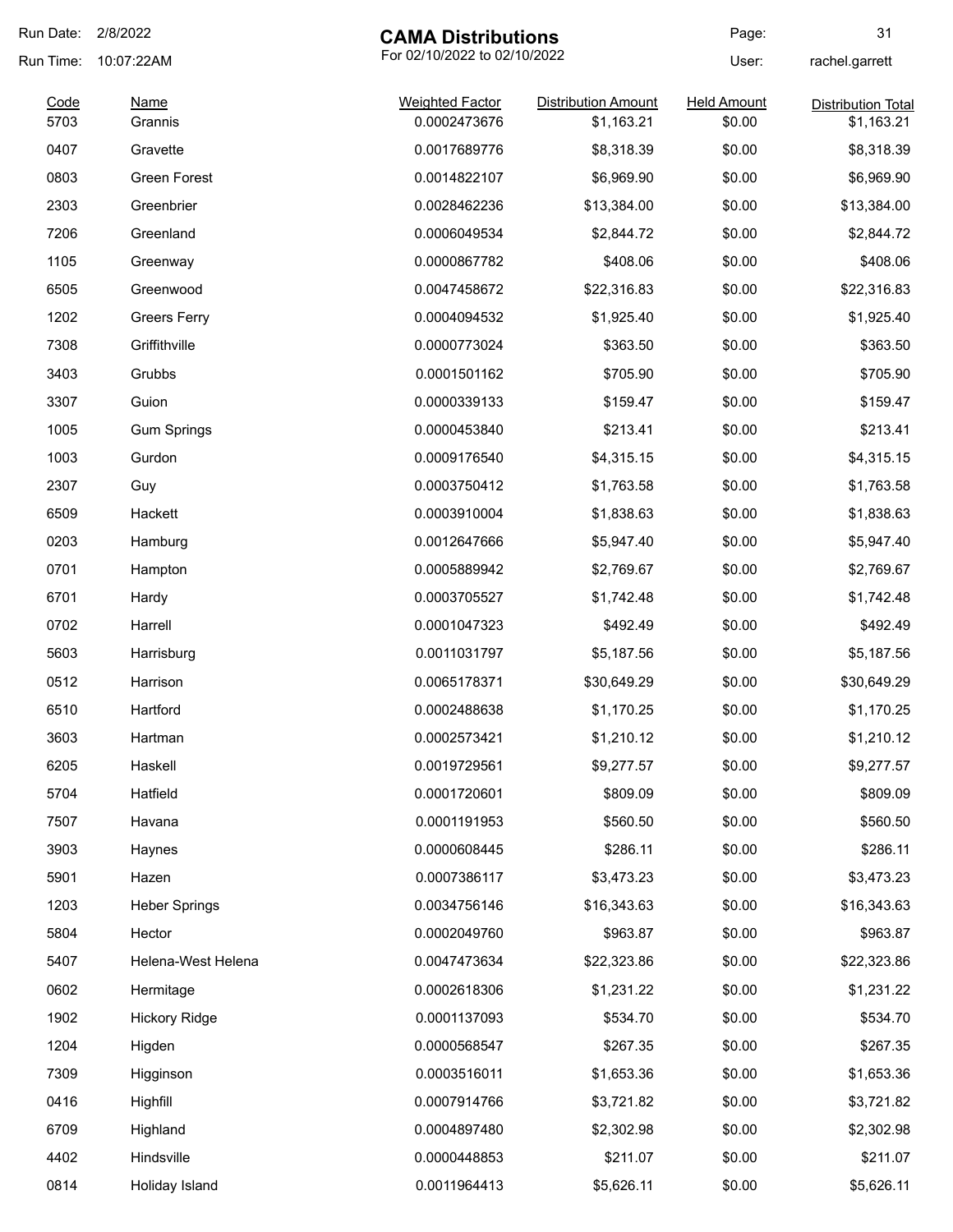Run Date: 2/8/2022

Run Time: 10:07:22AM

# CAMA Distributions

For 02/10/2022 to 02/10/2022

User: rachel.garrett

| Code | Name | Weighted Factor | Distribution Amount | Held Amount | Distribution Total |
|---|---|---|---|---|---|
| 5703 | Grannis | 0.0002473676 | $1,163.21 | $0.00 | $1,163.21 |
| 0407 | Gravette | 0.0017689776 | $8,318.39 | $0.00 | $8,318.39 |
| 0803 | Green Forest | 0.0014822107 | $6,969.90 | $0.00 | $6,969.90 |
| 2303 | Greenbrier | 0.0028462236 | $13,384.00 | $0.00 | $13,384.00 |
| 7206 | Greenland | 0.0006049534 | $2,844.72 | $0.00 | $2,844.72 |
| 1105 | Greenway | 0.0000867782 | $408.06 | $0.00 | $408.06 |
| 6505 | Greenwood | 0.0047458672 | $22,316.83 | $0.00 | $22,316.83 |
| 1202 | Greers Ferry | 0.0004094532 | $1,925.40 | $0.00 | $1,925.40 |
| 7308 | Griffithville | 0.0000773024 | $363.50 | $0.00 | $363.50 |
| 3403 | Grubbs | 0.0001501162 | $705.90 | $0.00 | $705.90 |
| 3307 | Guion | 0.0000339133 | $159.47 | $0.00 | $159.47 |
| 1005 | Gum Springs | 0.0000453840 | $213.41 | $0.00 | $213.41 |
| 1003 | Gurdon | 0.0009176540 | $4,315.15 | $0.00 | $4,315.15 |
| 2307 | Guy | 0.0003750412 | $1,763.58 | $0.00 | $1,763.58 |
| 6509 | Hackett | 0.0003910004 | $1,838.63 | $0.00 | $1,838.63 |
| 0203 | Hamburg | 0.0012647666 | $5,947.40 | $0.00 | $5,947.40 |
| 0701 | Hampton | 0.0005889942 | $2,769.67 | $0.00 | $2,769.67 |
| 6701 | Hardy | 0.0003705527 | $1,742.48 | $0.00 | $1,742.48 |
| 0702 | Harrell | 0.0001047323 | $492.49 | $0.00 | $492.49 |
| 5603 | Harrisburg | 0.0011031797 | $5,187.56 | $0.00 | $5,187.56 |
| 0512 | Harrison | 0.0065178371 | $30,649.29 | $0.00 | $30,649.29 |
| 6510 | Hartford | 0.0002488638 | $1,170.25 | $0.00 | $1,170.25 |
| 3603 | Hartman | 0.0002573421 | $1,210.12 | $0.00 | $1,210.12 |
| 6205 | Haskell | 0.0019729561 | $9,277.57 | $0.00 | $9,277.57 |
| 5704 | Hatfield | 0.0001720601 | $809.09 | $0.00 | $809.09 |
| 7507 | Havana | 0.0001191953 | $560.50 | $0.00 | $560.50 |
| 3903 | Haynes | 0.0000608445 | $286.11 | $0.00 | $286.11 |
| 5901 | Hazen | 0.0007386117 | $3,473.23 | $0.00 | $3,473.23 |
| 1203 | Heber Springs | 0.0034756146 | $16,343.63 | $0.00 | $16,343.63 |
| 5804 | Hector | 0.0002049760 | $963.87 | $0.00 | $963.87 |
| 5407 | Helena-West Helena | 0.0047473634 | $22,323.86 | $0.00 | $22,323.86 |
| 0602 | Hermitage | 0.0002618306 | $1,231.22 | $0.00 | $1,231.22 |
| 1902 | Hickory Ridge | 0.0001137093 | $534.70 | $0.00 | $534.70 |
| 1204 | Higden | 0.0000568547 | $267.35 | $0.00 | $267.35 |
| 7309 | Higginson | 0.0003516011 | $1,653.36 | $0.00 | $1,653.36 |
| 0416 | Highfill | 0.0007914766 | $3,721.82 | $0.00 | $3,721.82 |
| 6709 | Highland | 0.0004897480 | $2,302.98 | $0.00 | $2,302.98 |
| 4402 | Hindsville | 0.0000448853 | $211.07 | $0.00 | $211.07 |
| 0814 | Holiday Island | 0.0011964413 | $5,626.11 | $0.00 | $5,626.11 |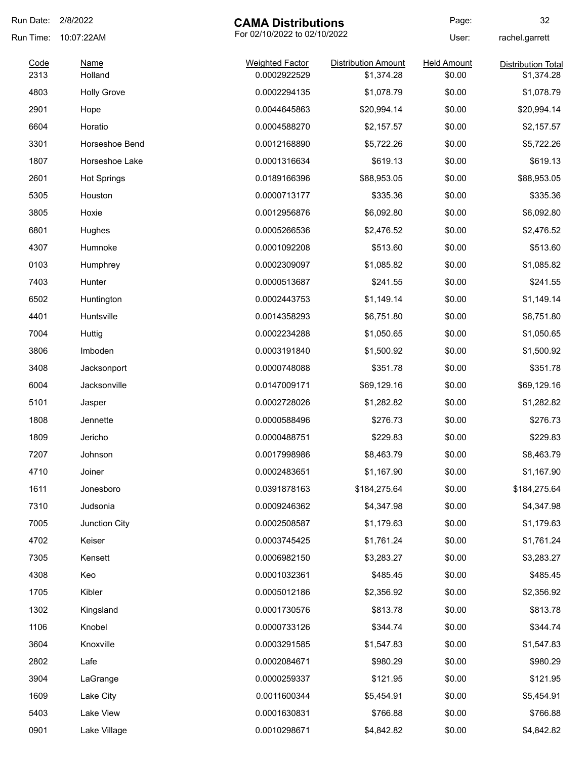# CAMA Distributions

For 02/10/2022 to 02/10/2022

Run Date: 2/8/2022
Run Time: 10:07:22AM
User: rachel.garrett

| Code | Name | Weighted Factor | Distribution Amount | Held Amount | Distribution Total |
|---|---|---|---|---|---|
| 2313 | Holland | 0.0002922529 | $1,374.28 | $0.00 | $1,374.28 |
| 4803 | Holly Grove | 0.0002294135 | $1,078.79 | $0.00 | $1,078.79 |
| 2901 | Hope | 0.0044645863 | $20,994.14 | $0.00 | $20,994.14 |
| 6604 | Horatio | 0.0004588270 | $2,157.57 | $0.00 | $2,157.57 |
| 3301 | Horseshoe Bend | 0.0012168890 | $5,722.26 | $0.00 | $5,722.26 |
| 1807 | Horseshoe Lake | 0.0001316634 | $619.13 | $0.00 | $619.13 |
| 2601 | Hot Springs | 0.0189166396 | $88,953.05 | $0.00 | $88,953.05 |
| 5305 | Houston | 0.0000713177 | $335.36 | $0.00 | $335.36 |
| 3805 | Hoxie | 0.0012956876 | $6,092.80 | $0.00 | $6,092.80 |
| 6801 | Hughes | 0.0005266536 | $2,476.52 | $0.00 | $2,476.52 |
| 4307 | Humnoke | 0.0001092208 | $513.60 | $0.00 | $513.60 |
| 0103 | Humphrey | 0.0002309097 | $1,085.82 | $0.00 | $1,085.82 |
| 7403 | Hunter | 0.0000513687 | $241.55 | $0.00 | $241.55 |
| 6502 | Huntington | 0.0002443753 | $1,149.14 | $0.00 | $1,149.14 |
| 4401 | Huntsville | 0.0014358293 | $6,751.80 | $0.00 | $6,751.80 |
| 7004 | Huttig | 0.0002234288 | $1,050.65 | $0.00 | $1,050.65 |
| 3806 | Imboden | 0.0003191840 | $1,500.92 | $0.00 | $1,500.92 |
| 3408 | Jacksonport | 0.0000748088 | $351.78 | $0.00 | $351.78 |
| 6004 | Jacksonville | 0.0147009171 | $69,129.16 | $0.00 | $69,129.16 |
| 5101 | Jasper | 0.0002728026 | $1,282.82 | $0.00 | $1,282.82 |
| 1808 | Jennette | 0.0000588496 | $276.73 | $0.00 | $276.73 |
| 1809 | Jericho | 0.0000488751 | $229.83 | $0.00 | $229.83 |
| 7207 | Johnson | 0.0017998986 | $8,463.79 | $0.00 | $8,463.79 |
| 4710 | Joiner | 0.0002483651 | $1,167.90 | $0.00 | $1,167.90 |
| 1611 | Jonesboro | 0.0391878163 | $184,275.64 | $0.00 | $184,275.64 |
| 7310 | Judsonia | 0.0009246362 | $4,347.98 | $0.00 | $4,347.98 |
| 7005 | Junction City | 0.0002508587 | $1,179.63 | $0.00 | $1,179.63 |
| 4702 | Keiser | 0.0003745425 | $1,761.24 | $0.00 | $1,761.24 |
| 7305 | Kensett | 0.0006982150 | $3,283.27 | $0.00 | $3,283.27 |
| 4308 | Keo | 0.0001032361 | $485.45 | $0.00 | $485.45 |
| 1705 | Kibler | 0.0005012186 | $2,356.92 | $0.00 | $2,356.92 |
| 1302 | Kingsland | 0.0001730576 | $813.78 | $0.00 | $813.78 |
| 1106 | Knobel | 0.0000733126 | $344.74 | $0.00 | $344.74 |
| 3604 | Knoxville | 0.0003291585 | $1,547.83 | $0.00 | $1,547.83 |
| 2802 | Lafe | 0.0002084671 | $980.29 | $0.00 | $980.29 |
| 3904 | LaGrange | 0.0000259337 | $121.95 | $0.00 | $121.95 |
| 1609 | Lake City | 0.0011600344 | $5,454.91 | $0.00 | $5,454.91 |
| 5403 | Lake View | 0.0001630831 | $766.88 | $0.00 | $766.88 |
| 0901 | Lake Village | 0.0010298671 | $4,842.82 | $0.00 | $4,842.82 |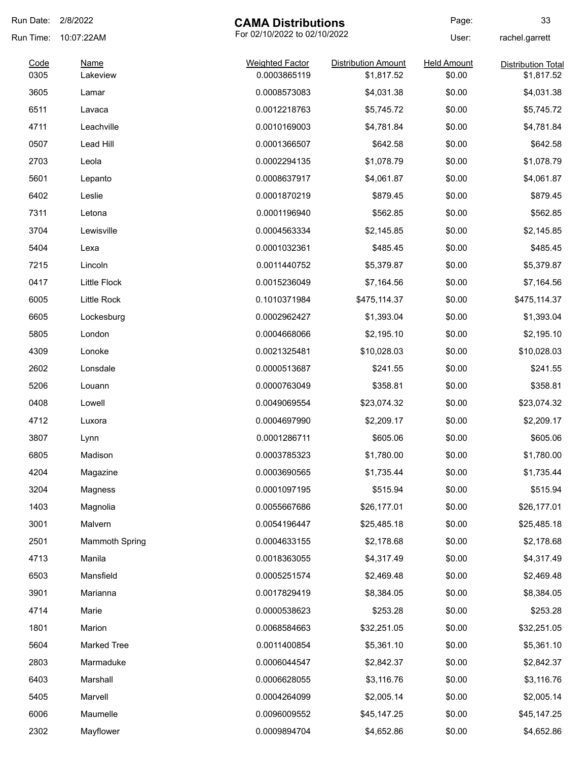# CAMA Distributions

For 02/10/2022 to 02/10/2022

Run Date: 2/8/2022
Run Time: 10:07:22AM
User: rachel.garrett

| Code | Name | Weighted Factor | Distribution Amount | Held Amount | Distribution Total |
|---|---|---|---|---|---|
| 0305 | Lakeview | 0.0003865119 | $1,817.52 | $0.00 | $1,817.52 |
| 3605 | Lamar | 0.0008573083 | $4,031.38 | $0.00 | $4,031.38 |
| 6511 | Lavaca | 0.0012218763 | $5,745.72 | $0.00 | $5,745.72 |
| 4711 | Leachville | 0.0010169003 | $4,781.84 | $0.00 | $4,781.84 |
| 0507 | Lead Hill | 0.0001366507 | $642.58 | $0.00 | $642.58 |
| 2703 | Leola | 0.0002294135 | $1,078.79 | $0.00 | $1,078.79 |
| 5601 | Lepanto | 0.0008637917 | $4,061.87 | $0.00 | $4,061.87 |
| 6402 | Leslie | 0.0001870219 | $879.45 | $0.00 | $879.45 |
| 7311 | Letona | 0.0001196940 | $562.85 | $0.00 | $562.85 |
| 3704 | Lewisville | 0.0004563334 | $2,145.85 | $0.00 | $2,145.85 |
| 5404 | Lexa | 0.0001032361 | $485.45 | $0.00 | $485.45 |
| 7215 | Lincoln | 0.0011440752 | $5,379.87 | $0.00 | $5,379.87 |
| 0417 | Little Flock | 0.0015236049 | $7,164.56 | $0.00 | $7,164.56 |
| 6005 | Little Rock | 0.1010371984 | $475,114.37 | $0.00 | $475,114.37 |
| 6605 | Lockesburg | 0.0002962427 | $1,393.04 | $0.00 | $1,393.04 |
| 5805 | London | 0.0004668066 | $2,195.10 | $0.00 | $2,195.10 |
| 4309 | Lonoke | 0.0021325481 | $10,028.03 | $0.00 | $10,028.03 |
| 2602 | Lonsdale | 0.0000513687 | $241.55 | $0.00 | $241.55 |
| 5206 | Louann | 0.0000763049 | $358.81 | $0.00 | $358.81 |
| 0408 | Lowell | 0.0049069554 | $23,074.32 | $0.00 | $23,074.32 |
| 4712 | Luxora | 0.0004697990 | $2,209.17 | $0.00 | $2,209.17 |
| 3807 | Lynn | 0.0001286711 | $605.06 | $0.00 | $605.06 |
| 6805 | Madison | 0.0003785323 | $1,780.00 | $0.00 | $1,780.00 |
| 4204 | Magazine | 0.0003690565 | $1,735.44 | $0.00 | $1,735.44 |
| 3204 | Magness | 0.0001097195 | $515.94 | $0.00 | $515.94 |
| 1403 | Magnolia | 0.0055667686 | $26,177.01 | $0.00 | $26,177.01 |
| 3001 | Malvern | 0.0054196447 | $25,485.18 | $0.00 | $25,485.18 |
| 2501 | Mammoth Spring | 0.0004633155 | $2,178.68 | $0.00 | $2,178.68 |
| 4713 | Manila | 0.0018363055 | $4,317.49 | $0.00 | $4,317.49 |
| 6503 | Mansfield | 0.0005251574 | $2,469.48 | $0.00 | $2,469.48 |
| 3901 | Marianna | 0.0017829419 | $8,384.05 | $0.00 | $8,384.05 |
| 4714 | Marie | 0.0000538623 | $253.28 | $0.00 | $253.28 |
| 1801 | Marion | 0.0068584663 | $32,251.05 | $0.00 | $32,251.05 |
| 5604 | Marked Tree | 0.0011400854 | $5,361.10 | $0.00 | $5,361.10 |
| 2803 | Marmaduke | 0.0006044547 | $2,842.37 | $0.00 | $2,842.37 |
| 6403 | Marshall | 0.0006628055 | $3,116.76 | $0.00 | $3,116.76 |
| 5405 | Marvell | 0.0004264099 | $2,005.14 | $0.00 | $2,005.14 |
| 6006 | Maumelle | 0.0096009552 | $45,147.25 | $0.00 | $45,147.25 |
| 2302 | Mayflower | 0.0009894704 | $4,652.86 | $0.00 | $4,652.86 |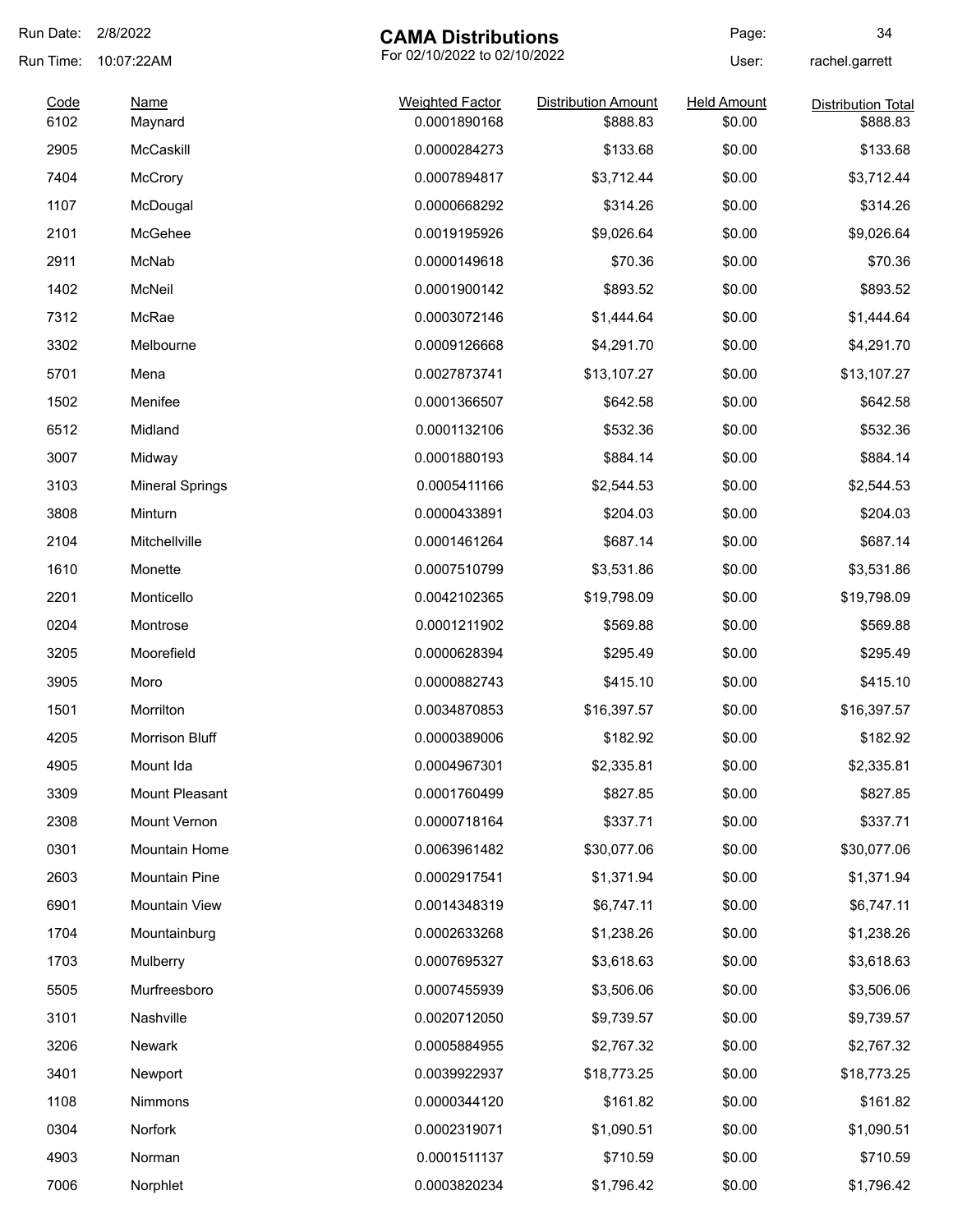Run Date: 2/8/2022

Run Time: 10:07:22AM

# CAMA Distributions

For 02/10/2022 to 02/10/2022

User: rachel.garrett

| Code | Name | Weighted Factor | Distribution Amount | Held Amount | Distribution Total |
|---|---|---|---|---|---|
| 6102 | Maynard | 0.0001890168 | $888.83 | $0.00 | $888.83 |
| 2905 | McCaskill | 0.0000284273 | $133.68 | $0.00 | $133.68 |
| 7404 | McCrory | 0.0007894817 | $3,712.44 | $0.00 | $3,712.44 |
| 1107 | McDougal | 0.0000668292 | $314.26 | $0.00 | $314.26 |
| 2101 | McGehee | 0.0019195926 | $9,026.64 | $0.00 | $9,026.64 |
| 2911 | McNab | 0.0000149618 | $70.36 | $0.00 | $70.36 |
| 1402 | McNeil | 0.0001900142 | $893.52 | $0.00 | $893.52 |
| 7312 | McRae | 0.0003072146 | $1,444.64 | $0.00 | $1,444.64 |
| 3302 | Melbourne | 0.0009126668 | $4,291.70 | $0.00 | $4,291.70 |
| 5701 | Mena | 0.0027873741 | $13,107.27 | $0.00 | $13,107.27 |
| 1502 | Menifee | 0.0001366507 | $642.58 | $0.00 | $642.58 |
| 6512 | Midland | 0.0001132106 | $532.36 | $0.00 | $532.36 |
| 3007 | Midway | 0.0001880193 | $884.14 | $0.00 | $884.14 |
| 3103 | Mineral Springs | 0.0005411166 | $2,544.53 | $0.00 | $2,544.53 |
| 3808 | Minturn | 0.0000433891 | $204.03 | $0.00 | $204.03 |
| 2104 | Mitchellville | 0.0001461264 | $687.14 | $0.00 | $687.14 |
| 1610 | Monette | 0.0007510799 | $3,531.86 | $0.00 | $3,531.86 |
| 2201 | Monticello | 0.0042102365 | $19,798.09 | $0.00 | $19,798.09 |
| 0204 | Montrose | 0.0001211902 | $569.88 | $0.00 | $569.88 |
| 3205 | Moorefield | 0.0000628394 | $295.49 | $0.00 | $295.49 |
| 3905 | Moro | 0.0000882743 | $415.10 | $0.00 | $415.10 |
| 1501 | Morrilton | 0.0034870853 | $16,397.57 | $0.00 | $16,397.57 |
| 4205 | Morrison Bluff | 0.0000389006 | $182.92 | $0.00 | $182.92 |
| 4905 | Mount Ida | 0.0004967301 | $2,335.81 | $0.00 | $2,335.81 |
| 3309 | Mount Pleasant | 0.0001760499 | $827.85 | $0.00 | $827.85 |
| 2308 | Mount Vernon | 0.0000718164 | $337.71 | $0.00 | $337.71 |
| 0301 | Mountain Home | 0.0063961482 | $30,077.06 | $0.00 | $30,077.06 |
| 2603 | Mountain Pine | 0.0002917541 | $1,371.94 | $0.00 | $1,371.94 |
| 6901 | Mountain View | 0.0014348319 | $6,747.11 | $0.00 | $6,747.11 |
| 1704 | Mountainburg | 0.0002633268 | $1,238.26 | $0.00 | $1,238.26 |
| 1703 | Mulberry | 0.0007695327 | $3,618.63 | $0.00 | $3,618.63 |
| 5505 | Murfreesboro | 0.0007455939 | $3,506.06 | $0.00 | $3,506.06 |
| 3101 | Nashville | 0.0020712050 | $9,739.57 | $0.00 | $9,739.57 |
| 3206 | Newark | 0.0005884955 | $2,767.32 | $0.00 | $2,767.32 |
| 3401 | Newport | 0.0039922937 | $18,773.25 | $0.00 | $18,773.25 |
| 1108 | Nimmons | 0.0000344120 | $161.82 | $0.00 | $161.82 |
| 0304 | Norfork | 0.0002319071 | $1,090.51 | $0.00 | $1,090.51 |
| 4903 | Norman | 0.0001511137 | $710.59 | $0.00 | $710.59 |
| 7006 | Norphlet | 0.0003820234 | $1,796.42 | $0.00 | $1,796.42 |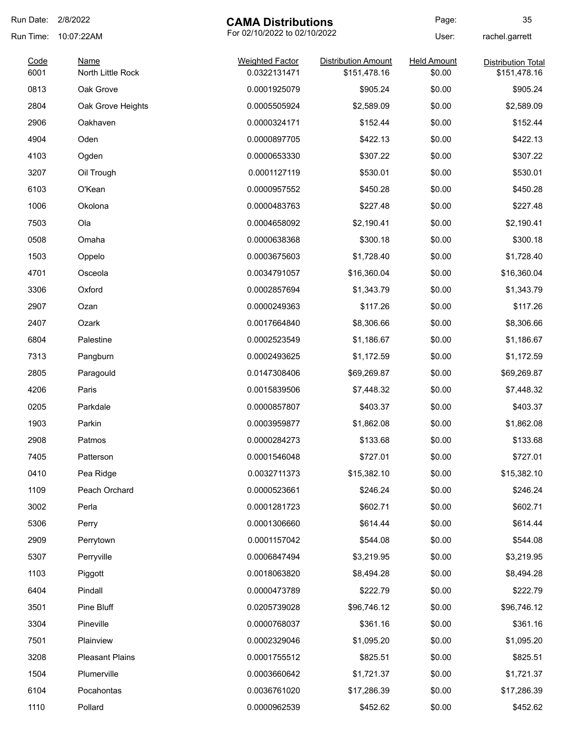# CAMA Distributions

For 02/10/2022 to 02/10/2022

Run Date: 2/8/2022
Run Time: 10:07:22AM
User: rachel.garrett

| Code | Name | Weighted Factor | Distribution Amount | Held Amount | Distribution Total |
|---|---|---|---|---|---|
| 6001 | North Little Rock | 0.0322131471 | $151,478.16 | $0.00 | $151,478.16 |
| 0813 | Oak Grove | 0.0001925079 | $905.24 | $0.00 | $905.24 |
| 2804 | Oak Grove Heights | 0.0005505924 | $2,589.09 | $0.00 | $2,589.09 |
| 2906 | Oakhaven | 0.0000324171 | $152.44 | $0.00 | $152.44 |
| 4904 | Oden | 0.0000897705 | $422.13 | $0.00 | $422.13 |
| 4103 | Ogden | 0.0000653330 | $307.22 | $0.00 | $307.22 |
| 3207 | Oil Trough | 0.0001127119 | $530.01 | $0.00 | $530.01 |
| 6103 | O'Kean | 0.0000957552 | $450.28 | $0.00 | $450.28 |
| 1006 | Okolona | 0.0000483763 | $227.48 | $0.00 | $227.48 |
| 7503 | Ola | 0.0004658092 | $2,190.41 | $0.00 | $2,190.41 |
| 0508 | Omaha | 0.0000638368 | $300.18 | $0.00 | $300.18 |
| 1503 | Oppelo | 0.0003675603 | $1,728.40 | $0.00 | $1,728.40 |
| 4701 | Osceola | 0.0034791057 | $16,360.04 | $0.00 | $16,360.04 |
| 3306 | Oxford | 0.0002857694 | $1,343.79 | $0.00 | $1,343.79 |
| 2907 | Ozan | 0.0000249363 | $117.26 | $0.00 | $117.26 |
| 2407 | Ozark | 0.0017664840 | $8,306.66 | $0.00 | $8,306.66 |
| 6804 | Palestine | 0.0002523549 | $1,186.67 | $0.00 | $1,186.67 |
| 7313 | Pangburn | 0.0002493625 | $1,172.59 | $0.00 | $1,172.59 |
| 2805 | Paragould | 0.0147308406 | $69,269.87 | $0.00 | $69,269.87 |
| 4206 | Paris | 0.0015839506 | $7,448.32 | $0.00 | $7,448.32 |
| 0205 | Parkdale | 0.0000857807 | $403.37 | $0.00 | $403.37 |
| 1903 | Parkin | 0.0003959877 | $1,862.08 | $0.00 | $1,862.08 |
| 2908 | Patmos | 0.0000284273 | $133.68 | $0.00 | $133.68 |
| 7405 | Patterson | 0.0001546048 | $727.01 | $0.00 | $727.01 |
| 0410 | Pea Ridge | 0.0032711373 | $15,382.10 | $0.00 | $15,382.10 |
| 1109 | Peach Orchard | 0.0000523661 | $246.24 | $0.00 | $246.24 |
| 3002 | Perla | 0.0001281723 | $602.71 | $0.00 | $602.71 |
| 5306 | Perry | 0.0001306660 | $614.44 | $0.00 | $614.44 |
| 2909 | Perrytown | 0.0001157042 | $544.08 | $0.00 | $544.08 |
| 5307 | Perryville | 0.0006847494 | $3,219.95 | $0.00 | $3,219.95 |
| 1103 | Piggott | 0.0018063820 | $8,494.28 | $0.00 | $8,494.28 |
| 6404 | Pindall | 0.0000473789 | $222.79 | $0.00 | $222.79 |
| 3501 | Pine Bluff | 0.0205739028 | $96,746.12 | $0.00 | $96,746.12 |
| 3304 | Pineville | 0.0000768037 | $361.16 | $0.00 | $361.16 |
| 7501 | Plainview | 0.0002329046 | $1,095.20 | $0.00 | $1,095.20 |
| 3208 | Pleasant Plains | 0.0001755512 | $825.51 | $0.00 | $825.51 |
| 1504 | Plumerville | 0.0003660642 | $1,721.37 | $0.00 | $1,721.37 |
| 6104 | Pocahontas | 0.0036761020 | $17,286.39 | $0.00 | $17,286.39 |
| 1110 | Pollard | 0.0000962539 | $452.62 | $0.00 | $452.62 |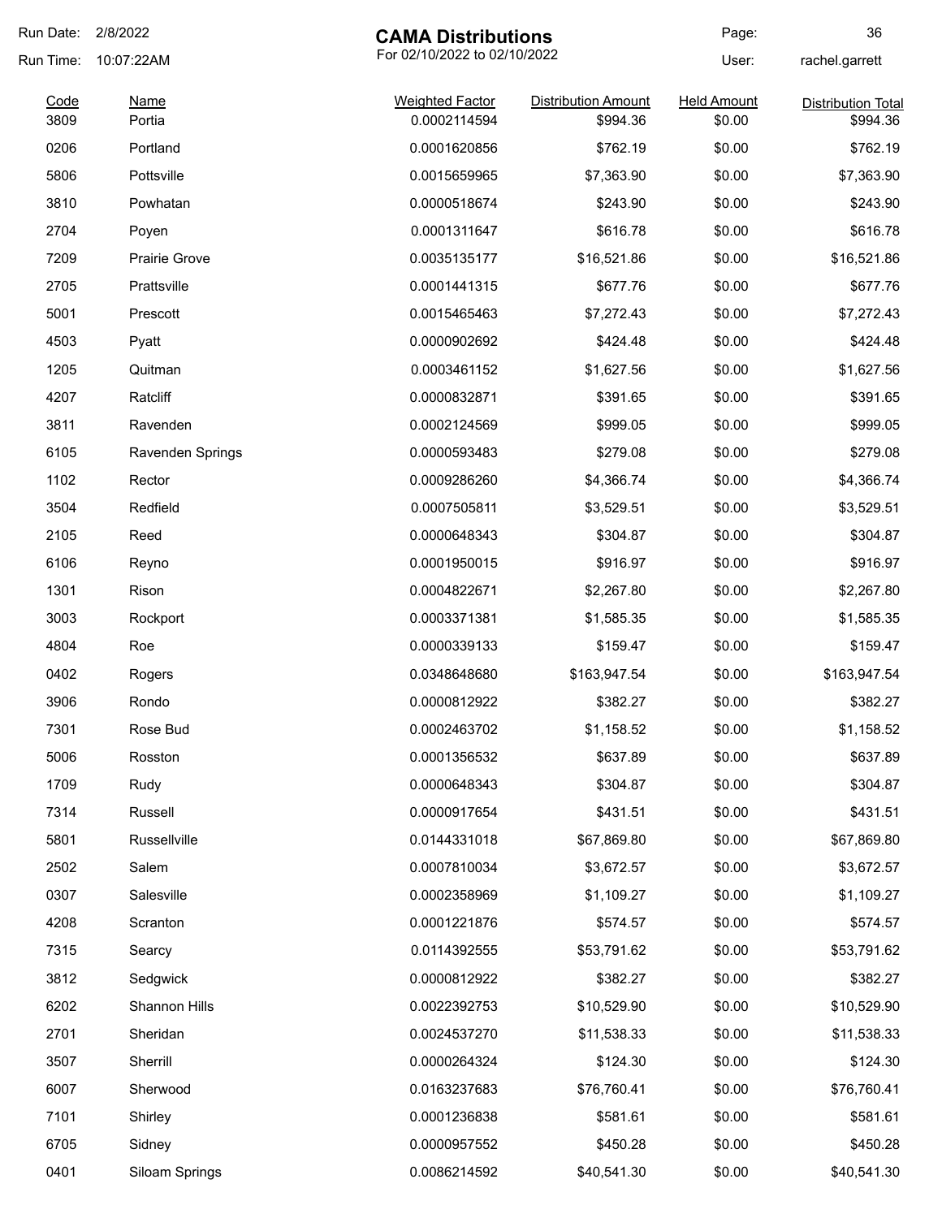# CAMA Distributions

For 02/10/2022 to 02/10/2022

Run Date: 2/8/2022
Run Time: 10:07:22AM
User: rachel.garrett

| Code | Name | Weighted Factor | Distribution Amount | Held Amount | Distribution Total |
|---|---|---|---|---|---|
| 3809 | Portia | 0.0002114594 | $994.36 | $0.00 | $994.36 |
| 0206 | Portland | 0.0001620856 | $762.19 | $0.00 | $762.19 |
| 5806 | Pottsville | 0.0015659965 | $7,363.90 | $0.00 | $7,363.90 |
| 3810 | Powhatan | 0.0000518674 | $243.90 | $0.00 | $243.90 |
| 2704 | Poyen | 0.0001311647 | $616.78 | $0.00 | $616.78 |
| 7209 | Prairie Grove | 0.0035135177 | $16,521.86 | $0.00 | $16,521.86 |
| 2705 | Prattsville | 0.0001441315 | $677.76 | $0.00 | $677.76 |
| 5001 | Prescott | 0.0015465463 | $7,272.43 | $0.00 | $7,272.43 |
| 4503 | Pyatt | 0.0000902692 | $424.48 | $0.00 | $424.48 |
| 1205 | Quitman | 0.0003461152 | $1,627.56 | $0.00 | $1,627.56 |
| 4207 | Ratcliff | 0.0000832871 | $391.65 | $0.00 | $391.65 |
| 3811 | Ravenden | 0.0002124569 | $999.05 | $0.00 | $999.05 |
| 6105 | Ravenden Springs | 0.0000593483 | $279.08 | $0.00 | $279.08 |
| 1102 | Rector | 0.0009286260 | $4,366.74 | $0.00 | $4,366.74 |
| 3504 | Redfield | 0.0007505811 | $3,529.51 | $0.00 | $3,529.51 |
| 2105 | Reed | 0.0000648343 | $304.87 | $0.00 | $304.87 |
| 6106 | Reyno | 0.0001950015 | $916.97 | $0.00 | $916.97 |
| 1301 | Rison | 0.0004822671 | $2,267.80 | $0.00 | $2,267.80 |
| 3003 | Rockport | 0.0003371381 | $1,585.35 | $0.00 | $1,585.35 |
| 4804 | Roe | 0.0000339133 | $159.47 | $0.00 | $159.47 |
| 0402 | Rogers | 0.0348648680 | $163,947.54 | $0.00 | $163,947.54 |
| 3906 | Rondo | 0.0000812922 | $382.27 | $0.00 | $382.27 |
| 7301 | Rose Bud | 0.0002463702 | $1,158.52 | $0.00 | $1,158.52 |
| 5006 | Rosston | 0.0001356532 | $637.89 | $0.00 | $637.89 |
| 1709 | Rudy | 0.0000648343 | $304.87 | $0.00 | $304.87 |
| 7314 | Russell | 0.0000917654 | $431.51 | $0.00 | $431.51 |
| 5801 | Russellville | 0.0144331018 | $67,869.80 | $0.00 | $67,869.80 |
| 2502 | Salem | 0.0007810034 | $3,672.57 | $0.00 | $3,672.57 |
| 0307 | Salesville | 0.0002358969 | $1,109.27 | $0.00 | $1,109.27 |
| 4208 | Scranton | 0.0001221876 | $574.57 | $0.00 | $574.57 |
| 7315 | Searcy | 0.0114392555 | $53,791.62 | $0.00 | $53,791.62 |
| 3812 | Sedgwick | 0.0000812922 | $382.27 | $0.00 | $382.27 |
| 6202 | Shannon Hills | 0.0022392753 | $10,529.90 | $0.00 | $10,529.90 |
| 2701 | Sheridan | 0.0024537270 | $11,538.33 | $0.00 | $11,538.33 |
| 3507 | Sherrill | 0.0000264324 | $124.30 | $0.00 | $124.30 |
| 6007 | Sherwood | 0.0163237683 | $76,760.41 | $0.00 | $76,760.41 |
| 7101 | Shirley | 0.0001236838 | $581.61 | $0.00 | $581.61 |
| 6705 | Sidney | 0.0000957552 | $450.28 | $0.00 | $450.28 |
| 0401 | Siloam Springs | 0.0086214592 | $40,541.30 | $0.00 | $40,541.30 |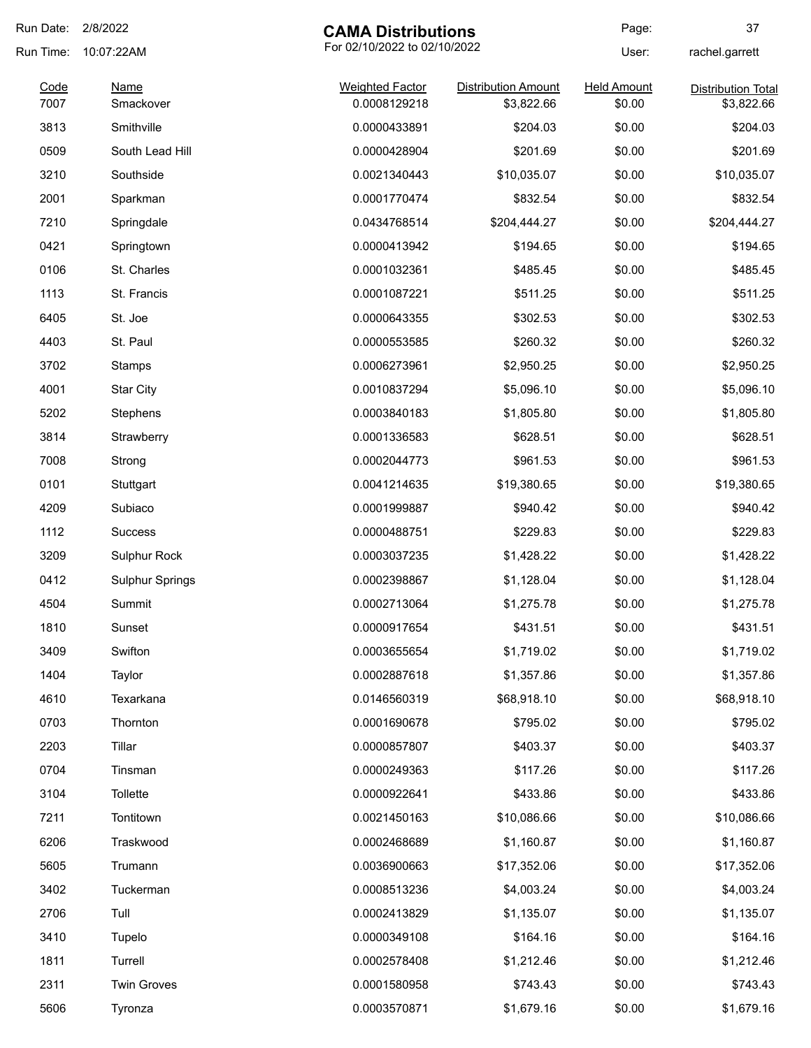# CAMA Distributions

For 02/10/2022 to 02/10/2022

Run Date: 2/8/2022
Run Time: 10:07:22AM
User: rachel.garrett

| Code | Name | Weighted Factor | Distribution Amount | Held Amount | Distribution Total |
|---|---|---|---|---|---|
| 7007 | Smackover | 0.0008129218 | $3,822.66 | $0.00 | $3,822.66 |
| 3813 | Smithville | 0.0000433891 | $204.03 | $0.00 | $204.03 |
| 0509 | South Lead Hill | 0.0000428904 | $201.69 | $0.00 | $201.69 |
| 3210 | Southside | 0.0021340443 | $10,035.07 | $0.00 | $10,035.07 |
| 2001 | Sparkman | 0.0001770474 | $832.54 | $0.00 | $832.54 |
| 7210 | Springdale | 0.0434768514 | $204,444.27 | $0.00 | $204,444.27 |
| 0421 | Springtown | 0.0000413942 | $194.65 | $0.00 | $194.65 |
| 0106 | St. Charles | 0.0001032361 | $485.45 | $0.00 | $485.45 |
| 1113 | St. Francis | 0.0001087221 | $511.25 | $0.00 | $511.25 |
| 6405 | St. Joe | 0.0000643355 | $302.53 | $0.00 | $302.53 |
| 4403 | St. Paul | 0.0000553585 | $260.32 | $0.00 | $260.32 |
| 3702 | Stamps | 0.0006273961 | $2,950.25 | $0.00 | $2,950.25 |
| 4001 | Star City | 0.0010837294 | $5,096.10 | $0.00 | $5,096.10 |
| 5202 | Stephens | 0.0003840183 | $1,805.80 | $0.00 | $1,805.80 |
| 3814 | Strawberry | 0.0001336583 | $628.51 | $0.00 | $628.51 |
| 7008 | Strong | 0.0002044773 | $961.53 | $0.00 | $961.53 |
| 0101 | Stuttgart | 0.0041214635 | $19,380.65 | $0.00 | $19,380.65 |
| 4209 | Subiaco | 0.0001999887 | $940.42 | $0.00 | $940.42 |
| 1112 | Success | 0.0000488751 | $229.83 | $0.00 | $229.83 |
| 3209 | Sulphur Rock | 0.0003037235 | $1,428.22 | $0.00 | $1,428.22 |
| 0412 | Sulphur Springs | 0.0002398867 | $1,128.04 | $0.00 | $1,128.04 |
| 4504 | Summit | 0.0002713064 | $1,275.78 | $0.00 | $1,275.78 |
| 1810 | Sunset | 0.0000917654 | $431.51 | $0.00 | $431.51 |
| 3409 | Swifton | 0.0003655654 | $1,719.02 | $0.00 | $1,719.02 |
| 1404 | Taylor | 0.0002887618 | $1,357.86 | $0.00 | $1,357.86 |
| 4610 | Texarkana | 0.0146560319 | $68,918.10 | $0.00 | $68,918.10 |
| 0703 | Thornton | 0.0001690678 | $795.02 | $0.00 | $795.02 |
| 2203 | Tillar | 0.0000857807 | $403.37 | $0.00 | $403.37 |
| 0704 | Tinsman | 0.0000249363 | $117.26 | $0.00 | $117.26 |
| 3104 | Tollette | 0.0000922641 | $433.86 | $0.00 | $433.86 |
| 7211 | Tontitown | 0.0021450163 | $10,086.66 | $0.00 | $10,086.66 |
| 6206 | Traskwood | 0.0002468689 | $1,160.87 | $0.00 | $1,160.87 |
| 5605 | Trumann | 0.0036900663 | $17,352.06 | $0.00 | $17,352.06 |
| 3402 | Tuckerman | 0.0008513236 | $4,003.24 | $0.00 | $4,003.24 |
| 2706 | Tull | 0.0002413829 | $1,135.07 | $0.00 | $1,135.07 |
| 3410 | Tupelo | 0.0000349108 | $164.16 | $0.00 | $164.16 |
| 1811 | Turrell | 0.0002578408 | $1,212.46 | $0.00 | $1,212.46 |
| 2311 | Twin Groves | 0.0001580958 | $743.43 | $0.00 | $743.43 |
| 5606 | Tyronza | 0.0003570871 | $1,679.16 | $0.00 | $1,679.16 |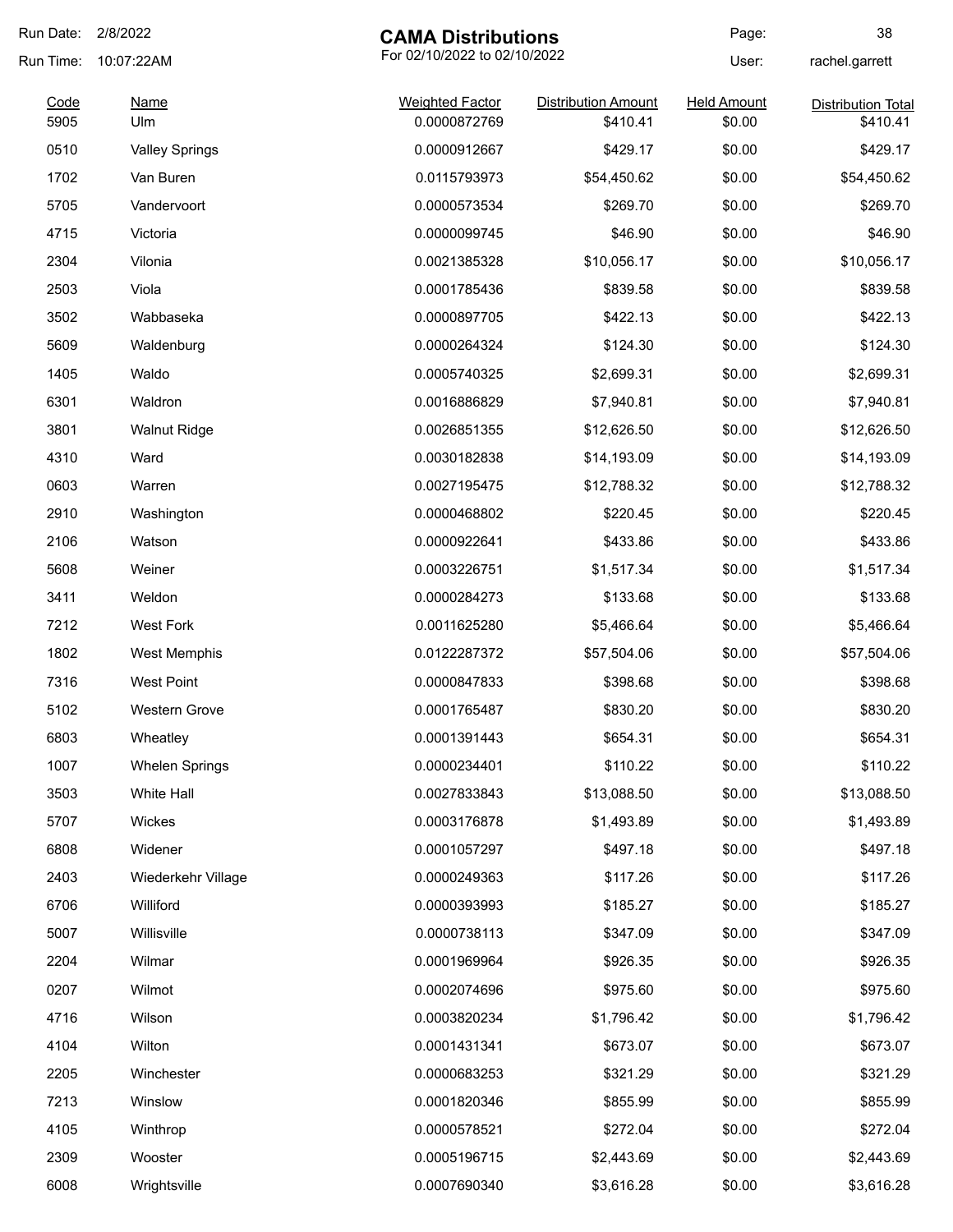# CAMA Distributions

For 02/10/2022 to 02/10/2022

Run Date: 2/8/2022
Run Time: 10:07:22AM
User: rachel.garrett

| Code | Name | Weighted Factor | Distribution Amount | Held Amount | Distribution Total |
|---|---|---|---|---|---|
| 5905 | Ulm | 0.0000872769 | $410.41 | $0.00 | $410.41 |
| 0510 | Valley Springs | 0.0000912667 | $429.17 | $0.00 | $429.17 |
| 1702 | Van Buren | 0.0115793973 | $54,450.62 | $0.00 | $54,450.62 |
| 5705 | Vandervoort | 0.0000573534 | $269.70 | $0.00 | $269.70 |
| 4715 | Victoria | 0.0000099745 | $46.90 | $0.00 | $46.90 |
| 2304 | Vilonia | 0.0021385328 | $10,056.17 | $0.00 | $10,056.17 |
| 2503 | Viola | 0.0001785436 | $839.58 | $0.00 | $839.58 |
| 3502 | Wabbaseka | 0.0000897705 | $422.13 | $0.00 | $422.13 |
| 5609 | Waldenburg | 0.0000264324 | $124.30 | $0.00 | $124.30 |
| 1405 | Waldo | 0.0005740325 | $2,699.31 | $0.00 | $2,699.31 |
| 6301 | Waldron | 0.0016886829 | $7,940.81 | $0.00 | $7,940.81 |
| 3801 | Walnut Ridge | 0.0026851355 | $12,626.50 | $0.00 | $12,626.50 |
| 4310 | Ward | 0.0030182838 | $14,193.09 | $0.00 | $14,193.09 |
| 0603 | Warren | 0.0027195475 | $12,788.32 | $0.00 | $12,788.32 |
| 2910 | Washington | 0.0000468802 | $220.45 | $0.00 | $220.45 |
| 2106 | Watson | 0.0000922641 | $433.86 | $0.00 | $433.86 |
| 5608 | Weiner | 0.0003226751 | $1,517.34 | $0.00 | $1,517.34 |
| 3411 | Weldon | 0.0000284273 | $133.68 | $0.00 | $133.68 |
| 7212 | West Fork | 0.0011625280 | $5,466.64 | $0.00 | $5,466.64 |
| 1802 | West Memphis | 0.0122287372 | $57,504.06 | $0.00 | $57,504.06 |
| 7316 | West Point | 0.0000847833 | $398.68 | $0.00 | $398.68 |
| 5102 | Western Grove | 0.0001765487 | $830.20 | $0.00 | $830.20 |
| 6803 | Wheatley | 0.0001391443 | $654.31 | $0.00 | $654.31 |
| 1007 | Whelen Springs | 0.0000234401 | $110.22 | $0.00 | $110.22 |
| 3503 | White Hall | 0.0027833843 | $13,088.50 | $0.00 | $13,088.50 |
| 5707 | Wickes | 0.0003176878 | $1,493.89 | $0.00 | $1,493.89 |
| 6808 | Widener | 0.0001057297 | $497.18 | $0.00 | $497.18 |
| 2403 | Wiederkehr Village | 0.0000249363 | $117.26 | $0.00 | $117.26 |
| 6706 | Williford | 0.0000393993 | $185.27 | $0.00 | $185.27 |
| 5007 | Willisville | 0.0000738113 | $347.09 | $0.00 | $347.09 |
| 2204 | Wilmar | 0.0001969964 | $926.35 | $0.00 | $926.35 |
| 0207 | Wilmot | 0.0002074696 | $975.60 | $0.00 | $975.60 |
| 4716 | Wilson | 0.0003820234 | $1,796.42 | $0.00 | $1,796.42 |
| 4104 | Wilton | 0.0001431341 | $673.07 | $0.00 | $673.07 |
| 2205 | Winchester | 0.0000683253 | $321.29 | $0.00 | $321.29 |
| 7213 | Winslow | 0.0001820346 | $855.99 | $0.00 | $855.99 |
| 4105 | Winthrop | 0.0000578521 | $272.04 | $0.00 | $272.04 |
| 2309 | Wooster | 0.0005196715 | $2,443.69 | $0.00 | $2,443.69 |
| 6008 | Wrightsville | 0.0007690340 | $3,616.28 | $0.00 | $3,616.28 |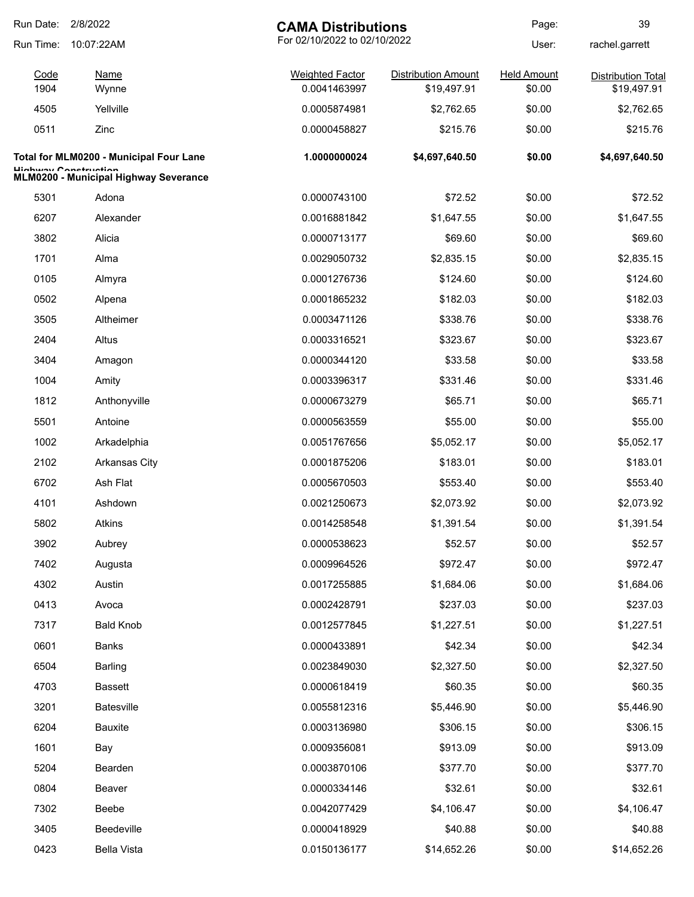# CAMA Distributions

For 02/10/2022 to 02/10/2022

Run Date: 2/8/2022
Run Time: 10:07:22AM
User: rachel.garrett

| Code | Name | Weighted Factor | Distribution Amount | Held Amount | Distribution Total |
|---|---|---|---|---|---|
| 1904 | Wynne | 0.0041463997 | $19,497.91 | $0.00 | $19,497.91 |
| 4505 | Yellville | 0.0005874981 | $2,762.65 | $0.00 | $2,762.65 |
| 0511 | Zinc | 0.0000458827 | $215.76 | $0.00 | $215.76 |
| **Total for MLM0200 - Municipal Four Lane Highway Construction** | | **1.0000000024** | **$4,697,640.50** | **$0.00** | **$4,697,640.50** |

**MLM0200 - Municipal Highway Severance**

| Code | Name | Weighted Factor | Distribution Amount | Held Amount | Distribution Total |
|---|---|---|---|---|---|
| 5301 | Adona | 0.0000743100 | $72.52 | $0.00 | $72.52 |
| 6207 | Alexander | 0.0016881842 | $1,647.55 | $0.00 | $1,647.55 |
| 3802 | Alicia | 0.0000713177 | $69.60 | $0.00 | $69.60 |
| 1701 | Alma | 0.0029050732 | $2,835.15 | $0.00 | $2,835.15 |
| 0105 | Almyra | 0.0001276736 | $124.60 | $0.00 | $124.60 |
| 0502 | Alpena | 0.0001865232 | $182.03 | $0.00 | $182.03 |
| 3505 | Altheimer | 0.0003471126 | $338.76 | $0.00 | $338.76 |
| 2404 | Altus | 0.0003316521 | $323.67 | $0.00 | $323.67 |
| 3404 | Amagon | 0.0000344120 | $33.58 | $0.00 | $33.58 |
| 1004 | Amity | 0.0003396317 | $331.46 | $0.00 | $331.46 |
| 1812 | Anthonyville | 0.0000673279 | $65.71 | $0.00 | $65.71 |
| 5501 | Antoine | 0.0000563559 | $55.00 | $0.00 | $55.00 |
| 1002 | Arkadelphia | 0.0051767656 | $5,052.17 | $0.00 | $5,052.17 |
| 2102 | Arkansas City | 0.0001875206 | $183.01 | $0.00 | $183.01 |
| 6702 | Ash Flat | 0.0005670503 | $553.40 | $0.00 | $553.40 |
| 4101 | Ashdown | 0.0021250673 | $2,073.92 | $0.00 | $2,073.92 |
| 5802 | Atkins | 0.0014258548 | $1,391.54 | $0.00 | $1,391.54 |
| 3902 | Aubrey | 0.0000538623 | $52.57 | $0.00 | $52.57 |
| 7402 | Augusta | 0.0009964526 | $972.47 | $0.00 | $972.47 |
| 4302 | Austin | 0.0017255885 | $1,684.06 | $0.00 | $1,684.06 |
| 0413 | Avoca | 0.0002428791 | $237.03 | $0.00 | $237.03 |
| 7317 | Bald Knob | 0.0012577845 | $1,227.51 | $0.00 | $1,227.51 |
| 0601 | Banks | 0.0000433891 | $42.34 | $0.00 | $42.34 |
| 6504 | Barling | 0.0023849030 | $2,327.50 | $0.00 | $2,327.50 |
| 4703 | Bassett | 0.0000618419 | $60.35 | $0.00 | $60.35 |
| 3201 | Batesville | 0.0055812316 | $5,446.90 | $0.00 | $5,446.90 |
| 6204 | Bauxite | 0.0003136980 | $306.15 | $0.00 | $306.15 |
| 1601 | Bay | 0.0009356081 | $913.09 | $0.00 | $913.09 |
| 5204 | Bearden | 0.0003870106 | $377.70 | $0.00 | $377.70 |
| 0804 | Beaver | 0.0000334146 | $32.61 | $0.00 | $32.61 |
| 7302 | Beebe | 0.0042077429 | $4,106.47 | $0.00 | $4,106.47 |
| 3405 | Beedeville | 0.0000418929 | $40.88 | $0.00 | $40.88 |
| 0423 | Bella Vista | 0.0150136177 | $14,652.26 | $0.00 | $14,652.26 |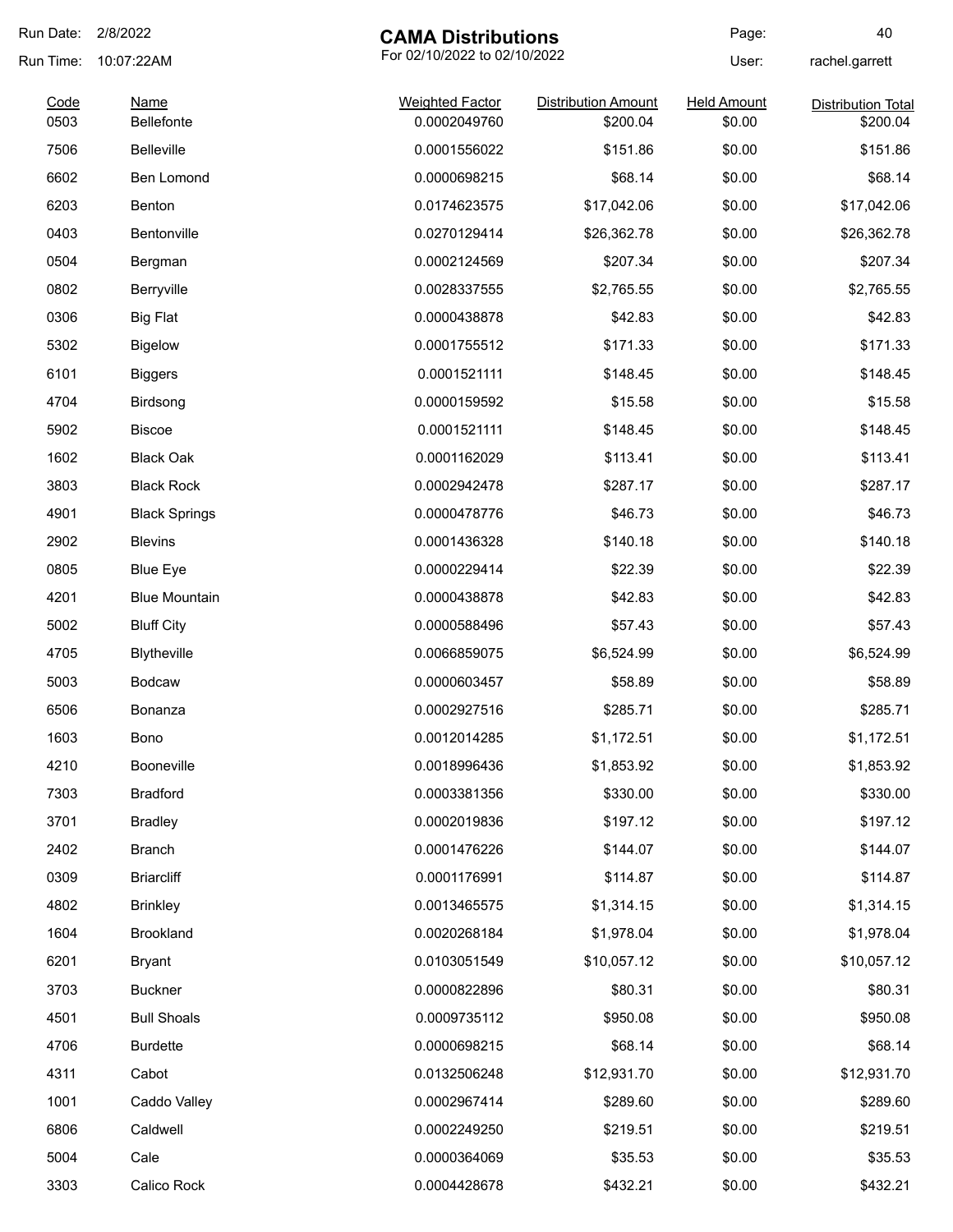# CAMA Distributions

For 02/10/2022 to 02/10/2022

Run Date: 2/8/2022
Run Time: 10:07:22AM
User: rachel.garrett

| Code | Name | Weighted Factor | Distribution Amount | Held Amount | Distribution Total |
|---|---|---|---|---|---|
| 0503 | Bellefonte | 0.0002049760 | $200.04 | $0.00 | $200.04 |
| 7506 | Belleville | 0.0001556022 | $151.86 | $0.00 | $151.86 |
| 6602 | Ben Lomond | 0.0000698215 | $68.14 | $0.00 | $68.14 |
| 6203 | Benton | 0.0174623575 | $17,042.06 | $0.00 | $17,042.06 |
| 0403 | Bentonville | 0.0270129414 | $26,362.78 | $0.00 | $26,362.78 |
| 0504 | Bergman | 0.0002124569 | $207.34 | $0.00 | $207.34 |
| 0802 | Berryville | 0.0028337555 | $2,765.55 | $0.00 | $2,765.55 |
| 0306 | Big Flat | 0.0000438878 | $42.83 | $0.00 | $42.83 |
| 5302 | Bigelow | 0.0001755512 | $171.33 | $0.00 | $171.33 |
| 6101 | Biggers | 0.0001521111 | $148.45 | $0.00 | $148.45 |
| 4704 | Birdsong | 0.0000159592 | $15.58 | $0.00 | $15.58 |
| 5902 | Biscoe | 0.0001521111 | $148.45 | $0.00 | $148.45 |
| 1602 | Black Oak | 0.0001162029 | $113.41 | $0.00 | $113.41 |
| 3803 | Black Rock | 0.0002942478 | $287.17 | $0.00 | $287.17 |
| 4901 | Black Springs | 0.0000478776 | $46.73 | $0.00 | $46.73 |
| 2902 | Blevins | 0.0001436328 | $140.18 | $0.00 | $140.18 |
| 0805 | Blue Eye | 0.0000229414 | $22.39 | $0.00 | $22.39 |
| 4201 | Blue Mountain | 0.0000438878 | $42.83 | $0.00 | $42.83 |
| 5002 | Bluff City | 0.0000588496 | $57.43 | $0.00 | $57.43 |
| 4705 | Blytheville | 0.0066859075 | $6,524.99 | $0.00 | $6,524.99 |
| 5003 | Bodcaw | 0.0000603457 | $58.89 | $0.00 | $58.89 |
| 6506 | Bonanza | 0.0002927516 | $285.71 | $0.00 | $285.71 |
| 1603 | Bono | 0.0012014285 | $1,172.51 | $0.00 | $1,172.51 |
| 4210 | Booneville | 0.0018996436 | $1,853.92 | $0.00 | $1,853.92 |
| 7303 | Bradford | 0.0003381356 | $330.00 | $0.00 | $330.00 |
| 3701 | Bradley | 0.0002019836 | $197.12 | $0.00 | $197.12 |
| 2402 | Branch | 0.0001476226 | $144.07 | $0.00 | $144.07 |
| 0309 | Briarcliff | 0.0001176991 | $114.87 | $0.00 | $114.87 |
| 4802 | Brinkley | 0.0013465575 | $1,314.15 | $0.00 | $1,314.15 |
| 1604 | Brookland | 0.0020268184 | $1,978.04 | $0.00 | $1,978.04 |
| 6201 | Bryant | 0.0103051549 | $10,057.12 | $0.00 | $10,057.12 |
| 3703 | Buckner | 0.0000822896 | $80.31 | $0.00 | $80.31 |
| 4501 | Bull Shoals | 0.0009735112 | $950.08 | $0.00 | $950.08 |
| 4706 | Burdette | 0.0000698215 | $68.14 | $0.00 | $68.14 |
| 4311 | Cabot | 0.0132506248 | $12,931.70 | $0.00 | $12,931.70 |
| 1001 | Caddo Valley | 0.0002967414 | $289.60 | $0.00 | $289.60 |
| 6806 | Caldwell | 0.0002249250 | $219.51 | $0.00 | $219.51 |
| 5004 | Cale | 0.0000364069 | $35.53 | $0.00 | $35.53 |
| 3303 | Calico Rock | 0.0004428678 | $432.21 | $0.00 | $432.21 |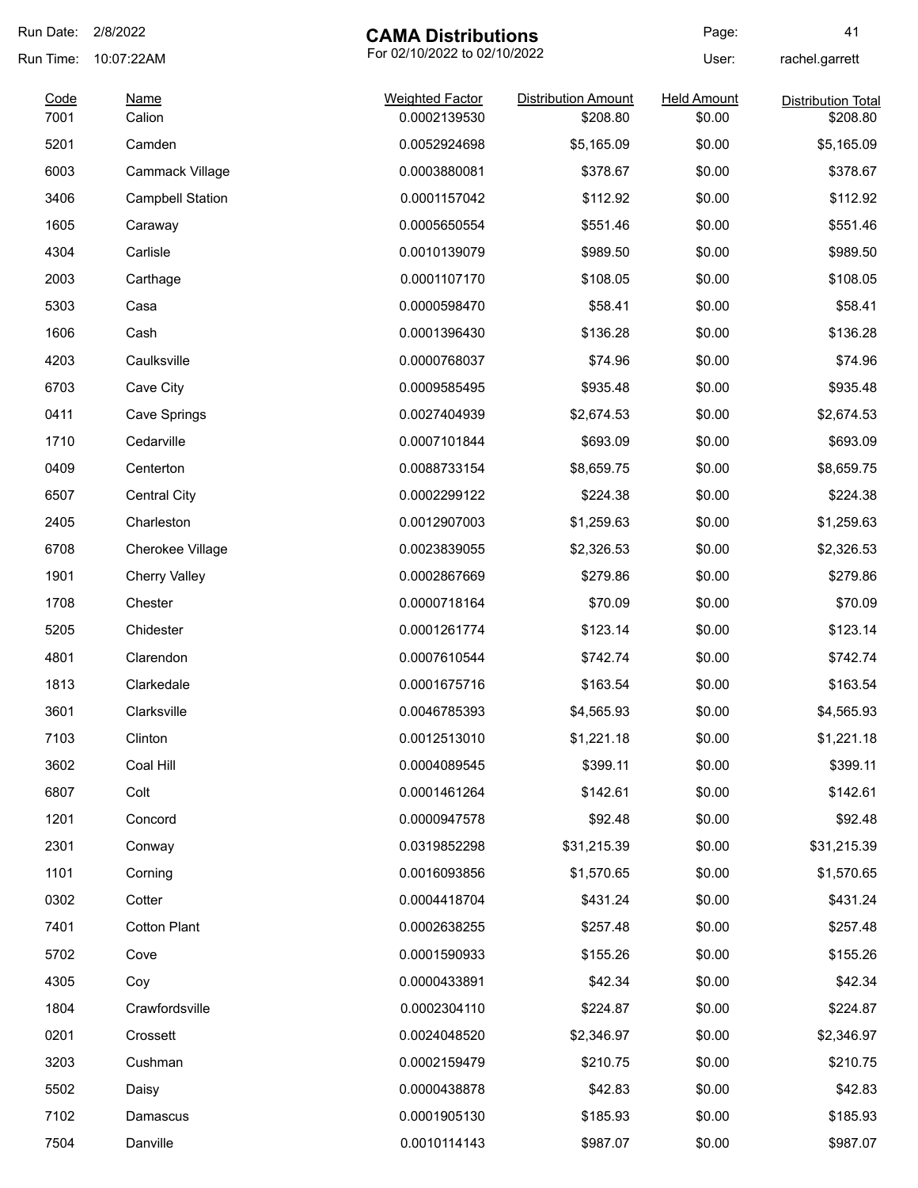# CAMA Distributions

Run Date: 2/8/2022

Run Time: 10:07:22AM

For 02/10/2022 to 02/10/2022

User: rachel.garrett

| Code | Name | Weighted Factor | Distribution Amount | Held Amount | Distribution Total |
|---|---|---|---|---|---|
| 7001 | Calion | 0.0002139530 | $208.80 | $0.00 | $208.80 |
| 5201 | Camden | 0.0052924698 | $5,165.09 | $0.00 | $5,165.09 |
| 6003 | Cammack Village | 0.0003880081 | $378.67 | $0.00 | $378.67 |
| 3406 | Campbell Station | 0.0001157042 | $112.92 | $0.00 | $112.92 |
| 1605 | Caraway | 0.0005650554 | $551.46 | $0.00 | $551.46 |
| 4304 | Carlisle | 0.0010139079 | $989.50 | $0.00 | $989.50 |
| 2003 | Carthage | 0.0001107170 | $108.05 | $0.00 | $108.05 |
| 5303 | Casa | 0.0000598470 | $58.41 | $0.00 | $58.41 |
| 1606 | Cash | 0.0001396430 | $136.28 | $0.00 | $136.28 |
| 4203 | Caulksville | 0.0000768037 | $74.96 | $0.00 | $74.96 |
| 6703 | Cave City | 0.0009585495 | $935.48 | $0.00 | $935.48 |
| 0411 | Cave Springs | 0.0027404939 | $2,674.53 | $0.00 | $2,674.53 |
| 1710 | Cedarville | 0.0007101844 | $693.09 | $0.00 | $693.09 |
| 0409 | Centerton | 0.0088733154 | $8,659.75 | $0.00 | $8,659.75 |
| 6507 | Central City | 0.0002299122 | $224.38 | $0.00 | $224.38 |
| 2405 | Charleston | 0.0012907003 | $1,259.63 | $0.00 | $1,259.63 |
| 6708 | Cherokee Village | 0.0023839055 | $2,326.53 | $0.00 | $2,326.53 |
| 1901 | Cherry Valley | 0.0002867669 | $279.86 | $0.00 | $279.86 |
| 1708 | Chester | 0.0000718164 | $70.09 | $0.00 | $70.09 |
| 5205 | Chidester | 0.0001261774 | $123.14 | $0.00 | $123.14 |
| 4801 | Clarendon | 0.0007610544 | $742.74 | $0.00 | $742.74 |
| 1813 | Clarkedale | 0.0001675716 | $163.54 | $0.00 | $163.54 |
| 3601 | Clarksville | 0.0046785393 | $4,565.93 | $0.00 | $4,565.93 |
| 7103 | Clinton | 0.0012513010 | $1,221.18 | $0.00 | $1,221.18 |
| 3602 | Coal Hill | 0.0004089545 | $399.11 | $0.00 | $399.11 |
| 6807 | Colt | 0.0001461264 | $142.61 | $0.00 | $142.61 |
| 1201 | Concord | 0.0000947578 | $92.48 | $0.00 | $92.48 |
| 2301 | Conway | 0.0319852298 | $31,215.39 | $0.00 | $31,215.39 |
| 1101 | Corning | 0.0016093856 | $1,570.65 | $0.00 | $1,570.65 |
| 0302 | Cotter | 0.0004418704 | $431.24 | $0.00 | $431.24 |
| 7401 | Cotton Plant | 0.0002638255 | $257.48 | $0.00 | $257.48 |
| 5702 | Cove | 0.0001590933 | $155.26 | $0.00 | $155.26 |
| 4305 | Coy | 0.0000433891 | $42.34 | $0.00 | $42.34 |
| 1804 | Crawfordsville | 0.0002304110 | $224.87 | $0.00 | $224.87 |
| 0201 | Crossett | 0.0024048520 | $2,346.97 | $0.00 | $2,346.97 |
| 3203 | Cushman | 0.0002159479 | $210.75 | $0.00 | $210.75 |
| 5502 | Daisy | 0.0000438878 | $42.83 | $0.00 | $42.83 |
| 7102 | Damascus | 0.0001905130 | $185.93 | $0.00 | $185.93 |
| 7504 | Danville | 0.0010114143 | $987.07 | $0.00 | $987.07 |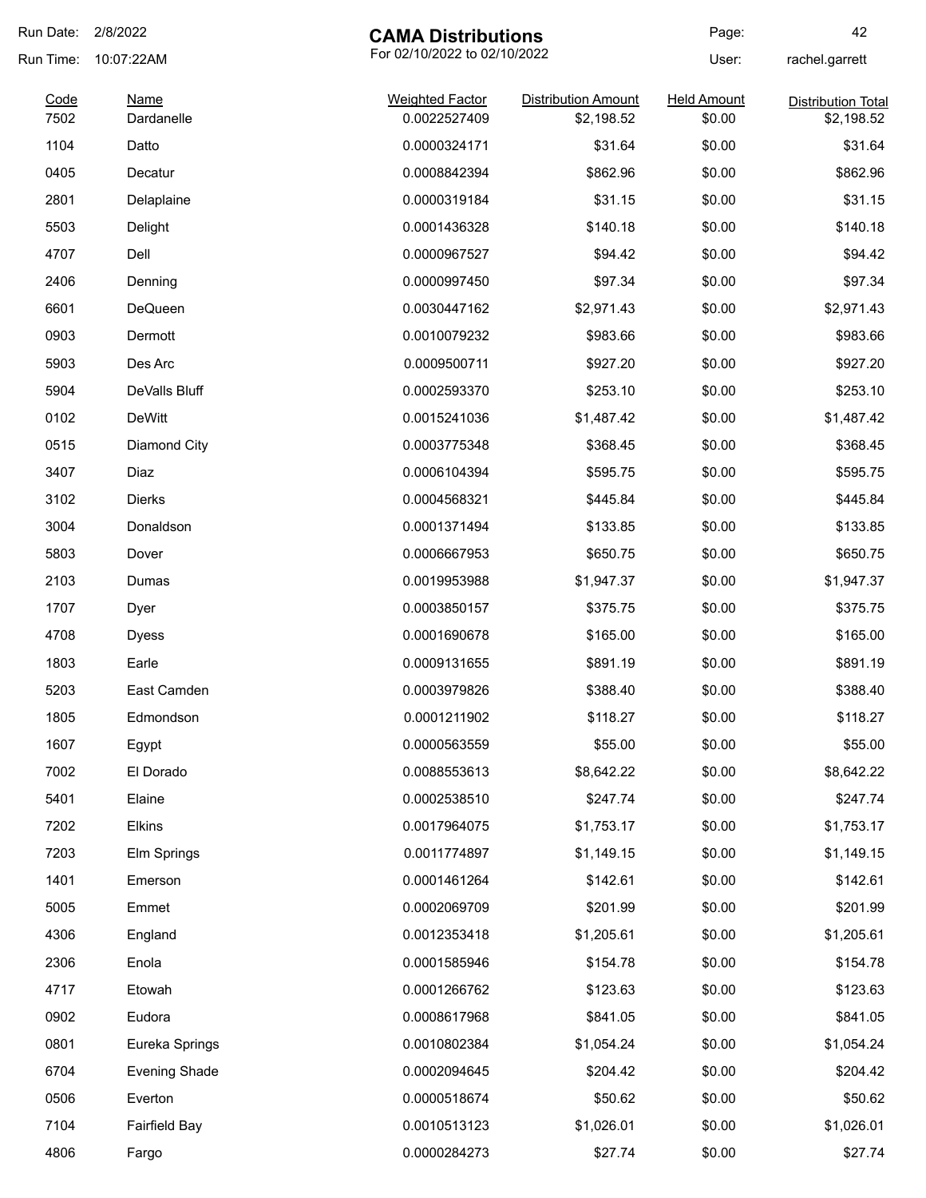# CAMA Distributions

For 02/10/2022 to 02/10/2022

Run Date: 2/8/2022
Run Time: 10:07:22AM
User: rachel.garrett

| Code | Name | Weighted Factor | Distribution Amount | Held Amount | Distribution Total |
|---|---|---|---|---|---|
| 7502 | Dardanelle | 0.0022527409 | $2,198.52 | $0.00 | $2,198.52 |
| 1104 | Datto | 0.0000324171 | $31.64 | $0.00 | $31.64 |
| 0405 | Decatur | 0.0008842394 | $862.96 | $0.00 | $862.96 |
| 2801 | Delaplaine | 0.0000319184 | $31.15 | $0.00 | $31.15 |
| 5503 | Delight | 0.0001436328 | $140.18 | $0.00 | $140.18 |
| 4707 | Dell | 0.0000967527 | $94.42 | $0.00 | $94.42 |
| 2406 | Denning | 0.0000997450 | $97.34 | $0.00 | $97.34 |
| 6601 | DeQueen | 0.0030447162 | $2,971.43 | $0.00 | $2,971.43 |
| 0903 | Dermott | 0.0010079232 | $983.66 | $0.00 | $983.66 |
| 5903 | Des Arc | 0.0009500711 | $927.20 | $0.00 | $927.20 |
| 5904 | DeValls Bluff | 0.0002593370 | $253.10 | $0.00 | $253.10 |
| 0102 | DeWitt | 0.0015241036 | $1,487.42 | $0.00 | $1,487.42 |
| 0515 | Diamond City | 0.0003775348 | $368.45 | $0.00 | $368.45 |
| 3407 | Diaz | 0.0006104394 | $595.75 | $0.00 | $595.75 |
| 3102 | Dierks | 0.0004568321 | $445.84 | $0.00 | $445.84 |
| 3004 | Donaldson | 0.0001371494 | $133.85 | $0.00 | $133.85 |
| 5803 | Dover | 0.0006667953 | $650.75 | $0.00 | $650.75 |
| 2103 | Dumas | 0.0019953988 | $1,947.37 | $0.00 | $1,947.37 |
| 1707 | Dyer | 0.0003850157 | $375.75 | $0.00 | $375.75 |
| 4708 | Dyess | 0.0001690678 | $165.00 | $0.00 | $165.00 |
| 1803 | Earle | 0.0009131655 | $891.19 | $0.00 | $891.19 |
| 5203 | East Camden | 0.0003979826 | $388.40 | $0.00 | $388.40 |
| 1805 | Edmondson | 0.0001211902 | $118.27 | $0.00 | $118.27 |
| 1607 | Egypt | 0.0000563559 | $55.00 | $0.00 | $55.00 |
| 7002 | El Dorado | 0.0088553613 | $8,642.22 | $0.00 | $8,642.22 |
| 5401 | Elaine | 0.0002538510 | $247.74 | $0.00 | $247.74 |
| 7202 | Elkins | 0.0017964075 | $1,753.17 | $0.00 | $1,753.17 |
| 7203 | Elm Springs | 0.0011774897 | $1,149.15 | $0.00 | $1,149.15 |
| 1401 | Emerson | 0.0001461264 | $142.61 | $0.00 | $142.61 |
| 5005 | Emmet | 0.0002069709 | $201.99 | $0.00 | $201.99 |
| 4306 | England | 0.0012353418 | $1,205.61 | $0.00 | $1,205.61 |
| 2306 | Enola | 0.0001585946 | $154.78 | $0.00 | $154.78 |
| 4717 | Etowah | 0.0001266762 | $123.63 | $0.00 | $123.63 |
| 0902 | Eudora | 0.0008617968 | $841.05 | $0.00 | $841.05 |
| 0801 | Eureka Springs | 0.0010802384 | $1,054.24 | $0.00 | $1,054.24 |
| 6704 | Evening Shade | 0.0002094645 | $204.42 | $0.00 | $204.42 |
| 0506 | Everton | 0.0000518674 | $50.62 | $0.00 | $50.62 |
| 7104 | Fairfield Bay | 0.0010513123 | $1,026.01 | $0.00 | $1,026.01 |
| 4806 | Fargo | 0.0000284273 | $27.74 | $0.00 | $27.74 |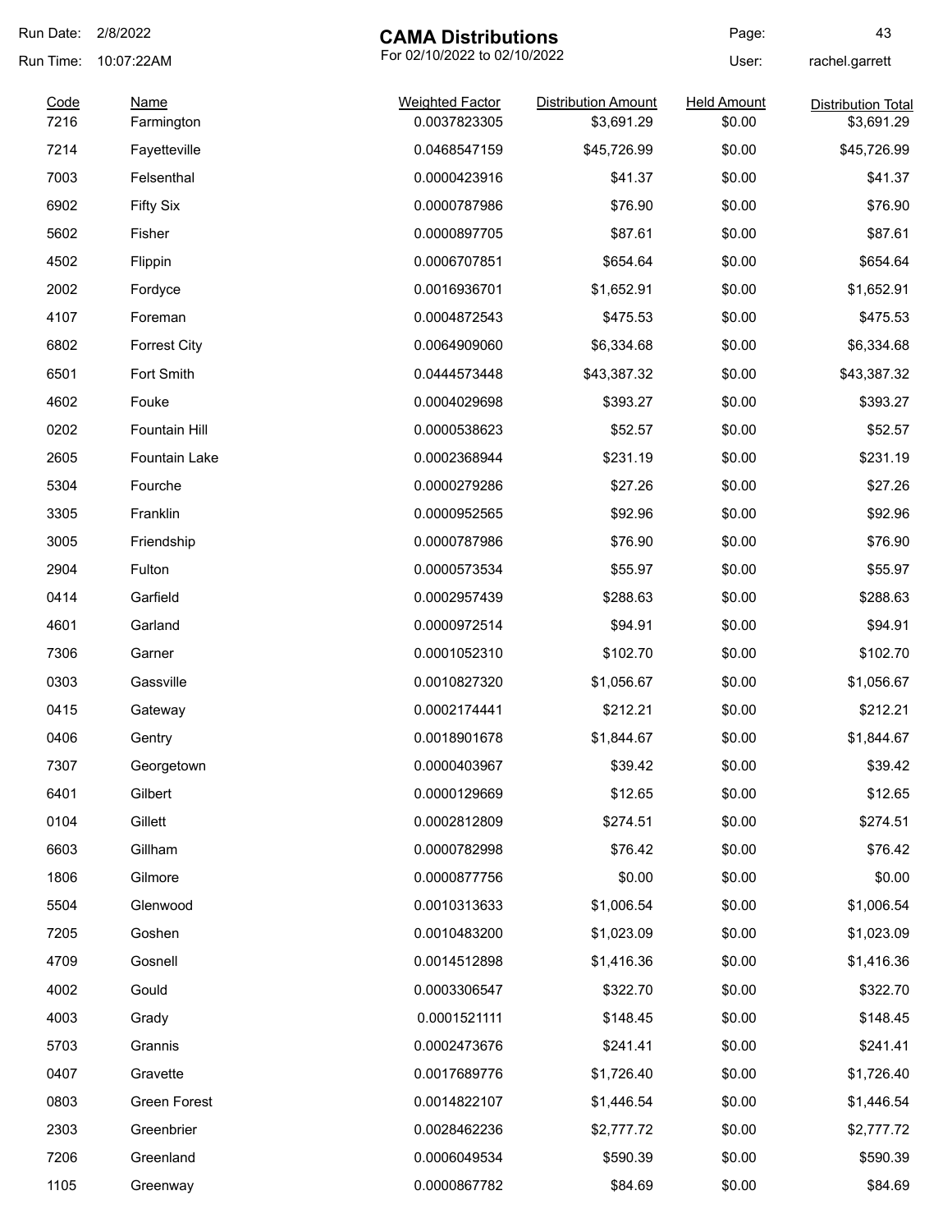# CAMA Distributions

For 02/10/2022 to 02/10/2022

Run Date: 2/8/2022
Run Time: 10:07:22AM
User: rachel.garrett

| Code | Name | Weighted Factor | Distribution Amount | Held Amount | Distribution Total |
|---|---|---|---|---|---|
| 7216 | Farmington | 0.0037823305 | $3,691.29 | $0.00 | $3,691.29 |
| 7214 | Fayetteville | 0.0468547159 | $45,726.99 | $0.00 | $45,726.99 |
| 7003 | Felsenthal | 0.0000423916 | $41.37 | $0.00 | $41.37 |
| 6902 | Fifty Six | 0.0000787986 | $76.90 | $0.00 | $76.90 |
| 5602 | Fisher | 0.0000897705 | $87.61 | $0.00 | $87.61 |
| 4502 | Flippin | 0.0006707851 | $654.64 | $0.00 | $654.64 |
| 2002 | Fordyce | 0.0016936701 | $1,652.91 | $0.00 | $1,652.91 |
| 4107 | Foreman | 0.0004872543 | $475.53 | $0.00 | $475.53 |
| 6802 | Forrest City | 0.0064909060 | $6,334.68 | $0.00 | $6,334.68 |
| 6501 | Fort Smith | 0.0444573448 | $43,387.32 | $0.00 | $43,387.32 |
| 4602 | Fouke | 0.0004029698 | $393.27 | $0.00 | $393.27 |
| 0202 | Fountain Hill | 0.0000538623 | $52.57 | $0.00 | $52.57 |
| 2605 | Fountain Lake | 0.0002368944 | $231.19 | $0.00 | $231.19 |
| 5304 | Fourche | 0.0000279286 | $27.26 | $0.00 | $27.26 |
| 3305 | Franklin | 0.0000952565 | $92.96 | $0.00 | $92.96 |
| 3005 | Friendship | 0.0000787986 | $76.90 | $0.00 | $76.90 |
| 2904 | Fulton | 0.0000573534 | $55.97 | $0.00 | $55.97 |
| 0414 | Garfield | 0.0002957439 | $288.63 | $0.00 | $288.63 |
| 4601 | Garland | 0.0000972514 | $94.91 | $0.00 | $94.91 |
| 7306 | Garner | 0.0001052310 | $102.70 | $0.00 | $102.70 |
| 0303 | Gassville | 0.0010827320 | $1,056.67 | $0.00 | $1,056.67 |
| 0415 | Gateway | 0.0002174441 | $212.21 | $0.00 | $212.21 |
| 0406 | Gentry | 0.0018901678 | $1,844.67 | $0.00 | $1,844.67 |
| 7307 | Georgetown | 0.0000403967 | $39.42 | $0.00 | $39.42 |
| 6401 | Gilbert | 0.0000129669 | $12.65 | $0.00 | $12.65 |
| 0104 | Gillett | 0.0002812809 | $274.51 | $0.00 | $274.51 |
| 6603 | Gillham | 0.0000782998 | $76.42 | $0.00 | $76.42 |
| 1806 | Gilmore | 0.0000877756 | $0.00 | $0.00 | $0.00 |
| 5504 | Glenwood | 0.0010313633 | $1,006.54 | $0.00 | $1,006.54 |
| 7205 | Goshen | 0.0010483200 | $1,023.09 | $0.00 | $1,023.09 |
| 4709 | Gosnell | 0.0014512898 | $1,416.36 | $0.00 | $1,416.36 |
| 4002 | Gould | 0.0003306547 | $322.70 | $0.00 | $322.70 |
| 4003 | Grady | 0.0001521111 | $148.45 | $0.00 | $148.45 |
| 5703 | Grannis | 0.0002473676 | $241.41 | $0.00 | $241.41 |
| 0407 | Gravette | 0.0017689776 | $1,726.40 | $0.00 | $1,726.40 |
| 0803 | Green Forest | 0.0014822107 | $1,446.54 | $0.00 | $1,446.54 |
| 2303 | Greenbrier | 0.0028462236 | $2,777.72 | $0.00 | $2,777.72 |
| 7206 | Greenland | 0.0006049534 | $590.39 | $0.00 | $590.39 |
| 1105 | Greenway | 0.0000867782 | $84.69 | $0.00 | $84.69 |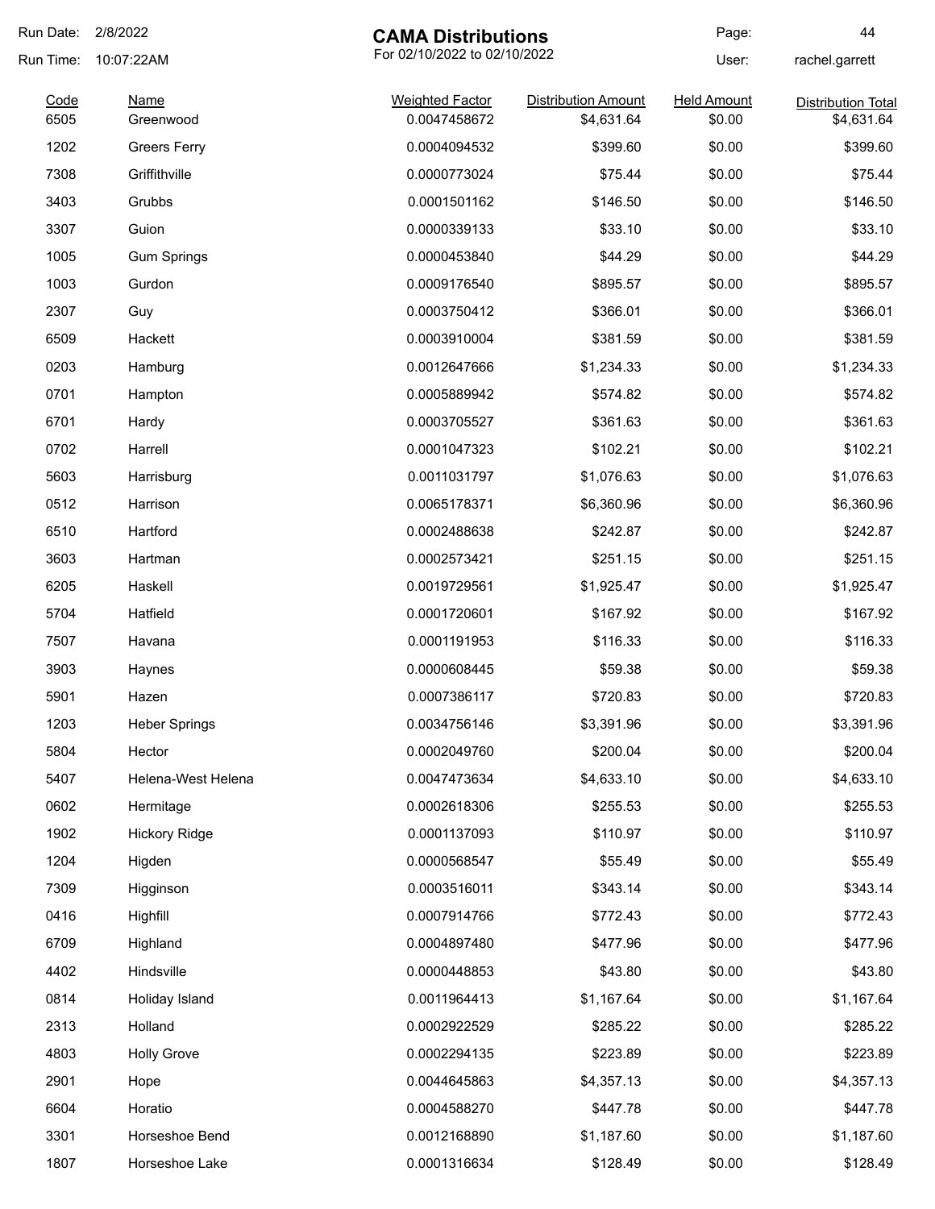Run Date: 2/8/2022
Run Time: 10:07:22AM

# CAMA Distributions

For 02/10/2022 to 02/10/2022

User: rachel.garrett

| Code | Name | Weighted Factor | Distribution Amount | Held Amount | Distribution Total |
|---|---|---|---|---|---|
| 6505 | Greenwood | 0.0047458672 | $4,631.64 | $0.00 | $4,631.64 |
| 1202 | Greers Ferry | 0.0004094532 | $399.60 | $0.00 | $399.60 |
| 7308 | Griffithville | 0.0000773024 | $75.44 | $0.00 | $75.44 |
| 3403 | Grubbs | 0.0001501162 | $146.50 | $0.00 | $146.50 |
| 3307 | Guion | 0.0000339133 | $33.10 | $0.00 | $33.10 |
| 1005 | Gum Springs | 0.0000453840 | $44.29 | $0.00 | $44.29 |
| 1003 | Gurdon | 0.0009176540 | $895.57 | $0.00 | $895.57 |
| 2307 | Guy | 0.0003750412 | $366.01 | $0.00 | $366.01 |
| 6509 | Hackett | 0.0003910004 | $381.59 | $0.00 | $381.59 |
| 0203 | Hamburg | 0.0012647666 | $1,234.33 | $0.00 | $1,234.33 |
| 0701 | Hampton | 0.0005889942 | $574.82 | $0.00 | $574.82 |
| 6701 | Hardy | 0.0003705527 | $361.63 | $0.00 | $361.63 |
| 0702 | Harrell | 0.0001047323 | $102.21 | $0.00 | $102.21 |
| 5603 | Harrisburg | 0.0011031797 | $1,076.63 | $0.00 | $1,076.63 |
| 0512 | Harrison | 0.0065178371 | $6,360.96 | $0.00 | $6,360.96 |
| 6510 | Hartford | 0.0002488638 | $242.87 | $0.00 | $242.87 |
| 3603 | Hartman | 0.0002573421 | $251.15 | $0.00 | $251.15 |
| 6205 | Haskell | 0.0019729561 | $1,925.47 | $0.00 | $1,925.47 |
| 5704 | Hatfield | 0.0001720601 | $167.92 | $0.00 | $167.92 |
| 7507 | Havana | 0.0001191953 | $116.33 | $0.00 | $116.33 |
| 3903 | Haynes | 0.0000608445 | $59.38 | $0.00 | $59.38 |
| 5901 | Hazen | 0.0007386117 | $720.83 | $0.00 | $720.83 |
| 1203 | Heber Springs | 0.0034756146 | $3,391.96 | $0.00 | $3,391.96 |
| 5804 | Hector | 0.0002049760 | $200.04 | $0.00 | $200.04 |
| 5407 | Helena-West Helena | 0.0047473634 | $4,633.10 | $0.00 | $4,633.10 |
| 0602 | Hermitage | 0.0002618306 | $255.53 | $0.00 | $255.53 |
| 1902 | Hickory Ridge | 0.0001137093 | $110.97 | $0.00 | $110.97 |
| 1204 | Higden | 0.0000568547 | $55.49 | $0.00 | $55.49 |
| 7309 | Higginson | 0.0003516011 | $343.14 | $0.00 | $343.14 |
| 0416 | Highfill | 0.0007914766 | $772.43 | $0.00 | $772.43 |
| 6709 | Highland | 0.0004897480 | $477.96 | $0.00 | $477.96 |
| 4402 | Hindsville | 0.0000448853 | $43.80 | $0.00 | $43.80 |
| 0814 | Holiday Island | 0.0011964413 | $1,167.64 | $0.00 | $1,167.64 |
| 2313 | Holland | 0.0002922529 | $285.22 | $0.00 | $285.22 |
| 4803 | Holly Grove | 0.0002294135 | $223.89 | $0.00 | $223.89 |
| 2901 | Hope | 0.0044645863 | $4,357.13 | $0.00 | $4,357.13 |
| 6604 | Horatio | 0.0004588270 | $447.78 | $0.00 | $447.78 |
| 3301 | Horseshoe Bend | 0.0012168890 | $1,187.60 | $0.00 | $1,187.60 |
| 1807 | Horseshoe Lake | 0.0001316634 | $128.49 | $0.00 | $128.49 |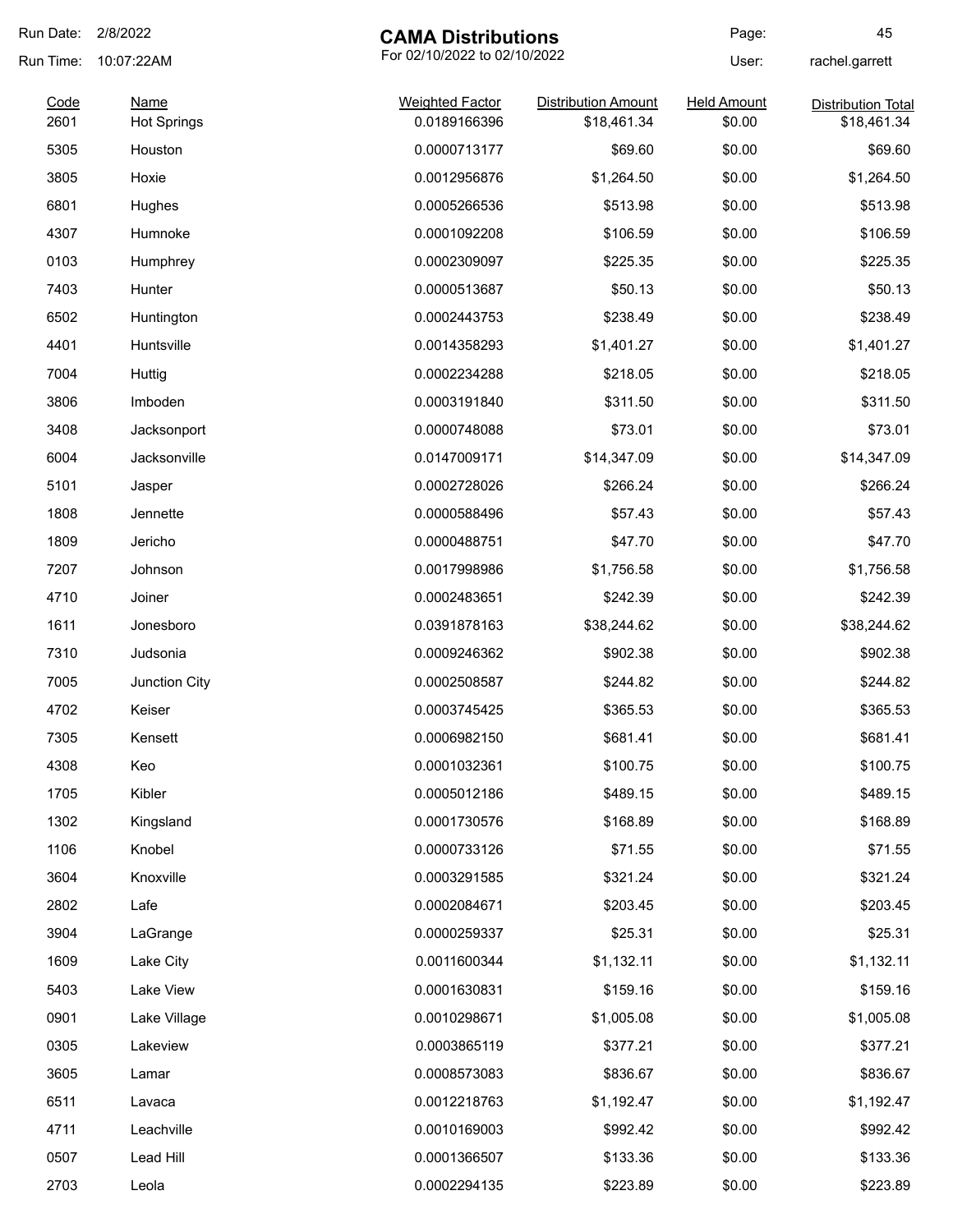# CAMA Distributions

For 02/10/2022 to 02/10/2022

Run Date: 2/8/2022
Run Time: 10:07:22AM
User: rachel.garrett

| Code | Name | Weighted Factor | Distribution Amount | Held Amount | Distribution Total |
|---|---|---|---|---|---|
| 2601 | Hot Springs | 0.0189166396 | $18,461.34 | $0.00 | $18,461.34 |
| 5305 | Houston | 0.0000713177 | $69.60 | $0.00 | $69.60 |
| 3805 | Hoxie | 0.0012956876 | $1,264.50 | $0.00 | $1,264.50 |
| 6801 | Hughes | 0.0005266536 | $513.98 | $0.00 | $513.98 |
| 4307 | Humnoke | 0.0001092208 | $106.59 | $0.00 | $106.59 |
| 0103 | Humphrey | 0.0002309097 | $225.35 | $0.00 | $225.35 |
| 7403 | Hunter | 0.0000513687 | $50.13 | $0.00 | $50.13 |
| 6502 | Huntington | 0.0002443753 | $238.49 | $0.00 | $238.49 |
| 4401 | Huntsville | 0.0014358293 | $1,401.27 | $0.00 | $1,401.27 |
| 7004 | Huttig | 0.0002234288 | $218.05 | $0.00 | $218.05 |
| 3806 | Imboden | 0.0003191840 | $311.50 | $0.00 | $311.50 |
| 3408 | Jacksonport | 0.0000748088 | $73.01 | $0.00 | $73.01 |
| 6004 | Jacksonville | 0.0147009171 | $14,347.09 | $0.00 | $14,347.09 |
| 5101 | Jasper | 0.0002728026 | $266.24 | $0.00 | $266.24 |
| 1808 | Jennette | 0.0000588496 | $57.43 | $0.00 | $57.43 |
| 1809 | Jericho | 0.0000488751 | $47.70 | $0.00 | $47.70 |
| 7207 | Johnson | 0.0017998986 | $1,756.58 | $0.00 | $1,756.58 |
| 4710 | Joiner | 0.0002483651 | $242.39 | $0.00 | $242.39 |
| 1611 | Jonesboro | 0.0391878163 | $38,244.62 | $0.00 | $38,244.62 |
| 7310 | Judsonia | 0.0009246362 | $902.38 | $0.00 | $902.38 |
| 7005 | Junction City | 0.0002508587 | $244.82 | $0.00 | $244.82 |
| 4702 | Keiser | 0.0003745425 | $365.53 | $0.00 | $365.53 |
| 7305 | Kensett | 0.0006982150 | $681.41 | $0.00 | $681.41 |
| 4308 | Keo | 0.0001032361 | $100.75 | $0.00 | $100.75 |
| 1705 | Kibler | 0.0005012186 | $489.15 | $0.00 | $489.15 |
| 1302 | Kingsland | 0.0001730576 | $168.89 | $0.00 | $168.89 |
| 1106 | Knobel | 0.0000733126 | $71.55 | $0.00 | $71.55 |
| 3604 | Knoxville | 0.0003291585 | $321.24 | $0.00 | $321.24 |
| 2802 | Lafe | 0.0002084671 | $203.45 | $0.00 | $203.45 |
| 3904 | LaGrange | 0.0000259337 | $25.31 | $0.00 | $25.31 |
| 1609 | Lake City | 0.0011600344 | $1,132.11 | $0.00 | $1,132.11 |
| 5403 | Lake View | 0.0001630831 | $159.16 | $0.00 | $159.16 |
| 0901 | Lake Village | 0.0010298671 | $1,005.08 | $0.00 | $1,005.08 |
| 0305 | Lakeview | 0.0003865119 | $377.21 | $0.00 | $377.21 |
| 3605 | Lamar | 0.0008573083 | $836.67 | $0.00 | $836.67 |
| 6511 | Lavaca | 0.0012218763 | $1,192.47 | $0.00 | $1,192.47 |
| 4711 | Leachville | 0.0010169003 | $992.42 | $0.00 | $992.42 |
| 0507 | Lead Hill | 0.0001366507 | $133.36 | $0.00 | $133.36 |
| 2703 | Leola | 0.0002294135 | $223.89 | $0.00 | $223.89 |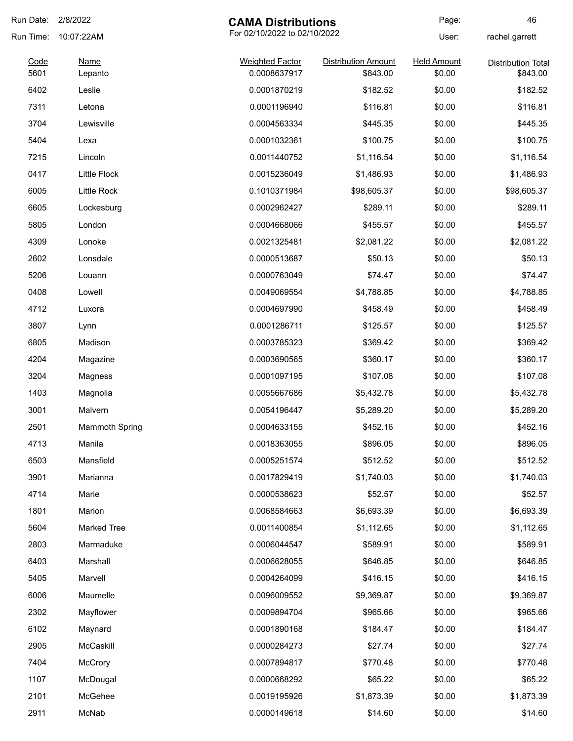# CAMA Distributions

For 02/10/2022 to 02/10/2022

Run Date: 2/8/2022
Run Time: 10:07:22AM
User: rachel.garrett

| Code | Name | Weighted Factor | Distribution Amount | Held Amount | Distribution Total |
|---|---|---|---|---|---|
| 5601 | Lepanto | 0.0008637917 | $843.00 | $0.00 | $843.00 |
| 6402 | Leslie | 0.0001870219 | $182.52 | $0.00 | $182.52 |
| 7311 | Letona | 0.0001196940 | $116.81 | $0.00 | $116.81 |
| 3704 | Lewisville | 0.0004563334 | $445.35 | $0.00 | $445.35 |
| 5404 | Lexa | 0.0001032361 | $100.75 | $0.00 | $100.75 |
| 7215 | Lincoln | 0.0011440752 | $1,116.54 | $0.00 | $1,116.54 |
| 0417 | Little Flock | 0.0015236049 | $1,486.93 | $0.00 | $1,486.93 |
| 6005 | Little Rock | 0.1010371984 | $98,605.37 | $0.00 | $98,605.37 |
| 6605 | Lockesburg | 0.0002962427 | $289.11 | $0.00 | $289.11 |
| 5805 | London | 0.0004668066 | $455.57 | $0.00 | $455.57 |
| 4309 | Lonoke | 0.0021325481 | $2,081.22 | $0.00 | $2,081.22 |
| 2602 | Lonsdale | 0.0000513687 | $50.13 | $0.00 | $50.13 |
| 5206 | Louann | 0.0000763049 | $74.47 | $0.00 | $74.47 |
| 0408 | Lowell | 0.0049069554 | $4,788.85 | $0.00 | $4,788.85 |
| 4712 | Luxora | 0.0004697990 | $458.49 | $0.00 | $458.49 |
| 3807 | Lynn | 0.0001286711 | $125.57 | $0.00 | $125.57 |
| 6805 | Madison | 0.0003785323 | $369.42 | $0.00 | $369.42 |
| 4204 | Magazine | 0.0003690565 | $360.17 | $0.00 | $360.17 |
| 3204 | Magness | 0.0001097195 | $107.08 | $0.00 | $107.08 |
| 1403 | Magnolia | 0.0055667686 | $5,432.78 | $0.00 | $5,432.78 |
| 3001 | Malvern | 0.0054196447 | $5,289.20 | $0.00 | $5,289.20 |
| 2501 | Mammoth Spring | 0.0004633155 | $452.16 | $0.00 | $452.16 |
| 4713 | Manila | 0.0018363055 | $896.05 | $0.00 | $896.05 |
| 6503 | Mansfield | 0.0005251574 | $512.52 | $0.00 | $512.52 |
| 3901 | Marianna | 0.0017829419 | $1,740.03 | $0.00 | $1,740.03 |
| 4714 | Marie | 0.0000538623 | $52.57 | $0.00 | $52.57 |
| 1801 | Marion | 0.0068584663 | $6,693.39 | $0.00 | $6,693.39 |
| 5604 | Marked Tree | 0.0011400854 | $1,112.65 | $0.00 | $1,112.65 |
| 2803 | Marmaduke | 0.0006044547 | $589.91 | $0.00 | $589.91 |
| 6403 | Marshall | 0.0006628055 | $646.85 | $0.00 | $646.85 |
| 5405 | Marvell | 0.0004264099 | $416.15 | $0.00 | $416.15 |
| 6006 | Maumelle | 0.0096009552 | $9,369.87 | $0.00 | $9,369.87 |
| 2302 | Mayflower | 0.0009894704 | $965.66 | $0.00 | $965.66 |
| 6102 | Maynard | 0.0001890168 | $184.47 | $0.00 | $184.47 |
| 2905 | McCaskill | 0.0000284273 | $27.74 | $0.00 | $27.74 |
| 7404 | McCrory | 0.0007894817 | $770.48 | $0.00 | $770.48 |
| 1107 | McDougal | 0.0000668292 | $65.22 | $0.00 | $65.22 |
| 2101 | McGehee | 0.0019195926 | $1,873.39 | $0.00 | $1,873.39 |
| 2911 | McNab | 0.0000149618 | $14.60 | $0.00 | $14.60 |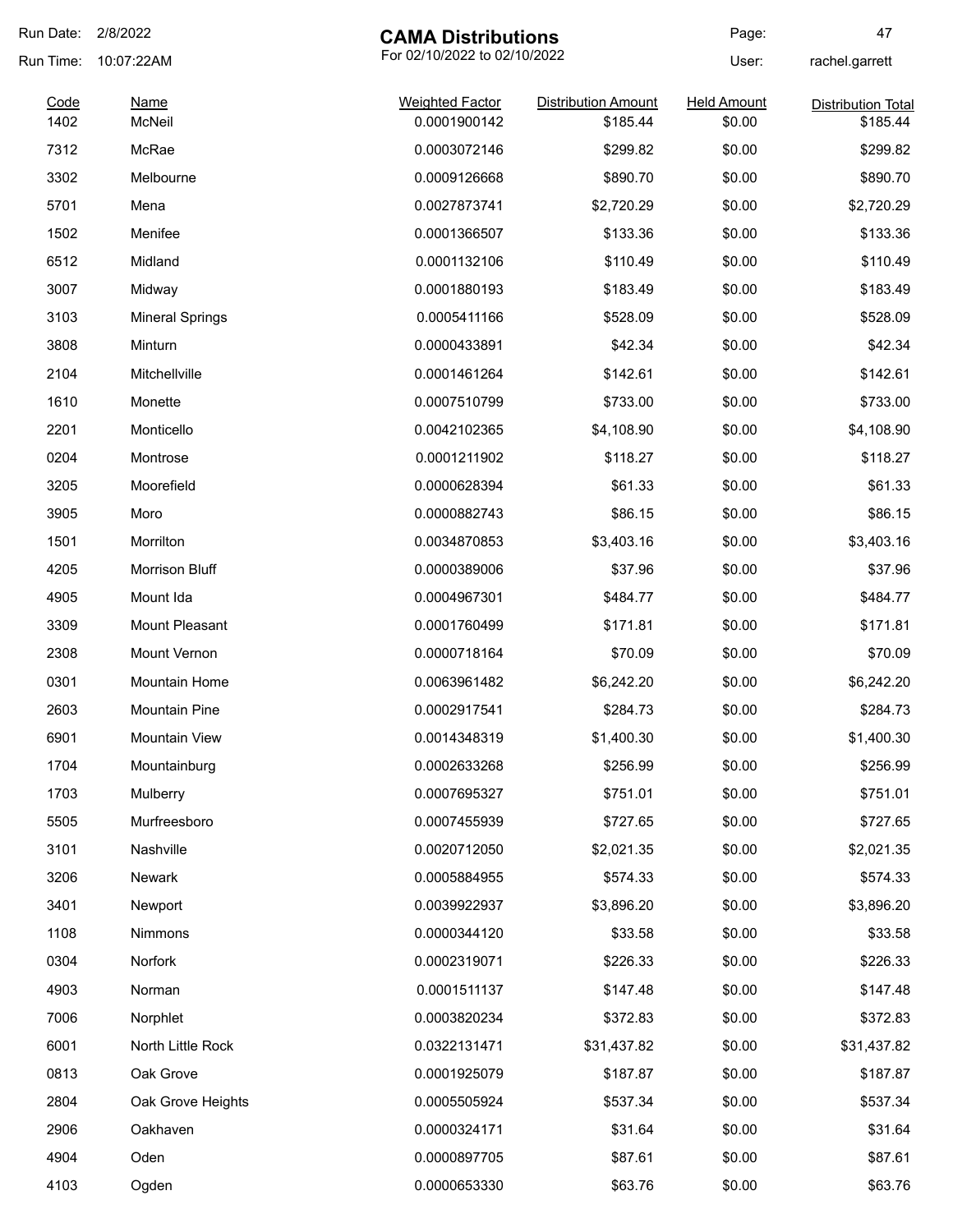# CAMA Distributions

For 02/10/2022 to 02/10/2022

Run Date: 2/8/2022
Run Time: 10:07:22AM
User: rachel.garrett

| Code | Name | Weighted Factor | Distribution Amount | Held Amount | Distribution Total |
|---|---|---|---|---|---|
| 1402 | McNeil | 0.0001900142 | $185.44 | $0.00 | $185.44 |
| 7312 | McRae | 0.0003072146 | $299.82 | $0.00 | $299.82 |
| 3302 | Melbourne | 0.0009126668 | $890.70 | $0.00 | $890.70 |
| 5701 | Mena | 0.0027873741 | $2,720.29 | $0.00 | $2,720.29 |
| 1502 | Menifee | 0.0001366507 | $133.36 | $0.00 | $133.36 |
| 6512 | Midland | 0.0001132106 | $110.49 | $0.00 | $110.49 |
| 3007 | Midway | 0.0001880193 | $183.49 | $0.00 | $183.49 |
| 3103 | Mineral Springs | 0.0005411166 | $528.09 | $0.00 | $528.09 |
| 3808 | Minturn | 0.0000433891 | $42.34 | $0.00 | $42.34 |
| 2104 | Mitchellville | 0.0001461264 | $142.61 | $0.00 | $142.61 |
| 1610 | Monette | 0.0007510799 | $733.00 | $0.00 | $733.00 |
| 2201 | Monticello | 0.0042102365 | $4,108.90 | $0.00 | $4,108.90 |
| 0204 | Montrose | 0.0001211902 | $118.27 | $0.00 | $118.27 |
| 3205 | Moorefield | 0.0000628394 | $61.33 | $0.00 | $61.33 |
| 3905 | Moro | 0.0000882743 | $86.15 | $0.00 | $86.15 |
| 1501 | Morrilton | 0.0034870853 | $3,403.16 | $0.00 | $3,403.16 |
| 4205 | Morrison Bluff | 0.0000389006 | $37.96 | $0.00 | $37.96 |
| 4905 | Mount Ida | 0.0004967301 | $484.77 | $0.00 | $484.77 |
| 3309 | Mount Pleasant | 0.0001760499 | $171.81 | $0.00 | $171.81 |
| 2308 | Mount Vernon | 0.0000718164 | $70.09 | $0.00 | $70.09 |
| 0301 | Mountain Home | 0.0063961482 | $6,242.20 | $0.00 | $6,242.20 |
| 2603 | Mountain Pine | 0.0002917541 | $284.73 | $0.00 | $284.73 |
| 6901 | Mountain View | 0.0014348319 | $1,400.30 | $0.00 | $1,400.30 |
| 1704 | Mountainburg | 0.0002633268 | $256.99 | $0.00 | $256.99 |
| 1703 | Mulberry | 0.0007695327 | $751.01 | $0.00 | $751.01 |
| 5505 | Murfreesboro | 0.0007455939 | $727.65 | $0.00 | $727.65 |
| 3101 | Nashville | 0.0020712050 | $2,021.35 | $0.00 | $2,021.35 |
| 3206 | Newark | 0.0005884955 | $574.33 | $0.00 | $574.33 |
| 3401 | Newport | 0.0039922937 | $3,896.20 | $0.00 | $3,896.20 |
| 1108 | Nimmons | 0.0000344120 | $33.58 | $0.00 | $33.58 |
| 0304 | Norfork | 0.0002319071 | $226.33 | $0.00 | $226.33 |
| 4903 | Norman | 0.0001511137 | $147.48 | $0.00 | $147.48 |
| 7006 | Norphlet | 0.0003820234 | $372.83 | $0.00 | $372.83 |
| 6001 | North Little Rock | 0.0322131471 | $31,437.82 | $0.00 | $31,437.82 |
| 0813 | Oak Grove | 0.0001925079 | $187.87 | $0.00 | $187.87 |
| 2804 | Oak Grove Heights | 0.0005505924 | $537.34 | $0.00 | $537.34 |
| 2906 | Oakhaven | 0.0000324171 | $31.64 | $0.00 | $31.64 |
| 4904 | Oden | 0.0000897705 | $87.61 | $0.00 | $87.61 |
| 4103 | Ogden | 0.0000653330 | $63.76 | $0.00 | $63.76 |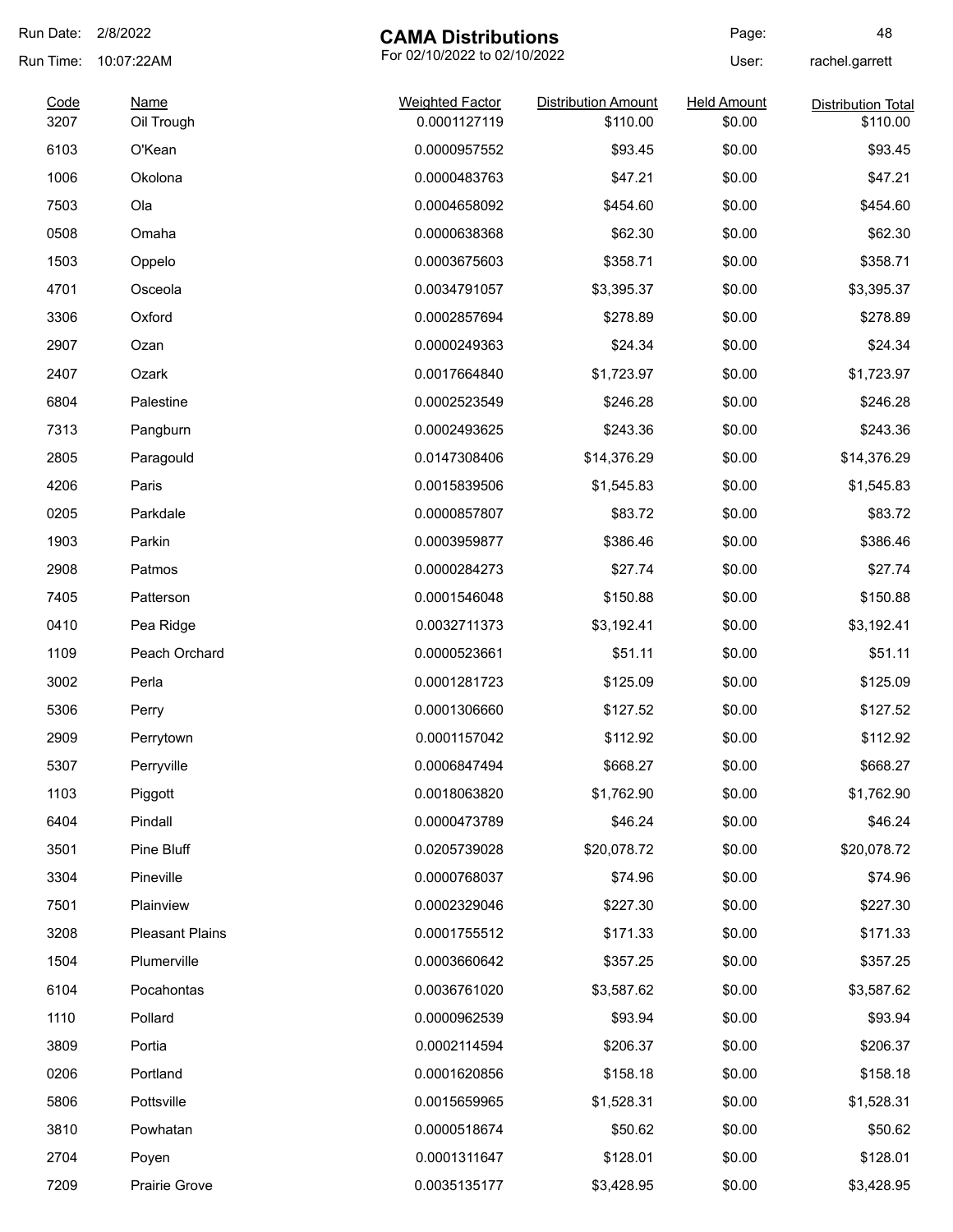Run Date: 2/8/2022
Run Time: 10:07:22AM

# CAMA Distributions

For 02/10/2022 to 02/10/2022

User: rachel.garrett

| Code | Name | Weighted Factor | Distribution Amount | Held Amount | Distribution Total |
|---|---|---|---|---|---|
| 3207 | Oil Trough | 0.0001127119 | $110.00 | $0.00 | $110.00 |
| 6103 | O'Kean | 0.0000957552 | $93.45 | $0.00 | $93.45 |
| 1006 | Okolona | 0.0000483763 | $47.21 | $0.00 | $47.21 |
| 7503 | Ola | 0.0004658092 | $454.60 | $0.00 | $454.60 |
| 0508 | Omaha | 0.0000638368 | $62.30 | $0.00 | $62.30 |
| 1503 | Oppelo | 0.0003675603 | $358.71 | $0.00 | $358.71 |
| 4701 | Osceola | 0.0034791057 | $3,395.37 | $0.00 | $3,395.37 |
| 3306 | Oxford | 0.0002857694 | $278.89 | $0.00 | $278.89 |
| 2907 | Ozan | 0.0000249363 | $24.34 | $0.00 | $24.34 |
| 2407 | Ozark | 0.0017664840 | $1,723.97 | $0.00 | $1,723.97 |
| 6804 | Palestine | 0.0002523549 | $246.28 | $0.00 | $246.28 |
| 7313 | Pangburn | 0.0002493625 | $243.36 | $0.00 | $243.36 |
| 2805 | Paragould | 0.0147308406 | $14,376.29 | $0.00 | $14,376.29 |
| 4206 | Paris | 0.0015839506 | $1,545.83 | $0.00 | $1,545.83 |
| 0205 | Parkdale | 0.0000857807 | $83.72 | $0.00 | $83.72 |
| 1903 | Parkin | 0.0003959877 | $386.46 | $0.00 | $386.46 |
| 2908 | Patmos | 0.0000284273 | $27.74 | $0.00 | $27.74 |
| 7405 | Patterson | 0.0001546048 | $150.88 | $0.00 | $150.88 |
| 0410 | Pea Ridge | 0.0032711373 | $3,192.41 | $0.00 | $3,192.41 |
| 1109 | Peach Orchard | 0.0000523661 | $51.11 | $0.00 | $51.11 |
| 3002 | Perla | 0.0001281723 | $125.09 | $0.00 | $125.09 |
| 5306 | Perry | 0.0001306660 | $127.52 | $0.00 | $127.52 |
| 2909 | Perrytown | 0.0001157042 | $112.92 | $0.00 | $112.92 |
| 5307 | Perryville | 0.0006847494 | $668.27 | $0.00 | $668.27 |
| 1103 | Piggott | 0.0018063820 | $1,762.90 | $0.00 | $1,762.90 |
| 6404 | Pindall | 0.0000473789 | $46.24 | $0.00 | $46.24 |
| 3501 | Pine Bluff | 0.0205739028 | $20,078.72 | $0.00 | $20,078.72 |
| 3304 | Pineville | 0.0000768037 | $74.96 | $0.00 | $74.96 |
| 7501 | Plainview | 0.0002329046 | $227.30 | $0.00 | $227.30 |
| 3208 | Pleasant Plains | 0.0001755512 | $171.33 | $0.00 | $171.33 |
| 1504 | Plumerville | 0.0003660642 | $357.25 | $0.00 | $357.25 |
| 6104 | Pocahontas | 0.0036761020 | $3,587.62 | $0.00 | $3,587.62 |
| 1110 | Pollard | 0.0000962539 | $93.94 | $0.00 | $93.94 |
| 3809 | Portia | 0.0002114594 | $206.37 | $0.00 | $206.37 |
| 0206 | Portland | 0.0001620856 | $158.18 | $0.00 | $158.18 |
| 5806 | Pottsville | 0.0015659965 | $1,528.31 | $0.00 | $1,528.31 |
| 3810 | Powhatan | 0.0000518674 | $50.62 | $0.00 | $50.62 |
| 2704 | Poyen | 0.0001311647 | $128.01 | $0.00 | $128.01 |
| 7209 | Prairie Grove | 0.0035135177 | $3,428.95 | $0.00 | $3,428.95 |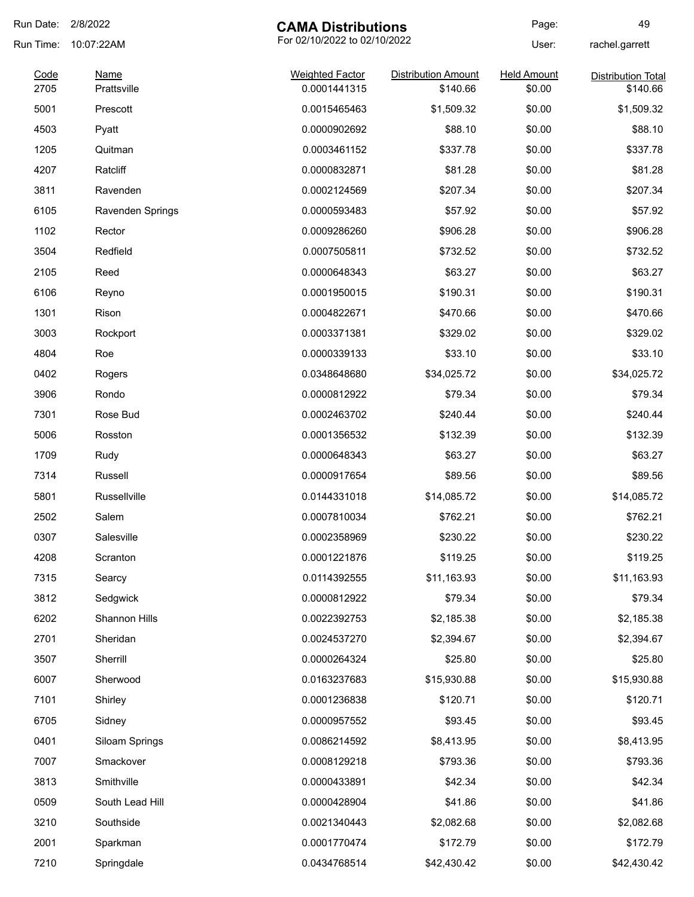Run Date: 2/8/2022
Run Time: 10:07:22AM

# CAMA Distributions

For 02/10/2022 to 02/10/2022

User: rachel.garrett

| Code | Name | Weighted Factor | Distribution Amount | Held Amount | Distribution Total |
|---|---|---|---|---|---|
| 2705 | Prattsville | 0.0001441315 | $140.66 | $0.00 | $140.66 |
| 5001 | Prescott | 0.0015465463 | $1,509.32 | $0.00 | $1,509.32 |
| 4503 | Pyatt | 0.0000902692 | $88.10 | $0.00 | $88.10 |
| 1205 | Quitman | 0.0003461152 | $337.78 | $0.00 | $337.78 |
| 4207 | Ratcliff | 0.0000832871 | $81.28 | $0.00 | $81.28 |
| 3811 | Ravenden | 0.0002124569 | $207.34 | $0.00 | $207.34 |
| 6105 | Ravenden Springs | 0.0000593483 | $57.92 | $0.00 | $57.92 |
| 1102 | Rector | 0.0009286260 | $906.28 | $0.00 | $906.28 |
| 3504 | Redfield | 0.0007505811 | $732.52 | $0.00 | $732.52 |
| 2105 | Reed | 0.0000648343 | $63.27 | $0.00 | $63.27 |
| 6106 | Reyno | 0.0001950015 | $190.31 | $0.00 | $190.31 |
| 1301 | Rison | 0.0004822671 | $470.66 | $0.00 | $470.66 |
| 3003 | Rockport | 0.0003371381 | $329.02 | $0.00 | $329.02 |
| 4804 | Roe | 0.0000339133 | $33.10 | $0.00 | $33.10 |
| 0402 | Rogers | 0.0348648680 | $34,025.72 | $0.00 | $34,025.72 |
| 3906 | Rondo | 0.0000812922 | $79.34 | $0.00 | $79.34 |
| 7301 | Rose Bud | 0.0002463702 | $240.44 | $0.00 | $240.44 |
| 5006 | Rosston | 0.0001356532 | $132.39 | $0.00 | $132.39 |
| 1709 | Rudy | 0.0000648343 | $63.27 | $0.00 | $63.27 |
| 7314 | Russell | 0.0000917654 | $89.56 | $0.00 | $89.56 |
| 5801 | Russellville | 0.0144331018 | $14,085.72 | $0.00 | $14,085.72 |
| 2502 | Salem | 0.0007810034 | $762.21 | $0.00 | $762.21 |
| 0307 | Salesville | 0.0002358969 | $230.22 | $0.00 | $230.22 |
| 4208 | Scranton | 0.0001221876 | $119.25 | $0.00 | $119.25 |
| 7315 | Searcy | 0.0114392555 | $11,163.93 | $0.00 | $11,163.93 |
| 3812 | Sedgwick | 0.0000812922 | $79.34 | $0.00 | $79.34 |
| 6202 | Shannon Hills | 0.0022392753 | $2,185.38 | $0.00 | $2,185.38 |
| 2701 | Sheridan | 0.0024537270 | $2,394.67 | $0.00 | $2,394.67 |
| 3507 | Sherrill | 0.0000264324 | $25.80 | $0.00 | $25.80 |
| 6007 | Sherwood | 0.0163237683 | $15,930.88 | $0.00 | $15,930.88 |
| 7101 | Shirley | 0.0001236838 | $120.71 | $0.00 | $120.71 |
| 6705 | Sidney | 0.0000957552 | $93.45 | $0.00 | $93.45 |
| 0401 | Siloam Springs | 0.0086214592 | $8,413.95 | $0.00 | $8,413.95 |
| 7007 | Smackover | 0.0008129218 | $793.36 | $0.00 | $793.36 |
| 3813 | Smithville | 0.0000433891 | $42.34 | $0.00 | $42.34 |
| 0509 | South Lead Hill | 0.0000428904 | $41.86 | $0.00 | $41.86 |
| 3210 | Southside | 0.0021340443 | $2,082.68 | $0.00 | $2,082.68 |
| 2001 | Sparkman | 0.0001770474 | $172.79 | $0.00 | $172.79 |
| 7210 | Springdale | 0.0434768514 | $42,430.42 | $0.00 | $42,430.42 |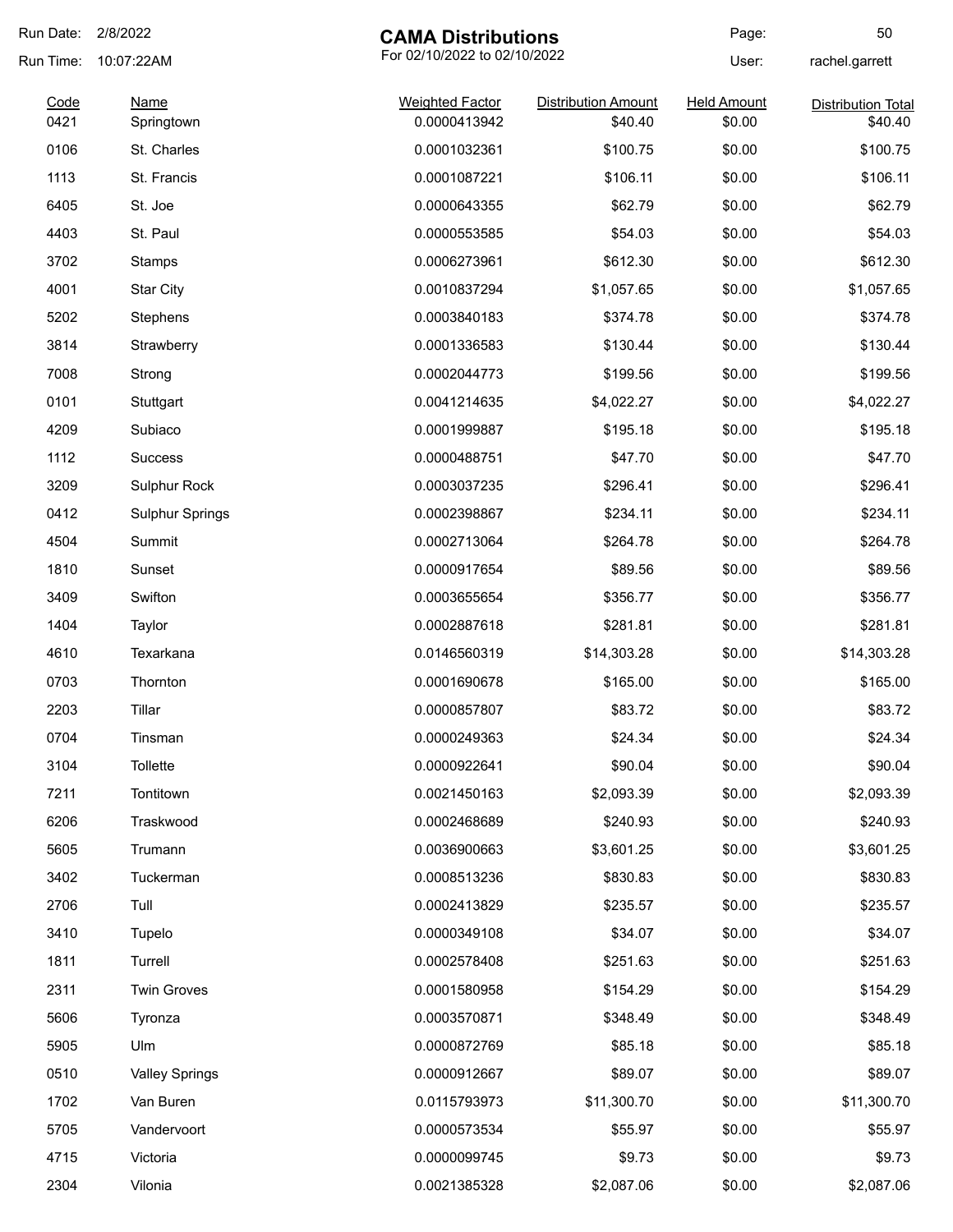# CAMA Distributions

For 02/10/2022 to 02/10/2022

Run Date: 2/8/2022
Run Time: 10:07:22AM
User: rachel.garrett

| Code | Name | Weighted Factor | Distribution Amount | Held Amount | Distribution Total |
|---|---|---|---|---|---|
| 0421 | Springtown | 0.0000413942 | $40.40 | $0.00 | $40.40 |
| 0106 | St. Charles | 0.0001032361 | $100.75 | $0.00 | $100.75 |
| 1113 | St. Francis | 0.0001087221 | $106.11 | $0.00 | $106.11 |
| 6405 | St. Joe | 0.0000643355 | $62.79 | $0.00 | $62.79 |
| 4403 | St. Paul | 0.0000553585 | $54.03 | $0.00 | $54.03 |
| 3702 | Stamps | 0.0006273961 | $612.30 | $0.00 | $612.30 |
| 4001 | Star City | 0.0010837294 | $1,057.65 | $0.00 | $1,057.65 |
| 5202 | Stephens | 0.0003840183 | $374.78 | $0.00 | $374.78 |
| 3814 | Strawberry | 0.0001336583 | $130.44 | $0.00 | $130.44 |
| 7008 | Strong | 0.0002044773 | $199.56 | $0.00 | $199.56 |
| 0101 | Stuttgart | 0.0041214635 | $4,022.27 | $0.00 | $4,022.27 |
| 4209 | Subiaco | 0.0001999887 | $195.18 | $0.00 | $195.18 |
| 1112 | Success | 0.0000488751 | $47.70 | $0.00 | $47.70 |
| 3209 | Sulphur Rock | 0.0003037235 | $296.41 | $0.00 | $296.41 |
| 0412 | Sulphur Springs | 0.0002398867 | $234.11 | $0.00 | $234.11 |
| 4504 | Summit | 0.0002713064 | $264.78 | $0.00 | $264.78 |
| 1810 | Sunset | 0.0000917654 | $89.56 | $0.00 | $89.56 |
| 3409 | Swifton | 0.0003655654 | $356.77 | $0.00 | $356.77 |
| 1404 | Taylor | 0.0002887618 | $281.81 | $0.00 | $281.81 |
| 4610 | Texarkana | 0.0146560319 | $14,303.28 | $0.00 | $14,303.28 |
| 0703 | Thornton | 0.0001690678 | $165.00 | $0.00 | $165.00 |
| 2203 | Tillar | 0.0000857807 | $83.72 | $0.00 | $83.72 |
| 0704 | Tinsman | 0.0000249363 | $24.34 | $0.00 | $24.34 |
| 3104 | Tollette | 0.0000922641 | $90.04 | $0.00 | $90.04 |
| 7211 | Tontitown | 0.0021450163 | $2,093.39 | $0.00 | $2,093.39 |
| 6206 | Traskwood | 0.0002468689 | $240.93 | $0.00 | $240.93 |
| 5605 | Trumann | 0.0036900663 | $3,601.25 | $0.00 | $3,601.25 |
| 3402 | Tuckerman | 0.0008513236 | $830.83 | $0.00 | $830.83 |
| 2706 | Tull | 0.0002413829 | $235.57 | $0.00 | $235.57 |
| 3410 | Tupelo | 0.0000349108 | $34.07 | $0.00 | $34.07 |
| 1811 | Turrell | 0.0002578408 | $251.63 | $0.00 | $251.63 |
| 2311 | Twin Groves | 0.0001580958 | $154.29 | $0.00 | $154.29 |
| 5606 | Tyronza | 0.0003570871 | $348.49 | $0.00 | $348.49 |
| 5905 | Ulm | 0.0000872769 | $85.18 | $0.00 | $85.18 |
| 0510 | Valley Springs | 0.0000912667 | $89.07 | $0.00 | $89.07 |
| 1702 | Van Buren | 0.0115793973 | $11,300.70 | $0.00 | $11,300.70 |
| 5705 | Vandervoort | 0.0000573534 | $55.97 | $0.00 | $55.97 |
| 4715 | Victoria | 0.0000099745 | $9.73 | $0.00 | $9.73 |
| 2304 | Vilonia | 0.0021385328 | $2,087.06 | $0.00 | $2,087.06 |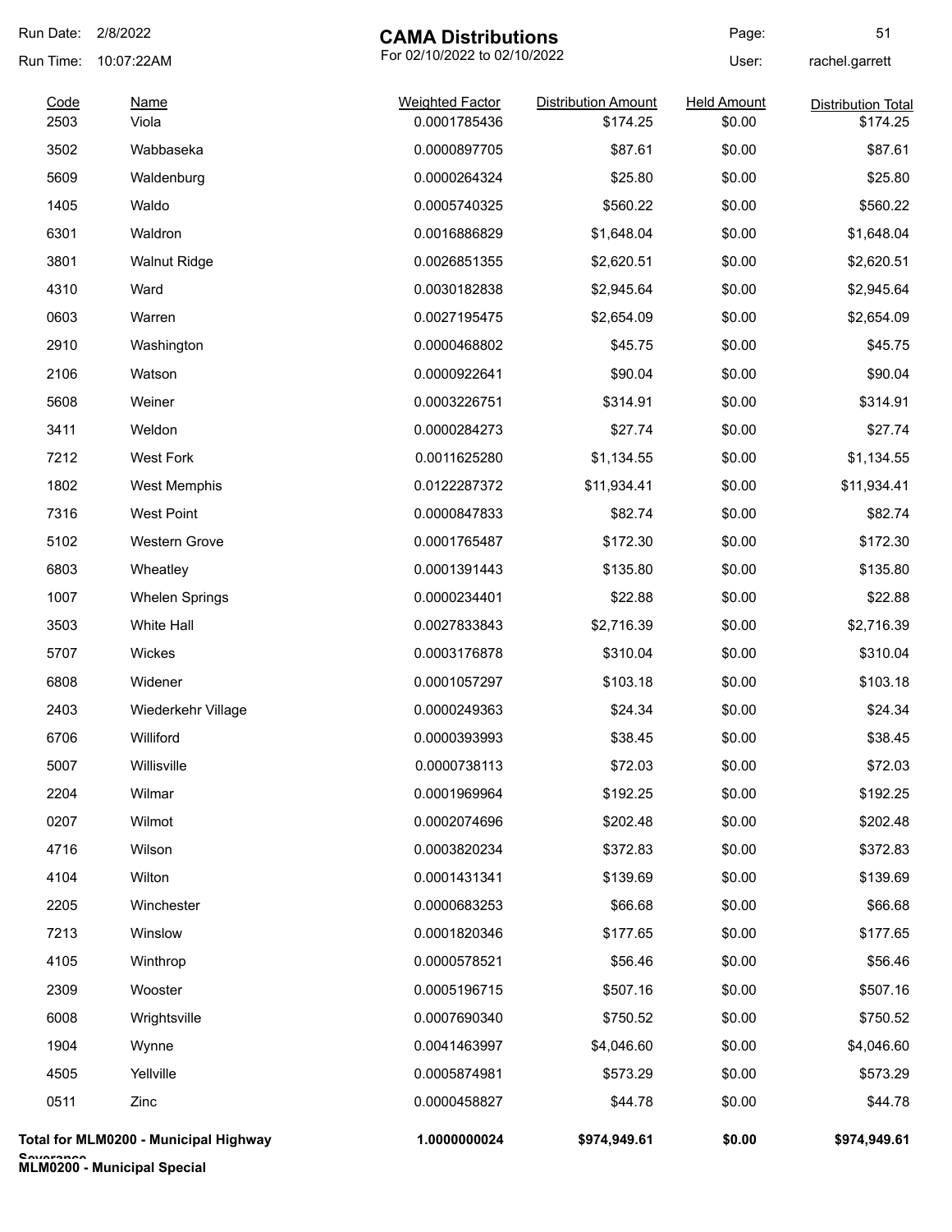# CAMA Distributions

For 02/10/2022 to 02/10/2022

Run Date: 2/8/2022
Run Time: 10:07:22AM
User: rachel.garrett

| Code | Name | Weighted Factor | Distribution Amount | Held Amount | Distribution Total |
|---|---|---|---|---|---|
| 2503 | Viola | 0.0001785436 | $174.25 | $0.00 | $174.25 |
| 3502 | Wabbaseka | 0.0000897705 | $87.61 | $0.00 | $87.61 |
| 5609 | Waldenburg | 0.0000264324 | $25.80 | $0.00 | $25.80 |
| 1405 | Waldo | 0.0005740325 | $560.22 | $0.00 | $560.22 |
| 6301 | Waldron | 0.0016886829 | $1,648.04 | $0.00 | $1,648.04 |
| 3801 | Walnut Ridge | 0.0026851355 | $2,620.51 | $0.00 | $2,620.51 |
| 4310 | Ward | 0.0030182838 | $2,945.64 | $0.00 | $2,945.64 |
| 0603 | Warren | 0.0027195475 | $2,654.09 | $0.00 | $2,654.09 |
| 2910 | Washington | 0.0000468802 | $45.75 | $0.00 | $45.75 |
| 2106 | Watson | 0.0000922641 | $90.04 | $0.00 | $90.04 |
| 5608 | Weiner | 0.0003226751 | $314.91 | $0.00 | $314.91 |
| 3411 | Weldon | 0.0000284273 | $27.74 | $0.00 | $27.74 |
| 7212 | West Fork | 0.0011625280 | $1,134.55 | $0.00 | $1,134.55 |
| 1802 | West Memphis | 0.0122287372 | $11,934.41 | $0.00 | $11,934.41 |
| 7316 | West Point | 0.0000847833 | $82.74 | $0.00 | $82.74 |
| 5102 | Western Grove | 0.0001765487 | $172.30 | $0.00 | $172.30 |
| 6803 | Wheatley | 0.0001391443 | $135.80 | $0.00 | $135.80 |
| 1007 | Whelen Springs | 0.0000234401 | $22.88 | $0.00 | $22.88 |
| 3503 | White Hall | 0.0027833843 | $2,716.39 | $0.00 | $2,716.39 |
| 5707 | Wickes | 0.0003176878 | $310.04 | $0.00 | $310.04 |
| 6808 | Widener | 0.0001057297 | $103.18 | $0.00 | $103.18 |
| 2403 | Wiederkehr Village | 0.0000249363 | $24.34 | $0.00 | $24.34 |
| 6706 | Williford | 0.0000393993 | $38.45 | $0.00 | $38.45 |
| 5007 | Willisville | 0.0000738113 | $72.03 | $0.00 | $72.03 |
| 2204 | Wilmar | 0.0001969964 | $192.25 | $0.00 | $192.25 |
| 0207 | Wilmot | 0.0002074696 | $202.48 | $0.00 | $202.48 |
| 4716 | Wilson | 0.0003820234 | $372.83 | $0.00 | $372.83 |
| 4104 | Wilton | 0.0001431341 | $139.69 | $0.00 | $139.69 |
| 2205 | Winchester | 0.0000683253 | $66.68 | $0.00 | $66.68 |
| 7213 | Winslow | 0.0001820346 | $177.65 | $0.00 | $177.65 |
| 4105 | Winthrop | 0.0000578521 | $56.46 | $0.00 | $56.46 |
| 2309 | Wooster | 0.0005196715 | $507.16 | $0.00 | $507.16 |
| 6008 | Wrightsville | 0.0007690340 | $750.52 | $0.00 | $750.52 |
| 1904 | Wynne | 0.0041463997 | $4,046.60 | $0.00 | $4,046.60 |
| 4505 | Yellville | 0.0005874981 | $573.29 | $0.00 | $573.29 |
| 0511 | Zinc | 0.0000458827 | $44.78 | $0.00 | $44.78 |
| **Total for MLM0200 - Municipal Highway Severance** | | **1.0000000024** | **$974,949.61** | **$0.00** | **$974,949.61** |

**MLM0200 - Municipal Special**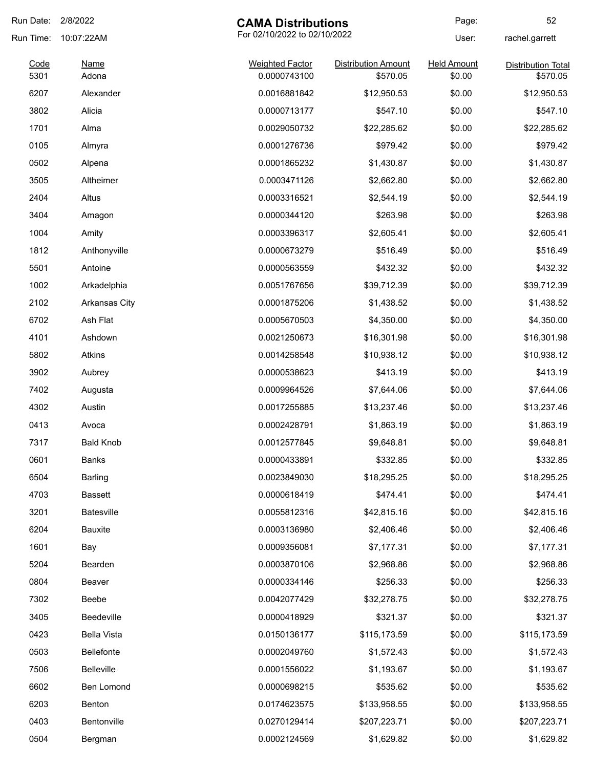# CAMA Distributions

For 02/10/2022 to 02/10/2022

Run Date: 2/8/2022
Run Time: 10:07:22AM
User: rachel.garrett

| Code | Name | Weighted Factor | Distribution Amount | Held Amount | Distribution Total |
|---|---|---|---|---|---|
| 5301 | Adona | 0.0000743100 | $570.05 | $0.00 | $570.05 |
| 6207 | Alexander | 0.0016881842 | $12,950.53 | $0.00 | $12,950.53 |
| 3802 | Alicia | 0.0000713177 | $547.10 | $0.00 | $547.10 |
| 1701 | Alma | 0.0029050732 | $22,285.62 | $0.00 | $22,285.62 |
| 0105 | Almyra | 0.0001276736 | $979.42 | $0.00 | $979.42 |
| 0502 | Alpena | 0.0001865232 | $1,430.87 | $0.00 | $1,430.87 |
| 3505 | Altheimer | 0.0003471126 | $2,662.80 | $0.00 | $2,662.80 |
| 2404 | Altus | 0.0003316521 | $2,544.19 | $0.00 | $2,544.19 |
| 3404 | Amagon | 0.0000344120 | $263.98 | $0.00 | $263.98 |
| 1004 | Amity | 0.0003396317 | $2,605.41 | $0.00 | $2,605.41 |
| 1812 | Anthonyville | 0.0000673279 | $516.49 | $0.00 | $516.49 |
| 5501 | Antoine | 0.0000563559 | $432.32 | $0.00 | $432.32 |
| 1002 | Arkadelphia | 0.0051767656 | $39,712.39 | $0.00 | $39,712.39 |
| 2102 | Arkansas City | 0.0001875206 | $1,438.52 | $0.00 | $1,438.52 |
| 6702 | Ash Flat | 0.0005670503 | $4,350.00 | $0.00 | $4,350.00 |
| 4101 | Ashdown | 0.0021250673 | $16,301.98 | $0.00 | $16,301.98 |
| 5802 | Atkins | 0.0014258548 | $10,938.12 | $0.00 | $10,938.12 |
| 3902 | Aubrey | 0.0000538623 | $413.19 | $0.00 | $413.19 |
| 7402 | Augusta | 0.0009964526 | $7,644.06 | $0.00 | $7,644.06 |
| 4302 | Austin | 0.0017255885 | $13,237.46 | $0.00 | $13,237.46 |
| 0413 | Avoca | 0.0002428791 | $1,863.19 | $0.00 | $1,863.19 |
| 7317 | Bald Knob | 0.0012577845 | $9,648.81 | $0.00 | $9,648.81 |
| 0601 | Banks | 0.0000433891 | $332.85 | $0.00 | $332.85 |
| 6504 | Barling | 0.0023849030 | $18,295.25 | $0.00 | $18,295.25 |
| 4703 | Bassett | 0.0000618419 | $474.41 | $0.00 | $474.41 |
| 3201 | Batesville | 0.0055812316 | $42,815.16 | $0.00 | $42,815.16 |
| 6204 | Bauxite | 0.0003136980 | $2,406.46 | $0.00 | $2,406.46 |
| 1601 | Bay | 0.0009356081 | $7,177.31 | $0.00 | $7,177.31 |
| 5204 | Bearden | 0.0003870106 | $2,968.86 | $0.00 | $2,968.86 |
| 0804 | Beaver | 0.0000334146 | $256.33 | $0.00 | $256.33 |
| 7302 | Beebe | 0.0042077429 | $32,278.75 | $0.00 | $32,278.75 |
| 3405 | Beedeville | 0.0000418929 | $321.37 | $0.00 | $321.37 |
| 0423 | Bella Vista | 0.0150136177 | $115,173.59 | $0.00 | $115,173.59 |
| 0503 | Bellefonte | 0.0002049760 | $1,572.43 | $0.00 | $1,572.43 |
| 7506 | Belleville | 0.0001556022 | $1,193.67 | $0.00 | $1,193.67 |
| 6602 | Ben Lomond | 0.0000698215 | $535.62 | $0.00 | $535.62 |
| 6203 | Benton | 0.0174623575 | $133,958.55 | $0.00 | $133,958.55 |
| 0403 | Bentonville | 0.0270129414 | $207,223.71 | $0.00 | $207,223.71 |
| 0504 | Bergman | 0.0002124569 | $1,629.82 | $0.00 | $1,629.82 |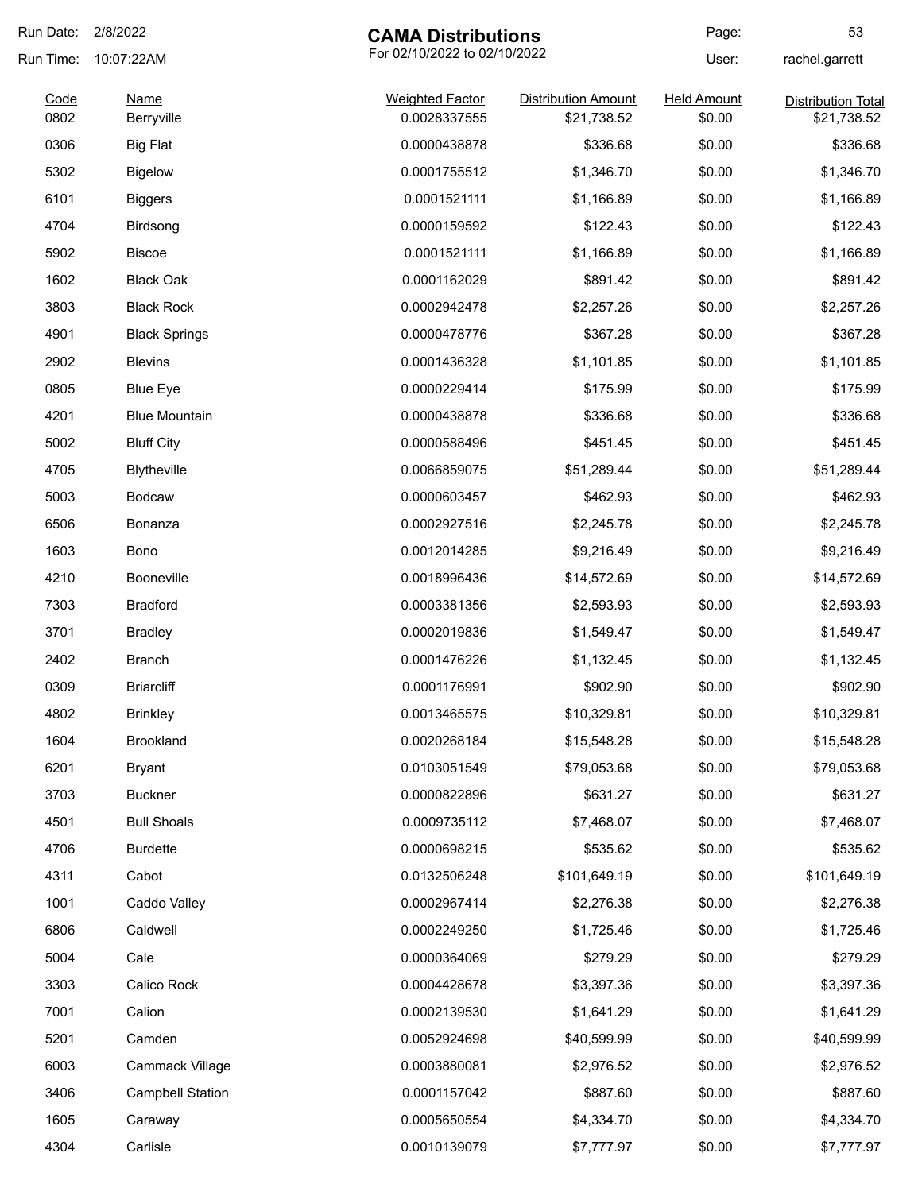# CAMA Distributions

For 02/10/2022 to 02/10/2022

Run Date: 2/8/2022
Run Time: 10:07:22AM
User: rachel.garrett

| Code | Name | Weighted Factor | Distribution Amount | Held Amount | Distribution Total |
|---|---|---|---|---|---|
| 0802 | Berryville | 0.0028337555 | $21,738.52 | $0.00 | $21,738.52 |
| 0306 | Big Flat | 0.0000438878 | $336.68 | $0.00 | $336.68 |
| 5302 | Bigelow | 0.0001755512 | $1,346.70 | $0.00 | $1,346.70 |
| 6101 | Biggers | 0.0001521111 | $1,166.89 | $0.00 | $1,166.89 |
| 4704 | Birdsong | 0.0000159592 | $122.43 | $0.00 | $122.43 |
| 5902 | Biscoe | 0.0001521111 | $1,166.89 | $0.00 | $1,166.89 |
| 1602 | Black Oak | 0.0001162029 | $891.42 | $0.00 | $891.42 |
| 3803 | Black Rock | 0.0002942478 | $2,257.26 | $0.00 | $2,257.26 |
| 4901 | Black Springs | 0.0000478776 | $367.28 | $0.00 | $367.28 |
| 2902 | Blevins | 0.0001436328 | $1,101.85 | $0.00 | $1,101.85 |
| 0805 | Blue Eye | 0.0000229414 | $175.99 | $0.00 | $175.99 |
| 4201 | Blue Mountain | 0.0000438878 | $336.68 | $0.00 | $336.68 |
| 5002 | Bluff City | 0.0000588496 | $451.45 | $0.00 | $451.45 |
| 4705 | Blytheville | 0.0066859075 | $51,289.44 | $0.00 | $51,289.44 |
| 5003 | Bodcaw | 0.0000603457 | $462.93 | $0.00 | $462.93 |
| 6506 | Bonanza | 0.0002927516 | $2,245.78 | $0.00 | $2,245.78 |
| 1603 | Bono | 0.0012014285 | $9,216.49 | $0.00 | $9,216.49 |
| 4210 | Booneville | 0.0018996436 | $14,572.69 | $0.00 | $14,572.69 |
| 7303 | Bradford | 0.0003381356 | $2,593.93 | $0.00 | $2,593.93 |
| 3701 | Bradley | 0.0002019836 | $1,549.47 | $0.00 | $1,549.47 |
| 2402 | Branch | 0.0001476226 | $1,132.45 | $0.00 | $1,132.45 |
| 0309 | Briarcliff | 0.0001176991 | $902.90 | $0.00 | $902.90 |
| 4802 | Brinkley | 0.0013465575 | $10,329.81 | $0.00 | $10,329.81 |
| 1604 | Brookland | 0.0020268184 | $15,548.28 | $0.00 | $15,548.28 |
| 6201 | Bryant | 0.0103051549 | $79,053.68 | $0.00 | $79,053.68 |
| 3703 | Buckner | 0.0000822896 | $631.27 | $0.00 | $631.27 |
| 4501 | Bull Shoals | 0.0009735112 | $7,468.07 | $0.00 | $7,468.07 |
| 4706 | Burdette | 0.0000698215 | $535.62 | $0.00 | $535.62 |
| 4311 | Cabot | 0.0132506248 | $101,649.19 | $0.00 | $101,649.19 |
| 1001 | Caddo Valley | 0.0002967414 | $2,276.38 | $0.00 | $2,276.38 |
| 6806 | Caldwell | 0.0002249250 | $1,725.46 | $0.00 | $1,725.46 |
| 5004 | Cale | 0.0000364069 | $279.29 | $0.00 | $279.29 |
| 3303 | Calico Rock | 0.0004428678 | $3,397.36 | $0.00 | $3,397.36 |
| 7001 | Calion | 0.0002139530 | $1,641.29 | $0.00 | $1,641.29 |
| 5201 | Camden | 0.0052924698 | $40,599.99 | $0.00 | $40,599.99 |
| 6003 | Cammack Village | 0.0003880081 | $2,976.52 | $0.00 | $2,976.52 |
| 3406 | Campbell Station | 0.0001157042 | $887.60 | $0.00 | $887.60 |
| 1605 | Caraway | 0.0005650554 | $4,334.70 | $0.00 | $4,334.70 |
| 4304 | Carlisle | 0.0010139079 | $7,777.97 | $0.00 | $7,777.97 |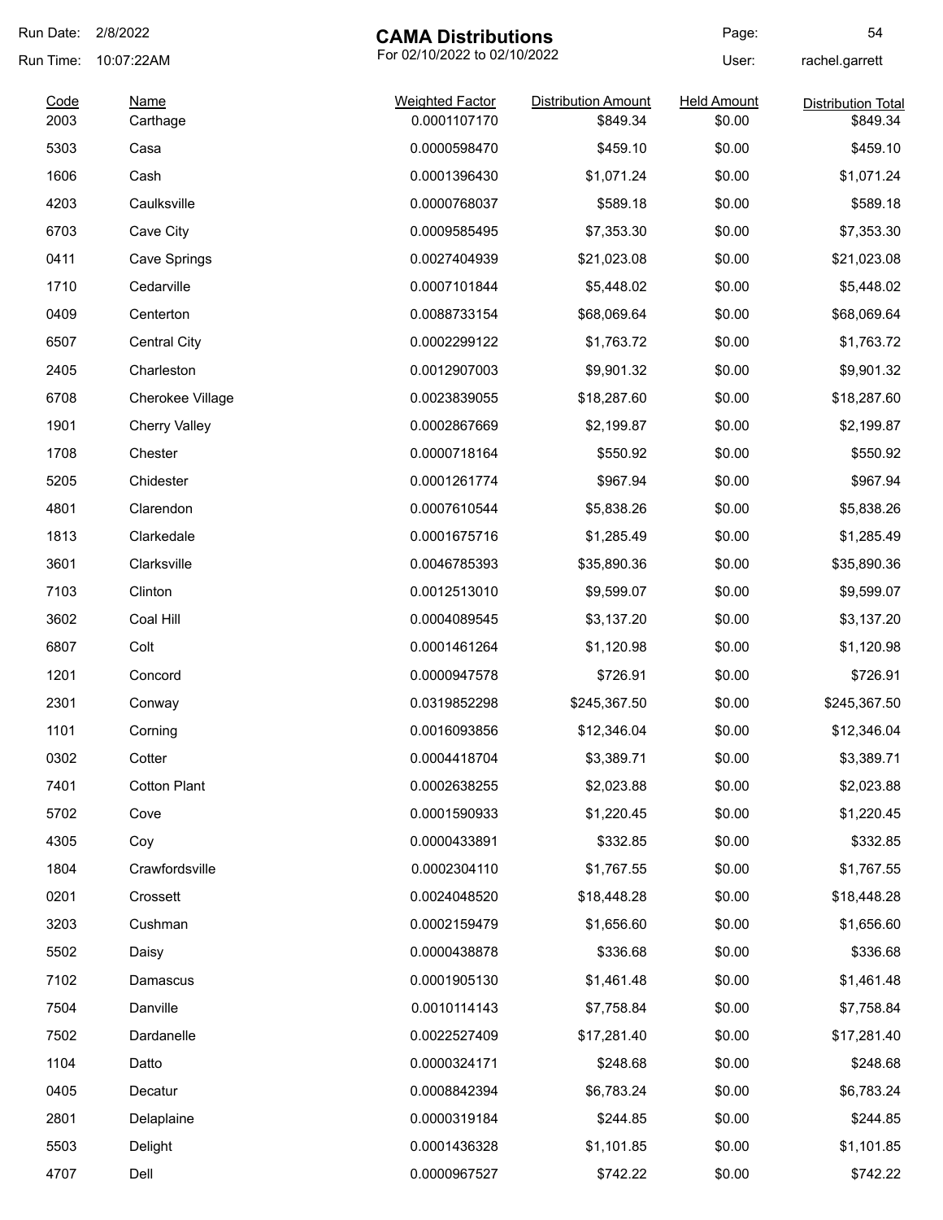# CAMA Distributions

For 02/10/2022 to 02/10/2022

Run Date: 2/8/2022
Run Time: 10:07:22AM
User: rachel.garrett

| Code | Name | Weighted Factor | Distribution Amount | Held Amount | Distribution Total |
|---|---|---|---|---|---|
| 2003 | Carthage | 0.0001107170 | $849.34 | $0.00 | $849.34 |
| 5303 | Casa | 0.0000598470 | $459.10 | $0.00 | $459.10 |
| 1606 | Cash | 0.0001396430 | $1,071.24 | $0.00 | $1,071.24 |
| 4203 | Caulksville | 0.0000768037 | $589.18 | $0.00 | $589.18 |
| 6703 | Cave City | 0.0009585495 | $7,353.30 | $0.00 | $7,353.30 |
| 0411 | Cave Springs | 0.0027404939 | $21,023.08 | $0.00 | $21,023.08 |
| 1710 | Cedarville | 0.0007101844 | $5,448.02 | $0.00 | $5,448.02 |
| 0409 | Centerton | 0.0088733154 | $68,069.64 | $0.00 | $68,069.64 |
| 6507 | Central City | 0.0002299122 | $1,763.72 | $0.00 | $1,763.72 |
| 2405 | Charleston | 0.0012907003 | $9,901.32 | $0.00 | $9,901.32 |
| 6708 | Cherokee Village | 0.0023839055 | $18,287.60 | $0.00 | $18,287.60 |
| 1901 | Cherry Valley | 0.0002867669 | $2,199.87 | $0.00 | $2,199.87 |
| 1708 | Chester | 0.0000718164 | $550.92 | $0.00 | $550.92 |
| 5205 | Chidester | 0.0001261774 | $967.94 | $0.00 | $967.94 |
| 4801 | Clarendon | 0.0007610544 | $5,838.26 | $0.00 | $5,838.26 |
| 1813 | Clarkedale | 0.0001675716 | $1,285.49 | $0.00 | $1,285.49 |
| 3601 | Clarksville | 0.0046785393 | $35,890.36 | $0.00 | $35,890.36 |
| 7103 | Clinton | 0.0012513010 | $9,599.07 | $0.00 | $9,599.07 |
| 3602 | Coal Hill | 0.0004089545 | $3,137.20 | $0.00 | $3,137.20 |
| 6807 | Colt | 0.0001461264 | $1,120.98 | $0.00 | $1,120.98 |
| 1201 | Concord | 0.0000947578 | $726.91 | $0.00 | $726.91 |
| 2301 | Conway | 0.0319852298 | $245,367.50 | $0.00 | $245,367.50 |
| 1101 | Corning | 0.0016093856 | $12,346.04 | $0.00 | $12,346.04 |
| 0302 | Cotter | 0.0004418704 | $3,389.71 | $0.00 | $3,389.71 |
| 7401 | Cotton Plant | 0.0002638255 | $2,023.88 | $0.00 | $2,023.88 |
| 5702 | Cove | 0.0001590933 | $1,220.45 | $0.00 | $1,220.45 |
| 4305 | Coy | 0.0000433891 | $332.85 | $0.00 | $332.85 |
| 1804 | Crawfordsville | 0.0002304110 | $1,767.55 | $0.00 | $1,767.55 |
| 0201 | Crossett | 0.0024048520 | $18,448.28 | $0.00 | $18,448.28 |
| 3203 | Cushman | 0.0002159479 | $1,656.60 | $0.00 | $1,656.60 |
| 5502 | Daisy | 0.0000438878 | $336.68 | $0.00 | $336.68 |
| 7102 | Damascus | 0.0001905130 | $1,461.48 | $0.00 | $1,461.48 |
| 7504 | Danville | 0.0010114143 | $7,758.84 | $0.00 | $7,758.84 |
| 7502 | Dardanelle | 0.0022527409 | $17,281.40 | $0.00 | $17,281.40 |
| 1104 | Datto | 0.0000324171 | $248.68 | $0.00 | $248.68 |
| 0405 | Decatur | 0.0008842394 | $6,783.24 | $0.00 | $6,783.24 |
| 2801 | Delaplaine | 0.0000319184 | $244.85 | $0.00 | $244.85 |
| 5503 | Delight | 0.0001436328 | $1,101.85 | $0.00 | $1,101.85 |
| 4707 | Dell | 0.0000967527 | $742.22 | $0.00 | $742.22 |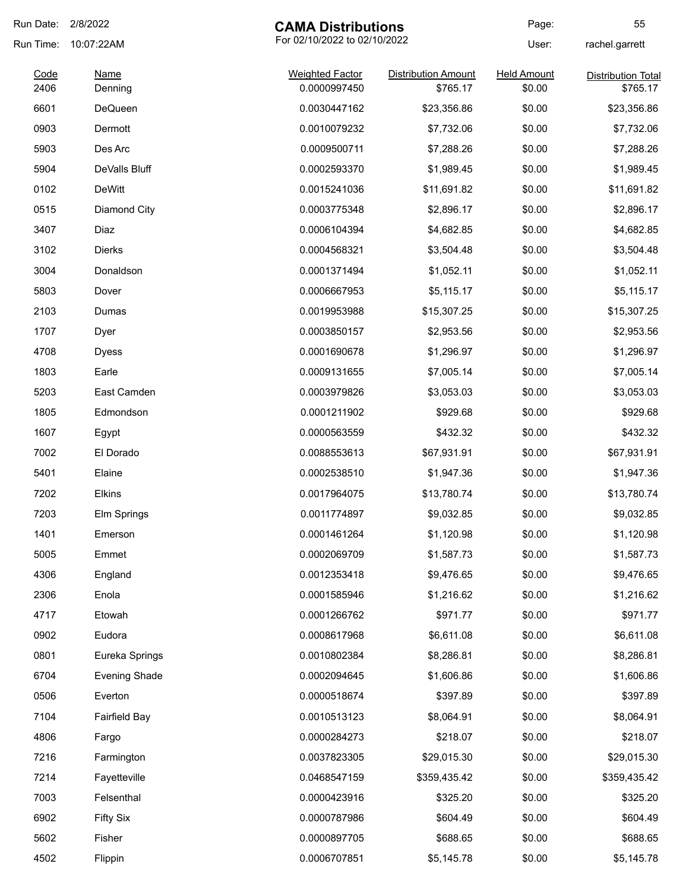Run Date: 2/8/2022
Run Time: 10:07:22AM

# CAMA Distributions

For 02/10/2022 to 02/10/2022

User: rachel.garrett

| Code | Name | Weighted Factor | Distribution Amount | Held Amount | Distribution Total |
|---|---|---|---|---|---|
| 2406 | Denning | 0.0000997450 | $765.17 | $0.00 | $765.17 |
| 6601 | DeQueen | 0.0030447162 | $23,356.86 | $0.00 | $23,356.86 |
| 0903 | Dermott | 0.0010079232 | $7,732.06 | $0.00 | $7,732.06 |
| 5903 | Des Arc | 0.0009500711 | $7,288.26 | $0.00 | $7,288.26 |
| 5904 | DeValls Bluff | 0.0002593370 | $1,989.45 | $0.00 | $1,989.45 |
| 0102 | DeWitt | 0.0015241036 | $11,691.82 | $0.00 | $11,691.82 |
| 0515 | Diamond City | 0.0003775348 | $2,896.17 | $0.00 | $2,896.17 |
| 3407 | Diaz | 0.0006104394 | $4,682.85 | $0.00 | $4,682.85 |
| 3102 | Dierks | 0.0004568321 | $3,504.48 | $0.00 | $3,504.48 |
| 3004 | Donaldson | 0.0001371494 | $1,052.11 | $0.00 | $1,052.11 |
| 5803 | Dover | 0.0006667953 | $5,115.17 | $0.00 | $5,115.17 |
| 2103 | Dumas | 0.0019953988 | $15,307.25 | $0.00 | $15,307.25 |
| 1707 | Dyer | 0.0003850157 | $2,953.56 | $0.00 | $2,953.56 |
| 4708 | Dyess | 0.0001690678 | $1,296.97 | $0.00 | $1,296.97 |
| 1803 | Earle | 0.0009131655 | $7,005.14 | $0.00 | $7,005.14 |
| 5203 | East Camden | 0.0003979826 | $3,053.03 | $0.00 | $3,053.03 |
| 1805 | Edmondson | 0.0001211902 | $929.68 | $0.00 | $929.68 |
| 1607 | Egypt | 0.0000563559 | $432.32 | $0.00 | $432.32 |
| 7002 | El Dorado | 0.0088553613 | $67,931.91 | $0.00 | $67,931.91 |
| 5401 | Elaine | 0.0002538510 | $1,947.36 | $0.00 | $1,947.36 |
| 7202 | Elkins | 0.0017964075 | $13,780.74 | $0.00 | $13,780.74 |
| 7203 | Elm Springs | 0.0011774897 | $9,032.85 | $0.00 | $9,032.85 |
| 1401 | Emerson | 0.0001461264 | $1,120.98 | $0.00 | $1,120.98 |
| 5005 | Emmet | 0.0002069709 | $1,587.73 | $0.00 | $1,587.73 |
| 4306 | England | 0.0012353418 | $9,476.65 | $0.00 | $9,476.65 |
| 2306 | Enola | 0.0001585946 | $1,216.62 | $0.00 | $1,216.62 |
| 4717 | Etowah | 0.0001266762 | $971.77 | $0.00 | $971.77 |
| 0902 | Eudora | 0.0008617968 | $6,611.08 | $0.00 | $6,611.08 |
| 0801 | Eureka Springs | 0.0010802384 | $8,286.81 | $0.00 | $8,286.81 |
| 6704 | Evening Shade | 0.0002094645 | $1,606.86 | $0.00 | $1,606.86 |
| 0506 | Everton | 0.0000518674 | $397.89 | $0.00 | $397.89 |
| 7104 | Fairfield Bay | 0.0010513123 | $8,064.91 | $0.00 | $8,064.91 |
| 4806 | Fargo | 0.0000284273 | $218.07 | $0.00 | $218.07 |
| 7216 | Farmington | 0.0037823305 | $29,015.30 | $0.00 | $29,015.30 |
| 7214 | Fayetteville | 0.0468547159 | $359,435.42 | $0.00 | $359,435.42 |
| 7003 | Felsenthal | 0.0000423916 | $325.20 | $0.00 | $325.20 |
| 6902 | Fifty Six | 0.0000787986 | $604.49 | $0.00 | $604.49 |
| 5602 | Fisher | 0.0000897705 | $688.65 | $0.00 | $688.65 |
| 4502 | Flippin | 0.0006707851 | $5,145.78 | $0.00 | $5,145.78 |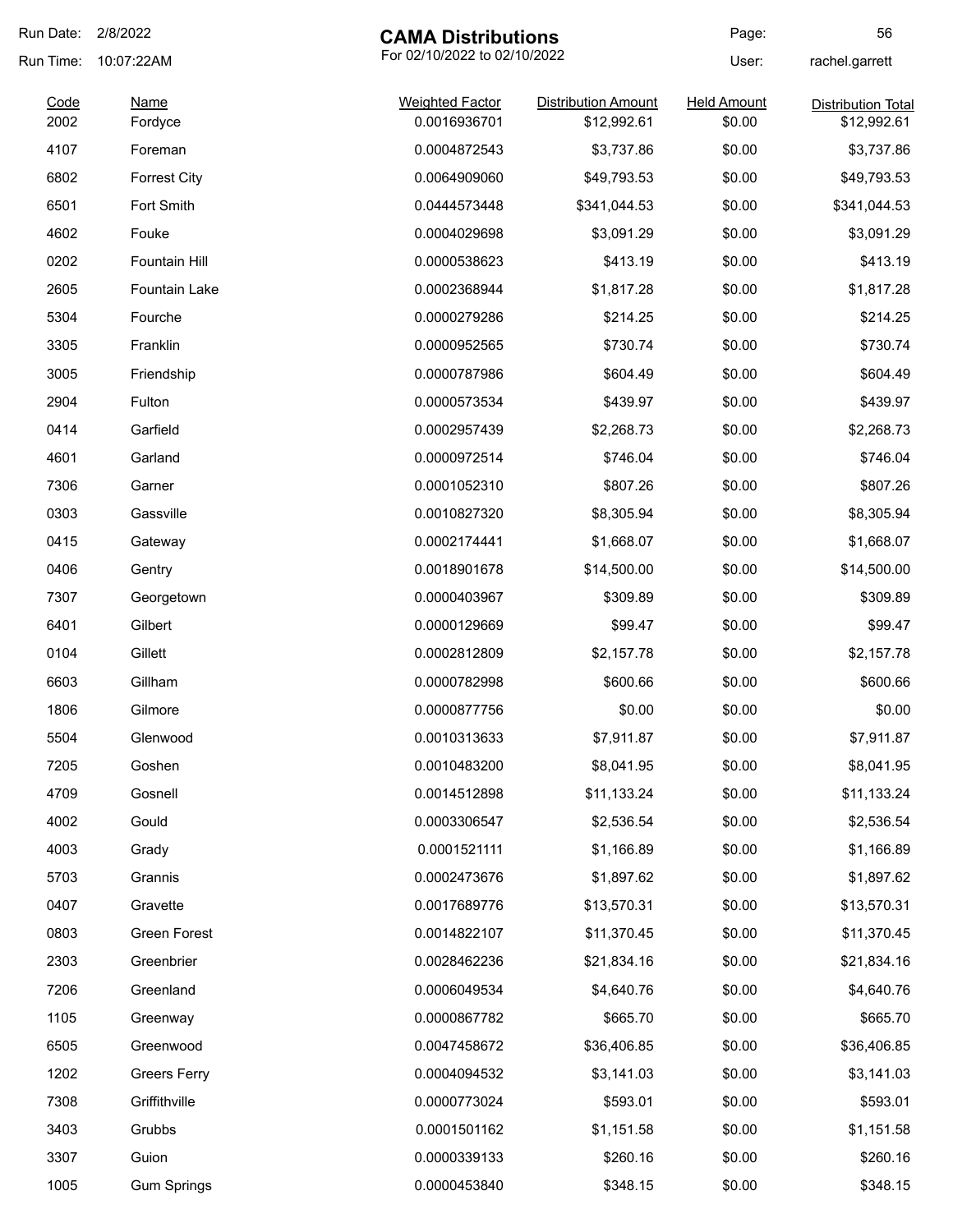Run Date: 2/8/2022

Run Time: 10:07:22AM

# CAMA Distributions

For 02/10/2022 to 02/10/2022

User: rachel.garrett

| Code | Name | Weighted Factor | Distribution Amount | Held Amount | Distribution Total |
|---|---|---|---|---|---|
| 2002 | Fordyce | 0.0016936701 | $12,992.61 | $0.00 | $12,992.61 |
| 4107 | Foreman | 0.0004872543 | $3,737.86 | $0.00 | $3,737.86 |
| 6802 | Forrest City | 0.0064909060 | $49,793.53 | $0.00 | $49,793.53 |
| 6501 | Fort Smith | 0.0444573448 | $341,044.53 | $0.00 | $341,044.53 |
| 4602 | Fouke | 0.0004029698 | $3,091.29 | $0.00 | $3,091.29 |
| 0202 | Fountain Hill | 0.0000538623 | $413.19 | $0.00 | $413.19 |
| 2605 | Fountain Lake | 0.0002368944 | $1,817.28 | $0.00 | $1,817.28 |
| 5304 | Fourche | 0.0000279286 | $214.25 | $0.00 | $214.25 |
| 3305 | Franklin | 0.0000952565 | $730.74 | $0.00 | $730.74 |
| 3005 | Friendship | 0.0000787986 | $604.49 | $0.00 | $604.49 |
| 2904 | Fulton | 0.0000573534 | $439.97 | $0.00 | $439.97 |
| 0414 | Garfield | 0.0002957439 | $2,268.73 | $0.00 | $2,268.73 |
| 4601 | Garland | 0.0000972514 | $746.04 | $0.00 | $746.04 |
| 7306 | Garner | 0.0001052310 | $807.26 | $0.00 | $807.26 |
| 0303 | Gassville | 0.0010827320 | $8,305.94 | $0.00 | $8,305.94 |
| 0415 | Gateway | 0.0002174441 | $1,668.07 | $0.00 | $1,668.07 |
| 0406 | Gentry | 0.0018901678 | $14,500.00 | $0.00 | $14,500.00 |
| 7307 | Georgetown | 0.0000403967 | $309.89 | $0.00 | $309.89 |
| 6401 | Gilbert | 0.0000129669 | $99.47 | $0.00 | $99.47 |
| 0104 | Gillett | 0.0002812809 | $2,157.78 | $0.00 | $2,157.78 |
| 6603 | Gillham | 0.0000782998 | $600.66 | $0.00 | $600.66 |
| 1806 | Gilmore | 0.0000877756 | $0.00 | $0.00 | $0.00 |
| 5504 | Glenwood | 0.0010313633 | $7,911.87 | $0.00 | $7,911.87 |
| 7205 | Goshen | 0.0010483200 | $8,041.95 | $0.00 | $8,041.95 |
| 4709 | Gosnell | 0.0014512898 | $11,133.24 | $0.00 | $11,133.24 |
| 4002 | Gould | 0.0003306547 | $2,536.54 | $0.00 | $2,536.54 |
| 4003 | Grady | 0.0001521111 | $1,166.89 | $0.00 | $1,166.89 |
| 5703 | Grannis | 0.0002473676 | $1,897.62 | $0.00 | $1,897.62 |
| 0407 | Gravette | 0.0017689776 | $13,570.31 | $0.00 | $13,570.31 |
| 0803 | Green Forest | 0.0014822107 | $11,370.45 | $0.00 | $11,370.45 |
| 2303 | Greenbrier | 0.0028462236 | $21,834.16 | $0.00 | $21,834.16 |
| 7206 | Greenland | 0.0006049534 | $4,640.76 | $0.00 | $4,640.76 |
| 1105 | Greenway | 0.0000867782 | $665.70 | $0.00 | $665.70 |
| 6505 | Greenwood | 0.0047458672 | $36,406.85 | $0.00 | $36,406.85 |
| 1202 | Greers Ferry | 0.0004094532 | $3,141.03 | $0.00 | $3,141.03 |
| 7308 | Griffithville | 0.0000773024 | $593.01 | $0.00 | $593.01 |
| 3403 | Grubbs | 0.0001501162 | $1,151.58 | $0.00 | $1,151.58 |
| 3307 | Guion | 0.0000339133 | $260.16 | $0.00 | $260.16 |
| 1005 | Gum Springs | 0.0000453840 | $348.15 | $0.00 | $348.15 |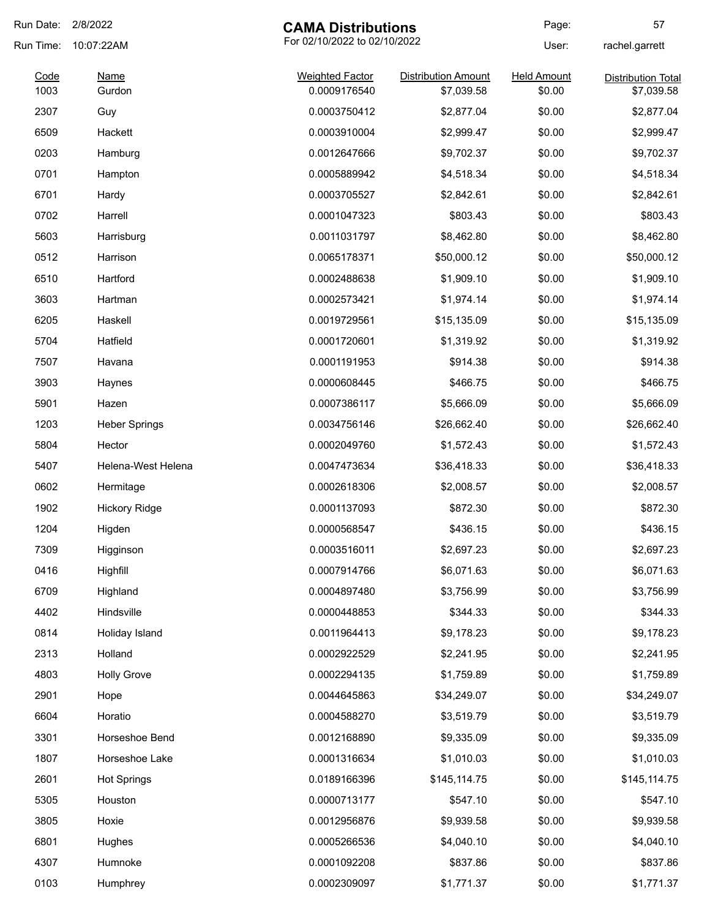# CAMA Distributions

For 02/10/2022 to 02/10/2022

Run Date: 2/8/2022
Run Time: 10:07:22AM
User: rachel.garrett

| Code | Name | Weighted Factor | Distribution Amount | Held Amount | Distribution Total |
|---|---|---|---|---|---|
| 1003 | Gurdon | 0.0009176540 | $7,039.58 | $0.00 | $7,039.58 |
| 2307 | Guy | 0.0003750412 | $2,877.04 | $0.00 | $2,877.04 |
| 6509 | Hackett | 0.0003910004 | $2,999.47 | $0.00 | $2,999.47 |
| 0203 | Hamburg | 0.0012647666 | $9,702.37 | $0.00 | $9,702.37 |
| 0701 | Hampton | 0.0005889942 | $4,518.34 | $0.00 | $4,518.34 |
| 6701 | Hardy | 0.0003705527 | $2,842.61 | $0.00 | $2,842.61 |
| 0702 | Harrell | 0.0001047323 | $803.43 | $0.00 | $803.43 |
| 5603 | Harrisburg | 0.0011031797 | $8,462.80 | $0.00 | $8,462.80 |
| 0512 | Harrison | 0.0065178371 | $50,000.12 | $0.00 | $50,000.12 |
| 6510 | Hartford | 0.0002488638 | $1,909.10 | $0.00 | $1,909.10 |
| 3603 | Hartman | 0.0002573421 | $1,974.14 | $0.00 | $1,974.14 |
| 6205 | Haskell | 0.0019729561 | $15,135.09 | $0.00 | $15,135.09 |
| 5704 | Hatfield | 0.0001720601 | $1,319.92 | $0.00 | $1,319.92 |
| 7507 | Havana | 0.0001191953 | $914.38 | $0.00 | $914.38 |
| 3903 | Haynes | 0.0000608445 | $466.75 | $0.00 | $466.75 |
| 5901 | Hazen | 0.0007386117 | $5,666.09 | $0.00 | $5,666.09 |
| 1203 | Heber Springs | 0.0034756146 | $26,662.40 | $0.00 | $26,662.40 |
| 5804 | Hector | 0.0002049760 | $1,572.43 | $0.00 | $1,572.43 |
| 5407 | Helena-West Helena | 0.0047473634 | $36,418.33 | $0.00 | $36,418.33 |
| 0602 | Hermitage | 0.0002618306 | $2,008.57 | $0.00 | $2,008.57 |
| 1902 | Hickory Ridge | 0.0001137093 | $872.30 | $0.00 | $872.30 |
| 1204 | Higden | 0.0000568547 | $436.15 | $0.00 | $436.15 |
| 7309 | Higginson | 0.0003516011 | $2,697.23 | $0.00 | $2,697.23 |
| 0416 | Highfill | 0.0007914766 | $6,071.63 | $0.00 | $6,071.63 |
| 6709 | Highland | 0.0004897480 | $3,756.99 | $0.00 | $3,756.99 |
| 4402 | Hindsville | 0.0000448853 | $344.33 | $0.00 | $344.33 |
| 0814 | Holiday Island | 0.0011964413 | $9,178.23 | $0.00 | $9,178.23 |
| 2313 | Holland | 0.0002922529 | $2,241.95 | $0.00 | $2,241.95 |
| 4803 | Holly Grove | 0.0002294135 | $1,759.89 | $0.00 | $1,759.89 |
| 2901 | Hope | 0.0044645863 | $34,249.07 | $0.00 | $34,249.07 |
| 6604 | Horatio | 0.0004588270 | $3,519.79 | $0.00 | $3,519.79 |
| 3301 | Horseshoe Bend | 0.0012168890 | $9,335.09 | $0.00 | $9,335.09 |
| 1807 | Horseshoe Lake | 0.0001316634 | $1,010.03 | $0.00 | $1,010.03 |
| 2601 | Hot Springs | 0.0189166396 | $145,114.75 | $0.00 | $145,114.75 |
| 5305 | Houston | 0.0000713177 | $547.10 | $0.00 | $547.10 |
| 3805 | Hoxie | 0.0012956876 | $9,939.58 | $0.00 | $9,939.58 |
| 6801 | Hughes | 0.0005266536 | $4,040.10 | $0.00 | $4,040.10 |
| 4307 | Humnoke | 0.0001092208 | $837.86 | $0.00 | $837.86 |
| 0103 | Humphrey | 0.0002309097 | $1,771.37 | $0.00 | $1,771.37 |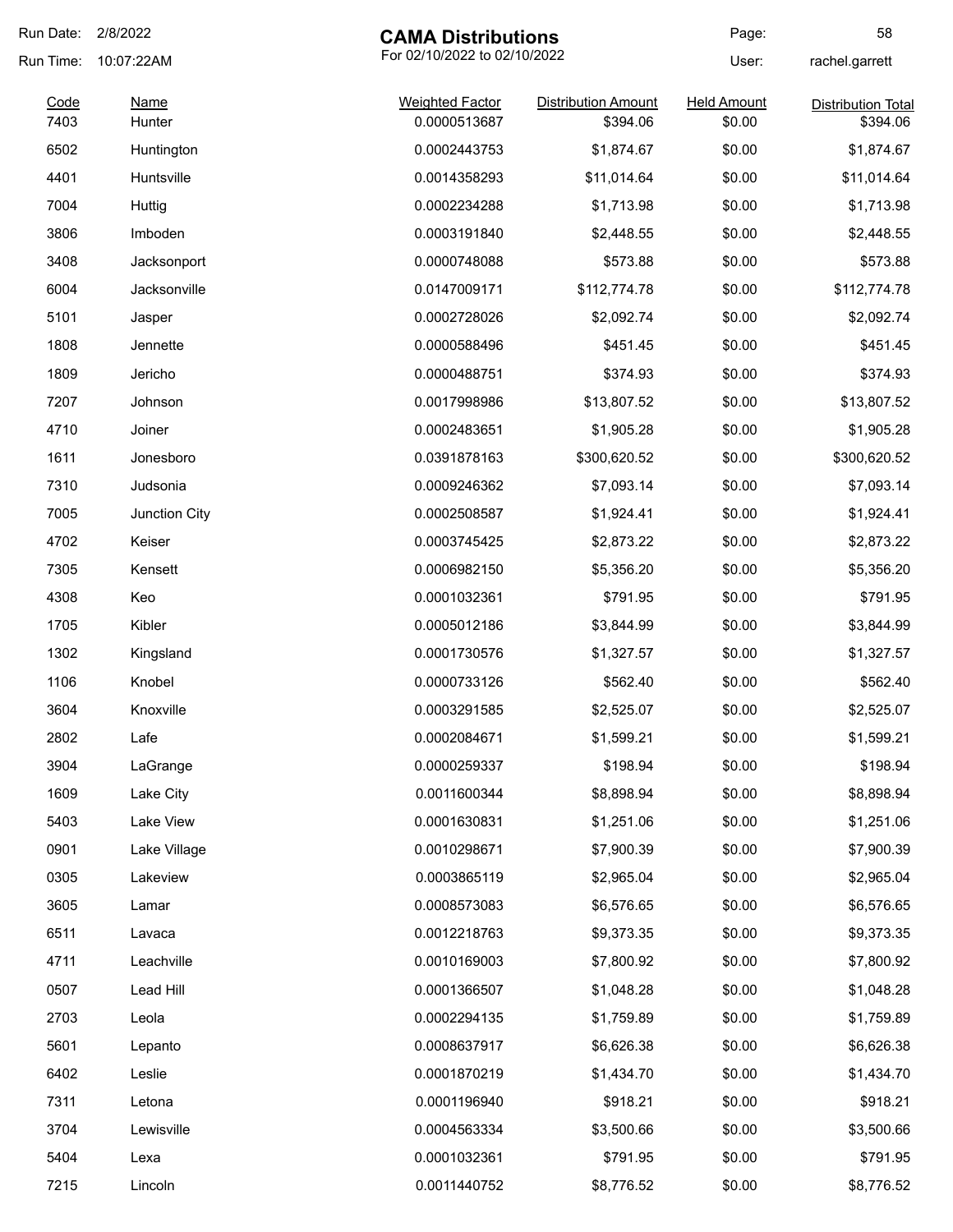Run Date: 2/8/2022
Run Time: 10:07:22AM

# CAMA Distributions

For 02/10/2022 to 02/10/2022

Page: 58
User: rachel.garrett

| Code | Name | Weighted Factor | Distribution Amount | Held Amount | Distribution Total |
|---|---|---|---|---|---|
| 7403 | Hunter | 0.0000513687 | $394.06 | $0.00 | $394.06 |
| 6502 | Huntington | 0.0002443753 | $1,874.67 | $0.00 | $1,874.67 |
| 4401 | Huntsville | 0.0014358293 | $11,014.64 | $0.00 | $11,014.64 |
| 7004 | Huttig | 0.0002234288 | $1,713.98 | $0.00 | $1,713.98 |
| 3806 | Imboden | 0.0003191840 | $2,448.55 | $0.00 | $2,448.55 |
| 3408 | Jacksonport | 0.0000748088 | $573.88 | $0.00 | $573.88 |
| 6004 | Jacksonville | 0.0147009171 | $112,774.78 | $0.00 | $112,774.78 |
| 5101 | Jasper | 0.0002728026 | $2,092.74 | $0.00 | $2,092.74 |
| 1808 | Jennette | 0.0000588496 | $451.45 | $0.00 | $451.45 |
| 1809 | Jericho | 0.0000488751 | $374.93 | $0.00 | $374.93 |
| 7207 | Johnson | 0.0017998986 | $13,807.52 | $0.00 | $13,807.52 |
| 4710 | Joiner | 0.0002483651 | $1,905.28 | $0.00 | $1,905.28 |
| 1611 | Jonesboro | 0.0391878163 | $300,620.52 | $0.00 | $300,620.52 |
| 7310 | Judsonia | 0.0009246362 | $7,093.14 | $0.00 | $7,093.14 |
| 7005 | Junction City | 0.0002508587 | $1,924.41 | $0.00 | $1,924.41 |
| 4702 | Keiser | 0.0003745425 | $2,873.22 | $0.00 | $2,873.22 |
| 7305 | Kensett | 0.0006982150 | $5,356.20 | $0.00 | $5,356.20 |
| 4308 | Keo | 0.0001032361 | $791.95 | $0.00 | $791.95 |
| 1705 | Kibler | 0.0005012186 | $3,844.99 | $0.00 | $3,844.99 |
| 1302 | Kingsland | 0.0001730576 | $1,327.57 | $0.00 | $1,327.57 |
| 1106 | Knobel | 0.0000733126 | $562.40 | $0.00 | $562.40 |
| 3604 | Knoxville | 0.0003291585 | $2,525.07 | $0.00 | $2,525.07 |
| 2802 | Lafe | 0.0002084671 | $1,599.21 | $0.00 | $1,599.21 |
| 3904 | LaGrange | 0.0000259337 | $198.94 | $0.00 | $198.94 |
| 1609 | Lake City | 0.0011600344 | $8,898.94 | $0.00 | $8,898.94 |
| 5403 | Lake View | 0.0001630831 | $1,251.06 | $0.00 | $1,251.06 |
| 0901 | Lake Village | 0.0010298671 | $7,900.39 | $0.00 | $7,900.39 |
| 0305 | Lakeview | 0.0003865119 | $2,965.04 | $0.00 | $2,965.04 |
| 3605 | Lamar | 0.0008573083 | $6,576.65 | $0.00 | $6,576.65 |
| 6511 | Lavaca | 0.0012218763 | $9,373.35 | $0.00 | $9,373.35 |
| 4711 | Leachville | 0.0010169003 | $7,800.92 | $0.00 | $7,800.92 |
| 0507 | Lead Hill | 0.0001366507 | $1,048.28 | $0.00 | $1,048.28 |
| 2703 | Leola | 0.0002294135 | $1,759.89 | $0.00 | $1,759.89 |
| 5601 | Lepanto | 0.0008637917 | $6,626.38 | $0.00 | $6,626.38 |
| 6402 | Leslie | 0.0001870219 | $1,434.70 | $0.00 | $1,434.70 |
| 7311 | Letona | 0.0001196940 | $918.21 | $0.00 | $918.21 |
| 3704 | Lewisville | 0.0004563334 | $3,500.66 | $0.00 | $3,500.66 |
| 5404 | Lexa | 0.0001032361 | $791.95 | $0.00 | $791.95 |
| 7215 | Lincoln | 0.0011440752 | $8,776.52 | $0.00 | $8,776.52 |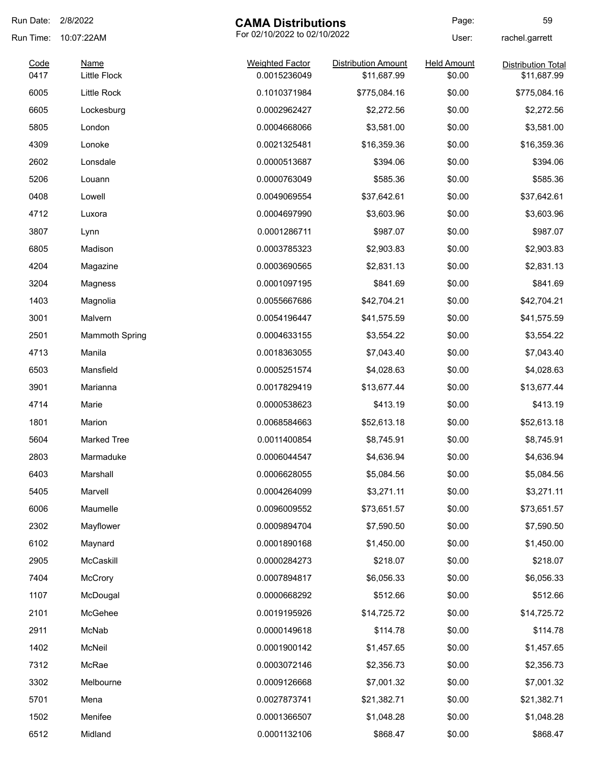# CAMA Distributions

For 02/10/2022 to 02/10/2022

Run Date: 2/8/2022
Run Time: 10:07:22AM
User: rachel.garrett

| Code | Name | Weighted Factor | Distribution Amount | Held Amount | Distribution Total |
|---|---|---|---|---|---|
| 0417 | Little Flock | 0.0015236049 | $11,687.99 | $0.00 | $11,687.99 |
| 6005 | Little Rock | 0.1010371984 | $775,084.16 | $0.00 | $775,084.16 |
| 6605 | Lockesburg | 0.0002962427 | $2,272.56 | $0.00 | $2,272.56 |
| 5805 | London | 0.0004668066 | $3,581.00 | $0.00 | $3,581.00 |
| 4309 | Lonoke | 0.0021325481 | $16,359.36 | $0.00 | $16,359.36 |
| 2602 | Lonsdale | 0.0000513687 | $394.06 | $0.00 | $394.06 |
| 5206 | Louann | 0.0000763049 | $585.36 | $0.00 | $585.36 |
| 0408 | Lowell | 0.0049069554 | $37,642.61 | $0.00 | $37,642.61 |
| 4712 | Luxora | 0.0004697990 | $3,603.96 | $0.00 | $3,603.96 |
| 3807 | Lynn | 0.0001286711 | $987.07 | $0.00 | $987.07 |
| 6805 | Madison | 0.0003785323 | $2,903.83 | $0.00 | $2,903.83 |
| 4204 | Magazine | 0.0003690565 | $2,831.13 | $0.00 | $2,831.13 |
| 3204 | Magness | 0.0001097195 | $841.69 | $0.00 | $841.69 |
| 1403 | Magnolia | 0.0055667686 | $42,704.21 | $0.00 | $42,704.21 |
| 3001 | Malvern | 0.0054196447 | $41,575.59 | $0.00 | $41,575.59 |
| 2501 | Mammoth Spring | 0.0004633155 | $3,554.22 | $0.00 | $3,554.22 |
| 4713 | Manila | 0.0018363055 | $7,043.40 | $0.00 | $7,043.40 |
| 6503 | Mansfield | 0.0005251574 | $4,028.63 | $0.00 | $4,028.63 |
| 3901 | Marianna | 0.0017829419 | $13,677.44 | $0.00 | $13,677.44 |
| 4714 | Marie | 0.0000538623 | $413.19 | $0.00 | $413.19 |
| 1801 | Marion | 0.0068584663 | $52,613.18 | $0.00 | $52,613.18 |
| 5604 | Marked Tree | 0.0011400854 | $8,745.91 | $0.00 | $8,745.91 |
| 2803 | Marmaduke | 0.0006044547 | $4,636.94 | $0.00 | $4,636.94 |
| 6403 | Marshall | 0.0006628055 | $5,084.56 | $0.00 | $5,084.56 |
| 5405 | Marvell | 0.0004264099 | $3,271.11 | $0.00 | $3,271.11 |
| 6006 | Maumelle | 0.0096009552 | $73,651.57 | $0.00 | $73,651.57 |
| 2302 | Mayflower | 0.0009894704 | $7,590.50 | $0.00 | $7,590.50 |
| 6102 | Maynard | 0.0001890168 | $1,450.00 | $0.00 | $1,450.00 |
| 2905 | McCaskill | 0.0000284273 | $218.07 | $0.00 | $218.07 |
| 7404 | McCrory | 0.0007894817 | $6,056.33 | $0.00 | $6,056.33 |
| 1107 | McDougal | 0.0000668292 | $512.66 | $0.00 | $512.66 |
| 2101 | McGehee | 0.0019195926 | $14,725.72 | $0.00 | $14,725.72 |
| 2911 | McNab | 0.0000149618 | $114.78 | $0.00 | $114.78 |
| 1402 | McNeil | 0.0001900142 | $1,457.65 | $0.00 | $1,457.65 |
| 7312 | McRae | 0.0003072146 | $2,356.73 | $0.00 | $2,356.73 |
| 3302 | Melbourne | 0.0009126668 | $7,001.32 | $0.00 | $7,001.32 |
| 5701 | Mena | 0.0027873741 | $21,382.71 | $0.00 | $21,382.71 |
| 1502 | Menifee | 0.0001366507 | $1,048.28 | $0.00 | $1,048.28 |
| 6512 | Midland | 0.0001132106 | $868.47 | $0.00 | $868.47 |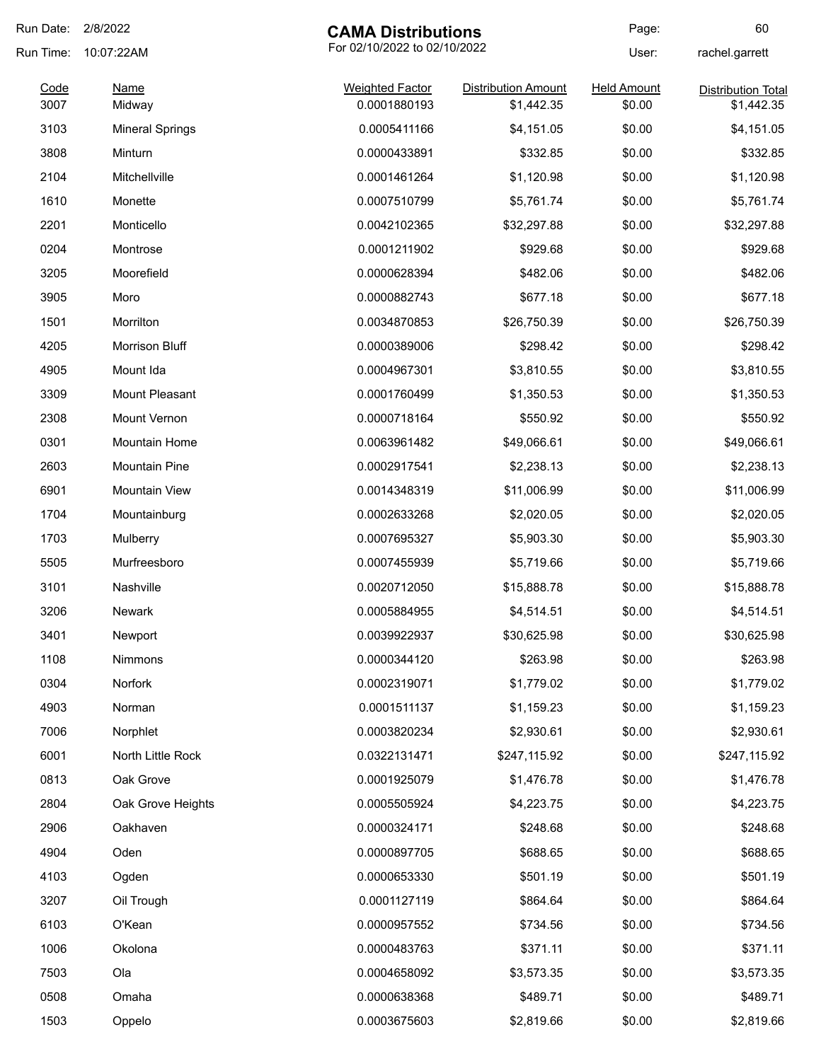# CAMA Distributions

For 02/10/2022 to 02/10/2022

Run Date: 2/8/2022
Run Time: 10:07:22AM
User: rachel.garrett

| Code | Name | Weighted Factor | Distribution Amount | Held Amount | Distribution Total |
|---|---|---|---|---|---|
| 3007 | Midway | 0.0001880193 | $1,442.35 | $0.00 | $1,442.35 |
| 3103 | Mineral Springs | 0.0005411166 | $4,151.05 | $0.00 | $4,151.05 |
| 3808 | Minturn | 0.0000433891 | $332.85 | $0.00 | $332.85 |
| 2104 | Mitchellville | 0.0001461264 | $1,120.98 | $0.00 | $1,120.98 |
| 1610 | Monette | 0.0007510799 | $5,761.74 | $0.00 | $5,761.74 |
| 2201 | Monticello | 0.0042102365 | $32,297.88 | $0.00 | $32,297.88 |
| 0204 | Montrose | 0.0001211902 | $929.68 | $0.00 | $929.68 |
| 3205 | Moorefield | 0.0000628394 | $482.06 | $0.00 | $482.06 |
| 3905 | Moro | 0.0000882743 | $677.18 | $0.00 | $677.18 |
| 1501 | Morrilton | 0.0034870853 | $26,750.39 | $0.00 | $26,750.39 |
| 4205 | Morrison Bluff | 0.0000389006 | $298.42 | $0.00 | $298.42 |
| 4905 | Mount Ida | 0.0004967301 | $3,810.55 | $0.00 | $3,810.55 |
| 3309 | Mount Pleasant | 0.0001760499 | $1,350.53 | $0.00 | $1,350.53 |
| 2308 | Mount Vernon | 0.0000718164 | $550.92 | $0.00 | $550.92 |
| 0301 | Mountain Home | 0.0063961482 | $49,066.61 | $0.00 | $49,066.61 |
| 2603 | Mountain Pine | 0.0002917541 | $2,238.13 | $0.00 | $2,238.13 |
| 6901 | Mountain View | 0.0014348319 | $11,006.99 | $0.00 | $11,006.99 |
| 1704 | Mountainburg | 0.0002633268 | $2,020.05 | $0.00 | $2,020.05 |
| 1703 | Mulberry | 0.0007695327 | $5,903.30 | $0.00 | $5,903.30 |
| 5505 | Murfreesboro | 0.0007455939 | $5,719.66 | $0.00 | $5,719.66 |
| 3101 | Nashville | 0.0020712050 | $15,888.78 | $0.00 | $15,888.78 |
| 3206 | Newark | 0.0005884955 | $4,514.51 | $0.00 | $4,514.51 |
| 3401 | Newport | 0.0039922937 | $30,625.98 | $0.00 | $30,625.98 |
| 1108 | Nimmons | 0.0000344120 | $263.98 | $0.00 | $263.98 |
| 0304 | Norfork | 0.0002319071 | $1,779.02 | $0.00 | $1,779.02 |
| 4903 | Norman | 0.0001511137 | $1,159.23 | $0.00 | $1,159.23 |
| 7006 | Norphlet | 0.0003820234 | $2,930.61 | $0.00 | $2,930.61 |
| 6001 | North Little Rock | 0.0322131471 | $247,115.92 | $0.00 | $247,115.92 |
| 0813 | Oak Grove | 0.0001925079 | $1,476.78 | $0.00 | $1,476.78 |
| 2804 | Oak Grove Heights | 0.0005505924 | $4,223.75 | $0.00 | $4,223.75 |
| 2906 | Oakhaven | 0.0000324171 | $248.68 | $0.00 | $248.68 |
| 4904 | Oden | 0.0000897705 | $688.65 | $0.00 | $688.65 |
| 4103 | Ogden | 0.0000653330 | $501.19 | $0.00 | $501.19 |
| 3207 | Oil Trough | 0.0001127119 | $864.64 | $0.00 | $864.64 |
| 6103 | O'Kean | 0.0000957552 | $734.56 | $0.00 | $734.56 |
| 1006 | Okolona | 0.0000483763 | $371.11 | $0.00 | $371.11 |
| 7503 | Ola | 0.0004658092 | $3,573.35 | $0.00 | $3,573.35 |
| 0508 | Omaha | 0.0000638368 | $489.71 | $0.00 | $489.71 |
| 1503 | Oppelo | 0.0003675603 | $2,819.66 | $0.00 | $2,819.66 |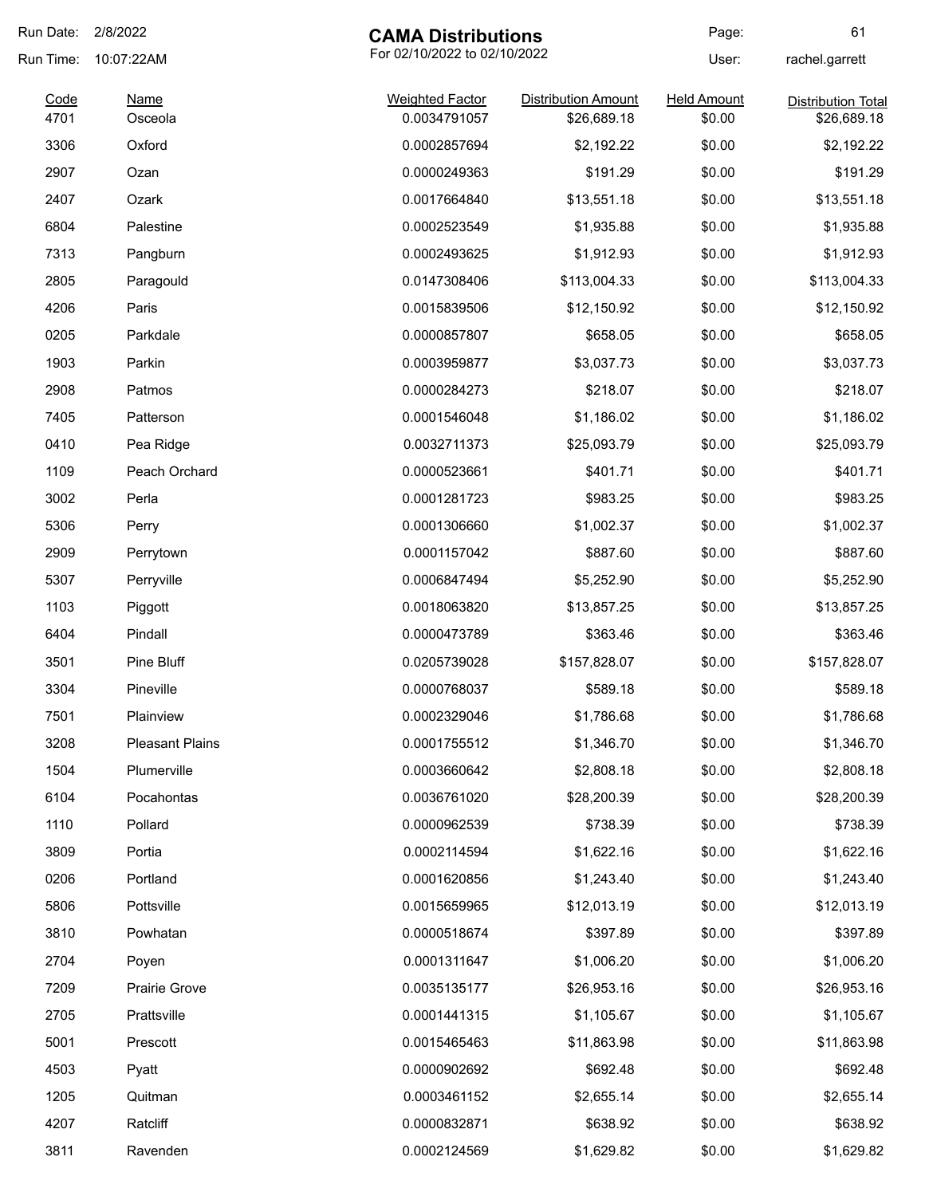Run Date: 2/8/2022

Run Time: 10:07:22AM

# CAMA Distributions

For 02/10/2022 to 02/10/2022

User: rachel.garrett

| Code | Name | Weighted Factor | Distribution Amount | Held Amount | Distribution Total |
|---|---|---|---|---|---|
| 4701 | Osceola | 0.0034791057 | $26,689.18 | $0.00 | $26,689.18 |
| 3306 | Oxford | 0.0002857694 | $2,192.22 | $0.00 | $2,192.22 |
| 2907 | Ozan | 0.0000249363 | $191.29 | $0.00 | $191.29 |
| 2407 | Ozark | 0.0017664840 | $13,551.18 | $0.00 | $13,551.18 |
| 6804 | Palestine | 0.0002523549 | $1,935.88 | $0.00 | $1,935.88 |
| 7313 | Pangburn | 0.0002493625 | $1,912.93 | $0.00 | $1,912.93 |
| 2805 | Paragould | 0.0147308406 | $113,004.33 | $0.00 | $113,004.33 |
| 4206 | Paris | 0.0015839506 | $12,150.92 | $0.00 | $12,150.92 |
| 0205 | Parkdale | 0.0000857807 | $658.05 | $0.00 | $658.05 |
| 1903 | Parkin | 0.0003959877 | $3,037.73 | $0.00 | $3,037.73 |
| 2908 | Patmos | 0.0000284273 | $218.07 | $0.00 | $218.07 |
| 7405 | Patterson | 0.0001546048 | $1,186.02 | $0.00 | $1,186.02 |
| 0410 | Pea Ridge | 0.0032711373 | $25,093.79 | $0.00 | $25,093.79 |
| 1109 | Peach Orchard | 0.0000523661 | $401.71 | $0.00 | $401.71 |
| 3002 | Perla | 0.0001281723 | $983.25 | $0.00 | $983.25 |
| 5306 | Perry | 0.0001306660 | $1,002.37 | $0.00 | $1,002.37 |
| 2909 | Perrytown | 0.0001157042 | $887.60 | $0.00 | $887.60 |
| 5307 | Perryville | 0.0006847494 | $5,252.90 | $0.00 | $5,252.90 |
| 1103 | Piggott | 0.0018063820 | $13,857.25 | $0.00 | $13,857.25 |
| 6404 | Pindall | 0.0000473789 | $363.46 | $0.00 | $363.46 |
| 3501 | Pine Bluff | 0.0205739028 | $157,828.07 | $0.00 | $157,828.07 |
| 3304 | Pineville | 0.0000768037 | $589.18 | $0.00 | $589.18 |
| 7501 | Plainview | 0.0002329046 | $1,786.68 | $0.00 | $1,786.68 |
| 3208 | Pleasant Plains | 0.0001755512 | $1,346.70 | $0.00 | $1,346.70 |
| 1504 | Plumerville | 0.0003660642 | $2,808.18 | $0.00 | $2,808.18 |
| 6104 | Pocahontas | 0.0036761020 | $28,200.39 | $0.00 | $28,200.39 |
| 1110 | Pollard | 0.0000962539 | $738.39 | $0.00 | $738.39 |
| 3809 | Portia | 0.0002114594 | $1,622.16 | $0.00 | $1,622.16 |
| 0206 | Portland | 0.0001620856 | $1,243.40 | $0.00 | $1,243.40 |
| 5806 | Pottsville | 0.0015659965 | $12,013.19 | $0.00 | $12,013.19 |
| 3810 | Powhatan | 0.0000518674 | $397.89 | $0.00 | $397.89 |
| 2704 | Poyen | 0.0001311647 | $1,006.20 | $0.00 | $1,006.20 |
| 7209 | Prairie Grove | 0.0035135177 | $26,953.16 | $0.00 | $26,953.16 |
| 2705 | Prattsville | 0.0001441315 | $1,105.67 | $0.00 | $1,105.67 |
| 5001 | Prescott | 0.0015465463 | $11,863.98 | $0.00 | $11,863.98 |
| 4503 | Pyatt | 0.0000902692 | $692.48 | $0.00 | $692.48 |
| 1205 | Quitman | 0.0003461152 | $2,655.14 | $0.00 | $2,655.14 |
| 4207 | Ratcliff | 0.0000832871 | $638.92 | $0.00 | $638.92 |
| 3811 | Ravenden | 0.0002124569 | $1,629.82 | $0.00 | $1,629.82 |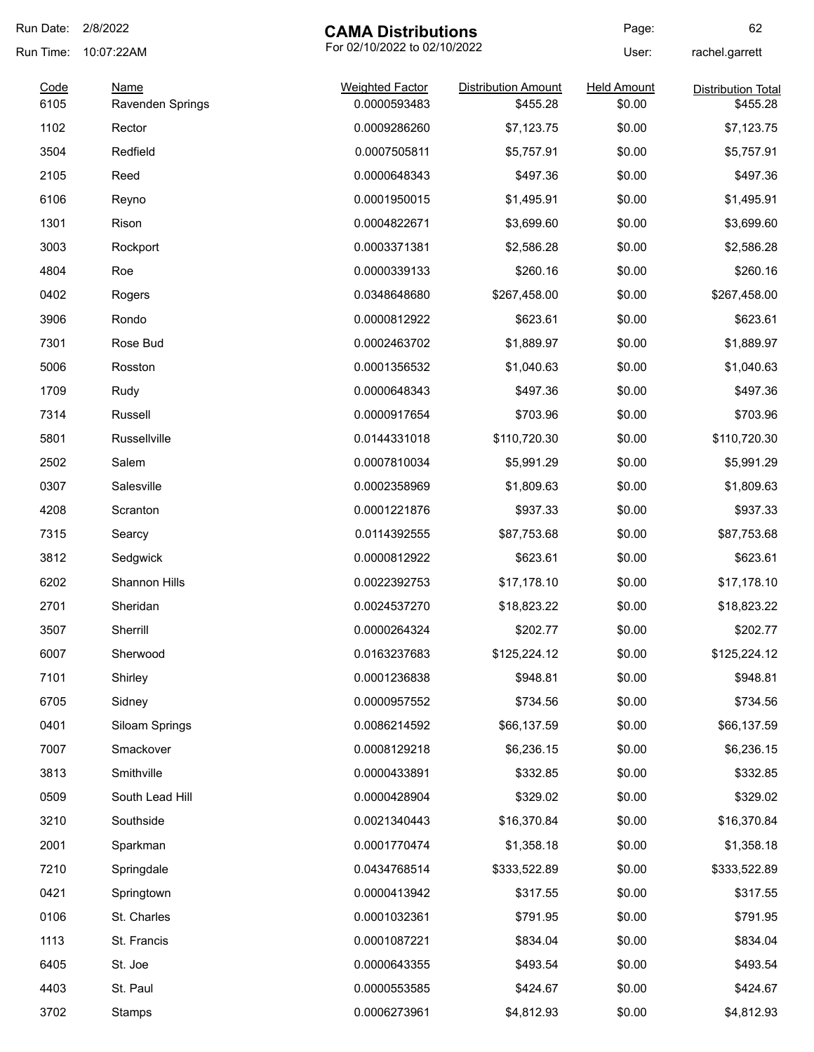# CAMA Distributions

For 02/10/2022 to 02/10/2022

Run Date: 2/8/2022
Run Time: 10:07:22AM
User: rachel.garrett

| Code | Name | Weighted Factor | Distribution Amount | Held Amount | Distribution Total |
|---|---|---|---|---|---|
| 6105 | Ravenden Springs | 0.0000593483 | $455.28 | $0.00 | $455.28 |
| 1102 | Rector | 0.0009286260 | $7,123.75 | $0.00 | $7,123.75 |
| 3504 | Redfield | 0.0007505811 | $5,757.91 | $0.00 | $5,757.91 |
| 2105 | Reed | 0.0000648343 | $497.36 | $0.00 | $497.36 |
| 6106 | Reyno | 0.0001950015 | $1,495.91 | $0.00 | $1,495.91 |
| 1301 | Rison | 0.0004822671 | $3,699.60 | $0.00 | $3,699.60 |
| 3003 | Rockport | 0.0003371381 | $2,586.28 | $0.00 | $2,586.28 |
| 4804 | Roe | 0.0000339133 | $260.16 | $0.00 | $260.16 |
| 0402 | Rogers | 0.0348648680 | $267,458.00 | $0.00 | $267,458.00 |
| 3906 | Rondo | 0.0000812922 | $623.61 | $0.00 | $623.61 |
| 7301 | Rose Bud | 0.0002463702 | $1,889.97 | $0.00 | $1,889.97 |
| 5006 | Rosston | 0.0001356532 | $1,040.63 | $0.00 | $1,040.63 |
| 1709 | Rudy | 0.0000648343 | $497.36 | $0.00 | $497.36 |
| 7314 | Russell | 0.0000917654 | $703.96 | $0.00 | $703.96 |
| 5801 | Russellville | 0.0144331018 | $110,720.30 | $0.00 | $110,720.30 |
| 2502 | Salem | 0.0007810034 | $5,991.29 | $0.00 | $5,991.29 |
| 0307 | Salesville | 0.0002358969 | $1,809.63 | $0.00 | $1,809.63 |
| 4208 | Scranton | 0.0001221876 | $937.33 | $0.00 | $937.33 |
| 7315 | Searcy | 0.0114392555 | $87,753.68 | $0.00 | $87,753.68 |
| 3812 | Sedgwick | 0.0000812922 | $623.61 | $0.00 | $623.61 |
| 6202 | Shannon Hills | 0.0022392753 | $17,178.10 | $0.00 | $17,178.10 |
| 2701 | Sheridan | 0.0024537270 | $18,823.22 | $0.00 | $18,823.22 |
| 3507 | Sherrill | 0.0000264324 | $202.77 | $0.00 | $202.77 |
| 6007 | Sherwood | 0.0163237683 | $125,224.12 | $0.00 | $125,224.12 |
| 7101 | Shirley | 0.0001236838 | $948.81 | $0.00 | $948.81 |
| 6705 | Sidney | 0.0000957552 | $734.56 | $0.00 | $734.56 |
| 0401 | Siloam Springs | 0.0086214592 | $66,137.59 | $0.00 | $66,137.59 |
| 7007 | Smackover | 0.0008129218 | $6,236.15 | $0.00 | $6,236.15 |
| 3813 | Smithville | 0.0000433891 | $332.85 | $0.00 | $332.85 |
| 0509 | South Lead Hill | 0.0000428904 | $329.02 | $0.00 | $329.02 |
| 3210 | Southside | 0.0021340443 | $16,370.84 | $0.00 | $16,370.84 |
| 2001 | Sparkman | 0.0001770474 | $1,358.18 | $0.00 | $1,358.18 |
| 7210 | Springdale | 0.0434768514 | $333,522.89 | $0.00 | $333,522.89 |
| 0421 | Springtown | 0.0000413942 | $317.55 | $0.00 | $317.55 |
| 0106 | St. Charles | 0.0001032361 | $791.95 | $0.00 | $791.95 |
| 1113 | St. Francis | 0.0001087221 | $834.04 | $0.00 | $834.04 |
| 6405 | St. Joe | 0.0000643355 | $493.54 | $0.00 | $493.54 |
| 4403 | St. Paul | 0.0000553585 | $424.67 | $0.00 | $424.67 |
| 3702 | Stamps | 0.0006273961 | $4,812.93 | $0.00 | $4,812.93 |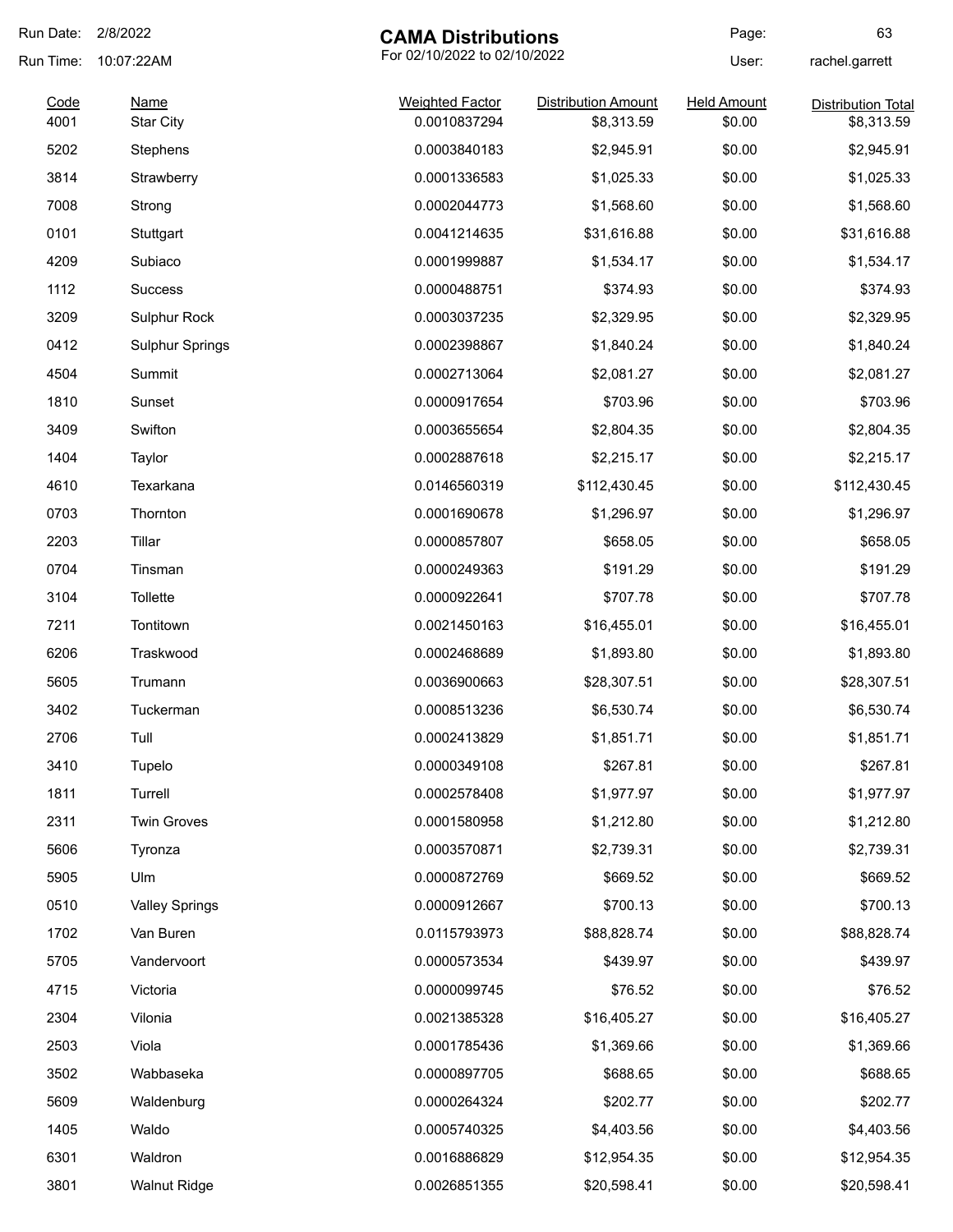Run Date: 2/8/2022
Run Time: 10:07:22AM

# CAMA Distributions

For 02/10/2022 to 02/10/2022

User: rachel.garrett

| Code | Name | Weighted Factor | Distribution Amount | Held Amount | Distribution Total |
|---|---|---|---|---|---|
| 4001 | Star City | 0.0010837294 | $8,313.59 | $0.00 | $8,313.59 |
| 5202 | Stephens | 0.0003840183 | $2,945.91 | $0.00 | $2,945.91 |
| 3814 | Strawberry | 0.0001336583 | $1,025.33 | $0.00 | $1,025.33 |
| 7008 | Strong | 0.0002044773 | $1,568.60 | $0.00 | $1,568.60 |
| 0101 | Stuttgart | 0.0041214635 | $31,616.88 | $0.00 | $31,616.88 |
| 4209 | Subiaco | 0.0001999887 | $1,534.17 | $0.00 | $1,534.17 |
| 1112 | Success | 0.0000488751 | $374.93 | $0.00 | $374.93 |
| 3209 | Sulphur Rock | 0.0003037235 | $2,329.95 | $0.00 | $2,329.95 |
| 0412 | Sulphur Springs | 0.0002398867 | $1,840.24 | $0.00 | $1,840.24 |
| 4504 | Summit | 0.0002713064 | $2,081.27 | $0.00 | $2,081.27 |
| 1810 | Sunset | 0.0000917654 | $703.96 | $0.00 | $703.96 |
| 3409 | Swifton | 0.0003655654 | $2,804.35 | $0.00 | $2,804.35 |
| 1404 | Taylor | 0.0002887618 | $2,215.17 | $0.00 | $2,215.17 |
| 4610 | Texarkana | 0.0146560319 | $112,430.45 | $0.00 | $112,430.45 |
| 0703 | Thornton | 0.0001690678 | $1,296.97 | $0.00 | $1,296.97 |
| 2203 | Tillar | 0.0000857807 | $658.05 | $0.00 | $658.05 |
| 0704 | Tinsman | 0.0000249363 | $191.29 | $0.00 | $191.29 |
| 3104 | Tollette | 0.0000922641 | $707.78 | $0.00 | $707.78 |
| 7211 | Tontitown | 0.0021450163 | $16,455.01 | $0.00 | $16,455.01 |
| 6206 | Traskwood | 0.0002468689 | $1,893.80 | $0.00 | $1,893.80 |
| 5605 | Trumann | 0.0036900663 | $28,307.51 | $0.00 | $28,307.51 |
| 3402 | Tuckerman | 0.0008513236 | $6,530.74 | $0.00 | $6,530.74 |
| 2706 | Tull | 0.0002413829 | $1,851.71 | $0.00 | $1,851.71 |
| 3410 | Tupelo | 0.0000349108 | $267.81 | $0.00 | $267.81 |
| 1811 | Turrell | 0.0002578408 | $1,977.97 | $0.00 | $1,977.97 |
| 2311 | Twin Groves | 0.0001580958 | $1,212.80 | $0.00 | $1,212.80 |
| 5606 | Tyronza | 0.0003570871 | $2,739.31 | $0.00 | $2,739.31 |
| 5905 | Ulm | 0.0000872769 | $669.52 | $0.00 | $669.52 |
| 0510 | Valley Springs | 0.0000912667 | $700.13 | $0.00 | $700.13 |
| 1702 | Van Buren | 0.0115793973 | $88,828.74 | $0.00 | $88,828.74 |
| 5705 | Vandervoort | 0.0000573534 | $439.97 | $0.00 | $439.97 |
| 4715 | Victoria | 0.0000099745 | $76.52 | $0.00 | $76.52 |
| 2304 | Vilonia | 0.0021385328 | $16,405.27 | $0.00 | $16,405.27 |
| 2503 | Viola | 0.0001785436 | $1,369.66 | $0.00 | $1,369.66 |
| 3502 | Wabbaseka | 0.0000897705 | $688.65 | $0.00 | $688.65 |
| 5609 | Waldenburg | 0.0000264324 | $202.77 | $0.00 | $202.77 |
| 1405 | Waldo | 0.0005740325 | $4,403.56 | $0.00 | $4,403.56 |
| 6301 | Waldron | 0.0016886829 | $12,954.35 | $0.00 | $12,954.35 |
| 3801 | Walnut Ridge | 0.0026851355 | $20,598.41 | $0.00 | $20,598.41 |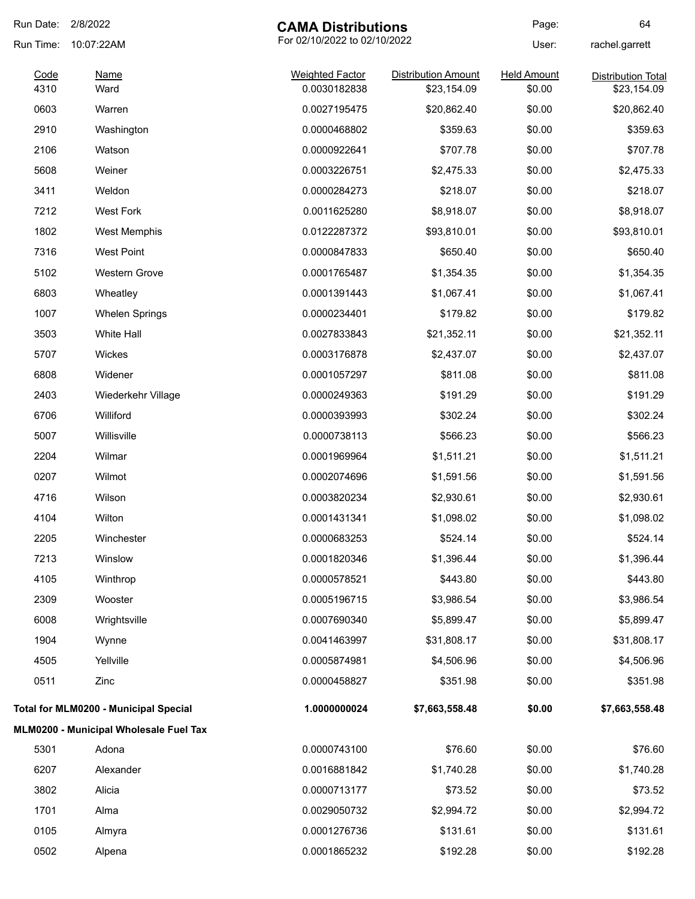# CAMA Distributions

For 02/10/2022 to 02/10/2022

Run Date: 2/8/2022
Run Time: 10:07:22AM
User: rachel.garrett

| Code | Name | Weighted Factor | Distribution Amount | Held Amount | Distribution Total |
|---|---|---|---|---|---|
| 4310 | Ward | 0.0030182838 | $23,154.09 | $0.00 | $23,154.09 |
| 0603 | Warren | 0.0027195475 | $20,862.40 | $0.00 | $20,862.40 |
| 2910 | Washington | 0.0000468802 | $359.63 | $0.00 | $359.63 |
| 2106 | Watson | 0.0000922641 | $707.78 | $0.00 | $707.78 |
| 5608 | Weiner | 0.0003226751 | $2,475.33 | $0.00 | $2,475.33 |
| 3411 | Weldon | 0.0000284273 | $218.07 | $0.00 | $218.07 |
| 7212 | West Fork | 0.0011625280 | $8,918.07 | $0.00 | $8,918.07 |
| 1802 | West Memphis | 0.0122287372 | $93,810.01 | $0.00 | $93,810.01 |
| 7316 | West Point | 0.0000847833 | $650.40 | $0.00 | $650.40 |
| 5102 | Western Grove | 0.0001765487 | $1,354.35 | $0.00 | $1,354.35 |
| 6803 | Wheatley | 0.0001391443 | $1,067.41 | $0.00 | $1,067.41 |
| 1007 | Whelen Springs | 0.0000234401 | $179.82 | $0.00 | $179.82 |
| 3503 | White Hall | 0.0027833843 | $21,352.11 | $0.00 | $21,352.11 |
| 5707 | Wickes | 0.0003176878 | $2,437.07 | $0.00 | $2,437.07 |
| 6808 | Widener | 0.0001057297 | $811.08 | $0.00 | $811.08 |
| 2403 | Wiederkehr Village | 0.0000249363 | $191.29 | $0.00 | $191.29 |
| 6706 | Williford | 0.0000393993 | $302.24 | $0.00 | $302.24 |
| 5007 | Willisville | 0.0000738113 | $566.23 | $0.00 | $566.23 |
| 2204 | Wilmar | 0.0001969964 | $1,511.21 | $0.00 | $1,511.21 |
| 0207 | Wilmot | 0.0002074696 | $1,591.56 | $0.00 | $1,591.56 |
| 4716 | Wilson | 0.0003820234 | $2,930.61 | $0.00 | $2,930.61 |
| 4104 | Wilton | 0.0001431341 | $1,098.02 | $0.00 | $1,098.02 |
| 2205 | Winchester | 0.0000683253 | $524.14 | $0.00 | $524.14 |
| 7213 | Winslow | 0.0001820346 | $1,396.44 | $0.00 | $1,396.44 |
| 4105 | Winthrop | 0.0000578521 | $443.80 | $0.00 | $443.80 |
| 2309 | Wooster | 0.0005196715 | $3,986.54 | $0.00 | $3,986.54 |
| 6008 | Wrightsville | 0.0007690340 | $5,899.47 | $0.00 | $5,899.47 |
| 1904 | Wynne | 0.0041463997 | $31,808.17 | $0.00 | $31,808.17 |
| 4505 | Yellville | 0.0005874981 | $4,506.96 | $0.00 | $4,506.96 |
| 0511 | Zinc | 0.0000458827 | $351.98 | $0.00 | $351.98 |
| **Total for MLM0200 - Municipal Special** | | **1.0000000024** | **$7,663,558.48** | **$0.00** | **$7,663,558.48** |
| **MLM0200 - Municipal Wholesale Fuel Tax** | | | | | |
| 5301 | Adona | 0.0000743100 | $76.60 | $0.00 | $76.60 |
| 6207 | Alexander | 0.0016881842 | $1,740.28 | $0.00 | $1,740.28 |
| 3802 | Alicia | 0.0000713177 | $73.52 | $0.00 | $73.52 |
| 1701 | Alma | 0.0029050732 | $2,994.72 | $0.00 | $2,994.72 |
| 0105 | Almyra | 0.0001276736 | $131.61 | $0.00 | $131.61 |
| 0502 | Alpena | 0.0001865232 | $192.28 | $0.00 | $192.28 |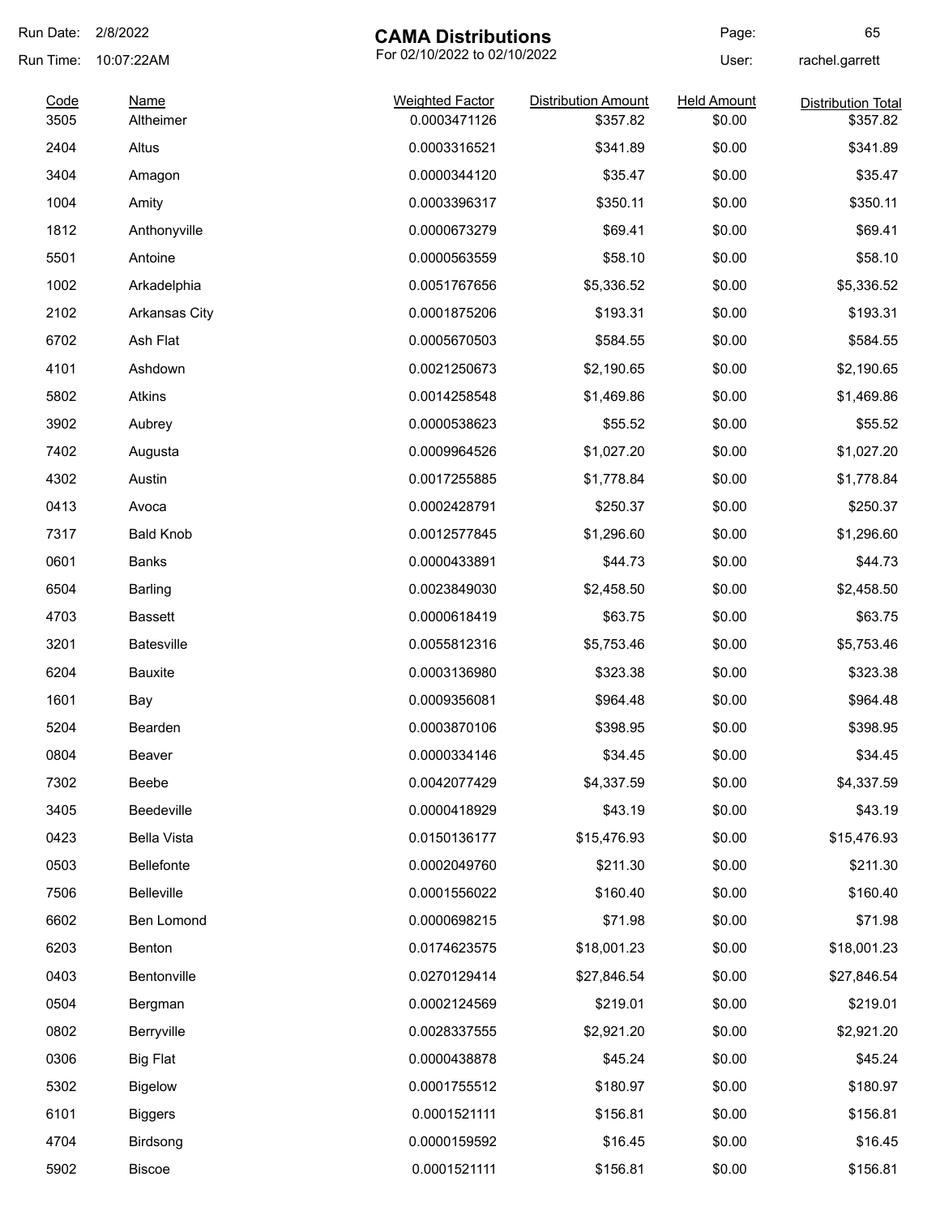# CAMA Distributions

For 02/10/2022 to 02/10/2022

Run Date: 2/8/2022
Run Time: 10:07:22AM
User: rachel.garrett

| Code | Name | Weighted Factor | Distribution Amount | Held Amount | Distribution Total |
|---|---|---|---|---|---|
| 3505 | Altheimer | 0.0003471126 | $357.82 | $0.00 | $357.82 |
| 2404 | Altus | 0.0003316521 | $341.89 | $0.00 | $341.89 |
| 3404 | Amagon | 0.0000344120 | $35.47 | $0.00 | $35.47 |
| 1004 | Amity | 0.0003396317 | $350.11 | $0.00 | $350.11 |
| 1812 | Anthonyville | 0.0000673279 | $69.41 | $0.00 | $69.41 |
| 5501 | Antoine | 0.0000563559 | $58.10 | $0.00 | $58.10 |
| 1002 | Arkadelphia | 0.0051767656 | $5,336.52 | $0.00 | $5,336.52 |
| 2102 | Arkansas City | 0.0001875206 | $193.31 | $0.00 | $193.31 |
| 6702 | Ash Flat | 0.0005670503 | $584.55 | $0.00 | $584.55 |
| 4101 | Ashdown | 0.0021250673 | $2,190.65 | $0.00 | $2,190.65 |
| 5802 | Atkins | 0.0014258548 | $1,469.86 | $0.00 | $1,469.86 |
| 3902 | Aubrey | 0.0000538623 | $55.52 | $0.00 | $55.52 |
| 7402 | Augusta | 0.0009964526 | $1,027.20 | $0.00 | $1,027.20 |
| 4302 | Austin | 0.0017255885 | $1,778.84 | $0.00 | $1,778.84 |
| 0413 | Avoca | 0.0002428791 | $250.37 | $0.00 | $250.37 |
| 7317 | Bald Knob | 0.0012577845 | $1,296.60 | $0.00 | $1,296.60 |
| 0601 | Banks | 0.0000433891 | $44.73 | $0.00 | $44.73 |
| 6504 | Barling | 0.0023849030 | $2,458.50 | $0.00 | $2,458.50 |
| 4703 | Bassett | 0.0000618419 | $63.75 | $0.00 | $63.75 |
| 3201 | Batesville | 0.0055812316 | $5,753.46 | $0.00 | $5,753.46 |
| 6204 | Bauxite | 0.0003136980 | $323.38 | $0.00 | $323.38 |
| 1601 | Bay | 0.0009356081 | $964.48 | $0.00 | $964.48 |
| 5204 | Bearden | 0.0003870106 | $398.95 | $0.00 | $398.95 |
| 0804 | Beaver | 0.0000334146 | $34.45 | $0.00 | $34.45 |
| 7302 | Beebe | 0.0042077429 | $4,337.59 | $0.00 | $4,337.59 |
| 3405 | Beedeville | 0.0000418929 | $43.19 | $0.00 | $43.19 |
| 0423 | Bella Vista | 0.0150136177 | $15,476.93 | $0.00 | $15,476.93 |
| 0503 | Bellefonte | 0.0002049760 | $211.30 | $0.00 | $211.30 |
| 7506 | Belleville | 0.0001556022 | $160.40 | $0.00 | $160.40 |
| 6602 | Ben Lomond | 0.0000698215 | $71.98 | $0.00 | $71.98 |
| 6203 | Benton | 0.0174623575 | $18,001.23 | $0.00 | $18,001.23 |
| 0403 | Bentonville | 0.0270129414 | $27,846.54 | $0.00 | $27,846.54 |
| 0504 | Bergman | 0.0002124569 | $219.01 | $0.00 | $219.01 |
| 0802 | Berryville | 0.0028337555 | $2,921.20 | $0.00 | $2,921.20 |
| 0306 | Big Flat | 0.0000438878 | $45.24 | $0.00 | $45.24 |
| 5302 | Bigelow | 0.0001755512 | $180.97 | $0.00 | $180.97 |
| 6101 | Biggers | 0.0001521111 | $156.81 | $0.00 | $156.81 |
| 4704 | Birdsong | 0.0000159592 | $16.45 | $0.00 | $16.45 |
| 5902 | Biscoe | 0.0001521111 | $156.81 | $0.00 | $156.81 |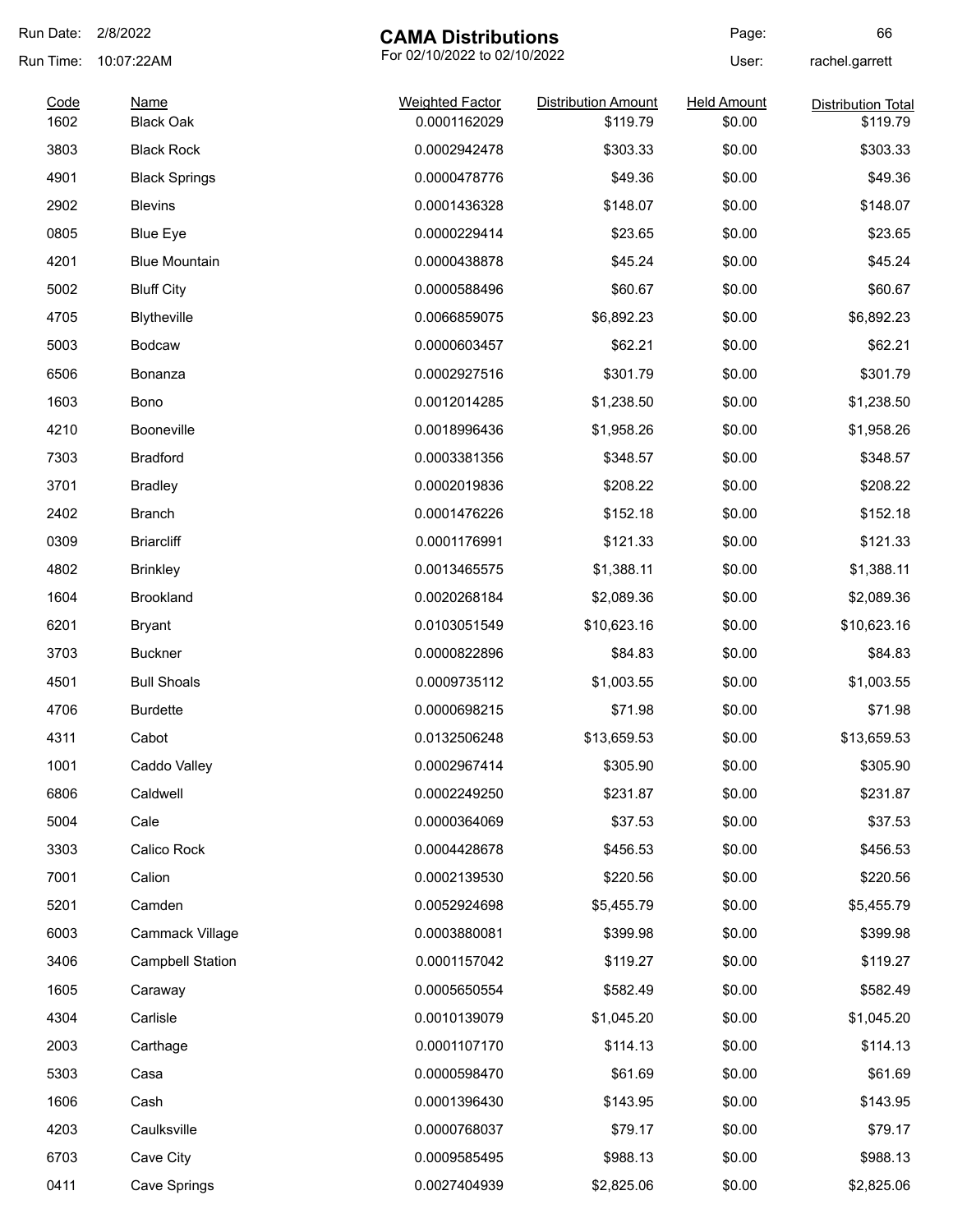Run Date: 2/8/2022

Run Time: 10:07:22AM

# CAMA Distributions

For 02/10/2022 to 02/10/2022

User: rachel.garrett

| Code | Name | Weighted Factor | Distribution Amount | Held Amount | Distribution Total |
|---|---|---|---|---|---|
| 1602 | Black Oak | 0.0001162029 | $119.79 | $0.00 | $119.79 |
| 3803 | Black Rock | 0.0002942478 | $303.33 | $0.00 | $303.33 |
| 4901 | Black Springs | 0.0000478776 | $49.36 | $0.00 | $49.36 |
| 2902 | Blevins | 0.0001436328 | $148.07 | $0.00 | $148.07 |
| 0805 | Blue Eye | 0.0000229414 | $23.65 | $0.00 | $23.65 |
| 4201 | Blue Mountain | 0.0000438878 | $45.24 | $0.00 | $45.24 |
| 5002 | Bluff City | 0.0000588496 | $60.67 | $0.00 | $60.67 |
| 4705 | Blytheville | 0.0066859075 | $6,892.23 | $0.00 | $6,892.23 |
| 5003 | Bodcaw | 0.0000603457 | $62.21 | $0.00 | $62.21 |
| 6506 | Bonanza | 0.0002927516 | $301.79 | $0.00 | $301.79 |
| 1603 | Bono | 0.0012014285 | $1,238.50 | $0.00 | $1,238.50 |
| 4210 | Booneville | 0.0018996436 | $1,958.26 | $0.00 | $1,958.26 |
| 7303 | Bradford | 0.0003381356 | $348.57 | $0.00 | $348.57 |
| 3701 | Bradley | 0.0002019836 | $208.22 | $0.00 | $208.22 |
| 2402 | Branch | 0.0001476226 | $152.18 | $0.00 | $152.18 |
| 0309 | Briarcliff | 0.0001176991 | $121.33 | $0.00 | $121.33 |
| 4802 | Brinkley | 0.0013465575 | $1,388.11 | $0.00 | $1,388.11 |
| 1604 | Brookland | 0.0020268184 | $2,089.36 | $0.00 | $2,089.36 |
| 6201 | Bryant | 0.0103051549 | $10,623.16 | $0.00 | $10,623.16 |
| 3703 | Buckner | 0.0000822896 | $84.83 | $0.00 | $84.83 |
| 4501 | Bull Shoals | 0.0009735112 | $1,003.55 | $0.00 | $1,003.55 |
| 4706 | Burdette | 0.0000698215 | $71.98 | $0.00 | $71.98 |
| 4311 | Cabot | 0.0132506248 | $13,659.53 | $0.00 | $13,659.53 |
| 1001 | Caddo Valley | 0.0002967414 | $305.90 | $0.00 | $305.90 |
| 6806 | Caldwell | 0.0002249250 | $231.87 | $0.00 | $231.87 |
| 5004 | Cale | 0.0000364069 | $37.53 | $0.00 | $37.53 |
| 3303 | Calico Rock | 0.0004428678 | $456.53 | $0.00 | $456.53 |
| 7001 | Calion | 0.0002139530 | $220.56 | $0.00 | $220.56 |
| 5201 | Camden | 0.0052924698 | $5,455.79 | $0.00 | $5,455.79 |
| 6003 | Cammack Village | 0.0003880081 | $399.98 | $0.00 | $399.98 |
| 3406 | Campbell Station | 0.0001157042 | $119.27 | $0.00 | $119.27 |
| 1605 | Caraway | 0.0005650554 | $582.49 | $0.00 | $582.49 |
| 4304 | Carlisle | 0.0010139079 | $1,045.20 | $0.00 | $1,045.20 |
| 2003 | Carthage | 0.0001107170 | $114.13 | $0.00 | $114.13 |
| 5303 | Casa | 0.0000598470 | $61.69 | $0.00 | $61.69 |
| 1606 | Cash | 0.0001396430 | $143.95 | $0.00 | $143.95 |
| 4203 | Caulksville | 0.0000768037 | $79.17 | $0.00 | $79.17 |
| 6703 | Cave City | 0.0009585495 | $988.13 | $0.00 | $988.13 |
| 0411 | Cave Springs | 0.0027404939 | $2,825.06 | $0.00 | $2,825.06 |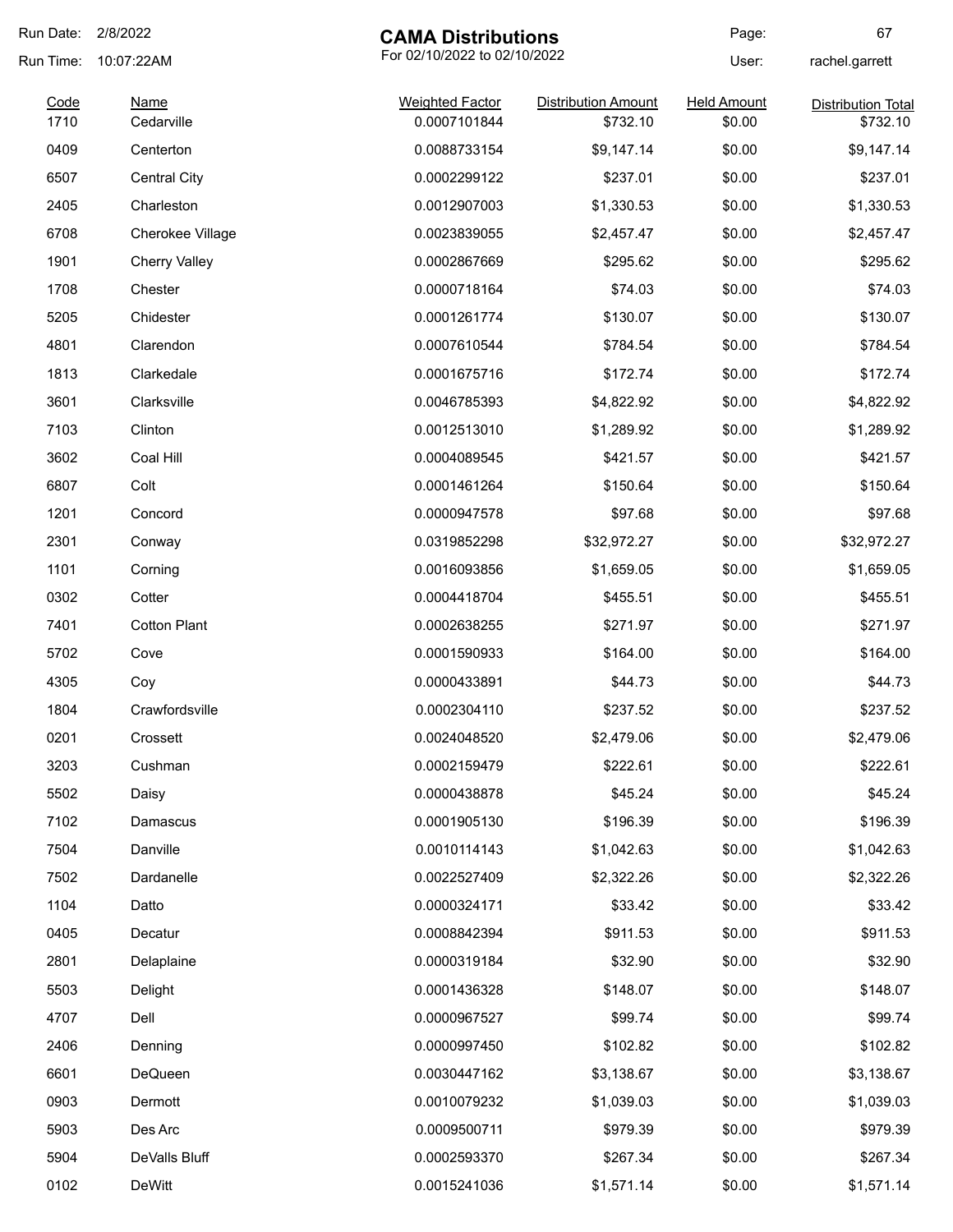# CAMA Distributions

For 02/10/2022 to 02/10/2022

Run Date: 2/8/2022
Run Time: 10:07:22AM
User: rachel.garrett

| Code | Name | Weighted Factor | Distribution Amount | Held Amount | Distribution Total |
|---|---|---|---|---|---|
| 1710 | Cedarville | 0.0007101844 | $732.10 | $0.00 | $732.10 |
| 0409 | Centerton | 0.0088733154 | $9,147.14 | $0.00 | $9,147.14 |
| 6507 | Central City | 0.0002299122 | $237.01 | $0.00 | $237.01 |
| 2405 | Charleston | 0.0012907003 | $1,330.53 | $0.00 | $1,330.53 |
| 6708 | Cherokee Village | 0.0023839055 | $2,457.47 | $0.00 | $2,457.47 |
| 1901 | Cherry Valley | 0.0002867669 | $295.62 | $0.00 | $295.62 |
| 1708 | Chester | 0.0000718164 | $74.03 | $0.00 | $74.03 |
| 5205 | Chidester | 0.0001261774 | $130.07 | $0.00 | $130.07 |
| 4801 | Clarendon | 0.0007610544 | $784.54 | $0.00 | $784.54 |
| 1813 | Clarkedale | 0.0001675716 | $172.74 | $0.00 | $172.74 |
| 3601 | Clarksville | 0.0046785393 | $4,822.92 | $0.00 | $4,822.92 |
| 7103 | Clinton | 0.0012513010 | $1,289.92 | $0.00 | $1,289.92 |
| 3602 | Coal Hill | 0.0004089545 | $421.57 | $0.00 | $421.57 |
| 6807 | Colt | 0.0001461264 | $150.64 | $0.00 | $150.64 |
| 1201 | Concord | 0.0000947578 | $97.68 | $0.00 | $97.68 |
| 2301 | Conway | 0.0319852298 | $32,972.27 | $0.00 | $32,972.27 |
| 1101 | Corning | 0.0016093856 | $1,659.05 | $0.00 | $1,659.05 |
| 0302 | Cotter | 0.0004418704 | $455.51 | $0.00 | $455.51 |
| 7401 | Cotton Plant | 0.0002638255 | $271.97 | $0.00 | $271.97 |
| 5702 | Cove | 0.0001590933 | $164.00 | $0.00 | $164.00 |
| 4305 | Coy | 0.0000433891 | $44.73 | $0.00 | $44.73 |
| 1804 | Crawfordsville | 0.0002304110 | $237.52 | $0.00 | $237.52 |
| 0201 | Crossett | 0.0024048520 | $2,479.06 | $0.00 | $2,479.06 |
| 3203 | Cushman | 0.0002159479 | $222.61 | $0.00 | $222.61 |
| 5502 | Daisy | 0.0000438878 | $45.24 | $0.00 | $45.24 |
| 7102 | Damascus | 0.0001905130 | $196.39 | $0.00 | $196.39 |
| 7504 | Danville | 0.0010114143 | $1,042.63 | $0.00 | $1,042.63 |
| 7502 | Dardanelle | 0.0022527409 | $2,322.26 | $0.00 | $2,322.26 |
| 1104 | Datto | 0.0000324171 | $33.42 | $0.00 | $33.42 |
| 0405 | Decatur | 0.0008842394 | $911.53 | $0.00 | $911.53 |
| 2801 | Delaplaine | 0.0000319184 | $32.90 | $0.00 | $32.90 |
| 5503 | Delight | 0.0001436328 | $148.07 | $0.00 | $148.07 |
| 4707 | Dell | 0.0000967527 | $99.74 | $0.00 | $99.74 |
| 2406 | Denning | 0.0000997450 | $102.82 | $0.00 | $102.82 |
| 6601 | DeQueen | 0.0030447162 | $3,138.67 | $0.00 | $3,138.67 |
| 0903 | Dermott | 0.0010079232 | $1,039.03 | $0.00 | $1,039.03 |
| 5903 | Des Arc | 0.0009500711 | $979.39 | $0.00 | $979.39 |
| 5904 | DeValls Bluff | 0.0002593370 | $267.34 | $0.00 | $267.34 |
| 0102 | DeWitt | 0.0015241036 | $1,571.14 | $0.00 | $1,571.14 |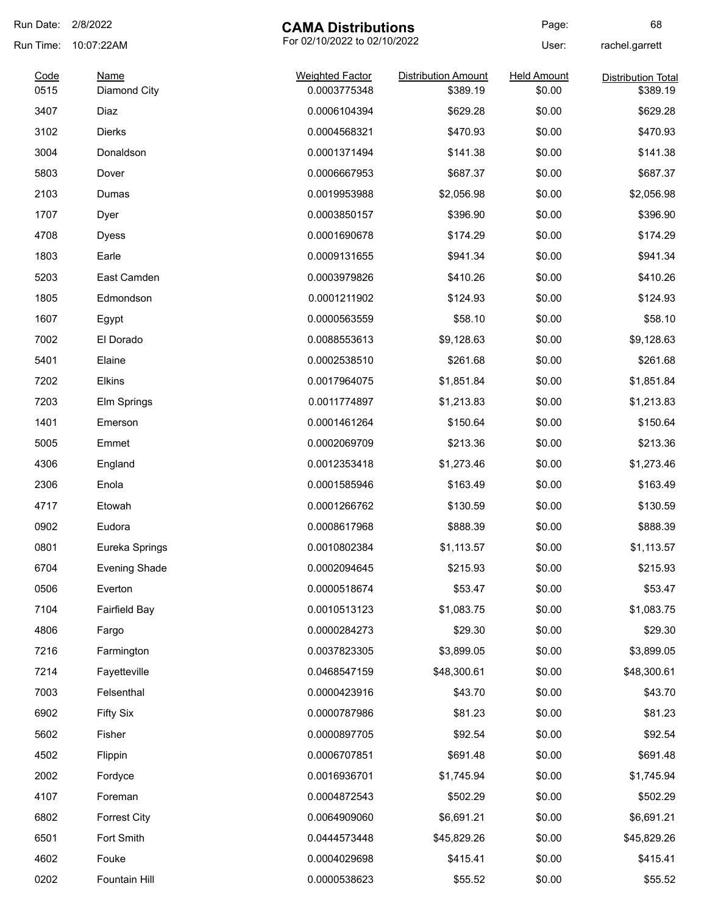# CAMA Distributions

For 02/10/2022 to 02/10/2022

Run Date: 2/8/2022
Run Time: 10:07:22AM
User: rachel.garrett

| Code | Name | Weighted Factor | Distribution Amount | Held Amount | Distribution Total |
|---|---|---|---|---|---|
| 0515 | Diamond City | 0.0003775348 | $389.19 | $0.00 | $389.19 |
| 3407 | Diaz | 0.0006104394 | $629.28 | $0.00 | $629.28 |
| 3102 | Dierks | 0.0004568321 | $470.93 | $0.00 | $470.93 |
| 3004 | Donaldson | 0.0001371494 | $141.38 | $0.00 | $141.38 |
| 5803 | Dover | 0.0006667953 | $687.37 | $0.00 | $687.37 |
| 2103 | Dumas | 0.0019953988 | $2,056.98 | $0.00 | $2,056.98 |
| 1707 | Dyer | 0.0003850157 | $396.90 | $0.00 | $396.90 |
| 4708 | Dyess | 0.0001690678 | $174.29 | $0.00 | $174.29 |
| 1803 | Earle | 0.0009131655 | $941.34 | $0.00 | $941.34 |
| 5203 | East Camden | 0.0003979826 | $410.26 | $0.00 | $410.26 |
| 1805 | Edmondson | 0.0001211902 | $124.93 | $0.00 | $124.93 |
| 1607 | Egypt | 0.0000563559 | $58.10 | $0.00 | $58.10 |
| 7002 | El Dorado | 0.0088553613 | $9,128.63 | $0.00 | $9,128.63 |
| 5401 | Elaine | 0.0002538510 | $261.68 | $0.00 | $261.68 |
| 7202 | Elkins | 0.0017964075 | $1,851.84 | $0.00 | $1,851.84 |
| 7203 | Elm Springs | 0.0011774897 | $1,213.83 | $0.00 | $1,213.83 |
| 1401 | Emerson | 0.0001461264 | $150.64 | $0.00 | $150.64 |
| 5005 | Emmet | 0.0002069709 | $213.36 | $0.00 | $213.36 |
| 4306 | England | 0.0012353418 | $1,273.46 | $0.00 | $1,273.46 |
| 2306 | Enola | 0.0001585946 | $163.49 | $0.00 | $163.49 |
| 4717 | Etowah | 0.0001266762 | $130.59 | $0.00 | $130.59 |
| 0902 | Eudora | 0.0008617968 | $888.39 | $0.00 | $888.39 |
| 0801 | Eureka Springs | 0.0010802384 | $1,113.57 | $0.00 | $1,113.57 |
| 6704 | Evening Shade | 0.0002094645 | $215.93 | $0.00 | $215.93 |
| 0506 | Everton | 0.0000518674 | $53.47 | $0.00 | $53.47 |
| 7104 | Fairfield Bay | 0.0010513123 | $1,083.75 | $0.00 | $1,083.75 |
| 4806 | Fargo | 0.0000284273 | $29.30 | $0.00 | $29.30 |
| 7216 | Farmington | 0.0037823305 | $3,899.05 | $0.00 | $3,899.05 |
| 7214 | Fayetteville | 0.0468547159 | $48,300.61 | $0.00 | $48,300.61 |
| 7003 | Felsenthal | 0.0000423916 | $43.70 | $0.00 | $43.70 |
| 6902 | Fifty Six | 0.0000787986 | $81.23 | $0.00 | $81.23 |
| 5602 | Fisher | 0.0000897705 | $92.54 | $0.00 | $92.54 |
| 4502 | Flippin | 0.0006707851 | $691.48 | $0.00 | $691.48 |
| 2002 | Fordyce | 0.0016936701 | $1,745.94 | $0.00 | $1,745.94 |
| 4107 | Foreman | 0.0004872543 | $502.29 | $0.00 | $502.29 |
| 6802 | Forrest City | 0.0064909060 | $6,691.21 | $0.00 | $6,691.21 |
| 6501 | Fort Smith | 0.0444573448 | $45,829.26 | $0.00 | $45,829.26 |
| 4602 | Fouke | 0.0004029698 | $415.41 | $0.00 | $415.41 |
| 0202 | Fountain Hill | 0.0000538623 | $55.52 | $0.00 | $55.52 |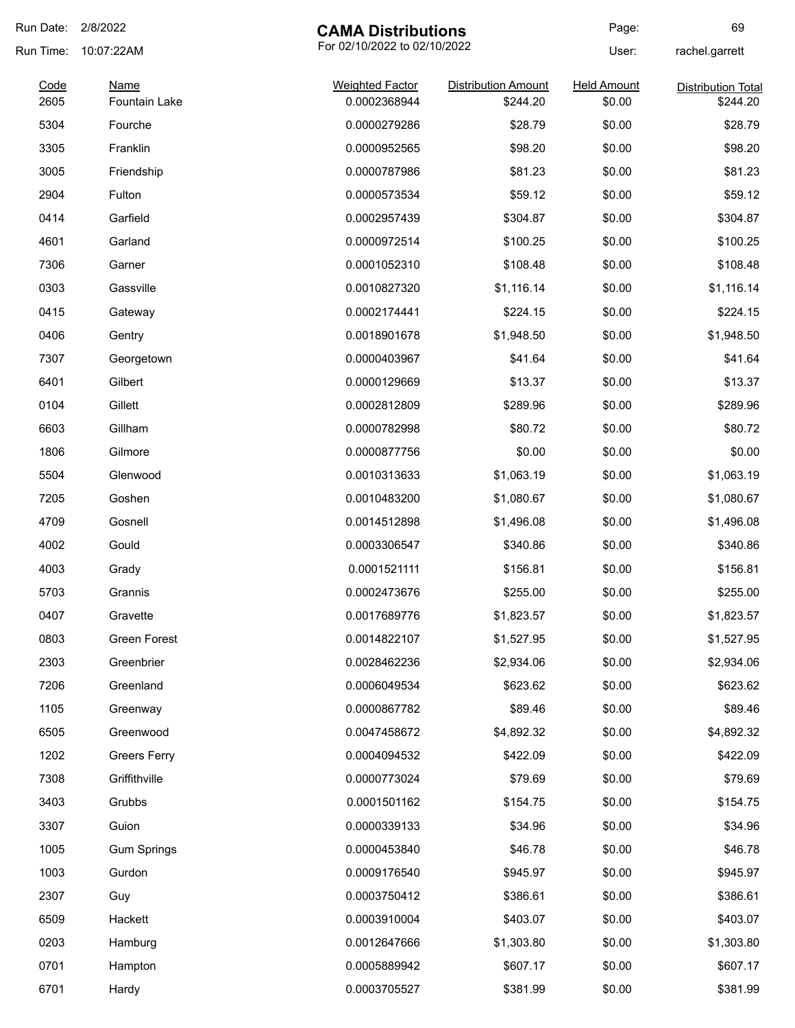# CAMA Distributions

For 02/10/2022 to 02/10/2022

Run Date: 2/8/2022
Run Time: 10:07:22AM
User: rachel.garrett

| Code | Name | Weighted Factor | Distribution Amount | Held Amount | Distribution Total |
|---|---|---|---|---|---|
| 2605 | Fountain Lake | 0.0002368944 | $244.20 | $0.00 | $244.20 |
| 5304 | Fourche | 0.0000279286 | $28.79 | $0.00 | $28.79 |
| 3305 | Franklin | 0.0000952565 | $98.20 | $0.00 | $98.20 |
| 3005 | Friendship | 0.0000787986 | $81.23 | $0.00 | $81.23 |
| 2904 | Fulton | 0.0000573534 | $59.12 | $0.00 | $59.12 |
| 0414 | Garfield | 0.0002957439 | $304.87 | $0.00 | $304.87 |
| 4601 | Garland | 0.0000972514 | $100.25 | $0.00 | $100.25 |
| 7306 | Garner | 0.0001052310 | $108.48 | $0.00 | $108.48 |
| 0303 | Gassville | 0.0010827320 | $1,116.14 | $0.00 | $1,116.14 |
| 0415 | Gateway | 0.0002174441 | $224.15 | $0.00 | $224.15 |
| 0406 | Gentry | 0.0018901678 | $1,948.50 | $0.00 | $1,948.50 |
| 7307 | Georgetown | 0.0000403967 | $41.64 | $0.00 | $41.64 |
| 6401 | Gilbert | 0.0000129669 | $13.37 | $0.00 | $13.37 |
| 0104 | Gillett | 0.0002812809 | $289.96 | $0.00 | $289.96 |
| 6603 | Gillham | 0.0000782998 | $80.72 | $0.00 | $80.72 |
| 1806 | Gilmore | 0.0000877756 | $0.00 | $0.00 | $0.00 |
| 5504 | Glenwood | 0.0010313633 | $1,063.19 | $0.00 | $1,063.19 |
| 7205 | Goshen | 0.0010483200 | $1,080.67 | $0.00 | $1,080.67 |
| 4709 | Gosnell | 0.0014512898 | $1,496.08 | $0.00 | $1,496.08 |
| 4002 | Gould | 0.0003306547 | $340.86 | $0.00 | $340.86 |
| 4003 | Grady | 0.0001521111 | $156.81 | $0.00 | $156.81 |
| 5703 | Grannis | 0.0002473676 | $255.00 | $0.00 | $255.00 |
| 0407 | Gravette | 0.0017689776 | $1,823.57 | $0.00 | $1,823.57 |
| 0803 | Green Forest | 0.0014822107 | $1,527.95 | $0.00 | $1,527.95 |
| 2303 | Greenbrier | 0.0028462236 | $2,934.06 | $0.00 | $2,934.06 |
| 7206 | Greenland | 0.0006049534 | $623.62 | $0.00 | $623.62 |
| 1105 | Greenway | 0.0000867782 | $89.46 | $0.00 | $89.46 |
| 6505 | Greenwood | 0.0047458672 | $4,892.32 | $0.00 | $4,892.32 |
| 1202 | Greers Ferry | 0.0004094532 | $422.09 | $0.00 | $422.09 |
| 7308 | Griffithville | 0.0000773024 | $79.69 | $0.00 | $79.69 |
| 3403 | Grubbs | 0.0001501162 | $154.75 | $0.00 | $154.75 |
| 3307 | Guion | 0.0000339133 | $34.96 | $0.00 | $34.96 |
| 1005 | Gum Springs | 0.0000453840 | $46.78 | $0.00 | $46.78 |
| 1003 | Gurdon | 0.0009176540 | $945.97 | $0.00 | $945.97 |
| 2307 | Guy | 0.0003750412 | $386.61 | $0.00 | $386.61 |
| 6509 | Hackett | 0.0003910004 | $403.07 | $0.00 | $403.07 |
| 0203 | Hamburg | 0.0012647666 | $1,303.80 | $0.00 | $1,303.80 |
| 0701 | Hampton | 0.0005889942 | $607.17 | $0.00 | $607.17 |
| 6701 | Hardy | 0.0003705527 | $381.99 | $0.00 | $381.99 |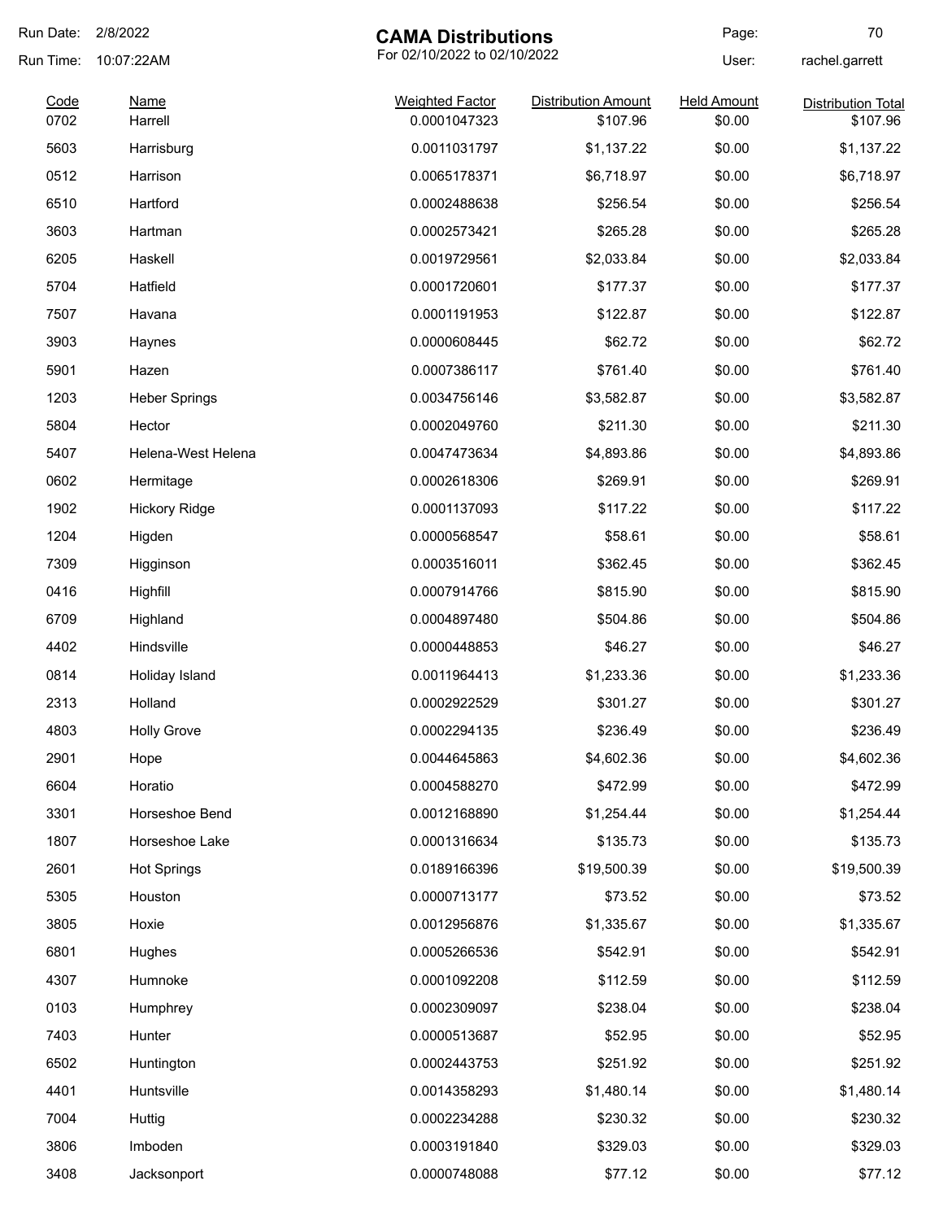# CAMA Distributions

For 02/10/2022 to 02/10/2022

Run Date: 2/8/2022
Run Time: 10:07:22AM
User: rachel.garrett

| Code | Name | Weighted Factor | Distribution Amount | Held Amount | Distribution Total |
|---|---|---|---|---|---|
| 0702 | Harrell | 0.0001047323 | $107.96 | $0.00 | $107.96 |
| 5603 | Harrisburg | 0.0011031797 | $1,137.22 | $0.00 | $1,137.22 |
| 0512 | Harrison | 0.0065178371 | $6,718.97 | $0.00 | $6,718.97 |
| 6510 | Hartford | 0.0002488638 | $256.54 | $0.00 | $256.54 |
| 3603 | Hartman | 0.0002573421 | $265.28 | $0.00 | $265.28 |
| 6205 | Haskell | 0.0019729561 | $2,033.84 | $0.00 | $2,033.84 |
| 5704 | Hatfield | 0.0001720601 | $177.37 | $0.00 | $177.37 |
| 7507 | Havana | 0.0001191953 | $122.87 | $0.00 | $122.87 |
| 3903 | Haynes | 0.0000608445 | $62.72 | $0.00 | $62.72 |
| 5901 | Hazen | 0.0007386117 | $761.40 | $0.00 | $761.40 |
| 1203 | Heber Springs | 0.0034756146 | $3,582.87 | $0.00 | $3,582.87 |
| 5804 | Hector | 0.0002049760 | $211.30 | $0.00 | $211.30 |
| 5407 | Helena-West Helena | 0.0047473634 | $4,893.86 | $0.00 | $4,893.86 |
| 0602 | Hermitage | 0.0002618306 | $269.91 | $0.00 | $269.91 |
| 1902 | Hickory Ridge | 0.0001137093 | $117.22 | $0.00 | $117.22 |
| 1204 | Higden | 0.0000568547 | $58.61 | $0.00 | $58.61 |
| 7309 | Higginson | 0.0003516011 | $362.45 | $0.00 | $362.45 |
| 0416 | Highfill | 0.0007914766 | $815.90 | $0.00 | $815.90 |
| 6709 | Highland | 0.0004897480 | $504.86 | $0.00 | $504.86 |
| 4402 | Hindsville | 0.0000448853 | $46.27 | $0.00 | $46.27 |
| 0814 | Holiday Island | 0.0011964413 | $1,233.36 | $0.00 | $1,233.36 |
| 2313 | Holland | 0.0002922529 | $301.27 | $0.00 | $301.27 |
| 4803 | Holly Grove | 0.0002294135 | $236.49 | $0.00 | $236.49 |
| 2901 | Hope | 0.0044645863 | $4,602.36 | $0.00 | $4,602.36 |
| 6604 | Horatio | 0.0004588270 | $472.99 | $0.00 | $472.99 |
| 3301 | Horseshoe Bend | 0.0012168890 | $1,254.44 | $0.00 | $1,254.44 |
| 1807 | Horseshoe Lake | 0.0001316634 | $135.73 | $0.00 | $135.73 |
| 2601 | Hot Springs | 0.0189166396 | $19,500.39 | $0.00 | $19,500.39 |
| 5305 | Houston | 0.0000713177 | $73.52 | $0.00 | $73.52 |
| 3805 | Hoxie | 0.0012956876 | $1,335.67 | $0.00 | $1,335.67 |
| 6801 | Hughes | 0.0005266536 | $542.91 | $0.00 | $542.91 |
| 4307 | Humnoke | 0.0001092208 | $112.59 | $0.00 | $112.59 |
| 0103 | Humphrey | 0.0002309097 | $238.04 | $0.00 | $238.04 |
| 7403 | Hunter | 0.0000513687 | $52.95 | $0.00 | $52.95 |
| 6502 | Huntington | 0.0002443753 | $251.92 | $0.00 | $251.92 |
| 4401 | Huntsville | 0.0014358293 | $1,480.14 | $0.00 | $1,480.14 |
| 7004 | Huttig | 0.0002234288 | $230.32 | $0.00 | $230.32 |
| 3806 | Imboden | 0.0003191840 | $329.03 | $0.00 | $329.03 |
| 3408 | Jacksonport | 0.0000748088 | $77.12 | $0.00 | $77.12 |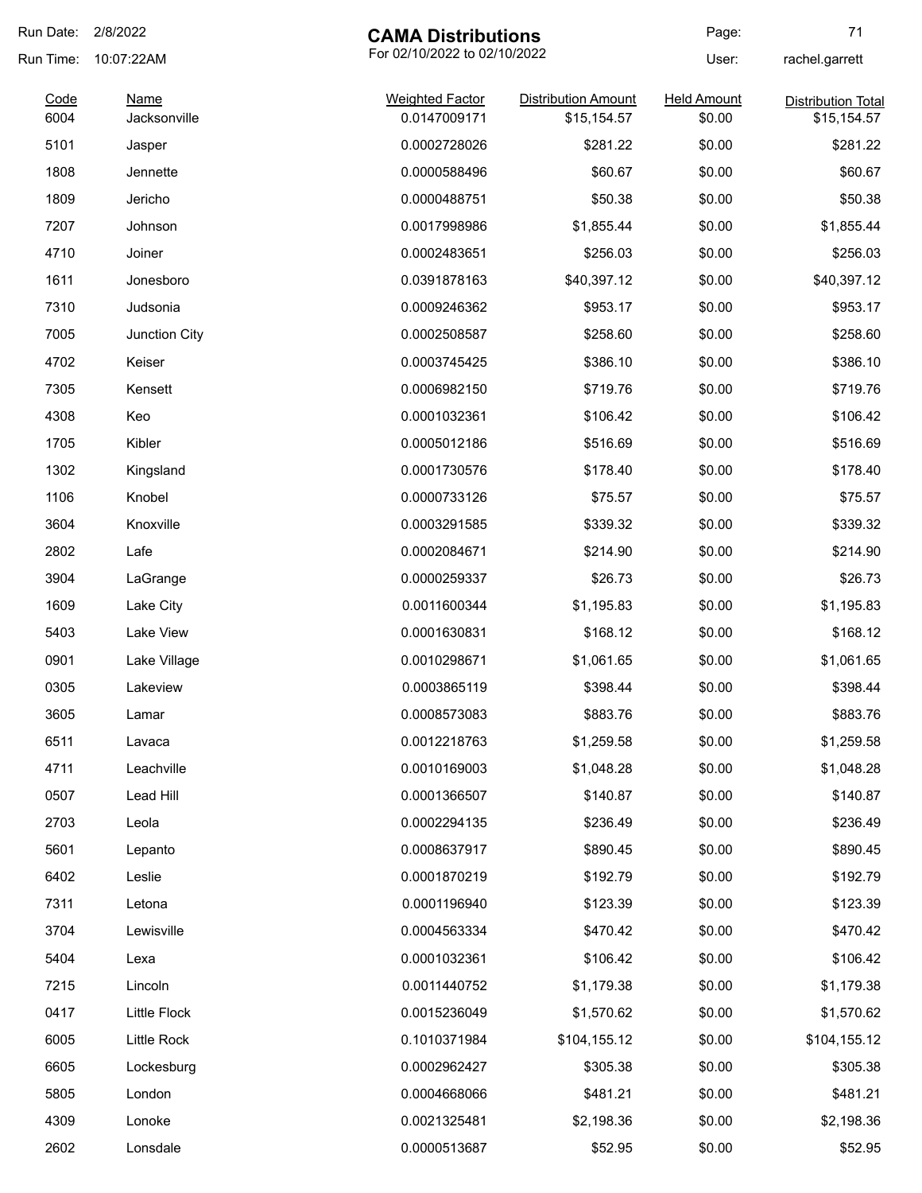# CAMA Distributions

For 02/10/2022 to 02/10/2022

Run Date: 2/8/2022
Run Time: 10:07:22AM
User: rachel.garrett

| Code | Name | Weighted Factor | Distribution Amount | Held Amount | Distribution Total |
|---|---|---|---|---|---|
| 6004 | Jacksonville | 0.0147009171 | $15,154.57 | $0.00 | $15,154.57 |
| 5101 | Jasper | 0.0002728026 | $281.22 | $0.00 | $281.22 |
| 1808 | Jennette | 0.0000588496 | $60.67 | $0.00 | $60.67 |
| 1809 | Jericho | 0.0000488751 | $50.38 | $0.00 | $50.38 |
| 7207 | Johnson | 0.0017998986 | $1,855.44 | $0.00 | $1,855.44 |
| 4710 | Joiner | 0.0002483651 | $256.03 | $0.00 | $256.03 |
| 1611 | Jonesboro | 0.0391878163 | $40,397.12 | $0.00 | $40,397.12 |
| 7310 | Judsonia | 0.0009246362 | $953.17 | $0.00 | $953.17 |
| 7005 | Junction City | 0.0002508587 | $258.60 | $0.00 | $258.60 |
| 4702 | Keiser | 0.0003745425 | $386.10 | $0.00 | $386.10 |
| 7305 | Kensett | 0.0006982150 | $719.76 | $0.00 | $719.76 |
| 4308 | Keo | 0.0001032361 | $106.42 | $0.00 | $106.42 |
| 1705 | Kibler | 0.0005012186 | $516.69 | $0.00 | $516.69 |
| 1302 | Kingsland | 0.0001730576 | $178.40 | $0.00 | $178.40 |
| 1106 | Knobel | 0.0000733126 | $75.57 | $0.00 | $75.57 |
| 3604 | Knoxville | 0.0003291585 | $339.32 | $0.00 | $339.32 |
| 2802 | Lafe | 0.0002084671 | $214.90 | $0.00 | $214.90 |
| 3904 | LaGrange | 0.0000259337 | $26.73 | $0.00 | $26.73 |
| 1609 | Lake City | 0.0011600344 | $1,195.83 | $0.00 | $1,195.83 |
| 5403 | Lake View | 0.0001630831 | $168.12 | $0.00 | $168.12 |
| 0901 | Lake Village | 0.0010298671 | $1,061.65 | $0.00 | $1,061.65 |
| 0305 | Lakeview | 0.0003865119 | $398.44 | $0.00 | $398.44 |
| 3605 | Lamar | 0.0008573083 | $883.76 | $0.00 | $883.76 |
| 6511 | Lavaca | 0.0012218763 | $1,259.58 | $0.00 | $1,259.58 |
| 4711 | Leachville | 0.0010169003 | $1,048.28 | $0.00 | $1,048.28 |
| 0507 | Lead Hill | 0.0001366507 | $140.87 | $0.00 | $140.87 |
| 2703 | Leola | 0.0002294135 | $236.49 | $0.00 | $236.49 |
| 5601 | Lepanto | 0.0008637917 | $890.45 | $0.00 | $890.45 |
| 6402 | Leslie | 0.0001870219 | $192.79 | $0.00 | $192.79 |
| 7311 | Letona | 0.0001196940 | $123.39 | $0.00 | $123.39 |
| 3704 | Lewisville | 0.0004563334 | $470.42 | $0.00 | $470.42 |
| 5404 | Lexa | 0.0001032361 | $106.42 | $0.00 | $106.42 |
| 7215 | Lincoln | 0.0011440752 | $1,179.38 | $0.00 | $1,179.38 |
| 0417 | Little Flock | 0.0015236049 | $1,570.62 | $0.00 | $1,570.62 |
| 6005 | Little Rock | 0.1010371984 | $104,155.12 | $0.00 | $104,155.12 |
| 6605 | Lockesburg | 0.0002962427 | $305.38 | $0.00 | $305.38 |
| 5805 | London | 0.0004668066 | $481.21 | $0.00 | $481.21 |
| 4309 | Lonoke | 0.0021325481 | $2,198.36 | $0.00 | $2,198.36 |
| 2602 | Lonsdale | 0.0000513687 | $52.95 | $0.00 | $52.95 |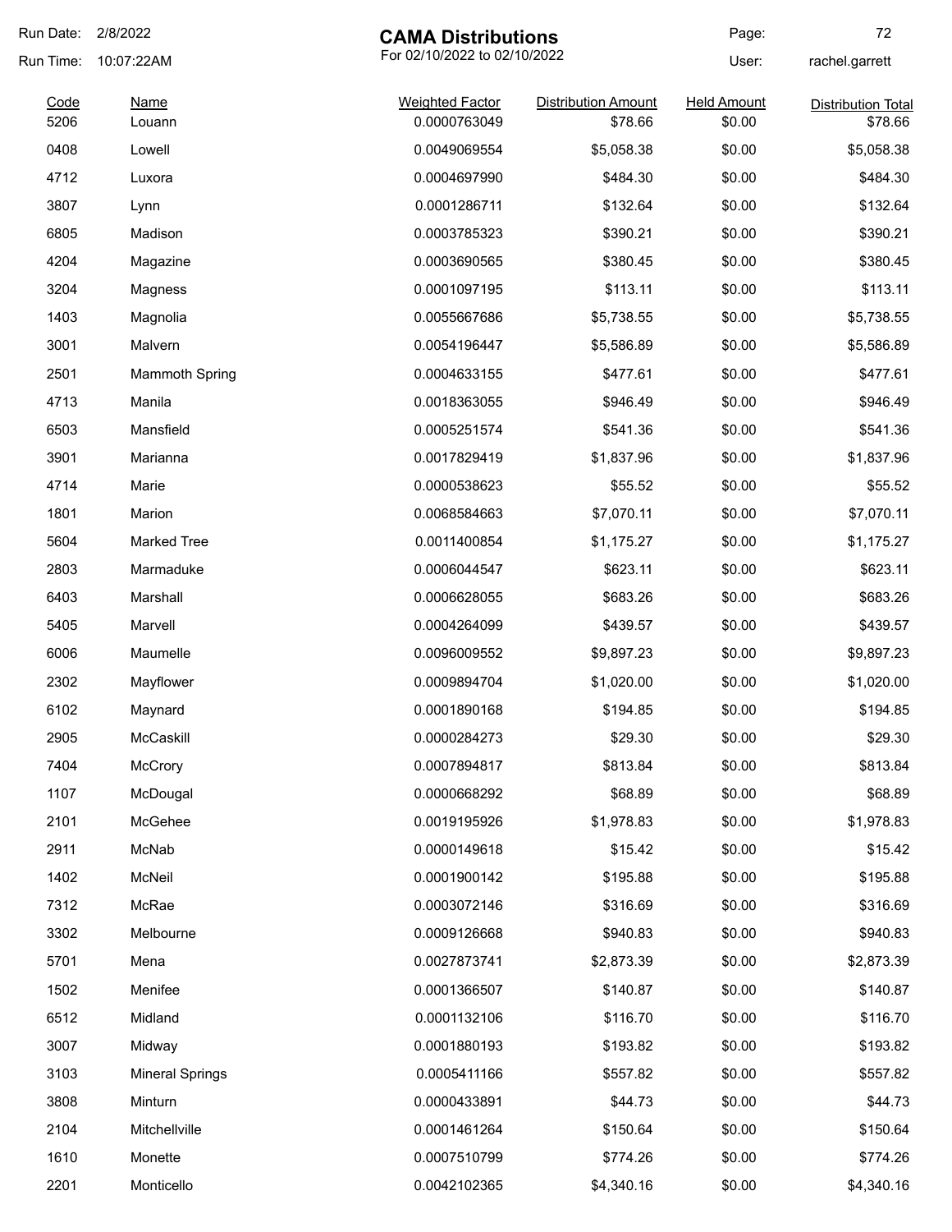# CAMA Distributions

For 02/10/2022 to 02/10/2022

Run Date: 2/8/2022
Run Time: 10:07:22AM
User: rachel.garrett

| Code | Name | Weighted Factor | Distribution Amount | Held Amount | Distribution Total |
|---|---|---|---|---|---|
| 5206 | Louann | 0.0000763049 | $78.66 | $0.00 | $78.66 |
| 0408 | Lowell | 0.0049069554 | $5,058.38 | $0.00 | $5,058.38 |
| 4712 | Luxora | 0.0004697990 | $484.30 | $0.00 | $484.30 |
| 3807 | Lynn | 0.0001286711 | $132.64 | $0.00 | $132.64 |
| 6805 | Madison | 0.0003785323 | $390.21 | $0.00 | $390.21 |
| 4204 | Magazine | 0.0003690565 | $380.45 | $0.00 | $380.45 |
| 3204 | Magness | 0.0001097195 | $113.11 | $0.00 | $113.11 |
| 1403 | Magnolia | 0.0055667686 | $5,738.55 | $0.00 | $5,738.55 |
| 3001 | Malvern | 0.0054196447 | $5,586.89 | $0.00 | $5,586.89 |
| 2501 | Mammoth Spring | 0.0004633155 | $477.61 | $0.00 | $477.61 |
| 4713 | Manila | 0.0018363055 | $946.49 | $0.00 | $946.49 |
| 6503 | Mansfield | 0.0005251574 | $541.36 | $0.00 | $541.36 |
| 3901 | Marianna | 0.0017829419 | $1,837.96 | $0.00 | $1,837.96 |
| 4714 | Marie | 0.0000538623 | $55.52 | $0.00 | $55.52 |
| 1801 | Marion | 0.0068584663 | $7,070.11 | $0.00 | $7,070.11 |
| 5604 | Marked Tree | 0.0011400854 | $1,175.27 | $0.00 | $1,175.27 |
| 2803 | Marmaduke | 0.0006044547 | $623.11 | $0.00 | $623.11 |
| 6403 | Marshall | 0.0006628055 | $683.26 | $0.00 | $683.26 |
| 5405 | Marvell | 0.0004264099 | $439.57 | $0.00 | $439.57 |
| 6006 | Maumelle | 0.0096009552 | $9,897.23 | $0.00 | $9,897.23 |
| 2302 | Mayflower | 0.0009894704 | $1,020.00 | $0.00 | $1,020.00 |
| 6102 | Maynard | 0.0001890168 | $194.85 | $0.00 | $194.85 |
| 2905 | McCaskill | 0.0000284273 | $29.30 | $0.00 | $29.30 |
| 7404 | McCrory | 0.0007894817 | $813.84 | $0.00 | $813.84 |
| 1107 | McDougal | 0.0000668292 | $68.89 | $0.00 | $68.89 |
| 2101 | McGehee | 0.0019195926 | $1,978.83 | $0.00 | $1,978.83 |
| 2911 | McNab | 0.0000149618 | $15.42 | $0.00 | $15.42 |
| 1402 | McNeil | 0.0001900142 | $195.88 | $0.00 | $195.88 |
| 7312 | McRae | 0.0003072146 | $316.69 | $0.00 | $316.69 |
| 3302 | Melbourne | 0.0009126668 | $940.83 | $0.00 | $940.83 |
| 5701 | Mena | 0.0027873741 | $2,873.39 | $0.00 | $2,873.39 |
| 1502 | Menifee | 0.0001366507 | $140.87 | $0.00 | $140.87 |
| 6512 | Midland | 0.0001132106 | $116.70 | $0.00 | $116.70 |
| 3007 | Midway | 0.0001880193 | $193.82 | $0.00 | $193.82 |
| 3103 | Mineral Springs | 0.0005411166 | $557.82 | $0.00 | $557.82 |
| 3808 | Minturn | 0.0000433891 | $44.73 | $0.00 | $44.73 |
| 2104 | Mitchellville | 0.0001461264 | $150.64 | $0.00 | $150.64 |
| 1610 | Monette | 0.0007510799 | $774.26 | $0.00 | $774.26 |
| 2201 | Monticello | 0.0042102365 | $4,340.16 | $0.00 | $4,340.16 |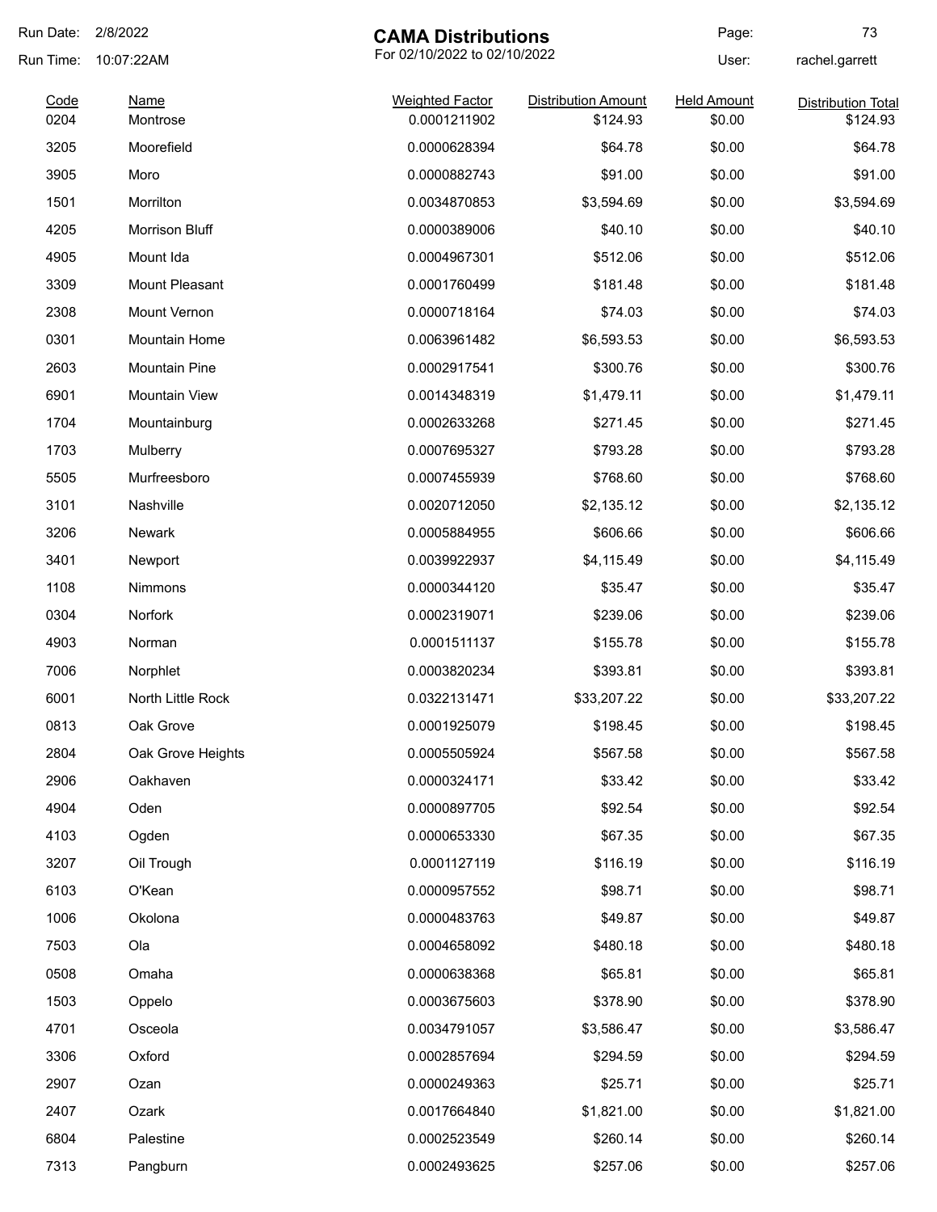| Code | Name | Weighted Factor | Distribution Amount | Held Amount | Distribution Total |
|---|---|---|---|---|---|
| 0204 | Montrose | 0.0001211902 | $124.93 | $0.00 | $124.93 |
| 3205 | Moorefield | 0.0000628394 | $64.78 | $0.00 | $64.78 |
| 3905 | Moro | 0.0000882743 | $91.00 | $0.00 | $91.00 |
| 1501 | Morrilton | 0.0034870853 | $3,594.69 | $0.00 | $3,594.69 |
| 4205 | Morrison Bluff | 0.0000389006 | $40.10 | $0.00 | $40.10 |
| 4905 | Mount Ida | 0.0004967301 | $512.06 | $0.00 | $512.06 |
| 3309 | Mount Pleasant | 0.0001760499 | $181.48 | $0.00 | $181.48 |
| 2308 | Mount Vernon | 0.0000718164 | $74.03 | $0.00 | $74.03 |
| 0301 | Mountain Home | 0.0063961482 | $6,593.53 | $0.00 | $6,593.53 |
| 2603 | Mountain Pine | 0.0002917541 | $300.76 | $0.00 | $300.76 |
| 6901 | Mountain View | 0.0014348319 | $1,479.11 | $0.00 | $1,479.11 |
| 1704 | Mountainburg | 0.0002633268 | $271.45 | $0.00 | $271.45 |
| 1703 | Mulberry | 0.0007695327 | $793.28 | $0.00 | $793.28 |
| 5505 | Murfreesboro | 0.0007455939 | $768.60 | $0.00 | $768.60 |
| 3101 | Nashville | 0.0020712050 | $2,135.12 | $0.00 | $2,135.12 |
| 3206 | Newark | 0.0005884955 | $606.66 | $0.00 | $606.66 |
| 3401 | Newport | 0.0039922937 | $4,115.49 | $0.00 | $4,115.49 |
| 1108 | Nimmons | 0.0000344120 | $35.47 | $0.00 | $35.47 |
| 0304 | Norfork | 0.0002319071 | $239.06 | $0.00 | $239.06 |
| 4903 | Norman | 0.0001511137 | $155.78 | $0.00 | $155.78 |
| 7006 | Norphlet | 0.0003820234 | $393.81 | $0.00 | $393.81 |
| 6001 | North Little Rock | 0.0322131471 | $33,207.22 | $0.00 | $33,207.22 |
| 0813 | Oak Grove | 0.0001925079 | $198.45 | $0.00 | $198.45 |
| 2804 | Oak Grove Heights | 0.0005505924 | $567.58 | $0.00 | $567.58 |
| 2906 | Oakhaven | 0.0000324171 | $33.42 | $0.00 | $33.42 |
| 4904 | Oden | 0.0000897705 | $92.54 | $0.00 | $92.54 |
| 4103 | Ogden | 0.0000653330 | $67.35 | $0.00 | $67.35 |
| 3207 | Oil Trough | 0.0001127119 | $116.19 | $0.00 | $116.19 |
| 6103 | O'Kean | 0.0000957552 | $98.71 | $0.00 | $98.71 |
| 1006 | Okolona | 0.0000483763 | $49.87 | $0.00 | $49.87 |
| 7503 | Ola | 0.0004658092 | $480.18 | $0.00 | $480.18 |
| 0508 | Omaha | 0.0000638368 | $65.81 | $0.00 | $65.81 |
| 1503 | Oppelo | 0.0003675603 | $378.90 | $0.00 | $378.90 |
| 4701 | Osceola | 0.0034791057 | $3,586.47 | $0.00 | $3,586.47 |
| 3306 | Oxford | 0.0002857694 | $294.59 | $0.00 | $294.59 |
| 2907 | Ozan | 0.0000249363 | $25.71 | $0.00 | $25.71 |
| 2407 | Ozark | 0.0017664840 | $1,821.00 | $0.00 | $1,821.00 |
| 6804 | Palestine | 0.0002523549 | $260.14 | $0.00 | $260.14 |
| 7313 | Pangburn | 0.0002493625 | $257.06 | $0.00 | $257.06 |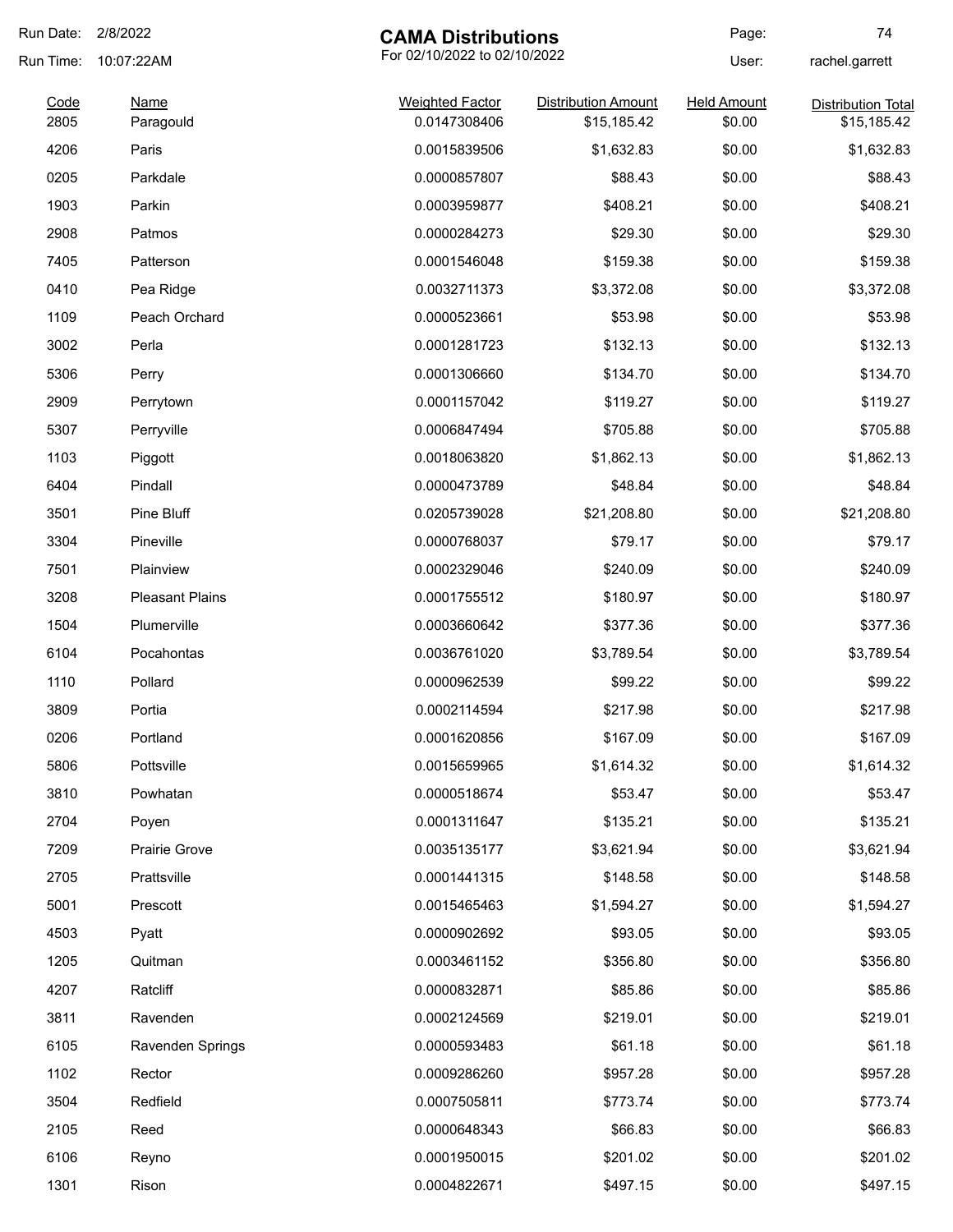Run Date: 2/8/2022

Run Time: 10:07:22AM

# CAMA Distributions

For 02/10/2022 to 02/10/2022

User: rachel.garrett

| Code | Name | Weighted Factor | Distribution Amount | Held Amount | Distribution Total |
|---|---|---|---|---|---|
| 2805 | Paragould | 0.0147308406 | $15,185.42 | $0.00 | $15,185.42 |
| 4206 | Paris | 0.0015839506 | $1,632.83 | $0.00 | $1,632.83 |
| 0205 | Parkdale | 0.0000857807 | $88.43 | $0.00 | $88.43 |
| 1903 | Parkin | 0.0003959877 | $408.21 | $0.00 | $408.21 |
| 2908 | Patmos | 0.0000284273 | $29.30 | $0.00 | $29.30 |
| 7405 | Patterson | 0.0001546048 | $159.38 | $0.00 | $159.38 |
| 0410 | Pea Ridge | 0.0032711373 | $3,372.08 | $0.00 | $3,372.08 |
| 1109 | Peach Orchard | 0.0000523661 | $53.98 | $0.00 | $53.98 |
| 3002 | Perla | 0.0001281723 | $132.13 | $0.00 | $132.13 |
| 5306 | Perry | 0.0001306660 | $134.70 | $0.00 | $134.70 |
| 2909 | Perrytown | 0.0001157042 | $119.27 | $0.00 | $119.27 |
| 5307 | Perryville | 0.0006847494 | $705.88 | $0.00 | $705.88 |
| 1103 | Piggott | 0.0018063820 | $1,862.13 | $0.00 | $1,862.13 |
| 6404 | Pindall | 0.0000473789 | $48.84 | $0.00 | $48.84 |
| 3501 | Pine Bluff | 0.0205739028 | $21,208.80 | $0.00 | $21,208.80 |
| 3304 | Pineville | 0.0000768037 | $79.17 | $0.00 | $79.17 |
| 7501 | Plainview | 0.0002329046 | $240.09 | $0.00 | $240.09 |
| 3208 | Pleasant Plains | 0.0001755512 | $180.97 | $0.00 | $180.97 |
| 1504 | Plumerville | 0.0003660642 | $377.36 | $0.00 | $377.36 |
| 6104 | Pocahontas | 0.0036761020 | $3,789.54 | $0.00 | $3,789.54 |
| 1110 | Pollard | 0.0000962539 | $99.22 | $0.00 | $99.22 |
| 3809 | Portia | 0.0002114594 | $217.98 | $0.00 | $217.98 |
| 0206 | Portland | 0.0001620856 | $167.09 | $0.00 | $167.09 |
| 5806 | Pottsville | 0.0015659965 | $1,614.32 | $0.00 | $1,614.32 |
| 3810 | Powhatan | 0.0000518674 | $53.47 | $0.00 | $53.47 |
| 2704 | Poyen | 0.0001311647 | $135.21 | $0.00 | $135.21 |
| 7209 | Prairie Grove | 0.0035135177 | $3,621.94 | $0.00 | $3,621.94 |
| 2705 | Prattsville | 0.0001441315 | $148.58 | $0.00 | $148.58 |
| 5001 | Prescott | 0.0015465463 | $1,594.27 | $0.00 | $1,594.27 |
| 4503 | Pyatt | 0.0000902692 | $93.05 | $0.00 | $93.05 |
| 1205 | Quitman | 0.0003461152 | $356.80 | $0.00 | $356.80 |
| 4207 | Ratcliff | 0.0000832871 | $85.86 | $0.00 | $85.86 |
| 3811 | Ravenden | 0.0002124569 | $219.01 | $0.00 | $219.01 |
| 6105 | Ravenden Springs | 0.0000593483 | $61.18 | $0.00 | $61.18 |
| 1102 | Rector | 0.0009286260 | $957.28 | $0.00 | $957.28 |
| 3504 | Redfield | 0.0007505811 | $773.74 | $0.00 | $773.74 |
| 2105 | Reed | 0.0000648343 | $66.83 | $0.00 | $66.83 |
| 6106 | Reyno | 0.0001950015 | $201.02 | $0.00 | $201.02 |
| 1301 | Rison | 0.0004822671 | $497.15 | $0.00 | $497.15 |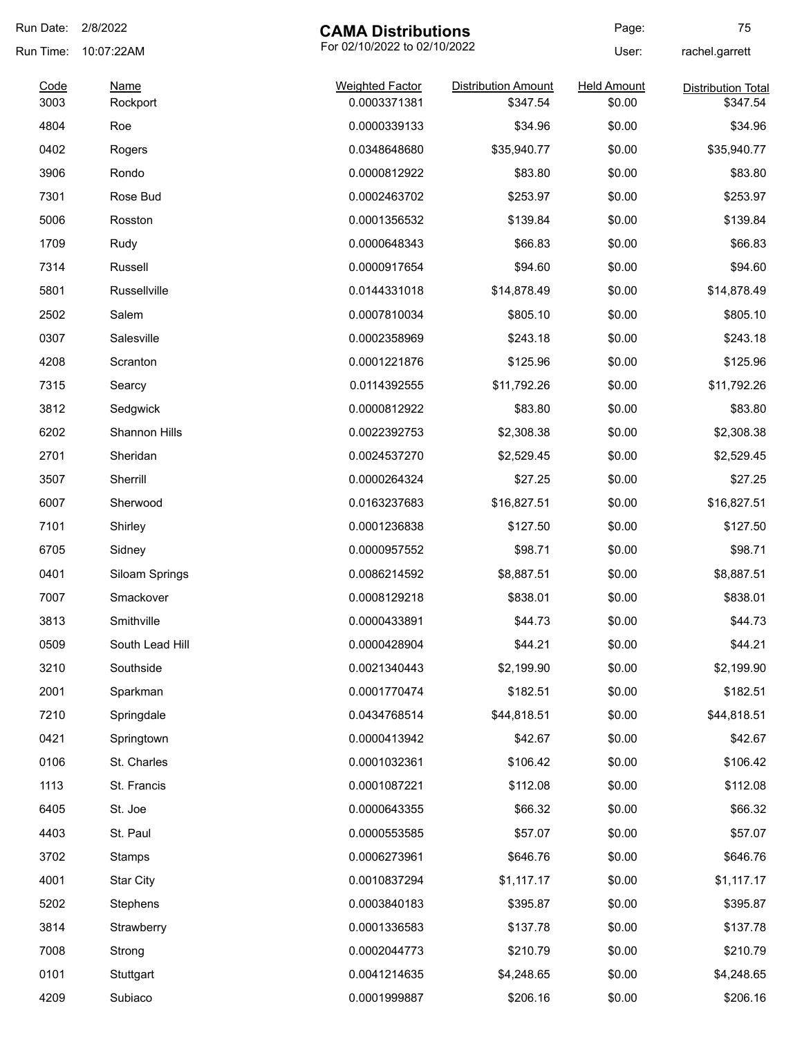Run Date: 2/8/2022

Run Time: 10:07:22AM

# CAMA Distributions

For 02/10/2022 to 02/10/2022

User: rachel.garrett

| Code | Name | Weighted Factor | Distribution Amount | Held Amount | Distribution Total |
|---|---|---|---|---|---|
| 3003 | Rockport | 0.0003371381 | $347.54 | $0.00 | $347.54 |
| 4804 | Roe | 0.0000339133 | $34.96 | $0.00 | $34.96 |
| 0402 | Rogers | 0.0348648680 | $35,940.77 | $0.00 | $35,940.77 |
| 3906 | Rondo | 0.0000812922 | $83.80 | $0.00 | $83.80 |
| 7301 | Rose Bud | 0.0002463702 | $253.97 | $0.00 | $253.97 |
| 5006 | Rosston | 0.0001356532 | $139.84 | $0.00 | $139.84 |
| 1709 | Rudy | 0.0000648343 | $66.83 | $0.00 | $66.83 |
| 7314 | Russell | 0.0000917654 | $94.60 | $0.00 | $94.60 |
| 5801 | Russellville | 0.0144331018 | $14,878.49 | $0.00 | $14,878.49 |
| 2502 | Salem | 0.0007810034 | $805.10 | $0.00 | $805.10 |
| 0307 | Salesville | 0.0002358969 | $243.18 | $0.00 | $243.18 |
| 4208 | Scranton | 0.0001221876 | $125.96 | $0.00 | $125.96 |
| 7315 | Searcy | 0.0114392555 | $11,792.26 | $0.00 | $11,792.26 |
| 3812 | Sedgwick | 0.0000812922 | $83.80 | $0.00 | $83.80 |
| 6202 | Shannon Hills | 0.0022392753 | $2,308.38 | $0.00 | $2,308.38 |
| 2701 | Sheridan | 0.0024537270 | $2,529.45 | $0.00 | $2,529.45 |
| 3507 | Sherrill | 0.0000264324 | $27.25 | $0.00 | $27.25 |
| 6007 | Sherwood | 0.0163237683 | $16,827.51 | $0.00 | $16,827.51 |
| 7101 | Shirley | 0.0001236838 | $127.50 | $0.00 | $127.50 |
| 6705 | Sidney | 0.0000957552 | $98.71 | $0.00 | $98.71 |
| 0401 | Siloam Springs | 0.0086214592 | $8,887.51 | $0.00 | $8,887.51 |
| 7007 | Smackover | 0.0008129218 | $838.01 | $0.00 | $838.01 |
| 3813 | Smithville | 0.0000433891 | $44.73 | $0.00 | $44.73 |
| 0509 | South Lead Hill | 0.0000428904 | $44.21 | $0.00 | $44.21 |
| 3210 | Southside | 0.0021340443 | $2,199.90 | $0.00 | $2,199.90 |
| 2001 | Sparkman | 0.0001770474 | $182.51 | $0.00 | $182.51 |
| 7210 | Springdale | 0.0434768514 | $44,818.51 | $0.00 | $44,818.51 |
| 0421 | Springtown | 0.0000413942 | $42.67 | $0.00 | $42.67 |
| 0106 | St. Charles | 0.0001032361 | $106.42 | $0.00 | $106.42 |
| 1113 | St. Francis | 0.0001087221 | $112.08 | $0.00 | $112.08 |
| 6405 | St. Joe | 0.0000643355 | $66.32 | $0.00 | $66.32 |
| 4403 | St. Paul | 0.0000553585 | $57.07 | $0.00 | $57.07 |
| 3702 | Stamps | 0.0006273961 | $646.76 | $0.00 | $646.76 |
| 4001 | Star City | 0.0010837294 | $1,117.17 | $0.00 | $1,117.17 |
| 5202 | Stephens | 0.0003840183 | $395.87 | $0.00 | $395.87 |
| 3814 | Strawberry | 0.0001336583 | $137.78 | $0.00 | $137.78 |
| 7008 | Strong | 0.0002044773 | $210.79 | $0.00 | $210.79 |
| 0101 | Stuttgart | 0.0041214635 | $4,248.65 | $0.00 | $4,248.65 |
| 4209 | Subiaco | 0.0001999887 | $206.16 | $0.00 | $206.16 |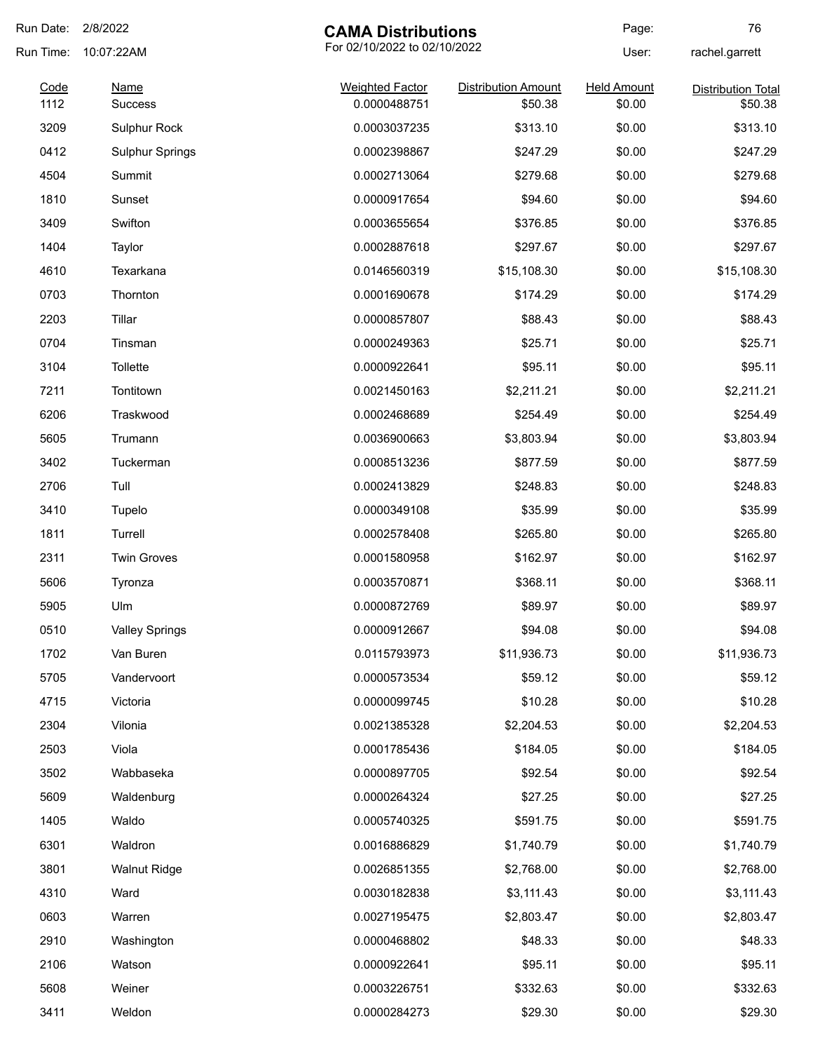# CAMA Distributions

For 02/10/2022 to 02/10/2022

Run Date: 2/8/2022
Run Time: 10:07:22AM
User: rachel.garrett

| Code | Name | Weighted Factor | Distribution Amount | Held Amount | Distribution Total |
|---|---|---|---|---|---|
| 1112 | Success | 0.0000488751 | $50.38 | $0.00 | $50.38 |
| 3209 | Sulphur Rock | 0.0003037235 | $313.10 | $0.00 | $313.10 |
| 0412 | Sulphur Springs | 0.0002398867 | $247.29 | $0.00 | $247.29 |
| 4504 | Summit | 0.0002713064 | $279.68 | $0.00 | $279.68 |
| 1810 | Sunset | 0.0000917654 | $94.60 | $0.00 | $94.60 |
| 3409 | Swifton | 0.0003655654 | $376.85 | $0.00 | $376.85 |
| 1404 | Taylor | 0.0002887618 | $297.67 | $0.00 | $297.67 |
| 4610 | Texarkana | 0.0146560319 | $15,108.30 | $0.00 | $15,108.30 |
| 0703 | Thornton | 0.0001690678 | $174.29 | $0.00 | $174.29 |
| 2203 | Tillar | 0.0000857807 | $88.43 | $0.00 | $88.43 |
| 0704 | Tinsman | 0.0000249363 | $25.71 | $0.00 | $25.71 |
| 3104 | Tollette | 0.0000922641 | $95.11 | $0.00 | $95.11 |
| 7211 | Tontitown | 0.0021450163 | $2,211.21 | $0.00 | $2,211.21 |
| 6206 | Traskwood | 0.0002468689 | $254.49 | $0.00 | $254.49 |
| 5605 | Trumann | 0.0036900663 | $3,803.94 | $0.00 | $3,803.94 |
| 3402 | Tuckerman | 0.0008513236 | $877.59 | $0.00 | $877.59 |
| 2706 | Tull | 0.0002413829 | $248.83 | $0.00 | $248.83 |
| 3410 | Tupelo | 0.0000349108 | $35.99 | $0.00 | $35.99 |
| 1811 | Turrell | 0.0002578408 | $265.80 | $0.00 | $265.80 |
| 2311 | Twin Groves | 0.0001580958 | $162.97 | $0.00 | $162.97 |
| 5606 | Tyronza | 0.0003570871 | $368.11 | $0.00 | $368.11 |
| 5905 | Ulm | 0.0000872769 | $89.97 | $0.00 | $89.97 |
| 0510 | Valley Springs | 0.0000912667 | $94.08 | $0.00 | $94.08 |
| 1702 | Van Buren | 0.0115793973 | $11,936.73 | $0.00 | $11,936.73 |
| 5705 | Vandervoort | 0.0000573534 | $59.12 | $0.00 | $59.12 |
| 4715 | Victoria | 0.0000099745 | $10.28 | $0.00 | $10.28 |
| 2304 | Vilonia | 0.0021385328 | $2,204.53 | $0.00 | $2,204.53 |
| 2503 | Viola | 0.0001785436 | $184.05 | $0.00 | $184.05 |
| 3502 | Wabbaseka | 0.0000897705 | $92.54 | $0.00 | $92.54 |
| 5609 | Waldenburg | 0.0000264324 | $27.25 | $0.00 | $27.25 |
| 1405 | Waldo | 0.0005740325 | $591.75 | $0.00 | $591.75 |
| 6301 | Waldron | 0.0016886829 | $1,740.79 | $0.00 | $1,740.79 |
| 3801 | Walnut Ridge | 0.0026851355 | $2,768.00 | $0.00 | $2,768.00 |
| 4310 | Ward | 0.0030182838 | $3,111.43 | $0.00 | $3,111.43 |
| 0603 | Warren | 0.0027195475 | $2,803.47 | $0.00 | $2,803.47 |
| 2910 | Washington | 0.0000468802 | $48.33 | $0.00 | $48.33 |
| 2106 | Watson | 0.0000922641 | $95.11 | $0.00 | $95.11 |
| 5608 | Weiner | 0.0003226751 | $332.63 | $0.00 | $332.63 |
| 3411 | Weldon | 0.0000284273 | $29.30 | $0.00 | $29.30 |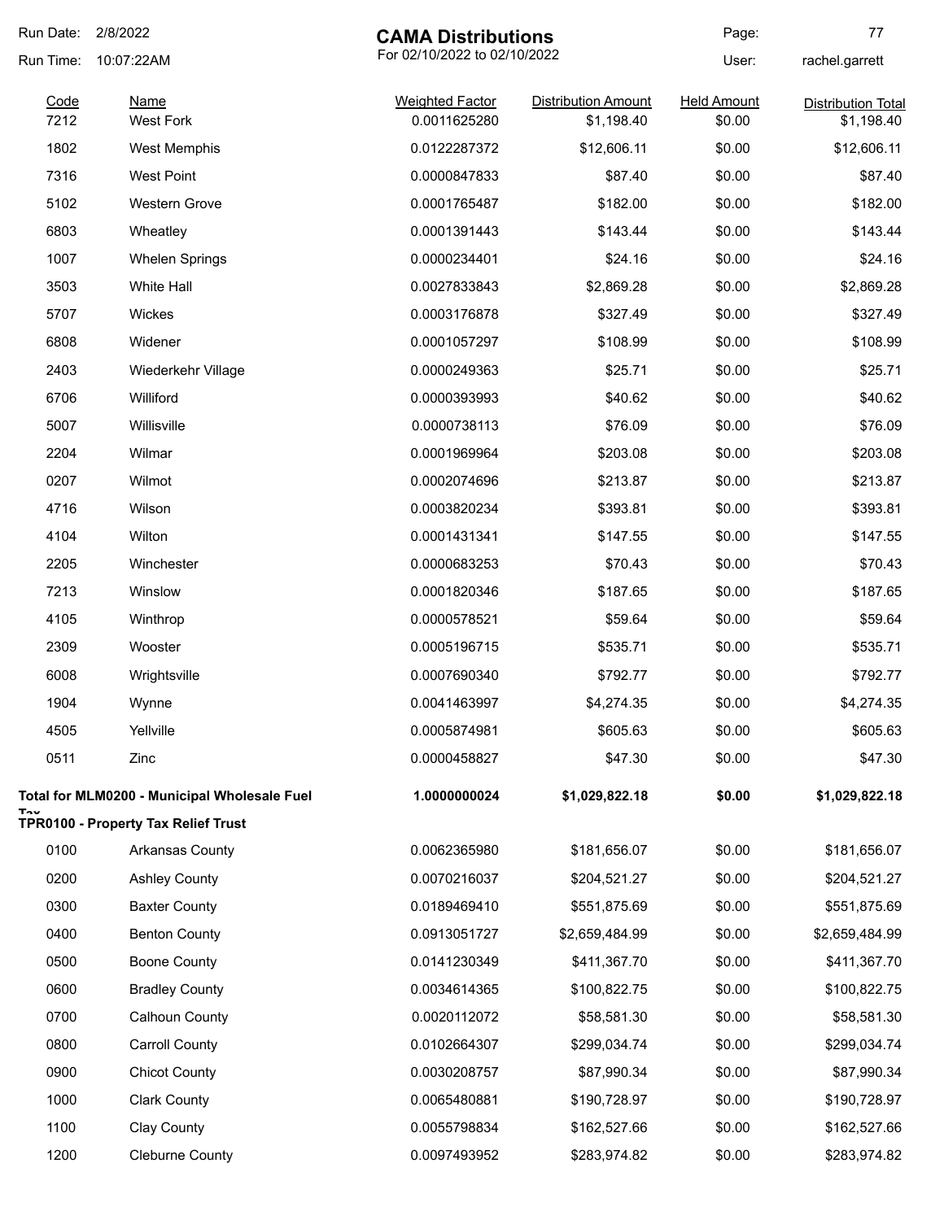# CAMA Distributions

For 02/10/2022 to 02/10/2022

Run Date: 2/8/2022
Run Time: 10:07:22AM
User: rachel.garrett

| Code | Name | Weighted Factor | Distribution Amount | Held Amount | Distribution Total |
|---|---|---|---|---|---|
| 7212 | West Fork | 0.0011625280 | $1,198.40 | $0.00 | $1,198.40 |
| 1802 | West Memphis | 0.0122287372 | $12,606.11 | $0.00 | $12,606.11 |
| 7316 | West Point | 0.0000847833 | $87.40 | $0.00 | $87.40 |
| 5102 | Western Grove | 0.0001765487 | $182.00 | $0.00 | $182.00 |
| 6803 | Wheatley | 0.0001391443 | $143.44 | $0.00 | $143.44 |
| 1007 | Whelen Springs | 0.0000234401 | $24.16 | $0.00 | $24.16 |
| 3503 | White Hall | 0.0027833843 | $2,869.28 | $0.00 | $2,869.28 |
| 5707 | Wickes | 0.0003176878 | $327.49 | $0.00 | $327.49 |
| 6808 | Widener | 0.0001057297 | $108.99 | $0.00 | $108.99 |
| 2403 | Wiederkehr Village | 0.0000249363 | $25.71 | $0.00 | $25.71 |
| 6706 | Williford | 0.0000393993 | $40.62 | $0.00 | $40.62 |
| 5007 | Willisville | 0.0000738113 | $76.09 | $0.00 | $76.09 |
| 2204 | Wilmar | 0.0001969964 | $203.08 | $0.00 | $203.08 |
| 0207 | Wilmot | 0.0002074696 | $213.87 | $0.00 | $213.87 |
| 4716 | Wilson | 0.0003820234 | $393.81 | $0.00 | $393.81 |
| 4104 | Wilton | 0.0001431341 | $147.55 | $0.00 | $147.55 |
| 2205 | Winchester | 0.0000683253 | $70.43 | $0.00 | $70.43 |
| 7213 | Winslow | 0.0001820346 | $187.65 | $0.00 | $187.65 |
| 4105 | Winthrop | 0.0000578521 | $59.64 | $0.00 | $59.64 |
| 2309 | Wooster | 0.0005196715 | $535.71 | $0.00 | $535.71 |
| 6008 | Wrightsville | 0.0007690340 | $792.77 | $0.00 | $792.77 |
| 1904 | Wynne | 0.0041463997 | $4,274.35 | $0.00 | $4,274.35 |
| 4505 | Yellville | 0.0005874981 | $605.63 | $0.00 | $605.63 |
| 0511 | Zinc | 0.0000458827 | $47.30 | $0.00 | $47.30 |
| **Total for MLM0200 - Municipal Wholesale Fuel Tax** | | **1.0000000024** | **$1,029,822.18** | **$0.00** | **$1,029,822.18** |

**TPR0100 - Property Tax Relief Trust**

| Code | Name | Weighted Factor | Distribution Amount | Held Amount | Distribution Total |
|---|---|---|---|---|---|
| 0100 | Arkansas County | 0.0062365980 | $181,656.07 | $0.00 | $181,656.07 |
| 0200 | Ashley County | 0.0070216037 | $204,521.27 | $0.00 | $204,521.27 |
| 0300 | Baxter County | 0.0189469410 | $551,875.69 | $0.00 | $551,875.69 |
| 0400 | Benton County | 0.0913051727 | $2,659,484.99 | $0.00 | $2,659,484.99 |
| 0500 | Boone County | 0.0141230349 | $411,367.70 | $0.00 | $411,367.70 |
| 0600 | Bradley County | 0.0034614365 | $100,822.75 | $0.00 | $100,822.75 |
| 0700 | Calhoun County | 0.0020112072 | $58,581.30 | $0.00 | $58,581.30 |
| 0800 | Carroll County | 0.0102664307 | $299,034.74 | $0.00 | $299,034.74 |
| 0900 | Chicot County | 0.0030208757 | $87,990.34 | $0.00 | $87,990.34 |
| 1000 | Clark County | 0.0065480881 | $190,728.97 | $0.00 | $190,728.97 |
| 1100 | Clay County | 0.0055798834 | $162,527.66 | $0.00 | $162,527.66 |
| 1200 | Cleburne County | 0.0097493952 | $283,974.82 | $0.00 | $283,974.82 |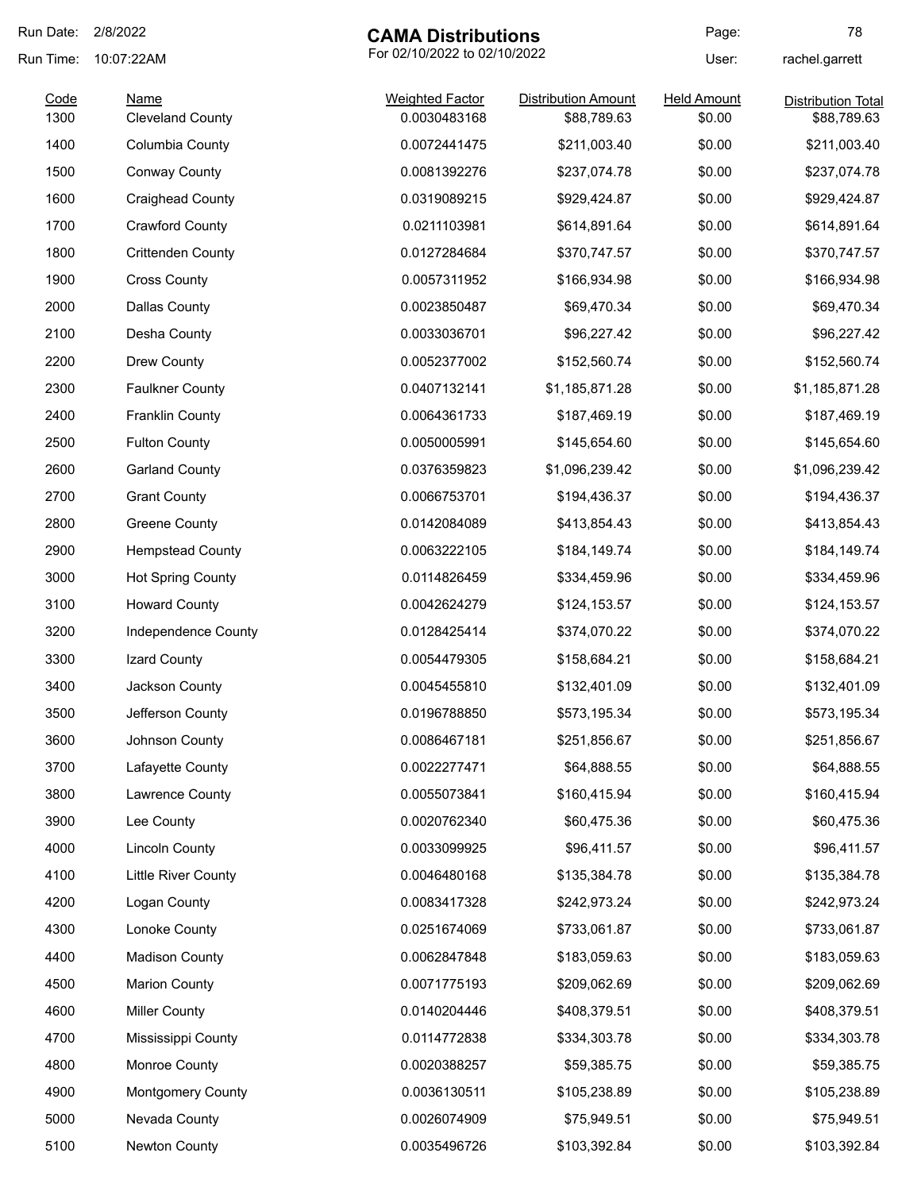Run Date: 2/8/2022
Run Time: 10:07:22AM

# CAMA Distributions

For 02/10/2022 to 02/10/2022

User: rachel.garrett

| Code | Name | Weighted Factor | Distribution Amount | Held Amount | Distribution Total |
|---|---|---|---|---|---|
| 1300 | Cleveland County | 0.0030483168 | $88,789.63 | $0.00 | $88,789.63 |
| 1400 | Columbia County | 0.0072441475 | $211,003.40 | $0.00 | $211,003.40 |
| 1500 | Conway County | 0.0081392276 | $237,074.78 | $0.00 | $237,074.78 |
| 1600 | Craighead County | 0.0319089215 | $929,424.87 | $0.00 | $929,424.87 |
| 1700 | Crawford County | 0.0211103981 | $614,891.64 | $0.00 | $614,891.64 |
| 1800 | Crittenden County | 0.0127284684 | $370,747.57 | $0.00 | $370,747.57 |
| 1900 | Cross County | 0.0057311952 | $166,934.98 | $0.00 | $166,934.98 |
| 2000 | Dallas County | 0.0023850487 | $69,470.34 | $0.00 | $69,470.34 |
| 2100 | Desha County | 0.0033036701 | $96,227.42 | $0.00 | $96,227.42 |
| 2200 | Drew County | 0.0052377002 | $152,560.74 | $0.00 | $152,560.74 |
| 2300 | Faulkner County | 0.0407132141 | $1,185,871.28 | $0.00 | $1,185,871.28 |
| 2400 | Franklin County | 0.0064361733 | $187,469.19 | $0.00 | $187,469.19 |
| 2500 | Fulton County | 0.0050005991 | $145,654.60 | $0.00 | $145,654.60 |
| 2600 | Garland County | 0.0376359823 | $1,096,239.42 | $0.00 | $1,096,239.42 |
| 2700 | Grant County | 0.0066753701 | $194,436.37 | $0.00 | $194,436.37 |
| 2800 | Greene County | 0.0142084089 | $413,854.43 | $0.00 | $413,854.43 |
| 2900 | Hempstead County | 0.0063222105 | $184,149.74 | $0.00 | $184,149.74 |
| 3000 | Hot Spring County | 0.0114826459 | $334,459.96 | $0.00 | $334,459.96 |
| 3100 | Howard County | 0.0042624279 | $124,153.57 | $0.00 | $124,153.57 |
| 3200 | Independence County | 0.0128425414 | $374,070.22 | $0.00 | $374,070.22 |
| 3300 | Izard County | 0.0054479305 | $158,684.21 | $0.00 | $158,684.21 |
| 3400 | Jackson County | 0.0045455810 | $132,401.09 | $0.00 | $132,401.09 |
| 3500 | Jefferson County | 0.0196788850 | $573,195.34 | $0.00 | $573,195.34 |
| 3600 | Johnson County | 0.0086467181 | $251,856.67 | $0.00 | $251,856.67 |
| 3700 | Lafayette County | 0.0022277471 | $64,888.55 | $0.00 | $64,888.55 |
| 3800 | Lawrence County | 0.0055073841 | $160,415.94 | $0.00 | $160,415.94 |
| 3900 | Lee County | 0.0020762340 | $60,475.36 | $0.00 | $60,475.36 |
| 4000 | Lincoln County | 0.0033099925 | $96,411.57 | $0.00 | $96,411.57 |
| 4100 | Little River County | 0.0046480168 | $135,384.78 | $0.00 | $135,384.78 |
| 4200 | Logan County | 0.0083417328 | $242,973.24 | $0.00 | $242,973.24 |
| 4300 | Lonoke County | 0.0251674069 | $733,061.87 | $0.00 | $733,061.87 |
| 4400 | Madison County | 0.0062847848 | $183,059.63 | $0.00 | $183,059.63 |
| 4500 | Marion County | 0.0071775193 | $209,062.69 | $0.00 | $209,062.69 |
| 4600 | Miller County | 0.0140204446 | $408,379.51 | $0.00 | $408,379.51 |
| 4700 | Mississippi County | 0.0114772838 | $334,303.78 | $0.00 | $334,303.78 |
| 4800 | Monroe County | 0.0020388257 | $59,385.75 | $0.00 | $59,385.75 |
| 4900 | Montgomery County | 0.0036130511 | $105,238.89 | $0.00 | $105,238.89 |
| 5000 | Nevada County | 0.0026074909 | $75,949.51 | $0.00 | $75,949.51 |
| 5100 | Newton County | 0.0035496726 | $103,392.84 | $0.00 | $103,392.84 |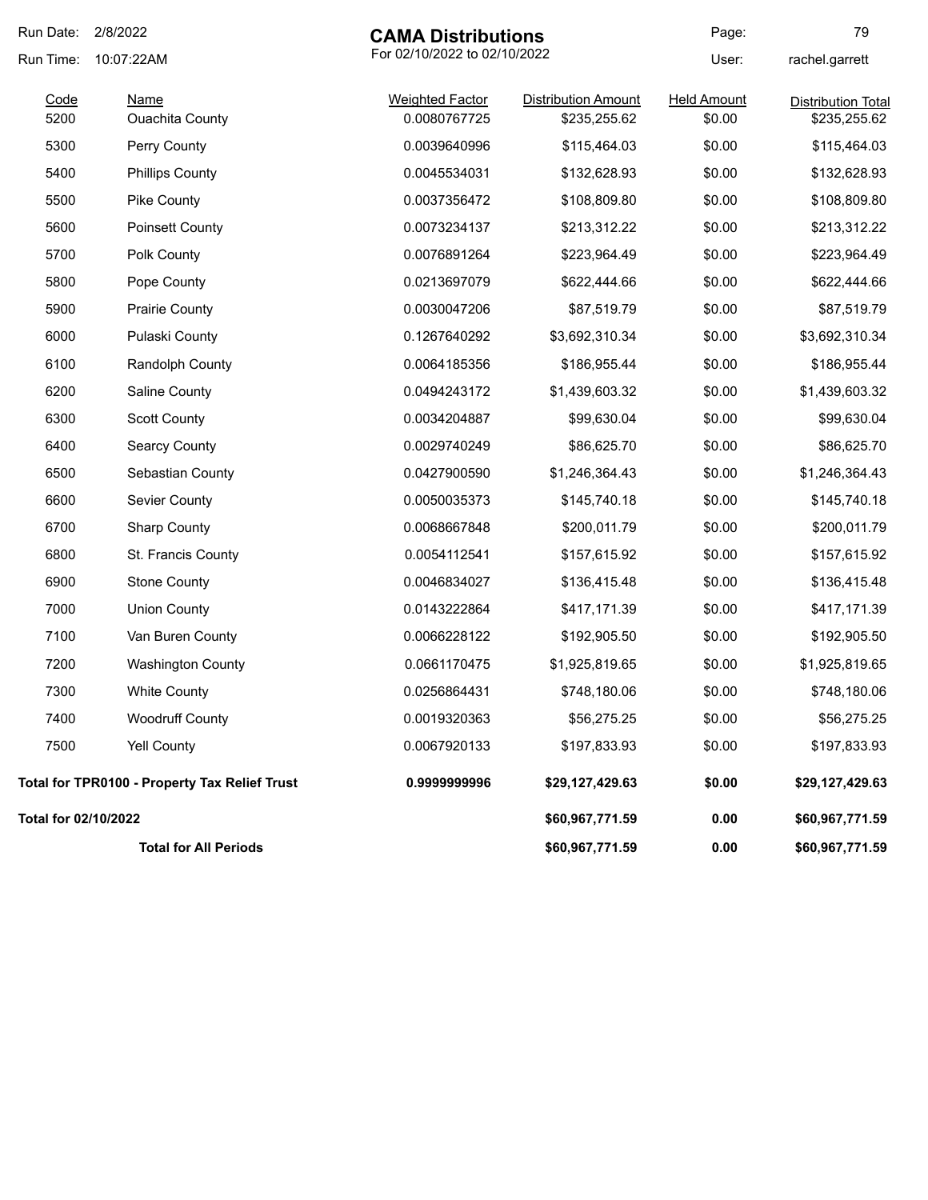# CAMA Distributions

For 02/10/2022 to 02/10/2022

Run Date: 2/8/2022
Run Time: 10:07:22AM
User: rachel.garrett

| Code | Name | Weighted Factor | Distribution Amount | Held Amount | Distribution Total |
|---|---|---|---|---|---|
| 5200 | Ouachita County | 0.0080767725 | $235,255.62 | $0.00 | $235,255.62 |
| 5300 | Perry County | 0.0039640996 | $115,464.03 | $0.00 | $115,464.03 |
| 5400 | Phillips County | 0.0045534031 | $132,628.93 | $0.00 | $132,628.93 |
| 5500 | Pike County | 0.0037356472 | $108,809.80 | $0.00 | $108,809.80 |
| 5600 | Poinsett County | 0.0073234137 | $213,312.22 | $0.00 | $213,312.22 |
| 5700 | Polk County | 0.0076891264 | $223,964.49 | $0.00 | $223,964.49 |
| 5800 | Pope County | 0.0213697079 | $622,444.66 | $0.00 | $622,444.66 |
| 5900 | Prairie County | 0.0030047206 | $87,519.79 | $0.00 | $87,519.79 |
| 6000 | Pulaski County | 0.1267640292 | $3,692,310.34 | $0.00 | $3,692,310.34 |
| 6100 | Randolph County | 0.0064185356 | $186,955.44 | $0.00 | $186,955.44 |
| 6200 | Saline County | 0.0494243172 | $1,439,603.32 | $0.00 | $1,439,603.32 |
| 6300 | Scott County | 0.0034204887 | $99,630.04 | $0.00 | $99,630.04 |
| 6400 | Searcy County | 0.0029740249 | $86,625.70 | $0.00 | $86,625.70 |
| 6500 | Sebastian County | 0.0427900590 | $1,246,364.43 | $0.00 | $1,246,364.43 |
| 6600 | Sevier County | 0.0050035373 | $145,740.18 | $0.00 | $145,740.18 |
| 6700 | Sharp County | 0.0068667848 | $200,011.79 | $0.00 | $200,011.79 |
| 6800 | St. Francis County | 0.0054112541 | $157,615.92 | $0.00 | $157,615.92 |
| 6900 | Stone County | 0.0046834027 | $136,415.48 | $0.00 | $136,415.48 |
| 7000 | Union County | 0.0143222864 | $417,171.39 | $0.00 | $417,171.39 |
| 7100 | Van Buren County | 0.0066228122 | $192,905.50 | $0.00 | $192,905.50 |
| 7200 | Washington County | 0.0661170475 | $1,925,819.65 | $0.00 | $1,925,819.65 |
| 7300 | White County | 0.0256864431 | $748,180.06 | $0.00 | $748,180.06 |
| 7400 | Woodruff County | 0.0019320363 | $56,275.25 | $0.00 | $56,275.25 |
| 7500 | Yell County | 0.0067920133 | $197,833.93 | $0.00 | $197,833.93 |
| **Total for TPR0100 - Property Tax Relief Trust** | | **0.9999999996** | **$29,127,429.63** | **$0.00** | **$29,127,429.63** |
| **Total for 02/10/2022** | | | **$60,967,771.59** | **0.00** | **$60,967,771.59** |
| **Total for All Periods** | | | **$60,967,771.59** | **0.00** | **$60,967,771.59** |